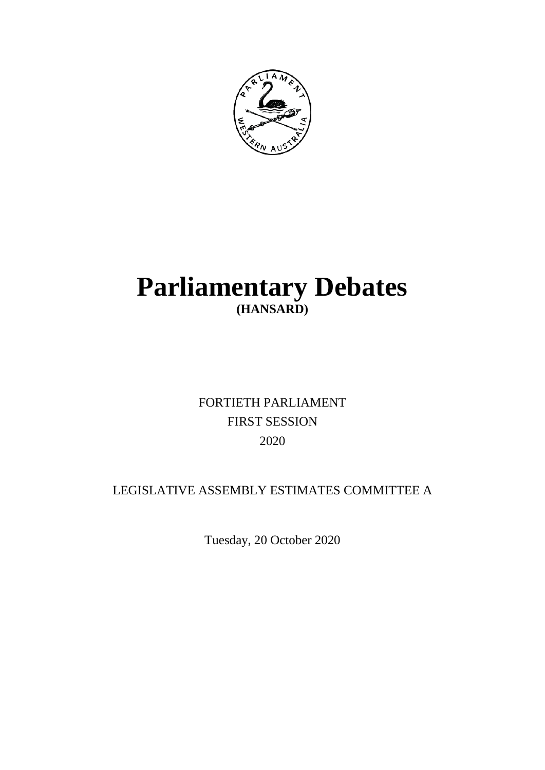# Parliamentary Debates

**(HANSARD)**

FORTIETH PARLIAMENT

FIRST SESSION

2020

LEGISLATIVE ASSEMBLY ESTIMATES COMMITTEE A

Tuesday, 20 October 2020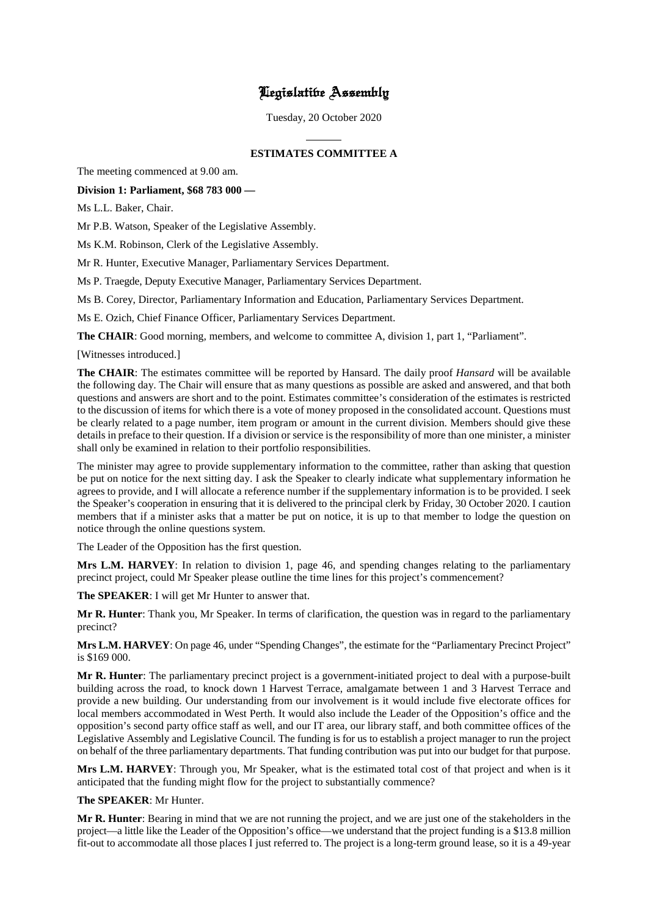# Legislative Assembly

Tuesday, 20 October 2020

---

**ESTIMATES COMMITTEE A**

The meeting commenced at 9.00 am.

**Division 1: Parliament, $68 783 000 —**

Ms L.L. Baker, Chair.

Mr P.B. Watson, Speaker of the Legislative Assembly.

Ms K.M. Robinson, Clerk of the Legislative Assembly.

Mr R. Hunter, Executive Manager, Parliamentary Services Department.

Ms P. Traegde, Deputy Executive Manager, Parliamentary Services Department.

Ms B. Corey, Director, Parliamentary Information and Education, Parliamentary Services Department.

Ms E. Ozich, Chief Finance Officer, Parliamentary Services Department.

**The CHAIR**: Good morning, members, and welcome to committee A, division 1, part 1, "Parliament".

[Witnesses introduced.]

**The CHAIR**: The estimates committee will be reported by Hansard. The daily proof *Hansard* will be available the following day. The Chair will ensure that as many questions as possible are asked and answered, and that both questions and answers are short and to the point. Estimates committee's consideration of the estimates is restricted to the discussion of items for which there is a vote of money proposed in the consolidated account. Questions must be clearly related to a page number, item program or amount in the current division. Members should give these details in preface to their question. If a division or service is the responsibility of more than one minister, a minister shall only be examined in relation to their portfolio responsibilities.

The minister may agree to provide supplementary information to the committee, rather than asking that question be put on notice for the next sitting day. I ask the Speaker to clearly indicate what supplementary information he agrees to provide, and I will allocate a reference number if the supplementary information is to be provided. I seek the Speaker's cooperation in ensuring that it is delivered to the principal clerk by Friday, 30 October 2020. I caution members that if a minister asks that a matter be put on notice, it is up to that member to lodge the question on notice through the online questions system.

The Leader of the Opposition has the first question.

**Mrs L.M. HARVEY**: In relation to division 1, page 46, and spending changes relating to the parliamentary precinct project, could Mr Speaker please outline the time lines for this project's commencement?

**The SPEAKER**: I will get Mr Hunter to answer that.

**Mr R. Hunter**: Thank you, Mr Speaker. In terms of clarification, the question was in regard to the parliamentary precinct?

**Mrs L.M. HARVEY**: On page 46, under "Spending Changes", the estimate for the "Parliamentary Precinct Project" is $169 000.

**Mr R. Hunter**: The parliamentary precinct project is a government-initiated project to deal with a purpose-built building across the road, to knock down 1 Harvest Terrace, amalgamate between 1 and 3 Harvest Terrace and provide a new building. Our understanding from our involvement is it would include five electorate offices for local members accommodated in West Perth. It would also include the Leader of the Opposition's office and the opposition's second party office staff as well, and our IT area, our library staff, and both committee offices of the Legislative Assembly and Legislative Council. The funding is for us to establish a project manager to run the project on behalf of the three parliamentary departments. That funding contribution was put into our budget for that purpose.

**Mrs L.M. HARVEY**: Through you, Mr Speaker, what is the estimated total cost of that project and when is it anticipated that the funding might flow for the project to substantially commence?

**The SPEAKER**: Mr Hunter.

**Mr R. Hunter**: Bearing in mind that we are not running the project, and we are just one of the stakeholders in the project—a little like the Leader of the Opposition's office—we understand that the project funding is a $13.8 million fit-out to accommodate all those places I just referred to. The project is a long-term ground lease, so it is a 49-year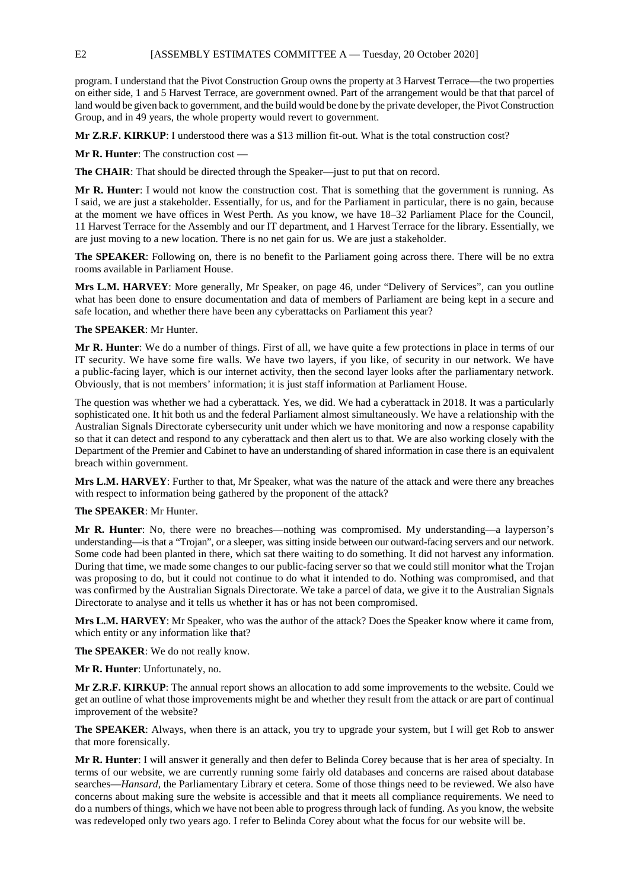program. I understand that the Pivot Construction Group owns the property at 3 Harvest Terrace—the two properties on either side, 1 and 5 Harvest Terrace, are government owned. Part of the arrangement would be that that parcel of land would be given back to government, and the build would be done by the private developer, the Pivot Construction Group, and in 49 years, the whole property would revert to government.

**Mr Z.R.F. KIRKUP**: I understood there was a $13 million fit-out. What is the total construction cost?

**Mr R. Hunter**: The construction cost —

**The CHAIR**: That should be directed through the Speaker—just to put that on record.

**Mr R. Hunter**: I would not know the construction cost. That is something that the government is running. As I said, we are just a stakeholder. Essentially, for us, and for the Parliament in particular, there is no gain, because at the moment we have offices in West Perth. As you know, we have 18–32 Parliament Place for the Council, 11 Harvest Terrace for the Assembly and our IT department, and 1 Harvest Terrace for the library. Essentially, we are just moving to a new location. There is no net gain for us. We are just a stakeholder.

**The SPEAKER**: Following on, there is no benefit to the Parliament going across there. There will be no extra rooms available in Parliament House.

**Mrs L.M. HARVEY**: More generally, Mr Speaker, on page 46, under "Delivery of Services", can you outline what has been done to ensure documentation and data of members of Parliament are being kept in a secure and safe location, and whether there have been any cyberattacks on Parliament this year?

**The SPEAKER**: Mr Hunter.

**Mr R. Hunter**: We do a number of things. First of all, we have quite a few protections in place in terms of our IT security. We have some fire walls. We have two layers, if you like, of security in our network. We have a public-facing layer, which is our internet activity, then the second layer looks after the parliamentary network. Obviously, that is not members' information; it is just staff information at Parliament House.

The question was whether we had a cyberattack. Yes, we did. We had a cyberattack in 2018. It was a particularly sophisticated one. It hit both us and the federal Parliament almost simultaneously. We have a relationship with the Australian Signals Directorate cybersecurity unit under which we have monitoring and now a response capability so that it can detect and respond to any cyberattack and then alert us to that. We are also working closely with the Department of the Premier and Cabinet to have an understanding of shared information in case there is an equivalent breach within government.

**Mrs L.M. HARVEY**: Further to that, Mr Speaker, what was the nature of the attack and were there any breaches with respect to information being gathered by the proponent of the attack?

**The SPEAKER**: Mr Hunter.

**Mr R. Hunter**: No, there were no breaches—nothing was compromised. My understanding—a layperson's understanding—is that a "Trojan", or a sleeper, was sitting inside between our outward-facing servers and our network. Some code had been planted in there, which sat there waiting to do something. It did not harvest any information. During that time, we made some changes to our public-facing server so that we could still monitor what the Trojan was proposing to do, but it could not continue to do what it intended to do. Nothing was compromised, and that was confirmed by the Australian Signals Directorate. We take a parcel of data, we give it to the Australian Signals Directorate to analyse and it tells us whether it has or has not been compromised.

**Mrs L.M. HARVEY**: Mr Speaker, who was the author of the attack? Does the Speaker know where it came from, which entity or any information like that?

**The SPEAKER**: We do not really know.

**Mr R. Hunter**: Unfortunately, no.

**Mr Z.R.F. KIRKUP**: The annual report shows an allocation to add some improvements to the website. Could we get an outline of what those improvements might be and whether they result from the attack or are part of continual improvement of the website?

**The SPEAKER**: Always, when there is an attack, you try to upgrade your system, but I will get Rob to answer that more forensically.

**Mr R. Hunter**: I will answer it generally and then defer to Belinda Corey because that is her area of specialty. In terms of our website, we are currently running some fairly old databases and concerns are raised about database searches—*Hansard*, the Parliamentary Library et cetera. Some of those things need to be reviewed. We also have concerns about making sure the website is accessible and that it meets all compliance requirements. We need to do a numbers of things, which we have not been able to progress through lack of funding. As you know, the website was redeveloped only two years ago. I refer to Belinda Corey about what the focus for our website will be.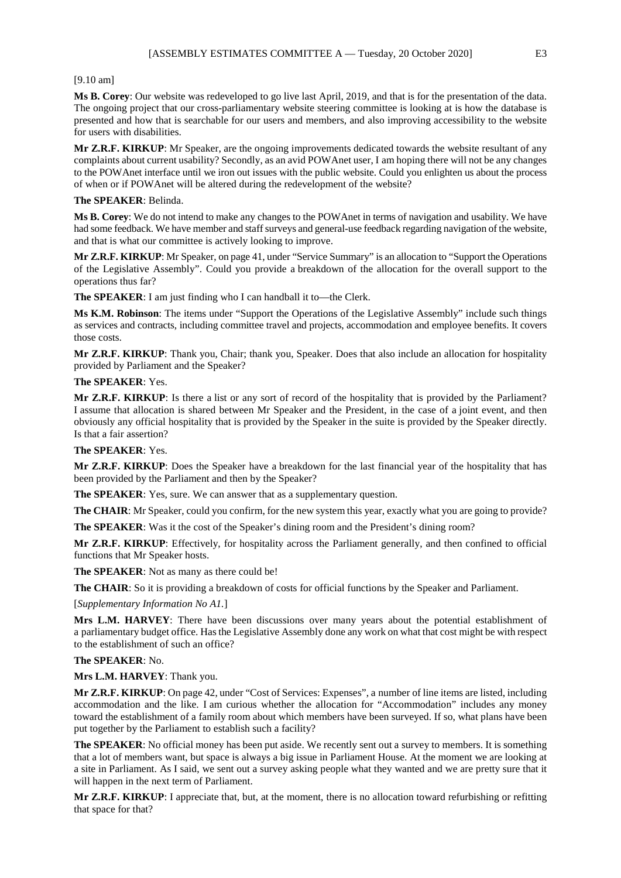[9.10 am]

**Ms B. Corey**: Our website was redeveloped to go live last April, 2019, and that is for the presentation of the data. The ongoing project that our cross-parliamentary website steering committee is looking at is how the database is presented and how that is searchable for our users and members, and also improving accessibility to the website for users with disabilities.

**Mr Z.R.F. KIRKUP**: Mr Speaker, are the ongoing improvements dedicated towards the website resultant of any complaints about current usability? Secondly, as an avid POWAnet user, I am hoping there will not be any changes to the POWAnet interface until we iron out issues with the public website. Could you enlighten us about the process of when or if POWAnet will be altered during the redevelopment of the website?

**The SPEAKER**: Belinda.

**Ms B. Corey**: We do not intend to make any changes to the POWAnet in terms of navigation and usability. We have had some feedback. We have member and staff surveys and general-use feedback regarding navigation of the website, and that is what our committee is actively looking to improve.

**Mr Z.R.F. KIRKUP**: Mr Speaker, on page 41, under "Service Summary" is an allocation to "Support the Operations of the Legislative Assembly". Could you provide a breakdown of the allocation for the overall support to the operations thus far?

**The SPEAKER**: I am just finding who I can handball it to—the Clerk.

**Ms K.M. Robinson**: The items under "Support the Operations of the Legislative Assembly" include such things as services and contracts, including committee travel and projects, accommodation and employee benefits. It covers those costs.

**Mr Z.R.F. KIRKUP**: Thank you, Chair; thank you, Speaker. Does that also include an allocation for hospitality provided by Parliament and the Speaker?

**The SPEAKER**: Yes.

**Mr Z.R.F. KIRKUP**: Is there a list or any sort of record of the hospitality that is provided by the Parliament? I assume that allocation is shared between Mr Speaker and the President, in the case of a joint event, and then obviously any official hospitality that is provided by the Speaker in the suite is provided by the Speaker directly. Is that a fair assertion?

**The SPEAKER**: Yes.

**Mr Z.R.F. KIRKUP**: Does the Speaker have a breakdown for the last financial year of the hospitality that has been provided by the Parliament and then by the Speaker?

**The SPEAKER**: Yes, sure. We can answer that as a supplementary question.

**The CHAIR**: Mr Speaker, could you confirm, for the new system this year, exactly what you are going to provide?

**The SPEAKER**: Was it the cost of the Speaker's dining room and the President's dining room?

**Mr Z.R.F. KIRKUP**: Effectively, for hospitality across the Parliament generally, and then confined to official functions that Mr Speaker hosts.

**The SPEAKER**: Not as many as there could be!

**The CHAIR**: So it is providing a breakdown of costs for official functions by the Speaker and Parliament.

[*Supplementary Information No A1.*]

**Mrs L.M. HARVEY**: There have been discussions over many years about the potential establishment of a parliamentary budget office. Has the Legislative Assembly done any work on what that cost might be with respect to the establishment of such an office?

**The SPEAKER**: No.

**Mrs L.M. HARVEY**: Thank you.

**Mr Z.R.F. KIRKUP**: On page 42, under "Cost of Services: Expenses", a number of line items are listed, including accommodation and the like. I am curious whether the allocation for "Accommodation" includes any money toward the establishment of a family room about which members have been surveyed. If so, what plans have been put together by the Parliament to establish such a facility?

**The SPEAKER**: No official money has been put aside. We recently sent out a survey to members. It is something that a lot of members want, but space is always a big issue in Parliament House. At the moment we are looking at a site in Parliament. As I said, we sent out a survey asking people what they wanted and we are pretty sure that it will happen in the next term of Parliament.

**Mr Z.R.F. KIRKUP**: I appreciate that, but, at the moment, there is no allocation toward refurbishing or refitting that space for that?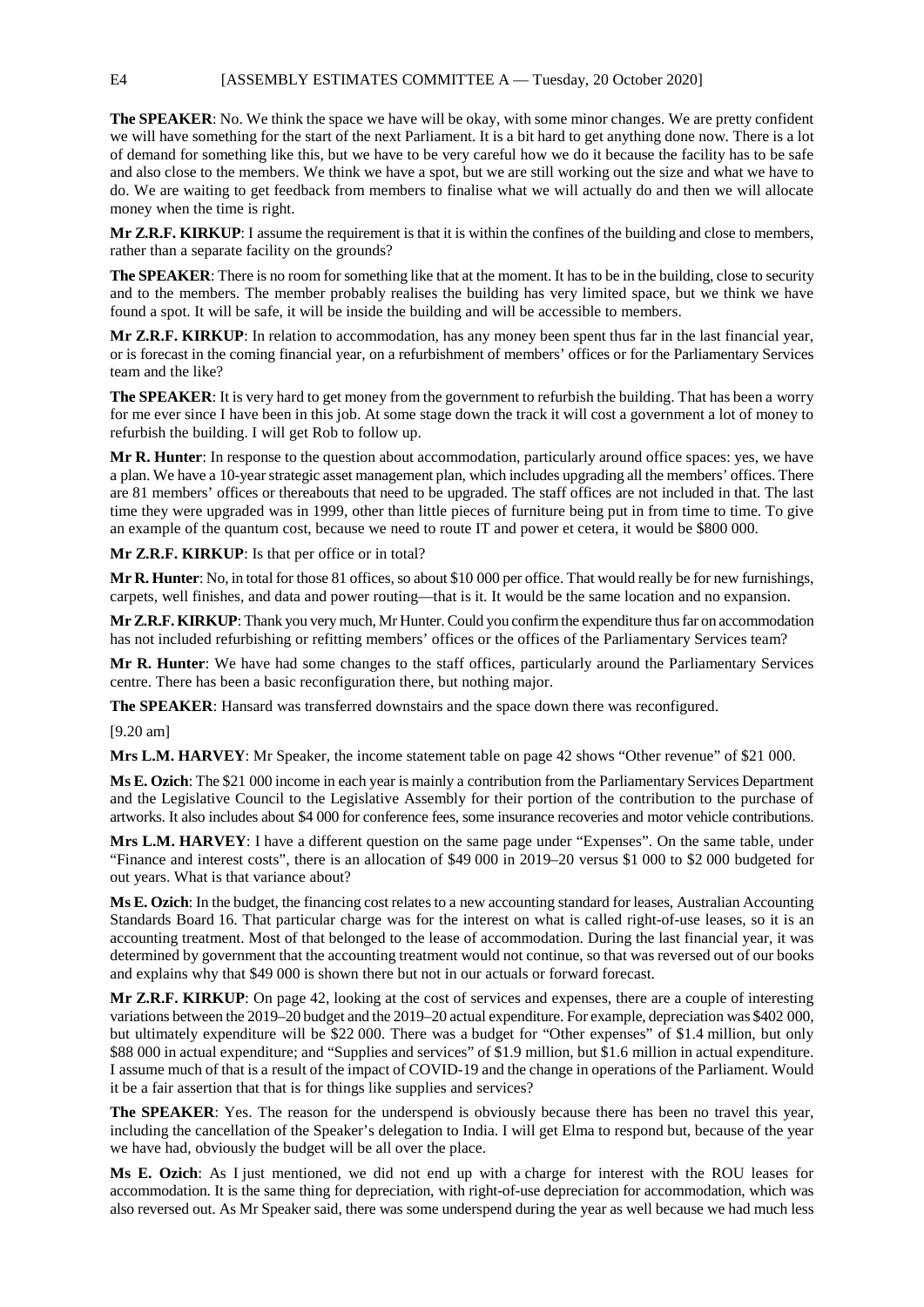**The SPEAKER**: No. We think the space we have will be okay, with some minor changes. We are pretty confident we will have something for the start of the next Parliament. It is a bit hard to get anything done now. There is a lot of demand for something like this, but we have to be very careful how we do it because the facility has to be safe and also close to the members. We think we have a spot, but we are still working out the size and what we have to do. We are waiting to get feedback from members to finalise what we will actually do and then we will allocate money when the time is right.

**Mr Z.R.F. KIRKUP**: I assume the requirement is that it is within the confines of the building and close to members, rather than a separate facility on the grounds?

**The SPEAKER**: There is no room for something like that at the moment. It has to be in the building, close to security and to the members. The member probably realises the building has very limited space, but we think we have found a spot. It will be safe, it will be inside the building and will be accessible to members.

**Mr Z.R.F. KIRKUP**: In relation to accommodation, has any money been spent thus far in the last financial year, or is forecast in the coming financial year, on a refurbishment of members' offices or for the Parliamentary Services team and the like?

**The SPEAKER**: It is very hard to get money from the government to refurbish the building. That has been a worry for me ever since I have been in this job. At some stage down the track it will cost a government a lot of money to refurbish the building. I will get Rob to follow up.

**Mr R. Hunter**: In response to the question about accommodation, particularly around office spaces: yes, we have a plan. We have a 10-year strategic asset management plan, which includes upgrading all the members' offices. There are 81 members' offices or thereabouts that need to be upgraded. The staff offices are not included in that. The last time they were upgraded was in 1999, other than little pieces of furniture being put in from time to time. To give an example of the quantum cost, because we need to route IT and power et cetera, it would be $800 000.

**Mr Z.R.F. KIRKUP**: Is that per office or in total?

**Mr R. Hunter**: No, in total for those 81 offices, so about $10 000 per office. That would really be for new furnishings, carpets, well finishes, and data and power routing—that is it. It would be the same location and no expansion.

**Mr Z.R.F. KIRKUP**: Thank you very much, Mr Hunter. Could you confirm the expenditure thus far on accommodation has not included refurbishing or refitting members' offices or the offices of the Parliamentary Services team?

**Mr R. Hunter**: We have had some changes to the staff offices, particularly around the Parliamentary Services centre. There has been a basic reconfiguration there, but nothing major.

**The SPEAKER**: Hansard was transferred downstairs and the space down there was reconfigured.

[9.20 am]

**Mrs L.M. HARVEY**: Mr Speaker, the income statement table on page 42 shows "Other revenue" of $21 000.

**Ms E. Ozich**: The $21 000 income in each year is mainly a contribution from the Parliamentary Services Department and the Legislative Council to the Legislative Assembly for their portion of the contribution to the purchase of artworks. It also includes about $4 000 for conference fees, some insurance recoveries and motor vehicle contributions.

**Mrs L.M. HARVEY**: I have a different question on the same page under "Expenses". On the same table, under "Finance and interest costs", there is an allocation of $49 000 in 2019–20 versus $1 000 to $2 000 budgeted for out years. What is that variance about?

**Ms E. Ozich**: In the budget, the financing cost relates to a new accounting standard for leases, Australian Accounting Standards Board 16. That particular charge was for the interest on what is called right-of-use leases, so it is an accounting treatment. Most of that belonged to the lease of accommodation. During the last financial year, it was determined by government that the accounting treatment would not continue, so that was reversed out of our books and explains why that $49 000 is shown there but not in our actuals or forward forecast.

**Mr Z.R.F. KIRKUP**: On page 42, looking at the cost of services and expenses, there are a couple of interesting variations between the 2019–20 budget and the 2019–20 actual expenditure. For example, depreciation was $402 000, but ultimately expenditure will be $22 000. There was a budget for "Other expenses" of $1.4 million, but only $88 000 in actual expenditure; and "Supplies and services" of $1.9 million, but $1.6 million in actual expenditure. I assume much of that is a result of the impact of COVID-19 and the change in operations of the Parliament. Would it be a fair assertion that that is for things like supplies and services?

**The SPEAKER**: Yes. The reason for the underspend is obviously because there has been no travel this year, including the cancellation of the Speaker's delegation to India. I will get Elma to respond but, because of the year we have had, obviously the budget will be all over the place.

**Ms E. Ozich**: As I just mentioned, we did not end up with a charge for interest with the ROU leases for accommodation. It is the same thing for depreciation, with right-of-use depreciation for accommodation, which was also reversed out. As Mr Speaker said, there was some underspend during the year as well because we had much less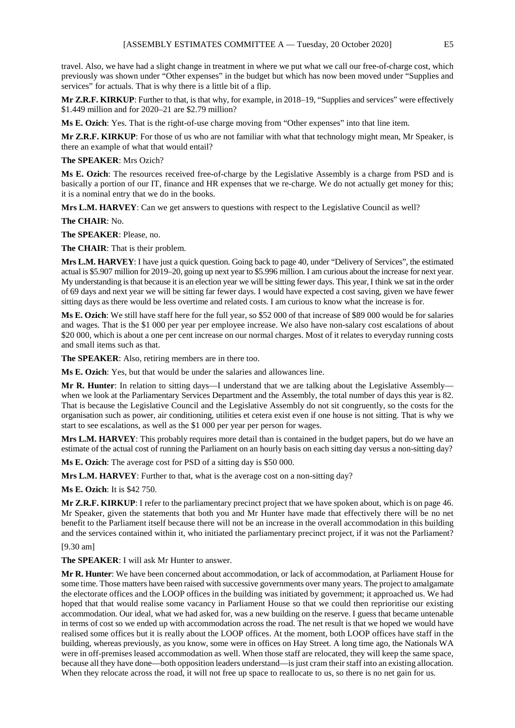travel. Also, we have had a slight change in treatment in where we put what we call our free-of-charge cost, which previously was shown under "Other expenses" in the budget but which has now been moved under "Supplies and services" for actuals. That is why there is a little bit of a flip.

**Mr Z.R.F. KIRKUP**: Further to that, is that why, for example, in 2018–19, "Supplies and services" were effectively $1.449 million and for 2020–21 are $2.79 million?

**Ms E. Ozich**: Yes. That is the right-of-use charge moving from "Other expenses" into that line item.

**Mr Z.R.F. KIRKUP**: For those of us who are not familiar with what that technology might mean, Mr Speaker, is there an example of what that would entail?

**The SPEAKER**: Mrs Ozich?

**Ms E. Ozich**: The resources received free-of-charge by the Legislative Assembly is a charge from PSD and is basically a portion of our IT, finance and HR expenses that we re-charge. We do not actually get money for this; it is a nominal entry that we do in the books.

**Mrs L.M. HARVEY**: Can we get answers to questions with respect to the Legislative Council as well?

**The CHAIR**: No.

**The SPEAKER**: Please, no.

**The CHAIR**: That is their problem.

**Mrs L.M. HARVEY**: I have just a quick question. Going back to page 40, under "Delivery of Services", the estimated actual is $5.907 million for 2019–20, going up next year to $5.996 million. I am curious about the increase for next year. My understanding is that because it is an election year we will be sitting fewer days. This year, I think we sat in the order of 69 days and next year we will be sitting far fewer days. I would have expected a cost saving, given we have fewer sitting days as there would be less overtime and related costs. I am curious to know what the increase is for.

**Ms E. Ozich**: We still have staff here for the full year, so $52 000 of that increase of $89 000 would be for salaries and wages. That is the $1 000 per year per employee increase. We also have non-salary cost escalations of about $20 000, which is about a one per cent increase on our normal charges. Most of it relates to everyday running costs and small items such as that.

**The SPEAKER**: Also, retiring members are in there too.

**Ms E. Ozich**: Yes, but that would be under the salaries and allowances line.

**Mr R. Hunter**: In relation to sitting days—I understand that we are talking about the Legislative Assembly—when we look at the Parliamentary Services Department and the Assembly, the total number of days this year is 82. That is because the Legislative Council and the Legislative Assembly do not sit congruently, so the costs for the organisation such as power, air conditioning, utilities et cetera exist even if one house is not sitting. That is why we start to see escalations, as well as the $1 000 per year per person for wages.

**Mrs L.M. HARVEY**: This probably requires more detail than is contained in the budget papers, but do we have an estimate of the actual cost of running the Parliament on an hourly basis on each sitting day versus a non-sitting day?

**Ms E. Ozich**: The average cost for PSD of a sitting day is $50 000.

**Mrs L.M. HARVEY**: Further to that, what is the average cost on a non-sitting day?

**Ms E. Ozich**: It is $42 750.

**Mr Z.R.F. KIRKUP**: I refer to the parliamentary precinct project that we have spoken about, which is on page 46. Mr Speaker, given the statements that both you and Mr Hunter have made that effectively there will be no net benefit to the Parliament itself because there will not be an increase in the overall accommodation in this building and the services contained within it, who initiated the parliamentary precinct project, if it was not the Parliament?

[9.30 am]

**The SPEAKER**: I will ask Mr Hunter to answer.

**Mr R. Hunter**: We have been concerned about accommodation, or lack of accommodation, at Parliament House for some time. Those matters have been raised with successive governments over many years. The project to amalgamate the electorate offices and the LOOP offices in the building was initiated by government; it approached us. We had hoped that that would realise some vacancy in Parliament House so that we could then reprioritise our existing accommodation. Our ideal, what we had asked for, was a new building on the reserve. I guess that became untenable in terms of cost so we ended up with accommodation across the road. The net result is that we hoped we would have realised some offices but it is really about the LOOP offices. At the moment, both LOOP offices have staff in the building, whereas previously, as you know, some were in offices on Hay Street. A long time ago, the Nationals WA were in off-premises leased accommodation as well. When those staff are relocated, they will keep the same space, because all they have done—both opposition leaders understand—is just cram their staff into an existing allocation. When they relocate across the road, it will not free up space to reallocate to us, so there is no net gain for us.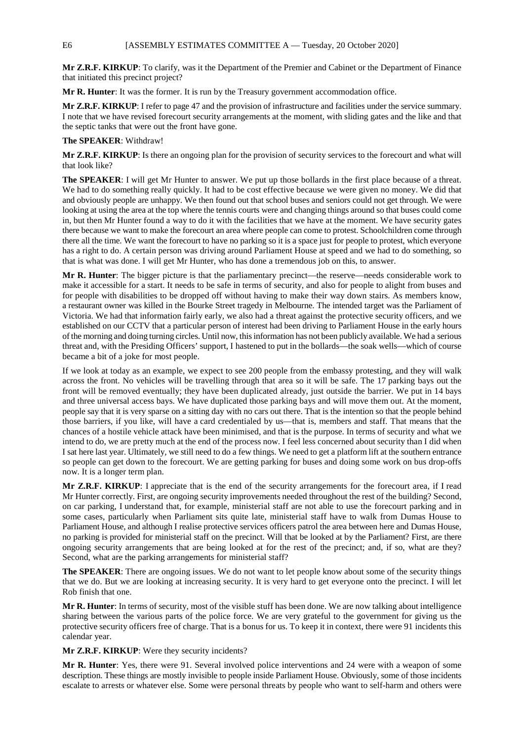**Mr Z.R.F. KIRKUP**: To clarify, was it the Department of the Premier and Cabinet or the Department of Finance that initiated this precinct project?

**Mr R. Hunter**: It was the former. It is run by the Treasury government accommodation office.

**Mr Z.R.F. KIRKUP**: I refer to page 47 and the provision of infrastructure and facilities under the service summary. I note that we have revised forecourt security arrangements at the moment, with sliding gates and the like and that the septic tanks that were out the front have gone.

**The SPEAKER**: Withdraw!

**Mr Z.R.F. KIRKUP**: Is there an ongoing plan for the provision of security services to the forecourt and what will that look like?

**The SPEAKER**: I will get Mr Hunter to answer. We put up those bollards in the first place because of a threat. We had to do something really quickly. It had to be cost effective because we were given no money. We did that and obviously people are unhappy. We then found out that school buses and seniors could not get through. We were looking at using the area at the top where the tennis courts were and changing things around so that buses could come in, but then Mr Hunter found a way to do it with the facilities that we have at the moment. We have security gates there because we want to make the forecourt an area where people can come to protest. Schoolchildren come through there all the time. We want the forecourt to have no parking so it is a space just for people to protest, which everyone has a right to do. A certain person was driving around Parliament House at speed and we had to do something, so that is what was done. I will get Mr Hunter, who has done a tremendous job on this, to answer.

**Mr R. Hunter**: The bigger picture is that the parliamentary precinct—the reserve—needs considerable work to make it accessible for a start. It needs to be safe in terms of security, and also for people to alight from buses and for people with disabilities to be dropped off without having to make their way down stairs. As members know, a restaurant owner was killed in the Bourke Street tragedy in Melbourne. The intended target was the Parliament of Victoria. We had that information fairly early, we also had a threat against the protective security officers, and we established on our CCTV that a particular person of interest had been driving to Parliament House in the early hours of the morning and doing turning circles. Until now, this information has not been publicly available. We had a serious threat and, with the Presiding Officers' support, I hastened to put in the bollards—the soak wells—which of course became a bit of a joke for most people.

If we look at today as an example, we expect to see 200 people from the embassy protesting, and they will walk across the front. No vehicles will be travelling through that area so it will be safe. The 17 parking bays out the front will be removed eventually; they have been duplicated already, just outside the barrier. We put in 14 bays and three universal access bays. We have duplicated those parking bays and will move them out. At the moment, people say that it is very sparse on a sitting day with no cars out there. That is the intention so that the people behind those barriers, if you like, will have a card credentialed by us—that is, members and staff. That means that the chances of a hostile vehicle attack have been minimised, and that is the purpose. In terms of security and what we intend to do, we are pretty much at the end of the process now. I feel less concerned about security than I did when I sat here last year. Ultimately, we still need to do a few things. We need to get a platform lift at the southern entrance so people can get down to the forecourt. We are getting parking for buses and doing some work on bus drop-offs now. It is a longer term plan.

**Mr Z.R.F. KIRKUP**: I appreciate that is the end of the security arrangements for the forecourt area, if I read Mr Hunter correctly. First, are ongoing security improvements needed throughout the rest of the building? Second, on car parking, I understand that, for example, ministerial staff are not able to use the forecourt parking and in some cases, particularly when Parliament sits quite late, ministerial staff have to walk from Dumas House to Parliament House, and although I realise protective services officers patrol the area between here and Dumas House, no parking is provided for ministerial staff on the precinct. Will that be looked at by the Parliament? First, are there ongoing security arrangements that are being looked at for the rest of the precinct; and, if so, what are they? Second, what are the parking arrangements for ministerial staff?

**The SPEAKER**: There are ongoing issues. We do not want to let people know about some of the security things that we do. But we are looking at increasing security. It is very hard to get everyone onto the precinct. I will let Rob finish that one.

**Mr R. Hunter**: In terms of security, most of the visible stuff has been done. We are now talking about intelligence sharing between the various parts of the police force. We are very grateful to the government for giving us the protective security officers free of charge. That is a bonus for us. To keep it in context, there were 91 incidents this calendar year.

**Mr Z.R.F. KIRKUP**: Were they security incidents?

**Mr R. Hunter**: Yes, there were 91. Several involved police interventions and 24 were with a weapon of some description. These things are mostly invisible to people inside Parliament House. Obviously, some of those incidents escalate to arrests or whatever else. Some were personal threats by people who want to self-harm and others were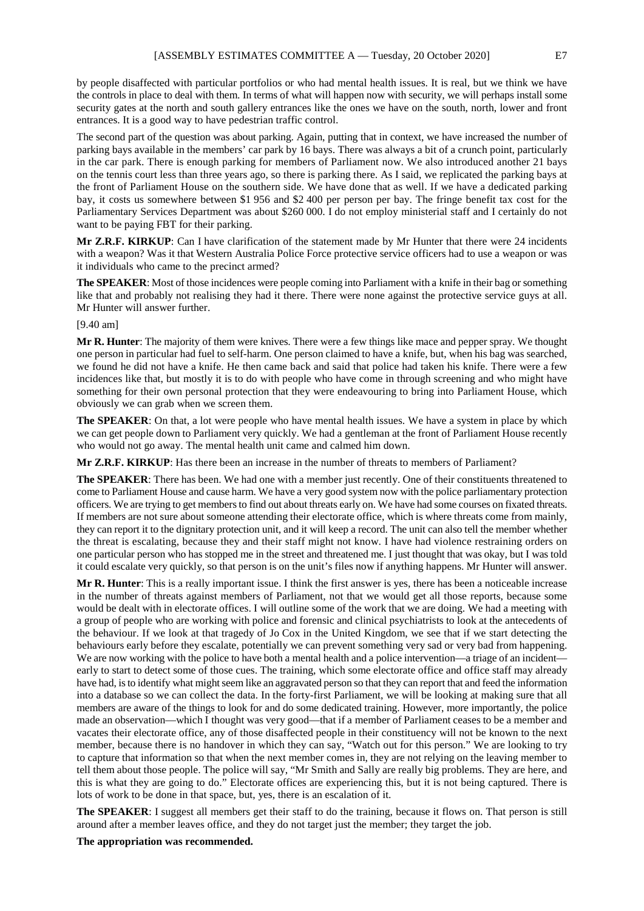by people disaffected with particular portfolios or who had mental health issues. It is real, but we think we have the controls in place to deal with them. In terms of what will happen now with security, we will perhaps install some security gates at the north and south gallery entrances like the ones we have on the south, north, lower and front entrances. It is a good way to have pedestrian traffic control.

The second part of the question was about parking. Again, putting that in context, we have increased the number of parking bays available in the members' car park by 16 bays. There was always a bit of a crunch point, particularly in the car park. There is enough parking for members of Parliament now. We also introduced another 21 bays on the tennis court less than three years ago, so there is parking there. As I said, we replicated the parking bays at the front of Parliament House on the southern side. We have done that as well. If we have a dedicated parking bay, it costs us somewhere between $1 956 and $2 400 per person per bay. The fringe benefit tax cost for the Parliamentary Services Department was about $260 000. I do not employ ministerial staff and I certainly do not want to be paying FBT for their parking.

**Mr Z.R.F. KIRKUP**: Can I have clarification of the statement made by Mr Hunter that there were 24 incidents with a weapon? Was it that Western Australia Police Force protective service officers had to use a weapon or was it individuals who came to the precinct armed?

**The SPEAKER**: Most of those incidences were people coming into Parliament with a knife in their bag or something like that and probably not realising they had it there. There were none against the protective service guys at all. Mr Hunter will answer further.

[9.40 am]

**Mr R. Hunter**: The majority of them were knives. There were a few things like mace and pepper spray. We thought one person in particular had fuel to self-harm. One person claimed to have a knife, but, when his bag was searched, we found he did not have a knife. He then came back and said that police had taken his knife. There were a few incidences like that, but mostly it is to do with people who have come in through screening and who might have something for their own personal protection that they were endeavouring to bring into Parliament House, which obviously we can grab when we screen them.

**The SPEAKER**: On that, a lot were people who have mental health issues. We have a system in place by which we can get people down to Parliament very quickly. We had a gentleman at the front of Parliament House recently who would not go away. The mental health unit came and calmed him down.

**Mr Z.R.F. KIRKUP**: Has there been an increase in the number of threats to members of Parliament?

**The SPEAKER**: There has been. We had one with a member just recently. One of their constituents threatened to come to Parliament House and cause harm. We have a very good system now with the police parliamentary protection officers. We are trying to get members to find out about threats early on. We have had some courses on fixated threats. If members are not sure about someone attending their electorate office, which is where threats come from mainly, they can report it to the dignitary protection unit, and it will keep a record. The unit can also tell the member whether the threat is escalating, because they and their staff might not know. I have had violence restraining orders on one particular person who has stopped me in the street and threatened me. I just thought that was okay, but I was told it could escalate very quickly, so that person is on the unit's files now if anything happens. Mr Hunter will answer.

**Mr R. Hunter**: This is a really important issue. I think the first answer is yes, there has been a noticeable increase in the number of threats against members of Parliament, not that we would get all those reports, because some would be dealt with in electorate offices. I will outline some of the work that we are doing. We had a meeting with a group of people who are working with police and forensic and clinical psychiatrists to look at the antecedents of the behaviour. If we look at that tragedy of Jo Cox in the United Kingdom, we see that if we start detecting the behaviours early before they escalate, potentially we can prevent something very sad or very bad from happening. We are now working with the police to have both a mental health and a police intervention—a triage of an incident—early to start to detect some of those cues. The training, which some electorate office and office staff may already have had, is to identify what might seem like an aggravated person so that they can report that and feed the information into a database so we can collect the data. In the forty-first Parliament, we will be looking at making sure that all members are aware of the things to look for and do some dedicated training. However, more importantly, the police made an observation—which I thought was very good—that if a member of Parliament ceases to be a member and vacates their electorate office, any of those disaffected people in their constituency will not be known to the next member, because there is no handover in which they can say, "Watch out for this person." We are looking to try to capture that information so that when the next member comes in, they are not relying on the leaving member to tell them about those people. The police will say, "Mr Smith and Sally are really big problems. They are here, and this is what they are going to do." Electorate offices are experiencing this, but it is not being captured. There is lots of work to be done in that space, but, yes, there is an escalation of it.

**The SPEAKER**: I suggest all members get their staff to do the training, because it flows on. That person is still around after a member leaves office, and they do not target just the member; they target the job.

**The appropriation was recommended.**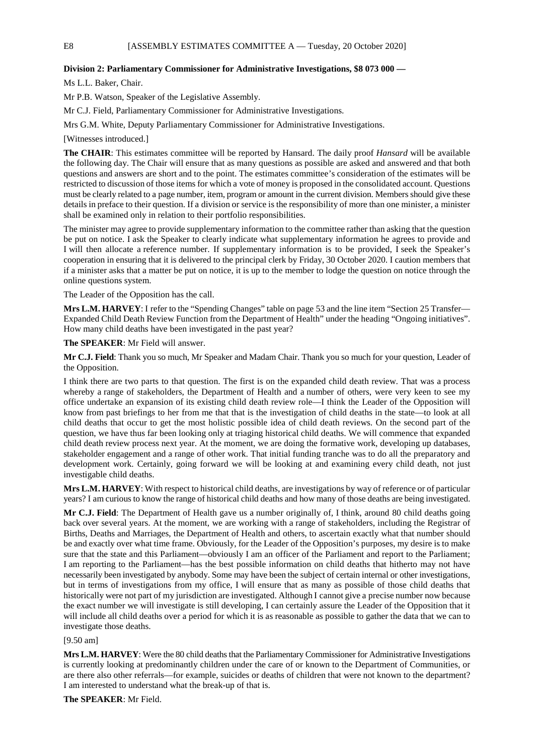**Division 2: Parliamentary Commissioner for Administrative Investigations, $8 073 000 —**

Ms L.L. Baker, Chair.

Mr P.B. Watson, Speaker of the Legislative Assembly.

Mr C.J. Field, Parliamentary Commissioner for Administrative Investigations.

Mrs G.M. White, Deputy Parliamentary Commissioner for Administrative Investigations.

[Witnesses introduced.]

**The CHAIR**: This estimates committee will be reported by Hansard. The daily proof *Hansard* will be available the following day. The Chair will ensure that as many questions as possible are asked and answered and that both questions and answers are short and to the point. The estimates committee's consideration of the estimates will be restricted to discussion of those items for which a vote of money is proposed in the consolidated account. Questions must be clearly related to a page number, item, program or amount in the current division. Members should give these details in preface to their question. If a division or service is the responsibility of more than one minister, a minister shall be examined only in relation to their portfolio responsibilities.

The minister may agree to provide supplementary information to the committee rather than asking that the question be put on notice. I ask the Speaker to clearly indicate what supplementary information he agrees to provide and I will then allocate a reference number. If supplementary information is to be provided, I seek the Speaker's cooperation in ensuring that it is delivered to the principal clerk by Friday, 30 October 2020. I caution members that if a minister asks that a matter be put on notice, it is up to the member to lodge the question on notice through the online questions system.

The Leader of the Opposition has the call.

**Mrs L.M. HARVEY**: I refer to the "Spending Changes" table on page 53 and the line item "Section 25 Transfer—Expanded Child Death Review Function from the Department of Health" under the heading "Ongoing initiatives". How many child deaths have been investigated in the past year?

**The SPEAKER**: Mr Field will answer.

**Mr C.J. Field**: Thank you so much, Mr Speaker and Madam Chair. Thank you so much for your question, Leader of the Opposition.

I think there are two parts to that question. The first is on the expanded child death review. That was a process whereby a range of stakeholders, the Department of Health and a number of others, were very keen to see my office undertake an expansion of its existing child death review role—I think the Leader of the Opposition will know from past briefings to her from me that that is the investigation of child deaths in the state—to look at all child deaths that occur to get the most holistic possible idea of child death reviews. On the second part of the question, we have thus far been looking only at triaging historical child deaths. We will commence that expanded child death review process next year. At the moment, we are doing the formative work, developing up databases, stakeholder engagement and a range of other work. That initial funding tranche was to do all the preparatory and development work. Certainly, going forward we will be looking at and examining every child death, not just investigable child deaths.

**Mrs L.M. HARVEY**: With respect to historical child deaths, are investigations by way of reference or of particular years? I am curious to know the range of historical child deaths and how many of those deaths are being investigated.

**Mr C.J. Field**: The Department of Health gave us a number originally of, I think, around 80 child deaths going back over several years. At the moment, we are working with a range of stakeholders, including the Registrar of Births, Deaths and Marriages, the Department of Health and others, to ascertain exactly what that number should be and exactly over what time frame. Obviously, for the Leader of the Opposition's purposes, my desire is to make sure that the state and this Parliament—obviously I am an officer of the Parliament and report to the Parliament; I am reporting to the Parliament—has the best possible information on child deaths that hitherto may not have necessarily been investigated by anybody. Some may have been the subject of certain internal or other investigations, but in terms of investigations from my office, I will ensure that as many as possible of those child deaths that historically were not part of my jurisdiction are investigated. Although I cannot give a precise number now because the exact number we will investigate is still developing, I can certainly assure the Leader of the Opposition that it will include all child deaths over a period for which it is as reasonable as possible to gather the data that we can to investigate those deaths.

[9.50 am]

**Mrs L.M. HARVEY**: Were the 80 child deaths that the Parliamentary Commissioner for Administrative Investigations is currently looking at predominantly children under the care of or known to the Department of Communities, or are there also other referrals—for example, suicides or deaths of children that were not known to the department? I am interested to understand what the break-up of that is.

**The SPEAKER**: Mr Field.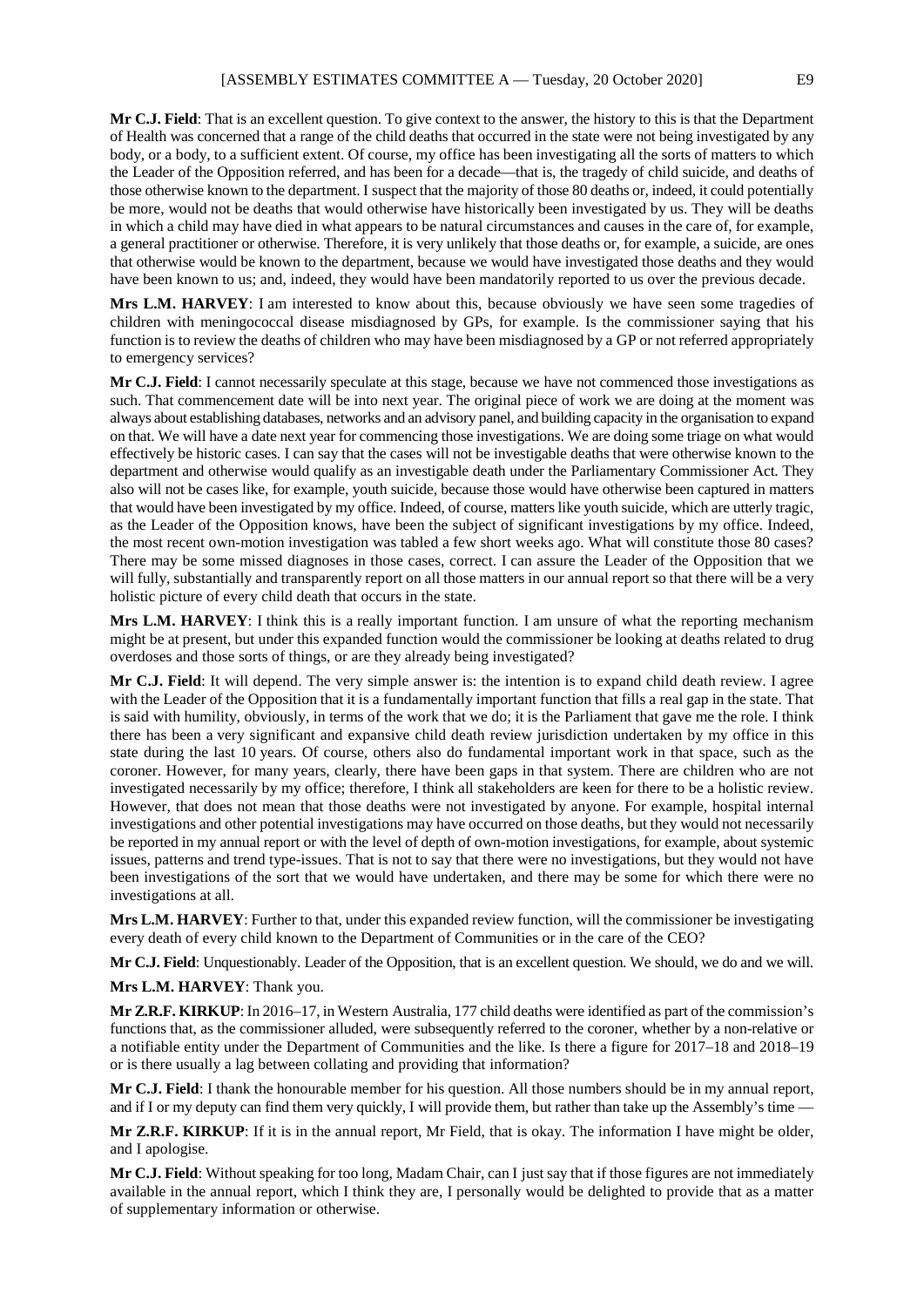**Mr C.J. Field**: That is an excellent question. To give context to the answer, the history to this is that the Department of Health was concerned that a range of the child deaths that occurred in the state were not being investigated by any body, or a body, to a sufficient extent. Of course, my office has been investigating all the sorts of matters to which the Leader of the Opposition referred, and has been for a decade—that is, the tragedy of child suicide, and deaths of those otherwise known to the department. I suspect that the majority of those 80 deaths or, indeed, it could potentially be more, would not be deaths that would otherwise have historically been investigated by us. They will be deaths in which a child may have died in what appears to be natural circumstances and causes in the care of, for example, a general practitioner or otherwise. Therefore, it is very unlikely that those deaths or, for example, a suicide, are ones that otherwise would be known to the department, because we would have investigated those deaths and they would have been known to us; and, indeed, they would have been mandatorily reported to us over the previous decade.

**Mrs L.M. HARVEY**: I am interested to know about this, because obviously we have seen some tragedies of children with meningococcal disease misdiagnosed by GPs, for example. Is the commissioner saying that his function is to review the deaths of children who may have been misdiagnosed by a GP or not referred appropriately to emergency services?

**Mr C.J. Field**: I cannot necessarily speculate at this stage, because we have not commenced those investigations as such. That commencement date will be into next year. The original piece of work we are doing at the moment was always about establishing databases, networks and an advisory panel, and building capacity in the organisation to expand on that. We will have a date next year for commencing those investigations. We are doing some triage on what would effectively be historic cases. I can say that the cases will not be investigable deaths that were otherwise known to the department and otherwise would qualify as an investigable death under the Parliamentary Commissioner Act. They also will not be cases like, for example, youth suicide, because those would have otherwise been captured in matters that would have been investigated by my office. Indeed, of course, matters like youth suicide, which are utterly tragic, as the Leader of the Opposition knows, have been the subject of significant investigations by my office. Indeed, the most recent own-motion investigation was tabled a few short weeks ago. What will constitute those 80 cases? There may be some missed diagnoses in those cases, correct. I can assure the Leader of the Opposition that we will fully, substantially and transparently report on all those matters in our annual report so that there will be a very holistic picture of every child death that occurs in the state.

**Mrs L.M. HARVEY**: I think this is a really important function. I am unsure of what the reporting mechanism might be at present, but under this expanded function would the commissioner be looking at deaths related to drug overdoses and those sorts of things, or are they already being investigated?

**Mr C.J. Field**: It will depend. The very simple answer is: the intention is to expand child death review. I agree with the Leader of the Opposition that it is a fundamentally important function that fills a real gap in the state. That is said with humility, obviously, in terms of the work that we do; it is the Parliament that gave me the role. I think there has been a very significant and expansive child death review jurisdiction undertaken by my office in this state during the last 10 years. Of course, others also do fundamental important work in that space, such as the coroner. However, for many years, clearly, there have been gaps in that system. There are children who are not investigated necessarily by my office; therefore, I think all stakeholders are keen for there to be a holistic review. However, that does not mean that those deaths were not investigated by anyone. For example, hospital internal investigations and other potential investigations may have occurred on those deaths, but they would not necessarily be reported in my annual report or with the level of depth of own-motion investigations, for example, about systemic issues, patterns and trend type-issues. That is not to say that there were no investigations, but they would not have been investigations of the sort that we would have undertaken, and there may be some for which there were no investigations at all.

**Mrs L.M. HARVEY**: Further to that, under this expanded review function, will the commissioner be investigating every death of every child known to the Department of Communities or in the care of the CEO?

**Mr C.J. Field**: Unquestionably. Leader of the Opposition, that is an excellent question. We should, we do and we will.

**Mrs L.M. HARVEY**: Thank you.

**Mr Z.R.F. KIRKUP**: In 2016–17, in Western Australia, 177 child deaths were identified as part of the commission's functions that, as the commissioner alluded, were subsequently referred to the coroner, whether by a non-relative or a notifiable entity under the Department of Communities and the like. Is there a figure for 2017–18 and 2018–19 or is there usually a lag between collating and providing that information?

**Mr C.J. Field**: I thank the honourable member for his question. All those numbers should be in my annual report, and if I or my deputy can find them very quickly, I will provide them, but rather than take up the Assembly's time —

**Mr Z.R.F. KIRKUP**: If it is in the annual report, Mr Field, that is okay. The information I have might be older, and I apologise.

**Mr C.J. Field**: Without speaking for too long, Madam Chair, can I just say that if those figures are not immediately available in the annual report, which I think they are, I personally would be delighted to provide that as a matter of supplementary information or otherwise.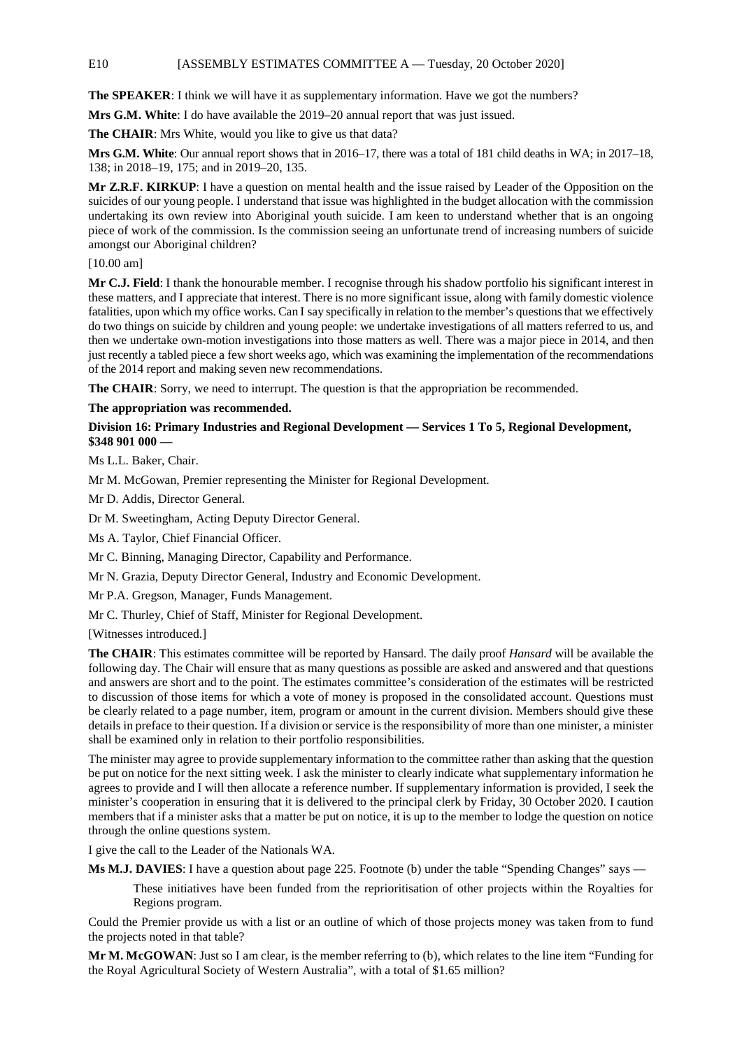**The SPEAKER**: I think we will have it as supplementary information. Have we got the numbers?

**Mrs G.M. White**: I do have available the 2019–20 annual report that was just issued.

**The CHAIR**: Mrs White, would you like to give us that data?

**Mrs G.M. White**: Our annual report shows that in 2016–17, there was a total of 181 child deaths in WA; in 2017–18, 138; in 2018–19, 175; and in 2019–20, 135.

**Mr Z.R.F. KIRKUP**: I have a question on mental health and the issue raised by Leader of the Opposition on the suicides of our young people. I understand that issue was highlighted in the budget allocation with the commission undertaking its own review into Aboriginal youth suicide. I am keen to understand whether that is an ongoing piece of work of the commission. Is the commission seeing an unfortunate trend of increasing numbers of suicide amongst our Aboriginal children?

[10.00 am]

**Mr C.J. Field**: I thank the honourable member. I recognise through his shadow portfolio his significant interest in these matters, and I appreciate that interest. There is no more significant issue, along with family domestic violence fatalities, upon which my office works. Can I say specifically in relation to the member's questions that we effectively do two things on suicide by children and young people: we undertake investigations of all matters referred to us, and then we undertake own-motion investigations into those matters as well. There was a major piece in 2014, and then just recently a tabled piece a few short weeks ago, which was examining the implementation of the recommendations of the 2014 report and making seven new recommendations.

**The CHAIR**: Sorry, we need to interrupt. The question is that the appropriation be recommended.

**The appropriation was recommended.**

**Division 16: Primary Industries and Regional Development — Services 1 To 5, Regional Development, $348 901 000 —**

Ms L.L. Baker, Chair.

Mr M. McGowan, Premier representing the Minister for Regional Development.

Mr D. Addis, Director General.

Dr M. Sweetingham, Acting Deputy Director General.

Ms A. Taylor, Chief Financial Officer.

Mr C. Binning, Managing Director, Capability and Performance.

Mr N. Grazia, Deputy Director General, Industry and Economic Development.

Mr P.A. Gregson, Manager, Funds Management.

Mr C. Thurley, Chief of Staff, Minister for Regional Development.

[Witnesses introduced.]

**The CHAIR**: This estimates committee will be reported by Hansard. The daily proof *Hansard* will be available the following day. The Chair will ensure that as many questions as possible are asked and answered and that questions and answers are short and to the point. The estimates committee's consideration of the estimates will be restricted to discussion of those items for which a vote of money is proposed in the consolidated account. Questions must be clearly related to a page number, item, program or amount in the current division. Members should give these details in preface to their question. If a division or service is the responsibility of more than one minister, a minister shall be examined only in relation to their portfolio responsibilities.

The minister may agree to provide supplementary information to the committee rather than asking that the question be put on notice for the next sitting week. I ask the minister to clearly indicate what supplementary information he agrees to provide and I will then allocate a reference number. If supplementary information is provided, I seek the minister's cooperation in ensuring that it is delivered to the principal clerk by Friday, 30 October 2020. I caution members that if a minister asks that a matter be put on notice, it is up to the member to lodge the question on notice through the online questions system.

I give the call to the Leader of the Nationals WA.

**Ms M.J. DAVIES**: I have a question about page 225. Footnote (b) under the table "Spending Changes" says —

> These initiatives have been funded from the reprioritisation of other projects within the Royalties for Regions program.

Could the Premier provide us with a list or an outline of which of those projects money was taken from to fund the projects noted in that table?

**Mr M. McGOWAN**: Just so I am clear, is the member referring to (b), which relates to the line item "Funding for the Royal Agricultural Society of Western Australia", with a total of $1.65 million?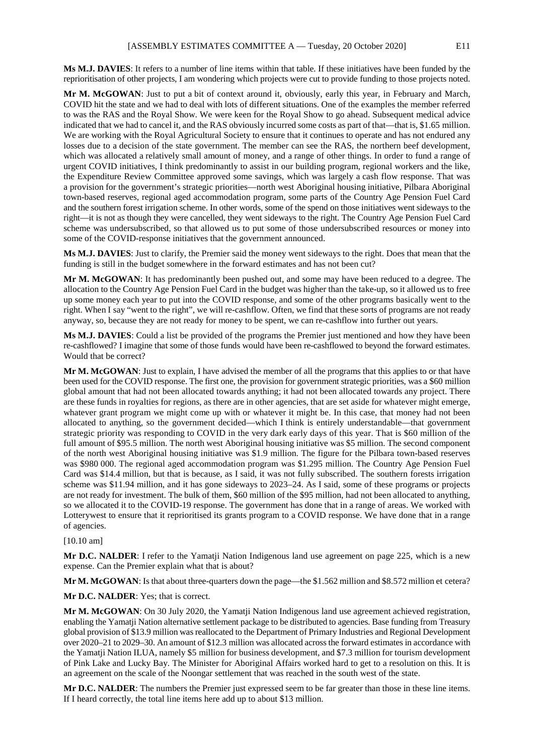**Ms M.J. DAVIES**: It refers to a number of line items within that table. If these initiatives have been funded by the reprioritisation of other projects, I am wondering which projects were cut to provide funding to those projects noted.

**Mr M. McGOWAN**: Just to put a bit of context around it, obviously, early this year, in February and March, COVID hit the state and we had to deal with lots of different situations. One of the examples the member referred to was the RAS and the Royal Show. We were keen for the Royal Show to go ahead. Subsequent medical advice indicated that we had to cancel it, and the RAS obviously incurred some costs as part of that—that is, $1.65 million. We are working with the Royal Agricultural Society to ensure that it continues to operate and has not endured any losses due to a decision of the state government. The member can see the RAS, the northern beef development, which was allocated a relatively small amount of money, and a range of other things. In order to fund a range of urgent COVID initiatives, I think predominantly to assist in our building program, regional workers and the like, the Expenditure Review Committee approved some savings, which was largely a cash flow response. That was a provision for the government's strategic priorities—north west Aboriginal housing initiative, Pilbara Aboriginal town-based reserves, regional aged accommodation program, some parts of the Country Age Pension Fuel Card and the southern forest irrigation scheme. In other words, some of the spend on those initiatives went sideways to the right—it is not as though they were cancelled, they went sideways to the right. The Country Age Pension Fuel Card scheme was undersubscribed, so that allowed us to put some of those undersubscribed resources or money into some of the COVID-response initiatives that the government announced.

**Ms M.J. DAVIES**: Just to clarify, the Premier said the money went sideways to the right. Does that mean that the funding is still in the budget somewhere in the forward estimates and has not been cut?

**Mr M. McGOWAN**: It has predominantly been pushed out, and some may have been reduced to a degree. The allocation to the Country Age Pension Fuel Card in the budget was higher than the take-up, so it allowed us to free up some money each year to put into the COVID response, and some of the other programs basically went to the right. When I say "went to the right", we will re-cashflow. Often, we find that these sorts of programs are not ready anyway, so, because they are not ready for money to be spent, we can re-cashflow into further out years.

**Ms M.J. DAVIES**: Could a list be provided of the programs the Premier just mentioned and how they have been re-cashflowed? I imagine that some of those funds would have been re-cashflowed to beyond the forward estimates. Would that be correct?

**Mr M. McGOWAN**: Just to explain, I have advised the member of all the programs that this applies to or that have been used for the COVID response. The first one, the provision for government strategic priorities, was a $60 million global amount that had not been allocated towards anything; it had not been allocated towards any project. There are these funds in royalties for regions, as there are in other agencies, that are set aside for whatever might emerge, whatever grant program we might come up with or whatever it might be. In this case, that money had not been allocated to anything, so the government decided—which I think is entirely understandable—that government strategic priority was responding to COVID in the very dark early days of this year. That is $60 million of the full amount of $95.5 million. The north west Aboriginal housing initiative was $5 million. The second component of the north west Aboriginal housing initiative was $1.9 million. The figure for the Pilbara town-based reserves was $980 000. The regional aged accommodation program was $1.295 million. The Country Age Pension Fuel Card was $14.4 million, but that is because, as I said, it was not fully subscribed. The southern forests irrigation scheme was $11.94 million, and it has gone sideways to 2023–24. As I said, some of these programs or projects are not ready for investment. The bulk of them, $60 million of the $95 million, had not been allocated to anything, so we allocated it to the COVID-19 response. The government has done that in a range of areas. We worked with Lotterywest to ensure that it reprioritised its grants program to a COVID response. We have done that in a range of agencies.

[10.10 am]

**Mr D.C. NALDER**: I refer to the Yamatji Nation Indigenous land use agreement on page 225, which is a new expense. Can the Premier explain what that is about?

**Mr M. McGOWAN**: Is that about three-quarters down the page—the $1.562 million and $8.572 million et cetera?

**Mr D.C. NALDER**: Yes; that is correct.

**Mr M. McGOWAN**: On 30 July 2020, the Yamatji Nation Indigenous land use agreement achieved registration, enabling the Yamatji Nation alternative settlement package to be distributed to agencies. Base funding from Treasury global provision of $13.9 million was reallocated to the Department of Primary Industries and Regional Development over 2020–21 to 2029–30. An amount of $12.3 million was allocated across the forward estimates in accordance with the Yamatji Nation ILUA, namely $5 million for business development, and $7.3 million for tourism development of Pink Lake and Lucky Bay. The Minister for Aboriginal Affairs worked hard to get to a resolution on this. It is an agreement on the scale of the Noongar settlement that was reached in the south west of the state.

**Mr D.C. NALDER**: The numbers the Premier just expressed seem to be far greater than those in these line items. If I heard correctly, the total line items here add up to about $13 million.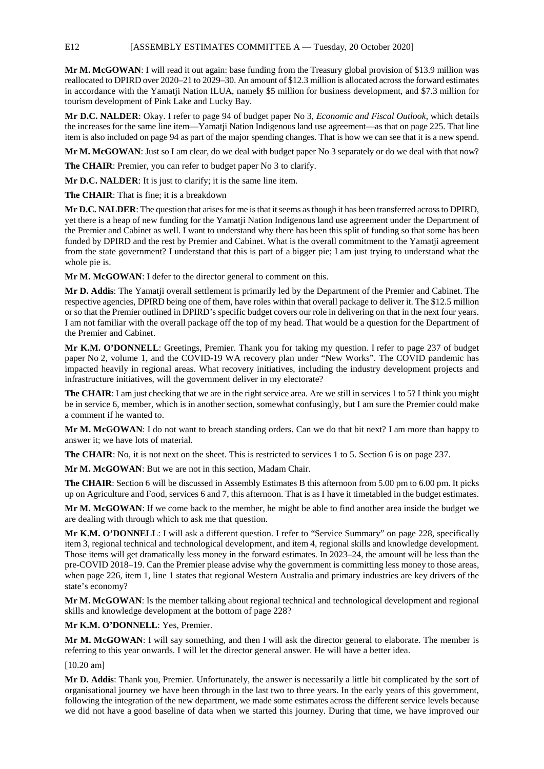**Mr M. McGOWAN**: I will read it out again: base funding from the Treasury global provision of $13.9 million was reallocated to DPIRD over 2020–21 to 2029–30. An amount of $12.3 million is allocated across the forward estimates in accordance with the Yamatji Nation ILUA, namely $5 million for business development, and $7.3 million for tourism development of Pink Lake and Lucky Bay.

**Mr D.C. NALDER**: Okay. I refer to page 94 of budget paper No 3, *Economic and Fiscal Outlook*, which details the increases for the same line item—Yamatji Nation Indigenous land use agreement—as that on page 225. That line item is also included on page 94 as part of the major spending changes. That is how we can see that it is a new spend.

**Mr M. McGOWAN**: Just so I am clear, do we deal with budget paper No 3 separately or do we deal with that now?

**The CHAIR**: Premier, you can refer to budget paper No 3 to clarify.

**Mr D.C. NALDER**: It is just to clarify; it is the same line item.

**The CHAIR**: That is fine; it is a breakdown

**Mr D.C. NALDER**: The question that arises for me is that it seems as though it has been transferred across to DPIRD, yet there is a heap of new funding for the Yamatji Nation Indigenous land use agreement under the Department of the Premier and Cabinet as well. I want to understand why there has been this split of funding so that some has been funded by DPIRD and the rest by Premier and Cabinet. What is the overall commitment to the Yamatji agreement from the state government? I understand that this is part of a bigger pie; I am just trying to understand what the whole pie is.

**Mr M. McGOWAN**: I defer to the director general to comment on this.

**Mr D. Addis**: The Yamatji overall settlement is primarily led by the Department of the Premier and Cabinet. The respective agencies, DPIRD being one of them, have roles within that overall package to deliver it. The $12.5 million or so that the Premier outlined in DPIRD's specific budget covers our role in delivering on that in the next four years. I am not familiar with the overall package off the top of my head. That would be a question for the Department of the Premier and Cabinet.

**Mr K.M. O'DONNELL**: Greetings, Premier. Thank you for taking my question. I refer to page 237 of budget paper No 2, volume 1, and the COVID-19 WA recovery plan under "New Works". The COVID pandemic has impacted heavily in regional areas. What recovery initiatives, including the industry development projects and infrastructure initiatives, will the government deliver in my electorate?

**The CHAIR**: I am just checking that we are in the right service area. Are we still in services 1 to 5? I think you might be in service 6, member, which is in another section, somewhat confusingly, but I am sure the Premier could make a comment if he wanted to.

**Mr M. McGOWAN**: I do not want to breach standing orders. Can we do that bit next? I am more than happy to answer it; we have lots of material.

**The CHAIR**: No, it is not next on the sheet. This is restricted to services 1 to 5. Section 6 is on page 237.

**Mr M. McGOWAN**: But we are not in this section, Madam Chair.

**The CHAIR**: Section 6 will be discussed in Assembly Estimates B this afternoon from 5.00 pm to 6.00 pm. It picks up on Agriculture and Food, services 6 and 7, this afternoon. That is as I have it timetabled in the budget estimates.

**Mr M. McGOWAN**: If we come back to the member, he might be able to find another area inside the budget we are dealing with through which to ask me that question.

**Mr K.M. O'DONNELL**: I will ask a different question. I refer to "Service Summary" on page 228, specifically item 3, regional technical and technological development, and item 4, regional skills and knowledge development. Those items will get dramatically less money in the forward estimates. In 2023–24, the amount will be less than the pre-COVID 2018–19. Can the Premier please advise why the government is committing less money to those areas, when page 226, item 1, line 1 states that regional Western Australia and primary industries are key drivers of the state's economy?

**Mr M. McGOWAN**: Is the member talking about regional technical and technological development and regional skills and knowledge development at the bottom of page 228?

**Mr K.M. O'DONNELL**: Yes, Premier.

**Mr M. McGOWAN**: I will say something, and then I will ask the director general to elaborate. The member is referring to this year onwards. I will let the director general answer. He will have a better idea.

[10.20 am]

**Mr D. Addis**: Thank you, Premier. Unfortunately, the answer is necessarily a little bit complicated by the sort of organisational journey we have been through in the last two to three years. In the early years of this government, following the integration of the new department, we made some estimates across the different service levels because we did not have a good baseline of data when we started this journey. During that time, we have improved our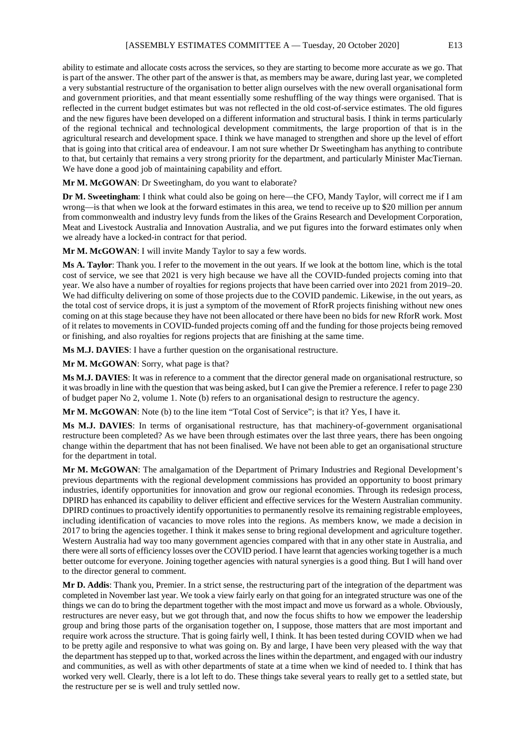ability to estimate and allocate costs across the services, so they are starting to become more accurate as we go. That is part of the answer. The other part of the answer is that, as members may be aware, during last year, we completed a very substantial restructure of the organisation to better align ourselves with the new overall organisational form and government priorities, and that meant essentially some reshuffling of the way things were organised. That is reflected in the current budget estimates but was not reflected in the old cost-of-service estimates. The old figures and the new figures have been developed on a different information and structural basis. I think in terms particularly of the regional technical and technological development commitments, the large proportion of that is in the agricultural research and development space. I think we have managed to strengthen and shore up the level of effort that is going into that critical area of endeavour. I am not sure whether Dr Sweetingham has anything to contribute to that, but certainly that remains a very strong priority for the department, and particularly Minister MacTiernan. We have done a good job of maintaining capability and effort.

**Mr M. McGOWAN**: Dr Sweetingham, do you want to elaborate?

**Dr M. Sweetingham**: I think what could also be going on here—the CFO, Mandy Taylor, will correct me if I am wrong—is that when we look at the forward estimates in this area, we tend to receive up to $20 million per annum from commonwealth and industry levy funds from the likes of the Grains Research and Development Corporation, Meat and Livestock Australia and Innovation Australia, and we put figures into the forward estimates only when we already have a locked-in contract for that period.

**Mr M. McGOWAN**: I will invite Mandy Taylor to say a few words.

**Ms A. Taylor**: Thank you. I refer to the movement in the out years. If we look at the bottom line, which is the total cost of service, we see that 2021 is very high because we have all the COVID-funded projects coming into that year. We also have a number of royalties for regions projects that have been carried over into 2021 from 2019–20. We had difficulty delivering on some of those projects due to the COVID pandemic. Likewise, in the out years, as the total cost of service drops, it is just a symptom of the movement of RforR projects finishing without new ones coming on at this stage because they have not been allocated or there have been no bids for new RforR work. Most of it relates to movements in COVID-funded projects coming off and the funding for those projects being removed or finishing, and also royalties for regions projects that are finishing at the same time.

**Ms M.J. DAVIES**: I have a further question on the organisational restructure.

**Mr M. McGOWAN**: Sorry, what page is that?

**Ms M.J. DAVIES**: It was in reference to a comment that the director general made on organisational restructure, so it was broadly in line with the question that was being asked, but I can give the Premier a reference. I refer to page 230 of budget paper No 2, volume 1. Note (b) refers to an organisational design to restructure the agency.

**Mr M. McGOWAN**: Note (b) to the line item "Total Cost of Service"; is that it? Yes, I have it.

**Ms M.J. DAVIES**: In terms of organisational restructure, has that machinery-of-government organisational restructure been completed? As we have been through estimates over the last three years, there has been ongoing change within the department that has not been finalised. We have not been able to get an organisational structure for the department in total.

**Mr M. McGOWAN**: The amalgamation of the Department of Primary Industries and Regional Development's previous departments with the regional development commissions has provided an opportunity to boost primary industries, identify opportunities for innovation and grow our regional economies. Through its redesign process, DPIRD has enhanced its capability to deliver efficient and effective services for the Western Australian community. DPIRD continues to proactively identify opportunities to permanently resolve its remaining registrable employees, including identification of vacancies to move roles into the regions. As members know, we made a decision in 2017 to bring the agencies together. I think it makes sense to bring regional development and agriculture together. Western Australia had way too many government agencies compared with that in any other state in Australia, and there were all sorts of efficiency losses over the COVID period. I have learnt that agencies working together is a much better outcome for everyone. Joining together agencies with natural synergies is a good thing. But I will hand over to the director general to comment.

**Mr D. Addis**: Thank you, Premier. In a strict sense, the restructuring part of the integration of the department was completed in November last year. We took a view fairly early on that going for an integrated structure was one of the things we can do to bring the department together with the most impact and move us forward as a whole. Obviously, restructures are never easy, but we got through that, and now the focus shifts to how we empower the leadership group and bring those parts of the organisation together on, I suppose, those matters that are most important and require work across the structure. That is going fairly well, I think. It has been tested during COVID when we had to be pretty agile and responsive to what was going on. By and large, I have been very pleased with the way that the department has stepped up to that, worked across the lines within the department, and engaged with our industry and communities, as well as with other departments of state at a time when we kind of needed to. I think that has worked very well. Clearly, there is a lot left to do. These things take several years to really get to a settled state, but the restructure per se is well and truly settled now.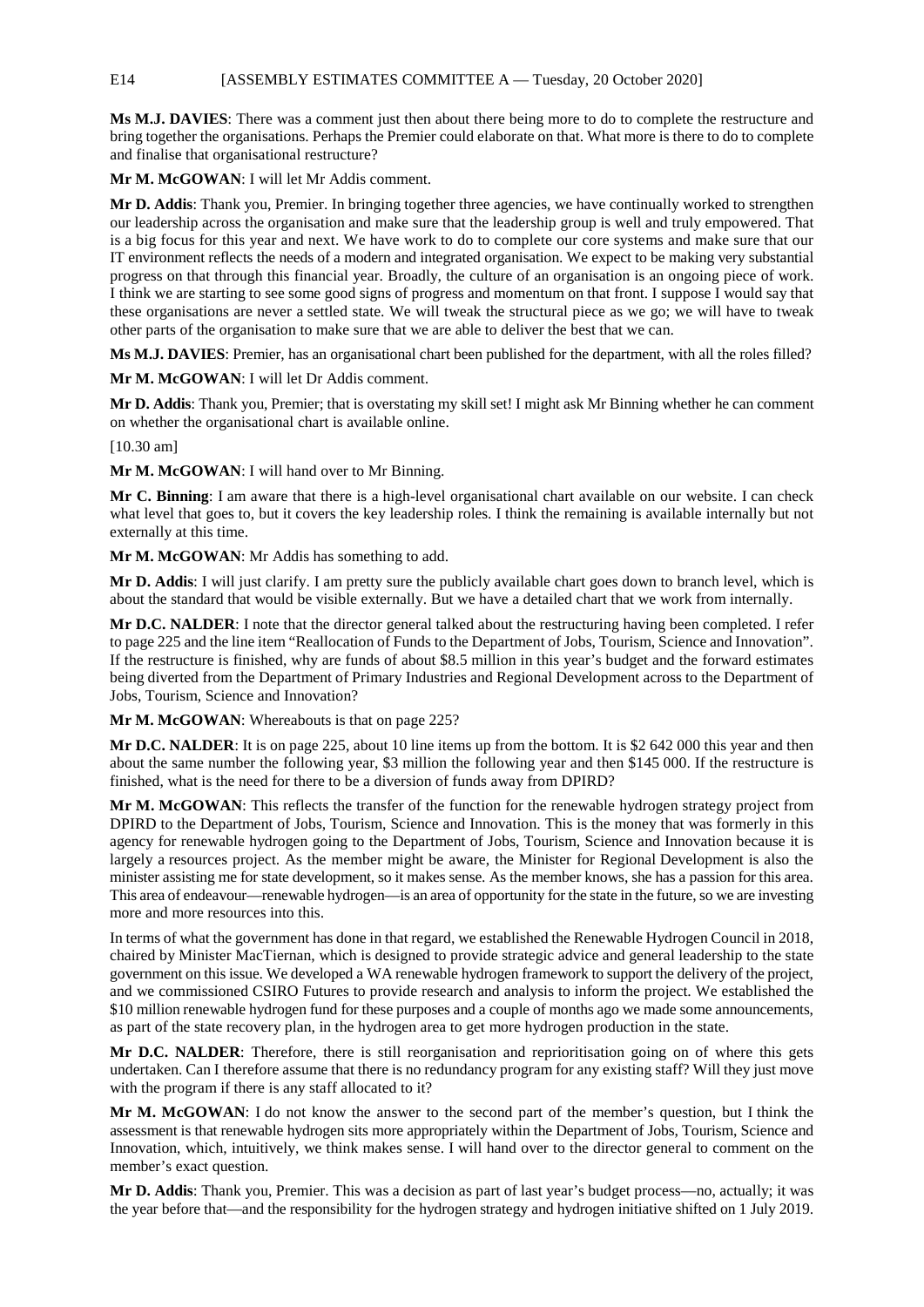**Ms M.J. DAVIES**: There was a comment just then about there being more to do to complete the restructure and bring together the organisations. Perhaps the Premier could elaborate on that. What more is there to do to complete and finalise that organisational restructure?

**Mr M. McGOWAN**: I will let Mr Addis comment.

**Mr D. Addis**: Thank you, Premier. In bringing together three agencies, we have continually worked to strengthen our leadership across the organisation and make sure that the leadership group is well and truly empowered. That is a big focus for this year and next. We have work to do to complete our core systems and make sure that our IT environment reflects the needs of a modern and integrated organisation. We expect to be making very substantial progress on that through this financial year. Broadly, the culture of an organisation is an ongoing piece of work. I think we are starting to see some good signs of progress and momentum on that front. I suppose I would say that these organisations are never a settled state. We will tweak the structural piece as we go; we will have to tweak other parts of the organisation to make sure that we are able to deliver the best that we can.

**Ms M.J. DAVIES**: Premier, has an organisational chart been published for the department, with all the roles filled?

**Mr M. McGOWAN**: I will let Dr Addis comment.

**Mr D. Addis**: Thank you, Premier; that is overstating my skill set! I might ask Mr Binning whether he can comment on whether the organisational chart is available online.

[10.30 am]

**Mr M. McGOWAN**: I will hand over to Mr Binning.

**Mr C. Binning**: I am aware that there is a high-level organisational chart available on our website. I can check what level that goes to, but it covers the key leadership roles. I think the remaining is available internally but not externally at this time.

**Mr M. McGOWAN**: Mr Addis has something to add.

**Mr D. Addis**: I will just clarify. I am pretty sure the publicly available chart goes down to branch level, which is about the standard that would be visible externally. But we have a detailed chart that we work from internally.

**Mr D.C. NALDER**: I note that the director general talked about the restructuring having been completed. I refer to page 225 and the line item "Reallocation of Funds to the Department of Jobs, Tourism, Science and Innovation". If the restructure is finished, why are funds of about $8.5 million in this year's budget and the forward estimates being diverted from the Department of Primary Industries and Regional Development across to the Department of Jobs, Tourism, Science and Innovation?

**Mr M. McGOWAN**: Whereabouts is that on page 225?

**Mr D.C. NALDER**: It is on page 225, about 10 line items up from the bottom. It is $2 642 000 this year and then about the same number the following year, $3 million the following year and then $145 000. If the restructure is finished, what is the need for there to be a diversion of funds away from DPIRD?

**Mr M. McGOWAN**: This reflects the transfer of the function for the renewable hydrogen strategy project from DPIRD to the Department of Jobs, Tourism, Science and Innovation. This is the money that was formerly in this agency for renewable hydrogen going to the Department of Jobs, Tourism, Science and Innovation because it is largely a resources project. As the member might be aware, the Minister for Regional Development is also the minister assisting me for state development, so it makes sense. As the member knows, she has a passion for this area. This area of endeavour—renewable hydrogen—is an area of opportunity for the state in the future, so we are investing more and more resources into this.

In terms of what the government has done in that regard, we established the Renewable Hydrogen Council in 2018, chaired by Minister MacTiernan, which is designed to provide strategic advice and general leadership to the state government on this issue. We developed a WA renewable hydrogen framework to support the delivery of the project, and we commissioned CSIRO Futures to provide research and analysis to inform the project. We established the $10 million renewable hydrogen fund for these purposes and a couple of months ago we made some announcements, as part of the state recovery plan, in the hydrogen area to get more hydrogen production in the state.

**Mr D.C. NALDER**: Therefore, there is still reorganisation and reprioritisation going on of where this gets undertaken. Can I therefore assume that there is no redundancy program for any existing staff? Will they just move with the program if there is any staff allocated to it?

**Mr M. McGOWAN**: I do not know the answer to the second part of the member's question, but I think the assessment is that renewable hydrogen sits more appropriately within the Department of Jobs, Tourism, Science and Innovation, which, intuitively, we think makes sense. I will hand over to the director general to comment on the member's exact question.

**Mr D. Addis**: Thank you, Premier. This was a decision as part of last year's budget process—no, actually; it was the year before that—and the responsibility for the hydrogen strategy and hydrogen initiative shifted on 1 July 2019.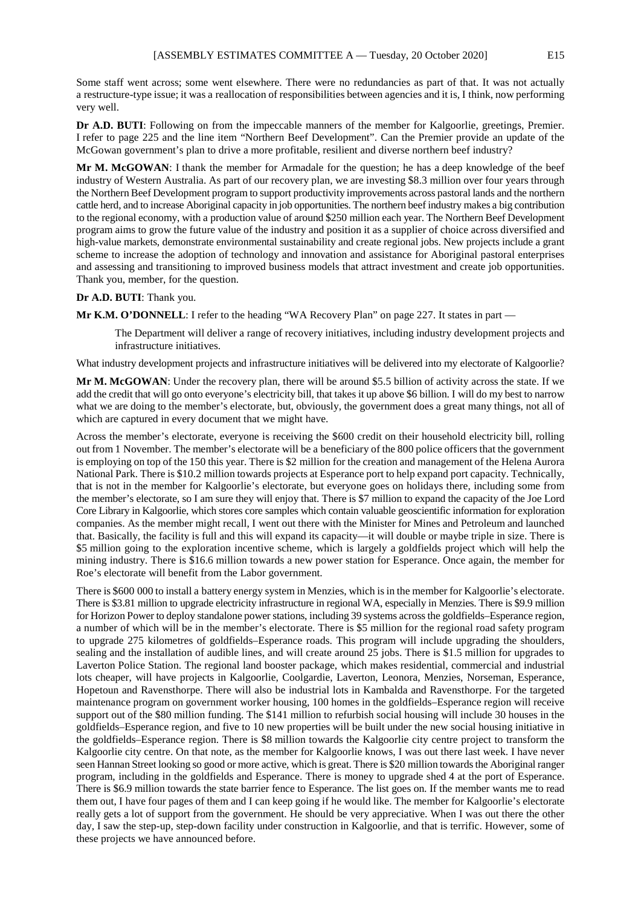Some staff went across; some went elsewhere. There were no redundancies as part of that. It was not actually a restructure-type issue; it was a reallocation of responsibilities between agencies and it is, I think, now performing very well.

**Dr A.D. BUTI**: Following on from the impeccable manners of the member for Kalgoorlie, greetings, Premier. I refer to page 225 and the line item "Northern Beef Development". Can the Premier provide an update of the McGowan government's plan to drive a more profitable, resilient and diverse northern beef industry?

**Mr M. McGOWAN**: I thank the member for Armadale for the question; he has a deep knowledge of the beef industry of Western Australia. As part of our recovery plan, we are investing $8.3 million over four years through the Northern Beef Development program to support productivity improvements across pastoral lands and the northern cattle herd, and to increase Aboriginal capacity in job opportunities. The northern beef industry makes a big contribution to the regional economy, with a production value of around $250 million each year. The Northern Beef Development program aims to grow the future value of the industry and position it as a supplier of choice across diversified and high-value markets, demonstrate environmental sustainability and create regional jobs. New projects include a grant scheme to increase the adoption of technology and innovation and assistance for Aboriginal pastoral enterprises and assessing and transitioning to improved business models that attract investment and create job opportunities. Thank you, member, for the question.

**Dr A.D. BUTI**: Thank you.

**Mr K.M. O'DONNELL**: I refer to the heading "WA Recovery Plan" on page 227. It states in part —

> The Department will deliver a range of recovery initiatives, including industry development projects and infrastructure initiatives.

What industry development projects and infrastructure initiatives will be delivered into my electorate of Kalgoorlie?

**Mr M. McGOWAN**: Under the recovery plan, there will be around $5.5 billion of activity across the state. If we add the credit that will go onto everyone's electricity bill, that takes it up above $6 billion. I will do my best to narrow what we are doing to the member's electorate, but, obviously, the government does a great many things, not all of which are captured in every document that we might have.

Across the member's electorate, everyone is receiving the $600 credit on their household electricity bill, rolling out from 1 November. The member's electorate will be a beneficiary of the 800 police officers that the government is employing on top of the 150 this year. There is $2 million for the creation and management of the Helena Aurora National Park. There is $10.2 million towards projects at Esperance port to help expand port capacity. Technically, that is not in the member for Kalgoorlie's electorate, but everyone goes on holidays there, including some from the member's electorate, so I am sure they will enjoy that. There is $7 million to expand the capacity of the Joe Lord Core Library in Kalgoorlie, which stores core samples which contain valuable geoscientific information for exploration companies. As the member might recall, I went out there with the Minister for Mines and Petroleum and launched that. Basically, the facility is full and this will expand its capacity—it will double or maybe triple in size. There is $5 million going to the exploration incentive scheme, which is largely a goldfields project which will help the mining industry. There is $16.6 million towards a new power station for Esperance. Once again, the member for Roe's electorate will benefit from the Labor government.

There is $600 000 to install a battery energy system in Menzies, which is in the member for Kalgoorlie's electorate. There is $3.81 million to upgrade electricity infrastructure in regional WA, especially in Menzies. There is $9.9 million for Horizon Power to deploy standalone power stations, including 39 systems across the goldfields–Esperance region, a number of which will be in the member's electorate. There is $5 million for the regional road safety program to upgrade 275 kilometres of goldfields–Esperance roads. This program will include upgrading the shoulders, sealing and the installation of audible lines, and will create around 25 jobs. There is $1.5 million for upgrades to Laverton Police Station. The regional land booster package, which makes residential, commercial and industrial lots cheaper, will have projects in Kalgoorlie, Coolgardie, Laverton, Leonora, Menzies, Norseman, Esperance, Hopetoun and Ravensthorpe. There will also be industrial lots in Kambalda and Ravensthorpe. For the targeted maintenance program on government worker housing, 100 homes in the goldfields–Esperance region will receive support out of the $80 million funding. The $141 million to refurbish social housing will include 30 houses in the goldfields–Esperance region, and five to 10 new properties will be built under the new social housing initiative in the goldfields–Esperance region. There is $8 million towards the Kalgoorlie city centre project to transform the Kalgoorlie city centre. On that note, as the member for Kalgoorlie knows, I was out there last week. I have never seen Hannan Street looking so good or more active, which is great. There is $20 million towards the Aboriginal ranger program, including in the goldfields and Esperance. There is money to upgrade shed 4 at the port of Esperance. There is $6.9 million towards the state barrier fence to Esperance. The list goes on. If the member wants me to read them out, I have four pages of them and I can keep going if he would like. The member for Kalgoorlie's electorate really gets a lot of support from the government. He should be very appreciative. When I was out there the other day, I saw the step-up, step-down facility under construction in Kalgoorlie, and that is terrific. However, some of these projects we have announced before.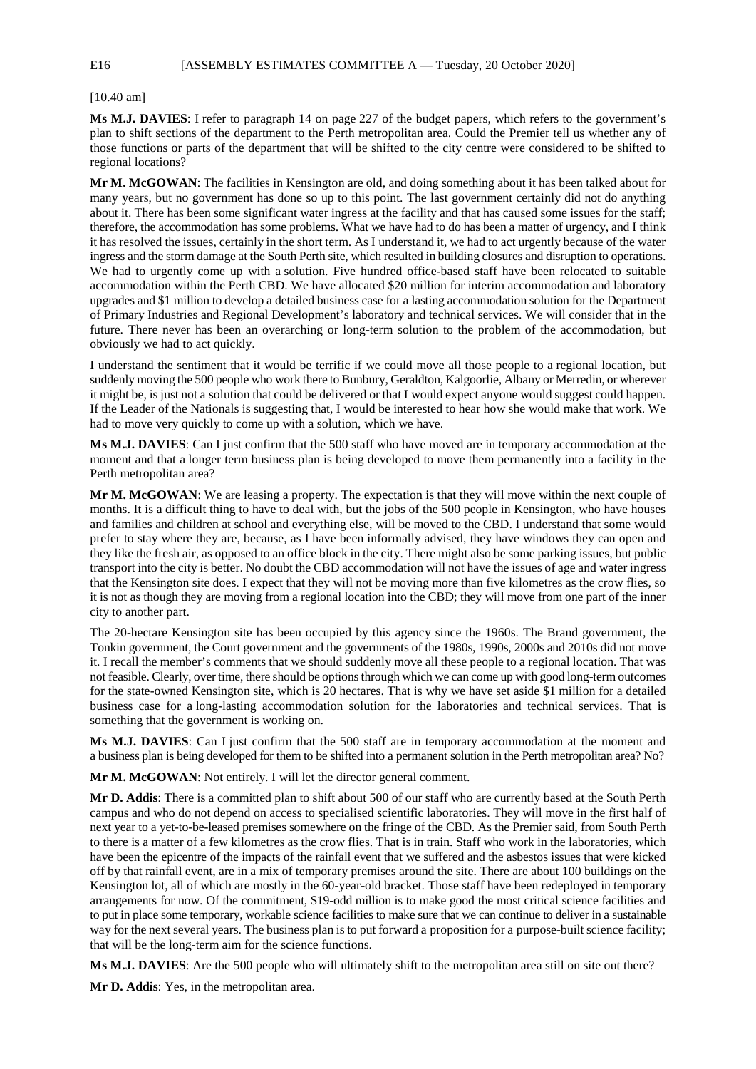[10.40 am]

**Ms M.J. DAVIES**: I refer to paragraph 14 on page 227 of the budget papers, which refers to the government's plan to shift sections of the department to the Perth metropolitan area. Could the Premier tell us whether any of those functions or parts of the department that will be shifted to the city centre were considered to be shifted to regional locations?

**Mr M. McGOWAN**: The facilities in Kensington are old, and doing something about it has been talked about for many years, but no government has done so up to this point. The last government certainly did not do anything about it. There has been some significant water ingress at the facility and that has caused some issues for the staff; therefore, the accommodation has some problems. What we have had to do has been a matter of urgency, and I think it has resolved the issues, certainly in the short term. As I understand it, we had to act urgently because of the water ingress and the storm damage at the South Perth site, which resulted in building closures and disruption to operations. We had to urgently come up with a solution. Five hundred office-based staff have been relocated to suitable accommodation within the Perth CBD. We have allocated $20 million for interim accommodation and laboratory upgrades and $1 million to develop a detailed business case for a lasting accommodation solution for the Department of Primary Industries and Regional Development's laboratory and technical services. We will consider that in the future. There never has been an overarching or long-term solution to the problem of the accommodation, but obviously we had to act quickly.

I understand the sentiment that it would be terrific if we could move all those people to a regional location, but suddenly moving the 500 people who work there to Bunbury, Geraldton, Kalgoorlie, Albany or Merredin, or wherever it might be, is just not a solution that could be delivered or that I would expect anyone would suggest could happen. If the Leader of the Nationals is suggesting that, I would be interested to hear how she would make that work. We had to move very quickly to come up with a solution, which we have.

**Ms M.J. DAVIES**: Can I just confirm that the 500 staff who have moved are in temporary accommodation at the moment and that a longer term business plan is being developed to move them permanently into a facility in the Perth metropolitan area?

**Mr M. McGOWAN**: We are leasing a property. The expectation is that they will move within the next couple of months. It is a difficult thing to have to deal with, but the jobs of the 500 people in Kensington, who have houses and families and children at school and everything else, will be moved to the CBD. I understand that some would prefer to stay where they are, because, as I have been informally advised, they have windows they can open and they like the fresh air, as opposed to an office block in the city. There might also be some parking issues, but public transport into the city is better. No doubt the CBD accommodation will not have the issues of age and water ingress that the Kensington site does. I expect that they will not be moving more than five kilometres as the crow flies, so it is not as though they are moving from a regional location into the CBD; they will move from one part of the inner city to another part.

The 20-hectare Kensington site has been occupied by this agency since the 1960s. The Brand government, the Tonkin government, the Court government and the governments of the 1980s, 1990s, 2000s and 2010s did not move it. I recall the member's comments that we should suddenly move all these people to a regional location. That was not feasible. Clearly, over time, there should be options through which we can come up with good long-term outcomes for the state-owned Kensington site, which is 20 hectares. That is why we have set aside $1 million for a detailed business case for a long-lasting accommodation solution for the laboratories and technical services. That is something that the government is working on.

**Ms M.J. DAVIES**: Can I just confirm that the 500 staff are in temporary accommodation at the moment and a business plan is being developed for them to be shifted into a permanent solution in the Perth metropolitan area? No?

**Mr M. McGOWAN**: Not entirely. I will let the director general comment.

**Mr D. Addis**: There is a committed plan to shift about 500 of our staff who are currently based at the South Perth campus and who do not depend on access to specialised scientific laboratories. They will move in the first half of next year to a yet-to-be-leased premises somewhere on the fringe of the CBD. As the Premier said, from South Perth to there is a matter of a few kilometres as the crow flies. That is in train. Staff who work in the laboratories, which have been the epicentre of the impacts of the rainfall event that we suffered and the asbestos issues that were kicked off by that rainfall event, are in a mix of temporary premises around the site. There are about 100 buildings on the Kensington lot, all of which are mostly in the 60-year-old bracket. Those staff have been redeployed in temporary arrangements for now. Of the commitment, $19-odd million is to make good the most critical science facilities and to put in place some temporary, workable science facilities to make sure that we can continue to deliver in a sustainable way for the next several years. The business plan is to put forward a proposition for a purpose-built science facility; that will be the long-term aim for the science functions.

**Ms M.J. DAVIES**: Are the 500 people who will ultimately shift to the metropolitan area still on site out there?

**Mr D. Addis**: Yes, in the metropolitan area.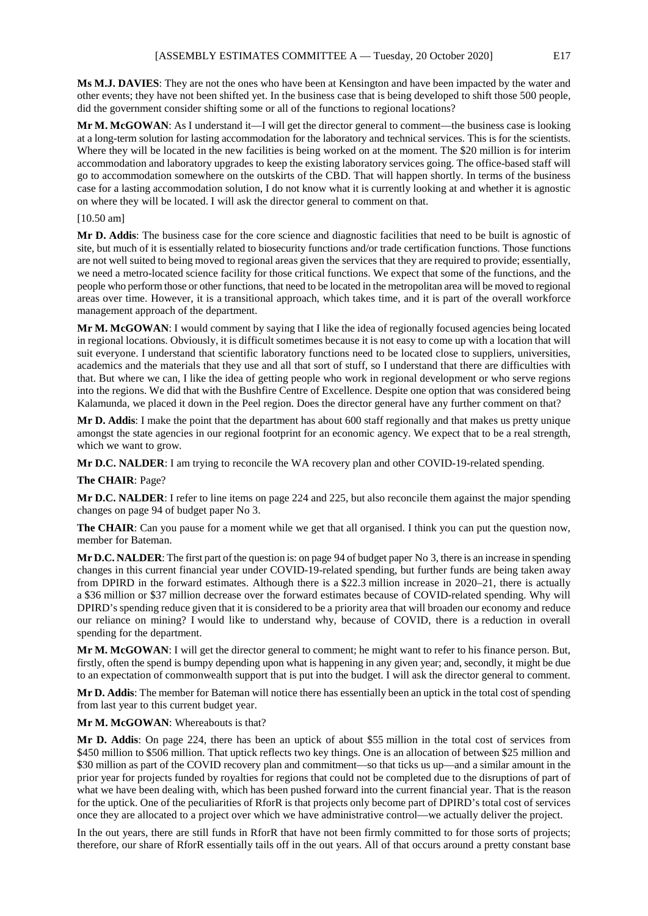**Ms M.J. DAVIES**: They are not the ones who have been at Kensington and have been impacted by the water and other events; they have not been shifted yet. In the business case that is being developed to shift those 500 people, did the government consider shifting some or all of the functions to regional locations?

**Mr M. McGOWAN**: As I understand it—I will get the director general to comment—the business case is looking at a long-term solution for lasting accommodation for the laboratory and technical services. This is for the scientists. Where they will be located in the new facilities is being worked on at the moment. The $20 million is for interim accommodation and laboratory upgrades to keep the existing laboratory services going. The office-based staff will go to accommodation somewhere on the outskirts of the CBD. That will happen shortly. In terms of the business case for a lasting accommodation solution, I do not know what it is currently looking at and whether it is agnostic on where they will be located. I will ask the director general to comment on that.

[10.50 am]

**Mr D. Addis**: The business case for the core science and diagnostic facilities that need to be built is agnostic of site, but much of it is essentially related to biosecurity functions and/or trade certification functions. Those functions are not well suited to being moved to regional areas given the services that they are required to provide; essentially, we need a metro-located science facility for those critical functions. We expect that some of the functions, and the people who perform those or other functions, that need to be located in the metropolitan area will be moved to regional areas over time. However, it is a transitional approach, which takes time, and it is part of the overall workforce management approach of the department.

**Mr M. McGOWAN**: I would comment by saying that I like the idea of regionally focused agencies being located in regional locations. Obviously, it is difficult sometimes because it is not easy to come up with a location that will suit everyone. I understand that scientific laboratory functions need to be located close to suppliers, universities, academics and the materials that they use and all that sort of stuff, so I understand that there are difficulties with that. But where we can, I like the idea of getting people who work in regional development or who serve regions into the regions. We did that with the Bushfire Centre of Excellence. Despite one option that was considered being Kalamunda, we placed it down in the Peel region. Does the director general have any further comment on that?

**Mr D. Addis**: I make the point that the department has about 600 staff regionally and that makes us pretty unique amongst the state agencies in our regional footprint for an economic agency. We expect that to be a real strength, which we want to grow.

**Mr D.C. NALDER**: I am trying to reconcile the WA recovery plan and other COVID-19-related spending.

**The CHAIR**: Page?

**Mr D.C. NALDER**: I refer to line items on page 224 and 225, but also reconcile them against the major spending changes on page 94 of budget paper No 3.

**The CHAIR**: Can you pause for a moment while we get that all organised. I think you can put the question now, member for Bateman.

**Mr D.C. NALDER**: The first part of the question is: on page 94 of budget paper No 3, there is an increase in spending changes in this current financial year under COVID-19-related spending, but further funds are being taken away from DPIRD in the forward estimates. Although there is a $22.3 million increase in 2020–21, there is actually a $36 million or $37 million decrease over the forward estimates because of COVID-related spending. Why will DPIRD's spending reduce given that it is considered to be a priority area that will broaden our economy and reduce our reliance on mining? I would like to understand why, because of COVID, there is a reduction in overall spending for the department.

**Mr M. McGOWAN**: I will get the director general to comment; he might want to refer to his finance person. But, firstly, often the spend is bumpy depending upon what is happening in any given year; and, secondly, it might be due to an expectation of commonwealth support that is put into the budget. I will ask the director general to comment.

**Mr D. Addis**: The member for Bateman will notice there has essentially been an uptick in the total cost of spending from last year to this current budget year.

**Mr M. McGOWAN**: Whereabouts is that?

**Mr D. Addis**: On page 224, there has been an uptick of about $55 million in the total cost of services from $450 million to $506 million. That uptick reflects two key things. One is an allocation of between $25 million and $30 million as part of the COVID recovery plan and commitment—so that ticks us up—and a similar amount in the prior year for projects funded by royalties for regions that could not be completed due to the disruptions of part of what we have been dealing with, which has been pushed forward into the current financial year. That is the reason for the uptick. One of the peculiarities of RforR is that projects only become part of DPIRD's total cost of services once they are allocated to a project over which we have administrative control—we actually deliver the project.

In the out years, there are still funds in RforR that have not been firmly committed to for those sorts of projects; therefore, our share of RforR essentially tails off in the out years. All of that occurs around a pretty constant base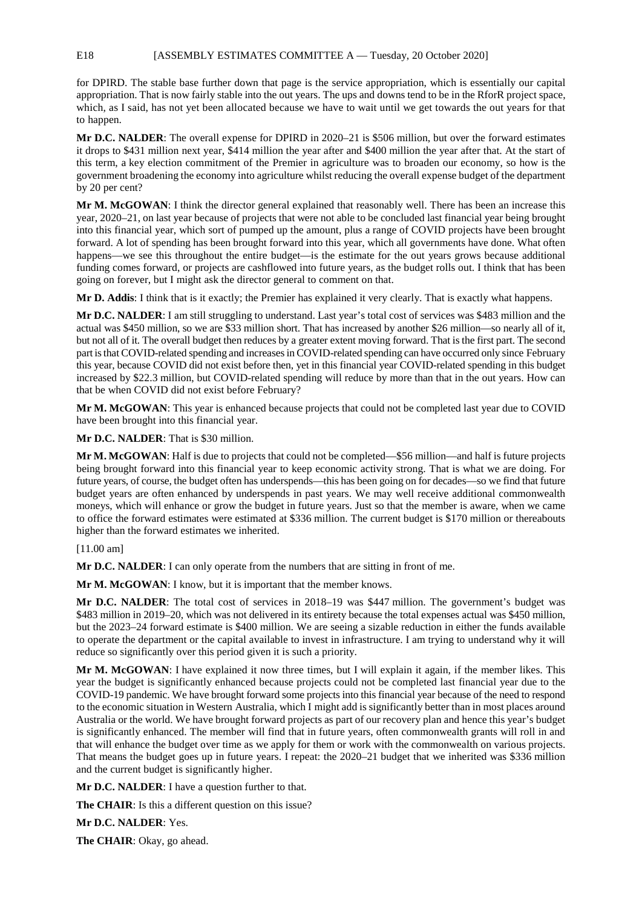for DPIRD. The stable base further down that page is the service appropriation, which is essentially our capital appropriation. That is now fairly stable into the out years. The ups and downs tend to be in the RforR project space, which, as I said, has not yet been allocated because we have to wait until we get towards the out years for that to happen.

**Mr D.C. NALDER**: The overall expense for DPIRD in 2020–21 is \$506 million, but over the forward estimates it drops to \$431 million next year, \$414 million the year after and \$400 million the year after that. At the start of this term, a key election commitment of the Premier in agriculture was to broaden our economy, so how is the government broadening the economy into agriculture whilst reducing the overall expense budget of the department by 20 per cent?

**Mr M. McGOWAN**: I think the director general explained that reasonably well. There has been an increase this year, 2020–21, on last year because of projects that were not able to be concluded last financial year being brought into this financial year, which sort of pumped up the amount, plus a range of COVID projects have been brought forward. A lot of spending has been brought forward into this year, which all governments have done. What often happens—we see this throughout the entire budget—is the estimate for the out years grows because additional funding comes forward, or projects are cashflowed into future years, as the budget rolls out. I think that has been going on forever, but I might ask the director general to comment on that.

**Mr D. Addis**: I think that is it exactly; the Premier has explained it very clearly. That is exactly what happens.

**Mr D.C. NALDER**: I am still struggling to understand. Last year's total cost of services was \$483 million and the actual was \$450 million, so we are \$33 million short. That has increased by another \$26 million—so nearly all of it, but not all of it. The overall budget then reduces by a greater extent moving forward. That is the first part. The second part is that COVID-related spending and increases in COVID-related spending can have occurred only since February this year, because COVID did not exist before then, yet in this financial year COVID-related spending in this budget increased by \$22.3 million, but COVID-related spending will reduce by more than that in the out years. How can that be when COVID did not exist before February?

**Mr M. McGOWAN**: This year is enhanced because projects that could not be completed last year due to COVID have been brought into this financial year.

**Mr D.C. NALDER**: That is \$30 million.

**Mr M. McGOWAN**: Half is due to projects that could not be completed—\$56 million—and half is future projects being brought forward into this financial year to keep economic activity strong. That is what we are doing. For future years, of course, the budget often has underspends—this has been going on for decades—so we find that future budget years are often enhanced by underspends in past years. We may well receive additional commonwealth moneys, which will enhance or grow the budget in future years. Just so that the member is aware, when we came to office the forward estimates were estimated at \$336 million. The current budget is \$170 million or thereabouts higher than the forward estimates we inherited.

[11.00 am]

**Mr D.C. NALDER**: I can only operate from the numbers that are sitting in front of me.

**Mr M. McGOWAN**: I know, but it is important that the member knows.

**Mr D.C. NALDER**: The total cost of services in 2018–19 was \$447 million. The government's budget was \$483 million in 2019–20, which was not delivered in its entirety because the total expenses actual was \$450 million, but the 2023–24 forward estimate is \$400 million. We are seeing a sizable reduction in either the funds available to operate the department or the capital available to invest in infrastructure. I am trying to understand why it will reduce so significantly over this period given it is such a priority.

**Mr M. McGOWAN**: I have explained it now three times, but I will explain it again, if the member likes. This year the budget is significantly enhanced because projects could not be completed last financial year due to the COVID-19 pandemic. We have brought forward some projects into this financial year because of the need to respond to the economic situation in Western Australia, which I might add is significantly better than in most places around Australia or the world. We have brought forward projects as part of our recovery plan and hence this year's budget is significantly enhanced. The member will find that in future years, often commonwealth grants will roll in and that will enhance the budget over time as we apply for them or work with the commonwealth on various projects. That means the budget goes up in future years. I repeat: the 2020–21 budget that we inherited was \$336 million and the current budget is significantly higher.

**Mr D.C. NALDER**: I have a question further to that.

**The CHAIR**: Is this a different question on this issue?

**Mr D.C. NALDER**: Yes.

**The CHAIR**: Okay, go ahead.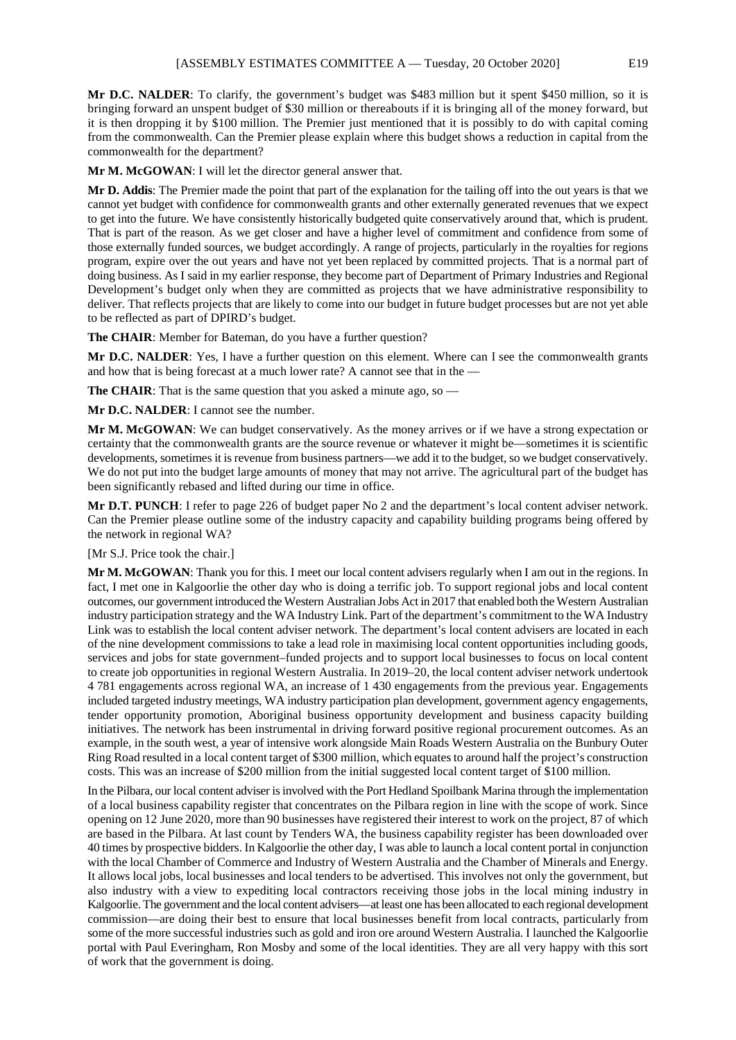**Mr D.C. NALDER**: To clarify, the government's budget was $483 million but it spent $450 million, so it is bringing forward an unspent budget of $30 million or thereabouts if it is bringing all of the money forward, but it is then dropping it by $100 million. The Premier just mentioned that it is possibly to do with capital coming from the commonwealth. Can the Premier please explain where this budget shows a reduction in capital from the commonwealth for the department?

**Mr M. McGOWAN**: I will let the director general answer that.

**Mr D. Addis**: The Premier made the point that part of the explanation for the tailing off into the out years is that we cannot yet budget with confidence for commonwealth grants and other externally generated revenues that we expect to get into the future. We have consistently historically budgeted quite conservatively around that, which is prudent. That is part of the reason. As we get closer and have a higher level of commitment and confidence from some of those externally funded sources, we budget accordingly. A range of projects, particularly in the royalties for regions program, expire over the out years and have not yet been replaced by committed projects. That is a normal part of doing business. As I said in my earlier response, they become part of Department of Primary Industries and Regional Development's budget only when they are committed as projects that we have administrative responsibility to deliver. That reflects projects that are likely to come into our budget in future budget processes but are not yet able to be reflected as part of DPIRD's budget.

**The CHAIR**: Member for Bateman, do you have a further question?

**Mr D.C. NALDER**: Yes, I have a further question on this element. Where can I see the commonwealth grants and how that is being forecast at a much lower rate? A cannot see that in the —

**The CHAIR**: That is the same question that you asked a minute ago, so —

**Mr D.C. NALDER**: I cannot see the number.

**Mr M. McGOWAN**: We can budget conservatively. As the money arrives or if we have a strong expectation or certainty that the commonwealth grants are the source revenue or whatever it might be—sometimes it is scientific developments, sometimes it is revenue from business partners—we add it to the budget, so we budget conservatively. We do not put into the budget large amounts of money that may not arrive. The agricultural part of the budget has been significantly rebased and lifted during our time in office.

**Mr D.T. PUNCH**: I refer to page 226 of budget paper No 2 and the department's local content adviser network. Can the Premier please outline some of the industry capacity and capability building programs being offered by the network in regional WA?

[Mr S.J. Price took the chair.]

**Mr M. McGOWAN**: Thank you for this. I meet our local content advisers regularly when I am out in the regions. In fact, I met one in Kalgoorlie the other day who is doing a terrific job. To support regional jobs and local content outcomes, our government introduced the Western Australian Jobs Act in 2017 that enabled both the Western Australian industry participation strategy and the WA Industry Link. Part of the department's commitment to the WA Industry Link was to establish the local content adviser network. The department's local content advisers are located in each of the nine development commissions to take a lead role in maximising local content opportunities including goods, services and jobs for state government–funded projects and to support local businesses to focus on local content to create job opportunities in regional Western Australia. In 2019–20, the local content adviser network undertook 4 781 engagements across regional WA, an increase of 1 430 engagements from the previous year. Engagements included targeted industry meetings, WA industry participation plan development, government agency engagements, tender opportunity promotion, Aboriginal business opportunity development and business capacity building initiatives. The network has been instrumental in driving forward positive regional procurement outcomes. As an example, in the south west, a year of intensive work alongside Main Roads Western Australia on the Bunbury Outer Ring Road resulted in a local content target of $300 million, which equates to around half the project's construction costs. This was an increase of $200 million from the initial suggested local content target of $100 million.

In the Pilbara, our local content adviser is involved with the Port Hedland Spoilbank Marina through the implementation of a local business capability register that concentrates on the Pilbara region in line with the scope of work. Since opening on 12 June 2020, more than 90 businesses have registered their interest to work on the project, 87 of which are based in the Pilbara. At last count by Tenders WA, the business capability register has been downloaded over 40 times by prospective bidders. In Kalgoorlie the other day, I was able to launch a local content portal in conjunction with the local Chamber of Commerce and Industry of Western Australia and the Chamber of Minerals and Energy. It allows local jobs, local businesses and local tenders to be advertised. This involves not only the government, but also industry with a view to expediting local contractors receiving those jobs in the local mining industry in Kalgoorlie. The government and the local content advisers—at least one has been allocated to each regional development commission—are doing their best to ensure that local businesses benefit from local contracts, particularly from some of the more successful industries such as gold and iron ore around Western Australia. I launched the Kalgoorlie portal with Paul Everingham, Ron Mosby and some of the local identities. They are all very happy with this sort of work that the government is doing.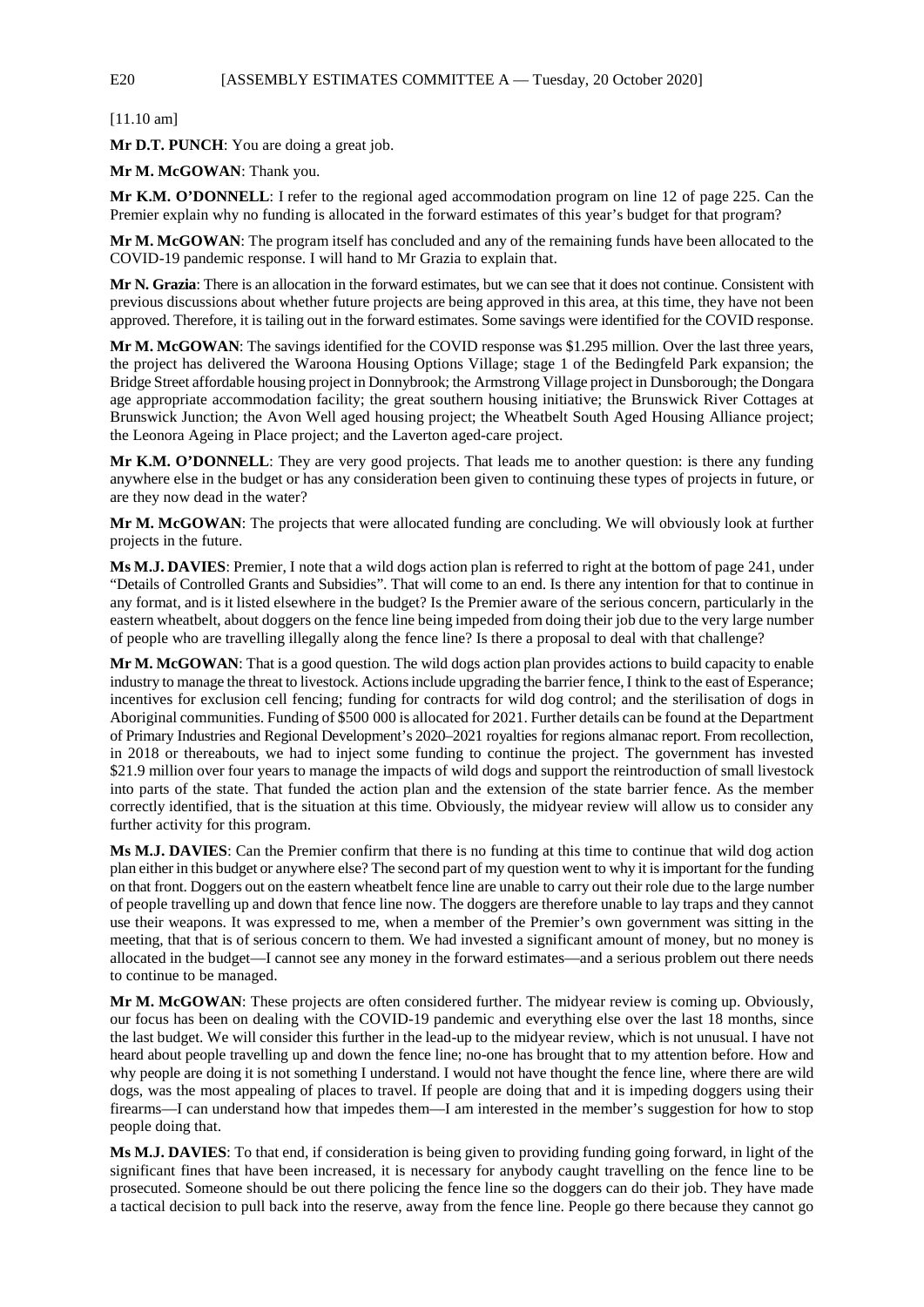[11.10 am]

**Mr D.T. PUNCH**: You are doing a great job.

**Mr M. McGOWAN**: Thank you.

**Mr K.M. O'DONNELL**: I refer to the regional aged accommodation program on line 12 of page 225. Can the Premier explain why no funding is allocated in the forward estimates of this year's budget for that program?

**Mr M. McGOWAN**: The program itself has concluded and any of the remaining funds have been allocated to the COVID-19 pandemic response. I will hand to Mr Grazia to explain that.

**Mr N. Grazia**: There is an allocation in the forward estimates, but we can see that it does not continue. Consistent with previous discussions about whether future projects are being approved in this area, at this time, they have not been approved. Therefore, it is tailing out in the forward estimates. Some savings were identified for the COVID response.

**Mr M. McGOWAN**: The savings identified for the COVID response was $1.295 million. Over the last three years, the project has delivered the Waroona Housing Options Village; stage 1 of the Bedingfeld Park expansion; the Bridge Street affordable housing project in Donnybrook; the Armstrong Village project in Dunsborough; the Dongara age appropriate accommodation facility; the great southern housing initiative; the Brunswick River Cottages at Brunswick Junction; the Avon Well aged housing project; the Wheatbelt South Aged Housing Alliance project; the Leonora Ageing in Place project; and the Laverton aged-care project.

**Mr K.M. O'DONNELL**: They are very good projects. That leads me to another question: is there any funding anywhere else in the budget or has any consideration been given to continuing these types of projects in future, or are they now dead in the water?

**Mr M. McGOWAN**: The projects that were allocated funding are concluding. We will obviously look at further projects in the future.

**Ms M.J. DAVIES**: Premier, I note that a wild dogs action plan is referred to right at the bottom of page 241, under "Details of Controlled Grants and Subsidies". That will come to an end. Is there any intention for that to continue in any format, and is it listed elsewhere in the budget? Is the Premier aware of the serious concern, particularly in the eastern wheatbelt, about doggers on the fence line being impeded from doing their job due to the very large number of people who are travelling illegally along the fence line? Is there a proposal to deal with that challenge?

**Mr M. McGOWAN**: That is a good question. The wild dogs action plan provides actions to build capacity to enable industry to manage the threat to livestock. Actions include upgrading the barrier fence, I think to the east of Esperance; incentives for exclusion cell fencing; funding for contracts for wild dog control; and the sterilisation of dogs in Aboriginal communities. Funding of $500 000 is allocated for 2021. Further details can be found at the Department of Primary Industries and Regional Development's 2020–2021 royalties for regions almanac report. From recollection, in 2018 or thereabouts, we had to inject some funding to continue the project. The government has invested $21.9 million over four years to manage the impacts of wild dogs and support the reintroduction of small livestock into parts of the state. That funded the action plan and the extension of the state barrier fence. As the member correctly identified, that is the situation at this time. Obviously, the midyear review will allow us to consider any further activity for this program.

**Ms M.J. DAVIES**: Can the Premier confirm that there is no funding at this time to continue that wild dog action plan either in this budget or anywhere else? The second part of my question went to why it is important for the funding on that front. Doggers out on the eastern wheatbelt fence line are unable to carry out their role due to the large number of people travelling up and down that fence line now. The doggers are therefore unable to lay traps and they cannot use their weapons. It was expressed to me, when a member of the Premier's own government was sitting in the meeting, that that is of serious concern to them. We had invested a significant amount of money, but no money is allocated in the budget—I cannot see any money in the forward estimates—and a serious problem out there needs to continue to be managed.

**Mr M. McGOWAN**: These projects are often considered further. The midyear review is coming up. Obviously, our focus has been on dealing with the COVID-19 pandemic and everything else over the last 18 months, since the last budget. We will consider this further in the lead-up to the midyear review, which is not unusual. I have not heard about people travelling up and down the fence line; no-one has brought that to my attention before. How and why people are doing it is not something I understand. I would not have thought the fence line, where there are wild dogs, was the most appealing of places to travel. If people are doing that and it is impeding doggers using their firearms—I can understand how that impedes them—I am interested in the member's suggestion for how to stop people doing that.

**Ms M.J. DAVIES**: To that end, if consideration is being given to providing funding going forward, in light of the significant fines that have been increased, it is necessary for anybody caught travelling on the fence line to be prosecuted. Someone should be out there policing the fence line so the doggers can do their job. They have made a tactical decision to pull back into the reserve, away from the fence line. People go there because they cannot go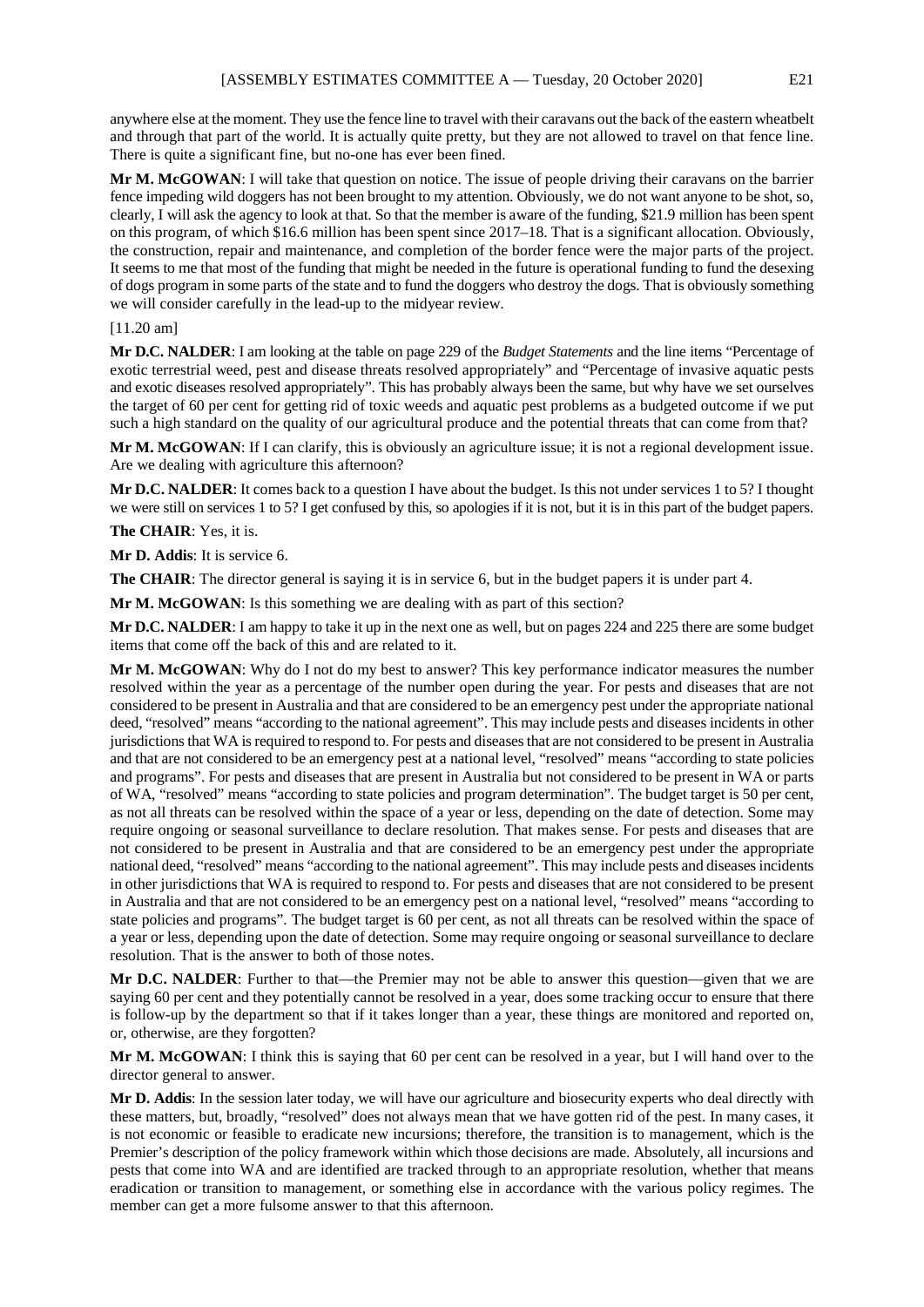anywhere else at the moment. They use the fence line to travel with their caravans out the back of the eastern wheatbelt and through that part of the world. It is actually quite pretty, but they are not allowed to travel on that fence line. There is quite a significant fine, but no-one has ever been fined.

**Mr M. McGOWAN**: I will take that question on notice. The issue of people driving their caravans on the barrier fence impeding wild doggers has not been brought to my attention. Obviously, we do not want anyone to be shot, so, clearly, I will ask the agency to look at that. So that the member is aware of the funding, $21.9 million has been spent on this program, of which $16.6 million has been spent since 2017–18. That is a significant allocation. Obviously, the construction, repair and maintenance, and completion of the border fence were the major parts of the project. It seems to me that most of the funding that might be needed in the future is operational funding to fund the desexing of dogs program in some parts of the state and to fund the doggers who destroy the dogs. That is obviously something we will consider carefully in the lead-up to the midyear review.

[11.20 am]

**Mr D.C. NALDER**: I am looking at the table on page 229 of the *Budget Statements* and the line items "Percentage of exotic terrestrial weed, pest and disease threats resolved appropriately" and "Percentage of invasive aquatic pests and exotic diseases resolved appropriately". This has probably always been the same, but why have we set ourselves the target of 60 per cent for getting rid of toxic weeds and aquatic pest problems as a budgeted outcome if we put such a high standard on the quality of our agricultural produce and the potential threats that can come from that?

**Mr M. McGOWAN**: If I can clarify, this is obviously an agriculture issue; it is not a regional development issue. Are we dealing with agriculture this afternoon?

**Mr D.C. NALDER**: It comes back to a question I have about the budget. Is this not under services 1 to 5? I thought we were still on services 1 to 5? I get confused by this, so apologies if it is not, but it is in this part of the budget papers.

**The CHAIR**: Yes, it is.

**Mr D. Addis**: It is service 6.

**The CHAIR**: The director general is saying it is in service 6, but in the budget papers it is under part 4.

**Mr M. McGOWAN**: Is this something we are dealing with as part of this section?

**Mr D.C. NALDER**: I am happy to take it up in the next one as well, but on pages 224 and 225 there are some budget items that come off the back of this and are related to it.

**Mr M. McGOWAN**: Why do I not do my best to answer? This key performance indicator measures the number resolved within the year as a percentage of the number open during the year. For pests and diseases that are not considered to be present in Australia and that are considered to be an emergency pest under the appropriate national deed, "resolved" means "according to the national agreement". This may include pests and diseases incidents in other jurisdictions that WA is required to respond to. For pests and diseases that are not considered to be present in Australia and that are not considered to be an emergency pest at a national level, "resolved" means "according to state policies and programs". For pests and diseases that are present in Australia but not considered to be present in WA or parts of WA, "resolved" means "according to state policies and program determination". The budget target is 50 per cent, as not all threats can be resolved within the space of a year or less, depending on the date of detection. Some may require ongoing or seasonal surveillance to declare resolution. That makes sense. For pests and diseases that are not considered to be present in Australia and that are considered to be an emergency pest under the appropriate national deed, "resolved" means "according to the national agreement". This may include pests and diseases incidents in other jurisdictions that WA is required to respond to. For pests and diseases that are not considered to be present in Australia and that are not considered to be an emergency pest on a national level, "resolved" means "according to state policies and programs". The budget target is 60 per cent, as not all threats can be resolved within the space of a year or less, depending upon the date of detection. Some may require ongoing or seasonal surveillance to declare resolution. That is the answer to both of those notes.

**Mr D.C. NALDER**: Further to that—the Premier may not be able to answer this question—given that we are saying 60 per cent and they potentially cannot be resolved in a year, does some tracking occur to ensure that there is follow-up by the department so that if it takes longer than a year, these things are monitored and reported on, or, otherwise, are they forgotten?

**Mr M. McGOWAN**: I think this is saying that 60 per cent can be resolved in a year, but I will hand over to the director general to answer.

**Mr D. Addis**: In the session later today, we will have our agriculture and biosecurity experts who deal directly with these matters, but, broadly, "resolved" does not always mean that we have gotten rid of the pest. In many cases, it is not economic or feasible to eradicate new incursions; therefore, the transition is to management, which is the Premier's description of the policy framework within which those decisions are made. Absolutely, all incursions and pests that come into WA and are identified are tracked through to an appropriate resolution, whether that means eradication or transition to management, or something else in accordance with the various policy regimes. The member can get a more fulsome answer to that this afternoon.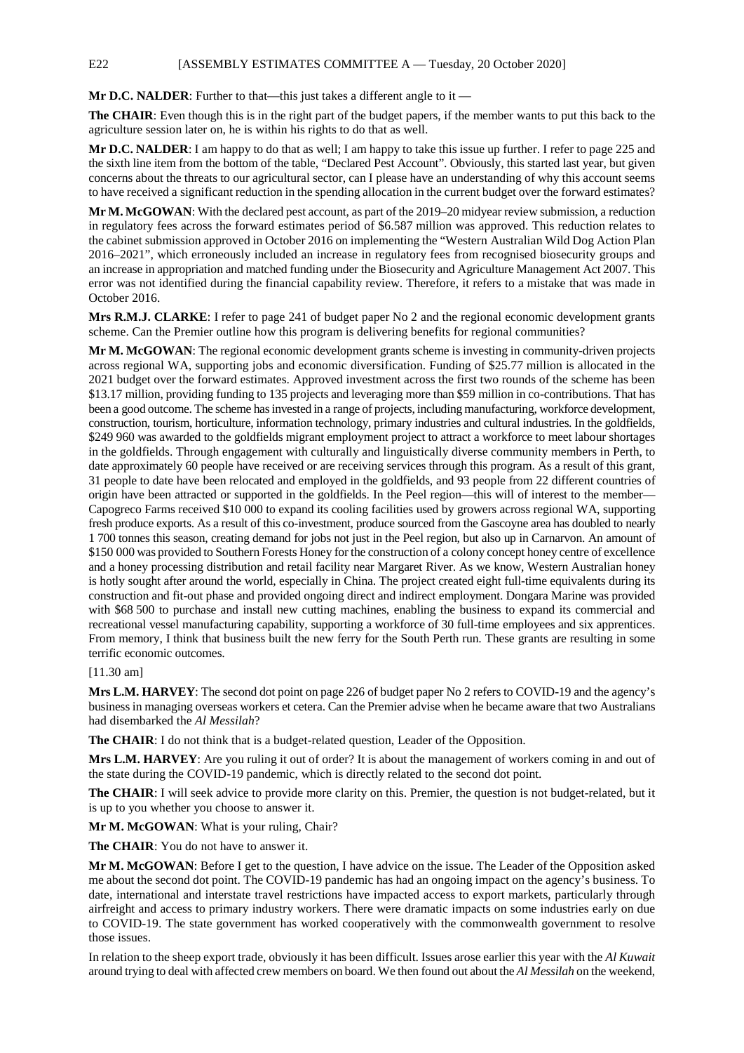**Mr D.C. NALDER**: Further to that—this just takes a different angle to it —

**The CHAIR**: Even though this is in the right part of the budget papers, if the member wants to put this back to the agriculture session later on, he is within his rights to do that as well.

**Mr D.C. NALDER**: I am happy to do that as well; I am happy to take this issue up further. I refer to page 225 and the sixth line item from the bottom of the table, "Declared Pest Account". Obviously, this started last year, but given concerns about the threats to our agricultural sector, can I please have an understanding of why this account seems to have received a significant reduction in the spending allocation in the current budget over the forward estimates?

**Mr M. McGOWAN**: With the declared pest account, as part of the 2019–20 midyear review submission, a reduction in regulatory fees across the forward estimates period of $6.587 million was approved. This reduction relates to the cabinet submission approved in October 2016 on implementing the "Western Australian Wild Dog Action Plan 2016–2021", which erroneously included an increase in regulatory fees from recognised biosecurity groups and an increase in appropriation and matched funding under the Biosecurity and Agriculture Management Act 2007. This error was not identified during the financial capability review. Therefore, it refers to a mistake that was made in October 2016.

**Mrs R.M.J. CLARKE**: I refer to page 241 of budget paper No 2 and the regional economic development grants scheme. Can the Premier outline how this program is delivering benefits for regional communities?

**Mr M. McGOWAN**: The regional economic development grants scheme is investing in community-driven projects across regional WA, supporting jobs and economic diversification. Funding of $25.77 million is allocated in the 2021 budget over the forward estimates. Approved investment across the first two rounds of the scheme has been $13.17 million, providing funding to 135 projects and leveraging more than $59 million in co-contributions. That has been a good outcome. The scheme has invested in a range of projects, including manufacturing, workforce development, construction, tourism, horticulture, information technology, primary industries and cultural industries. In the goldfields, $249 960 was awarded to the goldfields migrant employment project to attract a workforce to meet labour shortages in the goldfields. Through engagement with culturally and linguistically diverse community members in Perth, to date approximately 60 people have received or are receiving services through this program. As a result of this grant, 31 people to date have been relocated and employed in the goldfields, and 93 people from 22 different countries of origin have been attracted or supported in the goldfields. In the Peel region—this will of interest to the member—Capogreco Farms received $10 000 to expand its cooling facilities used by growers across regional WA, supporting fresh produce exports. As a result of this co-investment, produce sourced from the Gascoyne area has doubled to nearly 1 700 tonnes this season, creating demand for jobs not just in the Peel region, but also up in Carnarvon. An amount of $150 000 was provided to Southern Forests Honey for the construction of a colony concept honey centre of excellence and a honey processing distribution and retail facility near Margaret River. As we know, Western Australian honey is hotly sought after around the world, especially in China. The project created eight full-time equivalents during its construction and fit-out phase and provided ongoing direct and indirect employment. Dongara Marine was provided with $68 500 to purchase and install new cutting machines, enabling the business to expand its commercial and recreational vessel manufacturing capability, supporting a workforce of 30 full-time employees and six apprentices. From memory, I think that business built the new ferry for the South Perth run. These grants are resulting in some terrific economic outcomes.

[11.30 am]

**Mrs L.M. HARVEY**: The second dot point on page 226 of budget paper No 2 refers to COVID-19 and the agency's business in managing overseas workers et cetera. Can the Premier advise when he became aware that two Australians had disembarked the *Al Messilah*?

**The CHAIR**: I do not think that is a budget-related question, Leader of the Opposition.

**Mrs L.M. HARVEY**: Are you ruling it out of order? It is about the management of workers coming in and out of the state during the COVID-19 pandemic, which is directly related to the second dot point.

**The CHAIR**: I will seek advice to provide more clarity on this. Premier, the question is not budget-related, but it is up to you whether you choose to answer it.

**Mr M. McGOWAN**: What is your ruling, Chair?

**The CHAIR**: You do not have to answer it.

**Mr M. McGOWAN**: Before I get to the question, I have advice on the issue. The Leader of the Opposition asked me about the second dot point. The COVID-19 pandemic has had an ongoing impact on the agency's business. To date, international and interstate travel restrictions have impacted access to export markets, particularly through airfreight and access to primary industry workers. There were dramatic impacts on some industries early on due to COVID-19. The state government has worked cooperatively with the commonwealth government to resolve those issues.

In relation to the sheep export trade, obviously it has been difficult. Issues arose earlier this year with the *Al Kuwait* around trying to deal with affected crew members on board. We then found out about the *Al Messilah* on the weekend,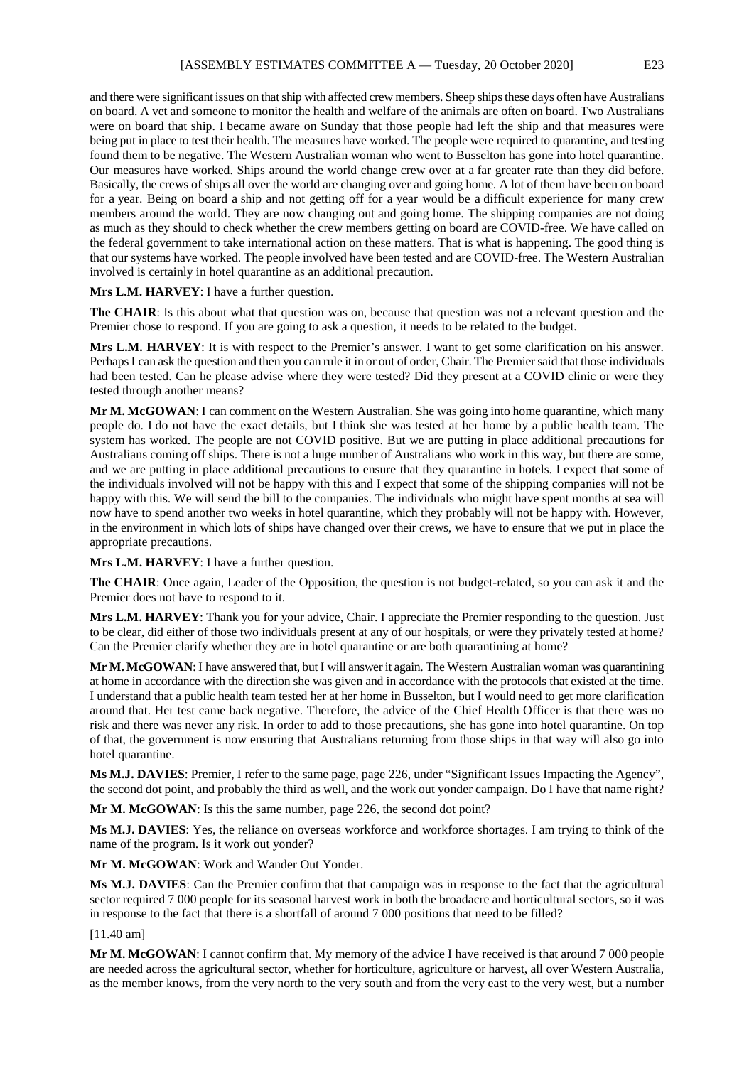and there were significant issues on that ship with affected crew members. Sheep ships these days often have Australians on board. A vet and someone to monitor the health and welfare of the animals are often on board. Two Australians were on board that ship. I became aware on Sunday that those people had left the ship and that measures were being put in place to test their health. The measures have worked. The people were required to quarantine, and testing found them to be negative. The Western Australian woman who went to Busselton has gone into hotel quarantine. Our measures have worked. Ships around the world change crew over at a far greater rate than they did before. Basically, the crews of ships all over the world are changing over and going home. A lot of them have been on board for a year. Being on board a ship and not getting off for a year would be a difficult experience for many crew members around the world. They are now changing out and going home. The shipping companies are not doing as much as they should to check whether the crew members getting on board are COVID-free. We have called on the federal government to take international action on these matters. That is what is happening. The good thing is that our systems have worked. The people involved have been tested and are COVID-free. The Western Australian involved is certainly in hotel quarantine as an additional precaution.

**Mrs L.M. HARVEY**: I have a further question.

**The CHAIR**: Is this about what that question was on, because that question was not a relevant question and the Premier chose to respond. If you are going to ask a question, it needs to be related to the budget.

**Mrs L.M. HARVEY**: It is with respect to the Premier's answer. I want to get some clarification on his answer. Perhaps I can ask the question and then you can rule it in or out of order, Chair. The Premier said that those individuals had been tested. Can he please advise where they were tested? Did they present at a COVID clinic or were they tested through another means?

**Mr M. McGOWAN**: I can comment on the Western Australian. She was going into home quarantine, which many people do. I do not have the exact details, but I think she was tested at her home by a public health team. The system has worked. The people are not COVID positive. But we are putting in place additional precautions for Australians coming off ships. There is not a huge number of Australians who work in this way, but there are some, and we are putting in place additional precautions to ensure that they quarantine in hotels. I expect that some of the individuals involved will not be happy with this and I expect that some of the shipping companies will not be happy with this. We will send the bill to the companies. The individuals who might have spent months at sea will now have to spend another two weeks in hotel quarantine, which they probably will not be happy with. However, in the environment in which lots of ships have changed over their crews, we have to ensure that we put in place the appropriate precautions.

**Mrs L.M. HARVEY**: I have a further question.

**The CHAIR**: Once again, Leader of the Opposition, the question is not budget-related, so you can ask it and the Premier does not have to respond to it.

**Mrs L.M. HARVEY**: Thank you for your advice, Chair. I appreciate the Premier responding to the question. Just to be clear, did either of those two individuals present at any of our hospitals, or were they privately tested at home? Can the Premier clarify whether they are in hotel quarantine or are both quarantining at home?

**Mr M. McGOWAN**: I have answered that, but I will answer it again. The Western Australian woman was quarantining at home in accordance with the direction she was given and in accordance with the protocols that existed at the time. I understand that a public health team tested her at her home in Busselton, but I would need to get more clarification around that. Her test came back negative. Therefore, the advice of the Chief Health Officer is that there was no risk and there was never any risk. In order to add to those precautions, she has gone into hotel quarantine. On top of that, the government is now ensuring that Australians returning from those ships in that way will also go into hotel quarantine.

**Ms M.J. DAVIES**: Premier, I refer to the same page, page 226, under "Significant Issues Impacting the Agency", the second dot point, and probably the third as well, and the work out yonder campaign. Do I have that name right?

**Mr M. McGOWAN**: Is this the same number, page 226, the second dot point?

**Ms M.J. DAVIES**: Yes, the reliance on overseas workforce and workforce shortages. I am trying to think of the name of the program. Is it work out yonder?

**Mr M. McGOWAN**: Work and Wander Out Yonder.

**Ms M.J. DAVIES**: Can the Premier confirm that that campaign was in response to the fact that the agricultural sector required 7 000 people for its seasonal harvest work in both the broadacre and horticultural sectors, so it was in response to the fact that there is a shortfall of around 7 000 positions that need to be filled?

[11.40 am]

**Mr M. McGOWAN**: I cannot confirm that. My memory of the advice I have received is that around 7 000 people are needed across the agricultural sector, whether for horticulture, agriculture or harvest, all over Western Australia, as the member knows, from the very north to the very south and from the very east to the very west, but a number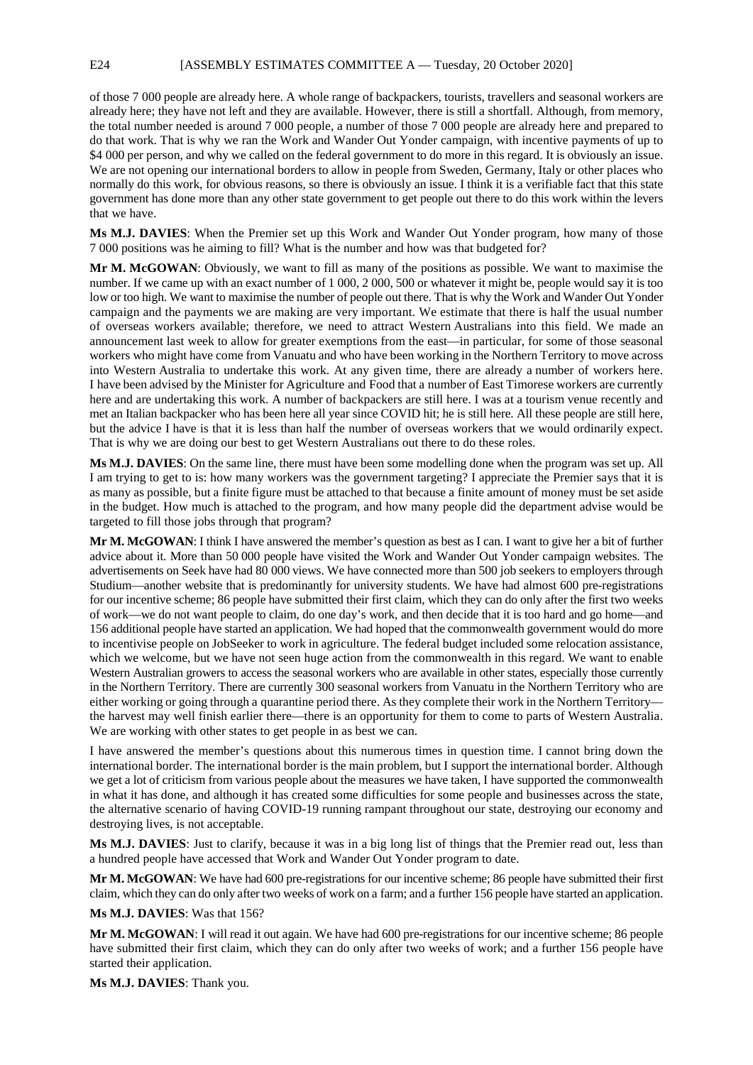of those 7 000 people are already here. A whole range of backpackers, tourists, travellers and seasonal workers are already here; they have not left and they are available. However, there is still a shortfall. Although, from memory, the total number needed is around 7 000 people, a number of those 7 000 people are already here and prepared to do that work. That is why we ran the Work and Wander Out Yonder campaign, with incentive payments of up to $4 000 per person, and why we called on the federal government to do more in this regard. It is obviously an issue. We are not opening our international borders to allow in people from Sweden, Germany, Italy or other places who normally do this work, for obvious reasons, so there is obviously an issue. I think it is a verifiable fact that this state government has done more than any other state government to get people out there to do this work within the levers that we have.

**Ms M.J. DAVIES**: When the Premier set up this Work and Wander Out Yonder program, how many of those 7 000 positions was he aiming to fill? What is the number and how was that budgeted for?

**Mr M. McGOWAN**: Obviously, we want to fill as many of the positions as possible. We want to maximise the number. If we came up with an exact number of 1 000, 2 000, 500 or whatever it might be, people would say it is too low or too high. We want to maximise the number of people out there. That is why the Work and Wander Out Yonder campaign and the payments we are making are very important. We estimate that there is half the usual number of overseas workers available; therefore, we need to attract Western Australians into this field. We made an announcement last week to allow for greater exemptions from the east—in particular, for some of those seasonal workers who might have come from Vanuatu and who have been working in the Northern Territory to move across into Western Australia to undertake this work. At any given time, there are already a number of workers here. I have been advised by the Minister for Agriculture and Food that a number of East Timorese workers are currently here and are undertaking this work. A number of backpackers are still here. I was at a tourism venue recently and met an Italian backpacker who has been here all year since COVID hit; he is still here. All these people are still here, but the advice I have is that it is less than half the number of overseas workers that we would ordinarily expect. That is why we are doing our best to get Western Australians out there to do these roles.

**Ms M.J. DAVIES**: On the same line, there must have been some modelling done when the program was set up. All I am trying to get to is: how many workers was the government targeting? I appreciate the Premier says that it is as many as possible, but a finite figure must be attached to that because a finite amount of money must be set aside in the budget. How much is attached to the program, and how many people did the department advise would be targeted to fill those jobs through that program?

**Mr M. McGOWAN**: I think I have answered the member's question as best as I can. I want to give her a bit of further advice about it. More than 50 000 people have visited the Work and Wander Out Yonder campaign websites. The advertisements on Seek have had 80 000 views. We have connected more than 500 job seekers to employers through Studium—another website that is predominantly for university students. We have had almost 600 pre-registrations for our incentive scheme; 86 people have submitted their first claim, which they can do only after the first two weeks of work—we do not want people to claim, do one day's work, and then decide that it is too hard and go home—and 156 additional people have started an application. We had hoped that the commonwealth government would do more to incentivise people on JobSeeker to work in agriculture. The federal budget included some relocation assistance, which we welcome, but we have not seen huge action from the commonwealth in this regard. We want to enable Western Australian growers to access the seasonal workers who are available in other states, especially those currently in the Northern Territory. There are currently 300 seasonal workers from Vanuatu in the Northern Territory who are either working or going through a quarantine period there. As they complete their work in the Northern Territory—the harvest may well finish earlier there—there is an opportunity for them to come to parts of Western Australia. We are working with other states to get people in as best we can.

I have answered the member's questions about this numerous times in question time. I cannot bring down the international border. The international border is the main problem, but I support the international border. Although we get a lot of criticism from various people about the measures we have taken, I have supported the commonwealth in what it has done, and although it has created some difficulties for some people and businesses across the state, the alternative scenario of having COVID-19 running rampant throughout our state, destroying our economy and destroying lives, is not acceptable.

**Ms M.J. DAVIES**: Just to clarify, because it was in a big long list of things that the Premier read out, less than a hundred people have accessed that Work and Wander Out Yonder program to date.

**Mr M. McGOWAN**: We have had 600 pre-registrations for our incentive scheme; 86 people have submitted their first claim, which they can do only after two weeks of work on a farm; and a further 156 people have started an application.

**Ms M.J. DAVIES**: Was that 156?

**Mr M. McGOWAN**: I will read it out again. We have had 600 pre-registrations for our incentive scheme; 86 people have submitted their first claim, which they can do only after two weeks of work; and a further 156 people have started their application.

**Ms M.J. DAVIES**: Thank you.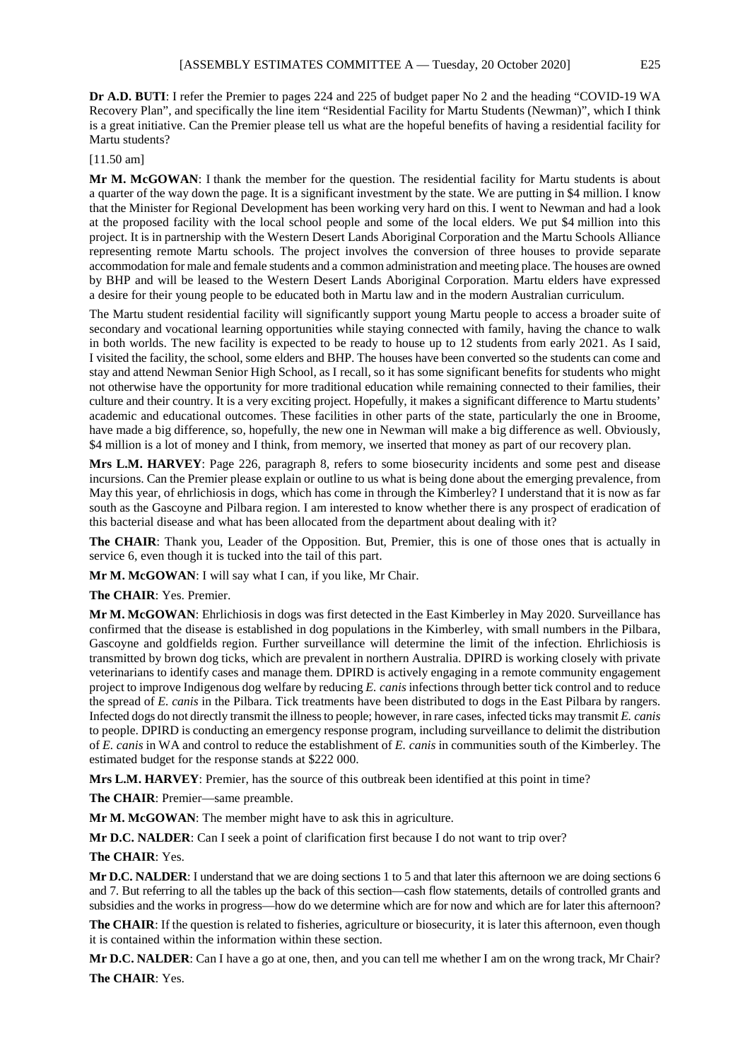**Dr A.D. BUTI**: I refer the Premier to pages 224 and 225 of budget paper No 2 and the heading "COVID-19 WA Recovery Plan", and specifically the line item "Residential Facility for Martu Students (Newman)", which I think is a great initiative. Can the Premier please tell us what are the hopeful benefits of having a residential facility for Martu students?

[11.50 am]

**Mr M. McGOWAN**: I thank the member for the question. The residential facility for Martu students is about a quarter of the way down the page. It is a significant investment by the state. We are putting in $4 million. I know that the Minister for Regional Development has been working very hard on this. I went to Newman and had a look at the proposed facility with the local school people and some of the local elders. We put $4 million into this project. It is in partnership with the Western Desert Lands Aboriginal Corporation and the Martu Schools Alliance representing remote Martu schools. The project involves the conversion of three houses to provide separate accommodation for male and female students and a common administration and meeting place. The houses are owned by BHP and will be leased to the Western Desert Lands Aboriginal Corporation. Martu elders have expressed a desire for their young people to be educated both in Martu law and in the modern Australian curriculum.

The Martu student residential facility will significantly support young Martu people to access a broader suite of secondary and vocational learning opportunities while staying connected with family, having the chance to walk in both worlds. The new facility is expected to be ready to house up to 12 students from early 2021. As I said, I visited the facility, the school, some elders and BHP. The houses have been converted so the students can come and stay and attend Newman Senior High School, as I recall, so it has some significant benefits for students who might not otherwise have the opportunity for more traditional education while remaining connected to their families, their culture and their country. It is a very exciting project. Hopefully, it makes a significant difference to Martu students' academic and educational outcomes. These facilities in other parts of the state, particularly the one in Broome, have made a big difference, so, hopefully, the new one in Newman will make a big difference as well. Obviously, $4 million is a lot of money and I think, from memory, we inserted that money as part of our recovery plan.

**Mrs L.M. HARVEY**: Page 226, paragraph 8, refers to some biosecurity incidents and some pest and disease incursions. Can the Premier please explain or outline to us what is being done about the emerging prevalence, from May this year, of ehrlichiosis in dogs, which has come in through the Kimberley? I understand that it is now as far south as the Gascoyne and Pilbara region. I am interested to know whether there is any prospect of eradication of this bacterial disease and what has been allocated from the department about dealing with it?

**The CHAIR**: Thank you, Leader of the Opposition. But, Premier, this is one of those ones that is actually in service 6, even though it is tucked into the tail of this part.

**Mr M. McGOWAN**: I will say what I can, if you like, Mr Chair.

**The CHAIR**: Yes. Premier.

**Mr M. McGOWAN**: Ehrlichiosis in dogs was first detected in the East Kimberley in May 2020. Surveillance has confirmed that the disease is established in dog populations in the Kimberley, with small numbers in the Pilbara, Gascoyne and goldfields region. Further surveillance will determine the limit of the infection. Ehrlichiosis is transmitted by brown dog ticks, which are prevalent in northern Australia. DPIRD is working closely with private veterinarians to identify cases and manage them. DPIRD is actively engaging in a remote community engagement project to improve Indigenous dog welfare by reducing *E. canis* infections through better tick control and to reduce the spread of *E. canis* in the Pilbara. Tick treatments have been distributed to dogs in the East Pilbara by rangers. Infected dogs do not directly transmit the illness to people; however, in rare cases, infected ticks may transmit *E. canis* to people. DPIRD is conducting an emergency response program, including surveillance to delimit the distribution of *E. canis* in WA and control to reduce the establishment of *E. canis* in communities south of the Kimberley. The estimated budget for the response stands at $222 000.

**Mrs L.M. HARVEY**: Premier, has the source of this outbreak been identified at this point in time?

**The CHAIR**: Premier—same preamble.

**Mr M. McGOWAN**: The member might have to ask this in agriculture.

**Mr D.C. NALDER**: Can I seek a point of clarification first because I do not want to trip over?

**The CHAIR**: Yes.

**Mr D.C. NALDER**: I understand that we are doing sections 1 to 5 and that later this afternoon we are doing sections 6 and 7. But referring to all the tables up the back of this section—cash flow statements, details of controlled grants and subsidies and the works in progress—how do we determine which are for now and which are for later this afternoon?

**The CHAIR**: If the question is related to fisheries, agriculture or biosecurity, it is later this afternoon, even though it is contained within the information within these section.

**Mr D.C. NALDER**: Can I have a go at one, then, and you can tell me whether I am on the wrong track, Mr Chair?

**The CHAIR**: Yes.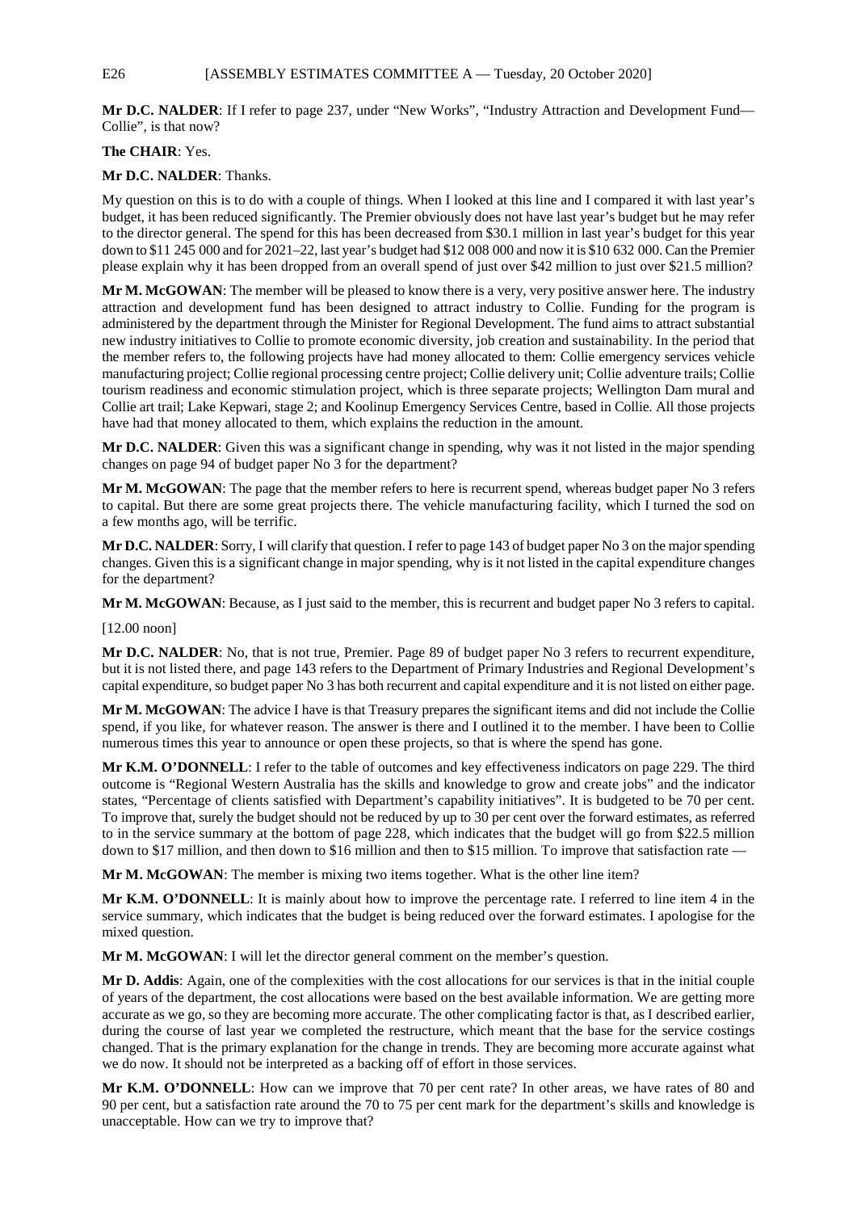**Mr D.C. NALDER**: If I refer to page 237, under "New Works", "Industry Attraction and Development Fund—Collie", is that now?

**The CHAIR**: Yes.

**Mr D.C. NALDER**: Thanks.

My question on this is to do with a couple of things. When I looked at this line and I compared it with last year's budget, it has been reduced significantly. The Premier obviously does not have last year's budget but he may refer to the director general. The spend for this has been decreased from $30.1 million in last year's budget for this year down to $11 245 000 and for 2021–22, last year's budget had $12 008 000 and now it is $10 632 000. Can the Premier please explain why it has been dropped from an overall spend of just over $42 million to just over $21.5 million?

**Mr M. McGOWAN**: The member will be pleased to know there is a very, very positive answer here. The industry attraction and development fund has been designed to attract industry to Collie. Funding for the program is administered by the department through the Minister for Regional Development. The fund aims to attract substantial new industry initiatives to Collie to promote economic diversity, job creation and sustainability. In the period that the member refers to, the following projects have had money allocated to them: Collie emergency services vehicle manufacturing project; Collie regional processing centre project; Collie delivery unit; Collie adventure trails; Collie tourism readiness and economic stimulation project, which is three separate projects; Wellington Dam mural and Collie art trail; Lake Kepwari, stage 2; and Koolinup Emergency Services Centre, based in Collie. All those projects have had that money allocated to them, which explains the reduction in the amount.

**Mr D.C. NALDER**: Given this was a significant change in spending, why was it not listed in the major spending changes on page 94 of budget paper No 3 for the department?

**Mr M. McGOWAN**: The page that the member refers to here is recurrent spend, whereas budget paper No 3 refers to capital. But there are some great projects there. The vehicle manufacturing facility, which I turned the sod on a few months ago, will be terrific.

**Mr D.C. NALDER**: Sorry, I will clarify that question. I refer to page 143 of budget paper No 3 on the major spending changes. Given this is a significant change in major spending, why is it not listed in the capital expenditure changes for the department?

**Mr M. McGOWAN**: Because, as I just said to the member, this is recurrent and budget paper No 3 refers to capital.

[12.00 noon]

**Mr D.C. NALDER**: No, that is not true, Premier. Page 89 of budget paper No 3 refers to recurrent expenditure, but it is not listed there, and page 143 refers to the Department of Primary Industries and Regional Development's capital expenditure, so budget paper No 3 has both recurrent and capital expenditure and it is not listed on either page.

**Mr M. McGOWAN**: The advice I have is that Treasury prepares the significant items and did not include the Collie spend, if you like, for whatever reason. The answer is there and I outlined it to the member. I have been to Collie numerous times this year to announce or open these projects, so that is where the spend has gone.

**Mr K.M. O'DONNELL**: I refer to the table of outcomes and key effectiveness indicators on page 229. The third outcome is "Regional Western Australia has the skills and knowledge to grow and create jobs" and the indicator states, "Percentage of clients satisfied with Department's capability initiatives". It is budgeted to be 70 per cent. To improve that, surely the budget should not be reduced by up to 30 per cent over the forward estimates, as referred to in the service summary at the bottom of page 228, which indicates that the budget will go from $22.5 million down to $17 million, and then down to $16 million and then to $15 million. To improve that satisfaction rate —

**Mr M. McGOWAN**: The member is mixing two items together. What is the other line item?

**Mr K.M. O'DONNELL**: It is mainly about how to improve the percentage rate. I referred to line item 4 in the service summary, which indicates that the budget is being reduced over the forward estimates. I apologise for the mixed question.

**Mr M. McGOWAN**: I will let the director general comment on the member's question.

**Mr D. Addis**: Again, one of the complexities with the cost allocations for our services is that in the initial couple of years of the department, the cost allocations were based on the best available information. We are getting more accurate as we go, so they are becoming more accurate. The other complicating factor is that, as I described earlier, during the course of last year we completed the restructure, which meant that the base for the service costings changed. That is the primary explanation for the change in trends. They are becoming more accurate against what we do now. It should not be interpreted as a backing off of effort in those services.

**Mr K.M. O'DONNELL**: How can we improve that 70 per cent rate? In other areas, we have rates of 80 and 90 per cent, but a satisfaction rate around the 70 to 75 per cent mark for the department's skills and knowledge is unacceptable. How can we try to improve that?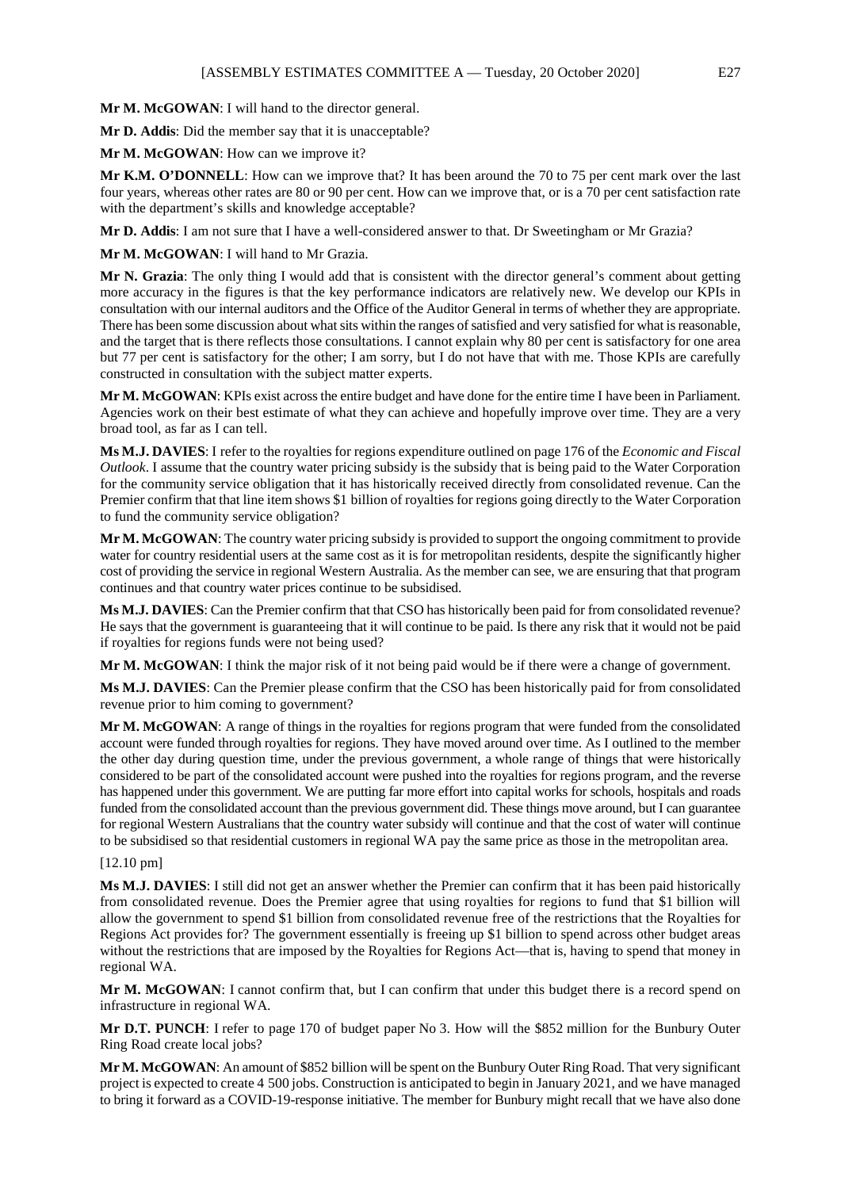**Mr M. McGOWAN**: I will hand to the director general.

**Mr D. Addis**: Did the member say that it is unacceptable?

**Mr M. McGOWAN**: How can we improve it?

**Mr K.M. O'DONNELL**: How can we improve that? It has been around the 70 to 75 per cent mark over the last four years, whereas other rates are 80 or 90 per cent. How can we improve that, or is a 70 per cent satisfaction rate with the department's skills and knowledge acceptable?

**Mr D. Addis**: I am not sure that I have a well-considered answer to that. Dr Sweetingham or Mr Grazia?

**Mr M. McGOWAN**: I will hand to Mr Grazia.

**Mr N. Grazia**: The only thing I would add that is consistent with the director general's comment about getting more accuracy in the figures is that the key performance indicators are relatively new. We develop our KPIs in consultation with our internal auditors and the Office of the Auditor General in terms of whether they are appropriate. There has been some discussion about what sits within the ranges of satisfied and very satisfied for what is reasonable, and the target that is there reflects those consultations. I cannot explain why 80 per cent is satisfactory for one area but 77 per cent is satisfactory for the other; I am sorry, but I do not have that with me. Those KPIs are carefully constructed in consultation with the subject matter experts.

**Mr M. McGOWAN**: KPIs exist across the entire budget and have done for the entire time I have been in Parliament. Agencies work on their best estimate of what they can achieve and hopefully improve over time. They are a very broad tool, as far as I can tell.

**Ms M.J. DAVIES**: I refer to the royalties for regions expenditure outlined on page 176 of the *Economic and Fiscal Outlook*. I assume that the country water pricing subsidy is the subsidy that is being paid to the Water Corporation for the community service obligation that it has historically received directly from consolidated revenue. Can the Premier confirm that that line item shows $1 billion of royalties for regions going directly to the Water Corporation to fund the community service obligation?

**Mr M. McGOWAN**: The country water pricing subsidy is provided to support the ongoing commitment to provide water for country residential users at the same cost as it is for metropolitan residents, despite the significantly higher cost of providing the service in regional Western Australia. As the member can see, we are ensuring that that program continues and that country water prices continue to be subsidised.

**Ms M.J. DAVIES**: Can the Premier confirm that that CSO has historically been paid for from consolidated revenue? He says that the government is guaranteeing that it will continue to be paid. Is there any risk that it would not be paid if royalties for regions funds were not being used?

**Mr M. McGOWAN**: I think the major risk of it not being paid would be if there were a change of government.

**Ms M.J. DAVIES**: Can the Premier please confirm that the CSO has been historically paid for from consolidated revenue prior to him coming to government?

**Mr M. McGOWAN**: A range of things in the royalties for regions program that were funded from the consolidated account were funded through royalties for regions. They have moved around over time. As I outlined to the member the other day during question time, under the previous government, a whole range of things that were historically considered to be part of the consolidated account were pushed into the royalties for regions program, and the reverse has happened under this government. We are putting far more effort into capital works for schools, hospitals and roads funded from the consolidated account than the previous government did. These things move around, but I can guarantee for regional Western Australians that the country water subsidy will continue and that the cost of water will continue to be subsidised so that residential customers in regional WA pay the same price as those in the metropolitan area.

[12.10 pm]

**Ms M.J. DAVIES**: I still did not get an answer whether the Premier can confirm that it has been paid historically from consolidated revenue. Does the Premier agree that using royalties for regions to fund that $1 billion will allow the government to spend $1 billion from consolidated revenue free of the restrictions that the Royalties for Regions Act provides for? The government essentially is freeing up $1 billion to spend across other budget areas without the restrictions that are imposed by the Royalties for Regions Act—that is, having to spend that money in regional WA.

**Mr M. McGOWAN**: I cannot confirm that, but I can confirm that under this budget there is a record spend on infrastructure in regional WA.

**Mr D.T. PUNCH**: I refer to page 170 of budget paper No 3. How will the $852 million for the Bunbury Outer Ring Road create local jobs?

**Mr M. McGOWAN**: An amount of $852 billion will be spent on the Bunbury Outer Ring Road. That very significant project is expected to create 4 500 jobs. Construction is anticipated to begin in January 2021, and we have managed to bring it forward as a COVID-19-response initiative. The member for Bunbury might recall that we have also done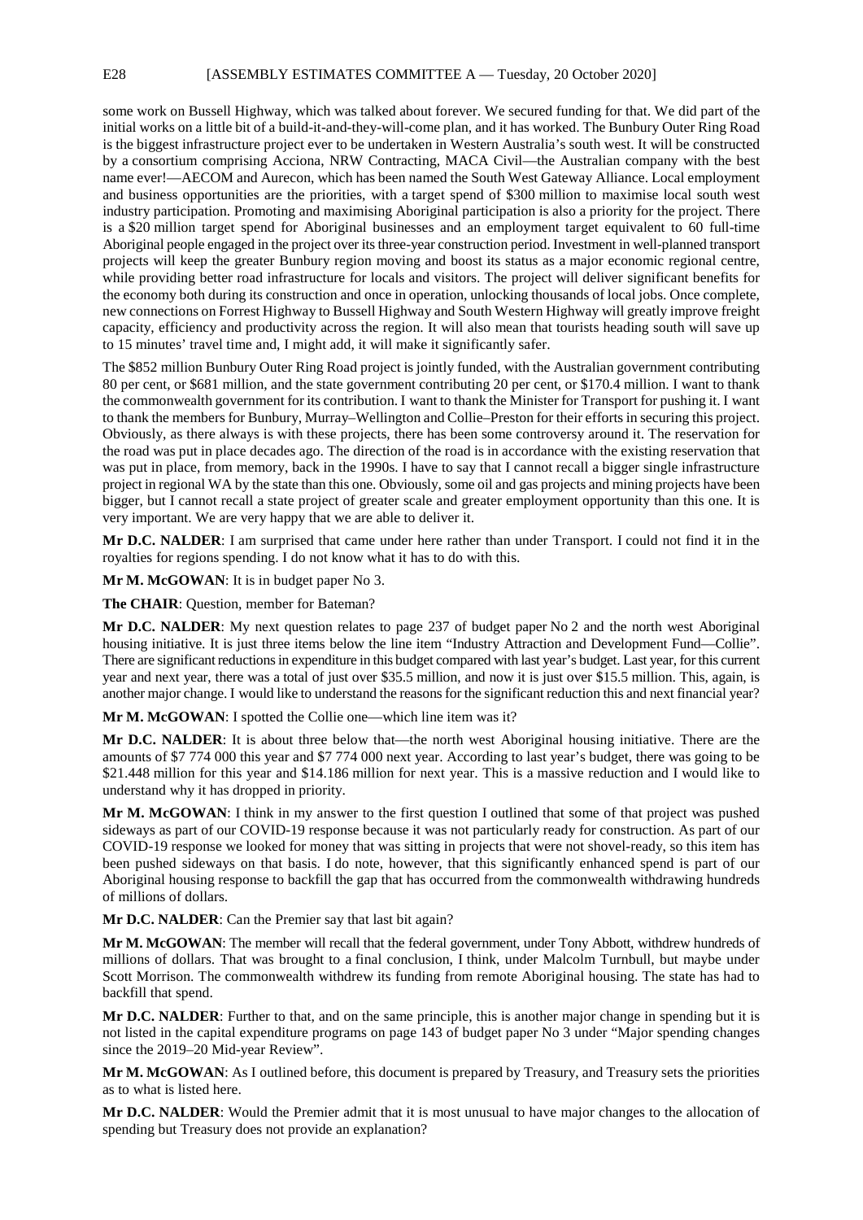some work on Bussell Highway, which was talked about forever. We secured funding for that. We did part of the initial works on a little bit of a build-it-and-they-will-come plan, and it has worked. The Bunbury Outer Ring Road is the biggest infrastructure project ever to be undertaken in Western Australia's south west. It will be constructed by a consortium comprising Acciona, NRW Contracting, MACA Civil—the Australian company with the best name ever!—AECOM and Aurecon, which has been named the South West Gateway Alliance. Local employment and business opportunities are the priorities, with a target spend of $300 million to maximise local south west industry participation. Promoting and maximising Aboriginal participation is also a priority for the project. There is a $20 million target spend for Aboriginal businesses and an employment target equivalent to 60 full-time Aboriginal people engaged in the project over its three-year construction period. Investment in well-planned transport projects will keep the greater Bunbury region moving and boost its status as a major economic regional centre, while providing better road infrastructure for locals and visitors. The project will deliver significant benefits for the economy both during its construction and once in operation, unlocking thousands of local jobs. Once complete, new connections on Forrest Highway to Bussell Highway and South Western Highway will greatly improve freight capacity, efficiency and productivity across the region. It will also mean that tourists heading south will save up to 15 minutes' travel time and, I might add, it will make it significantly safer.

The $852 million Bunbury Outer Ring Road project is jointly funded, with the Australian government contributing 80 per cent, or $681 million, and the state government contributing 20 per cent, or $170.4 million. I want to thank the commonwealth government for its contribution. I want to thank the Minister for Transport for pushing it. I want to thank the members for Bunbury, Murray–Wellington and Collie–Preston for their efforts in securing this project. Obviously, as there always is with these projects, there has been some controversy around it. The reservation for the road was put in place decades ago. The direction of the road is in accordance with the existing reservation that was put in place, from memory, back in the 1990s. I have to say that I cannot recall a bigger single infrastructure project in regional WA by the state than this one. Obviously, some oil and gas projects and mining projects have been bigger, but I cannot recall a state project of greater scale and greater employment opportunity than this one. It is very important. We are very happy that we are able to deliver it.

**Mr D.C. NALDER**: I am surprised that came under here rather than under Transport. I could not find it in the royalties for regions spending. I do not know what it has to do with this.

**Mr M. McGOWAN**: It is in budget paper No 3.

**The CHAIR**: Question, member for Bateman?

**Mr D.C. NALDER**: My next question relates to page 237 of budget paper No 2 and the north west Aboriginal housing initiative. It is just three items below the line item "Industry Attraction and Development Fund—Collie". There are significant reductions in expenditure in this budget compared with last year's budget. Last year, for this current year and next year, there was a total of just over $35.5 million, and now it is just over $15.5 million. This, again, is another major change. I would like to understand the reasons for the significant reduction this and next financial year?

**Mr M. McGOWAN**: I spotted the Collie one—which line item was it?

**Mr D.C. NALDER**: It is about three below that—the north west Aboriginal housing initiative. There are the amounts of $7 774 000 this year and $7 774 000 next year. According to last year's budget, there was going to be $21.448 million for this year and $14.186 million for next year. This is a massive reduction and I would like to understand why it has dropped in priority.

**Mr M. McGOWAN**: I think in my answer to the first question I outlined that some of that project was pushed sideways as part of our COVID-19 response because it was not particularly ready for construction. As part of our COVID-19 response we looked for money that was sitting in projects that were not shovel-ready, so this item has been pushed sideways on that basis. I do note, however, that this significantly enhanced spend is part of our Aboriginal housing response to backfill the gap that has occurred from the commonwealth withdrawing hundreds of millions of dollars.

**Mr D.C. NALDER**: Can the Premier say that last bit again?

**Mr M. McGOWAN**: The member will recall that the federal government, under Tony Abbott, withdrew hundreds of millions of dollars. That was brought to a final conclusion, I think, under Malcolm Turnbull, but maybe under Scott Morrison. The commonwealth withdrew its funding from remote Aboriginal housing. The state has had to backfill that spend.

**Mr D.C. NALDER**: Further to that, and on the same principle, this is another major change in spending but it is not listed in the capital expenditure programs on page 143 of budget paper No 3 under "Major spending changes since the 2019–20 Mid-year Review".

**Mr M. McGOWAN**: As I outlined before, this document is prepared by Treasury, and Treasury sets the priorities as to what is listed here.

**Mr D.C. NALDER**: Would the Premier admit that it is most unusual to have major changes to the allocation of spending but Treasury does not provide an explanation?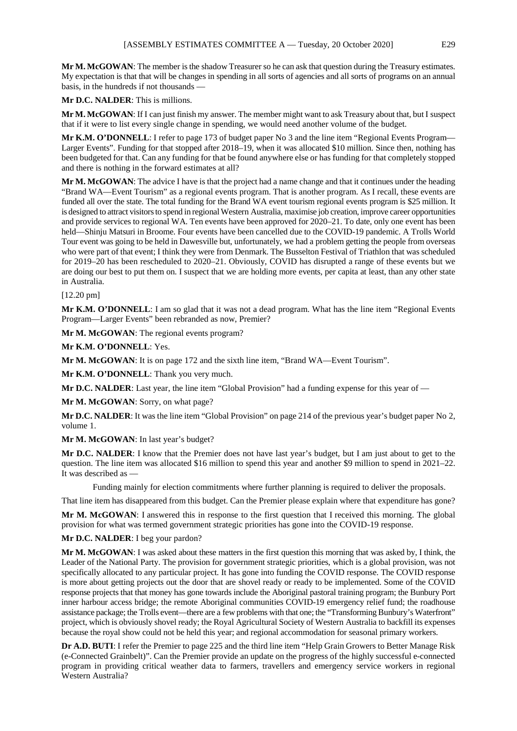**Mr M. McGOWAN**: The member is the shadow Treasurer so he can ask that question during the Treasury estimates. My expectation is that that will be changes in spending in all sorts of agencies and all sorts of programs on an annual basis, in the hundreds if not thousands —

**Mr D.C. NALDER**: This is millions.

**Mr M. McGOWAN**: If I can just finish my answer. The member might want to ask Treasury about that, but I suspect that if it were to list every single change in spending, we would need another volume of the budget.

**Mr K.M. O'DONNELL**: I refer to page 173 of budget paper No 3 and the line item "Regional Events Program—Larger Events". Funding for that stopped after 2018–19, when it was allocated $10 million. Since then, nothing has been budgeted for that. Can any funding for that be found anywhere else or has funding for that completely stopped and there is nothing in the forward estimates at all?

**Mr M. McGOWAN**: The advice I have is that the project had a name change and that it continues under the heading "Brand WA—Event Tourism" as a regional events program. That is another program. As I recall, these events are funded all over the state. The total funding for the Brand WA event tourism regional events program is $25 million. It is designed to attract visitors to spend in regional Western Australia, maximise job creation, improve career opportunities and provide services to regional WA. Ten events have been approved for 2020–21. To date, only one event has been held—Shinju Matsuri in Broome. Four events have been cancelled due to the COVID-19 pandemic. A Trolls World Tour event was going to be held in Dawesville but, unfortunately, we had a problem getting the people from overseas who were part of that event; I think they were from Denmark. The Busselton Festival of Triathlon that was scheduled for 2019–20 has been rescheduled to 2020–21. Obviously, COVID has disrupted a range of these events but we are doing our best to put them on. I suspect that we are holding more events, per capita at least, than any other state in Australia.

[12.20 pm]

**Mr K.M. O'DONNELL**: I am so glad that it was not a dead program. What has the line item "Regional Events Program—Larger Events" been rebranded as now, Premier?

**Mr M. McGOWAN**: The regional events program?

**Mr K.M. O'DONNELL**: Yes.

**Mr M. McGOWAN**: It is on page 172 and the sixth line item, "Brand WA—Event Tourism".

**Mr K.M. O'DONNELL**: Thank you very much.

**Mr D.C. NALDER**: Last year, the line item "Global Provision" had a funding expense for this year of —

**Mr M. McGOWAN**: Sorry, on what page?

**Mr D.C. NALDER**: It was the line item "Global Provision" on page 214 of the previous year's budget paper No 2, volume 1.

**Mr M. McGOWAN**: In last year's budget?

**Mr D.C. NALDER**: I know that the Premier does not have last year's budget, but I am just about to get to the question. The line item was allocated $16 million to spend this year and another $9 million to spend in 2021–22. It was described as —

> Funding mainly for election commitments where further planning is required to deliver the proposals.

That line item has disappeared from this budget. Can the Premier please explain where that expenditure has gone?

**Mr M. McGOWAN**: I answered this in response to the first question that I received this morning. The global provision for what was termed government strategic priorities has gone into the COVID-19 response.

**Mr D.C. NALDER**: I beg your pardon?

**Mr M. McGOWAN**: I was asked about these matters in the first question this morning that was asked by, I think, the Leader of the National Party. The provision for government strategic priorities, which is a global provision, was not specifically allocated to any particular project. It has gone into funding the COVID response. The COVID response is more about getting projects out the door that are shovel ready or ready to be implemented. Some of the COVID response projects that that money has gone towards include the Aboriginal pastoral training program; the Bunbury Port inner harbour access bridge; the remote Aboriginal communities COVID-19 emergency relief fund; the roadhouse assistance package; the Trolls event—there are a few problems with that one; the "Transforming Bunbury's Waterfront" project, which is obviously shovel ready; the Royal Agricultural Society of Western Australia to backfill its expenses because the royal show could not be held this year; and regional accommodation for seasonal primary workers.

**Dr A.D. BUTI**: I refer the Premier to page 225 and the third line item "Help Grain Growers to Better Manage Risk (e-Connected Grainbelt)". Can the Premier provide an update on the progress of the highly successful e-connected program in providing critical weather data to farmers, travellers and emergency service workers in regional Western Australia?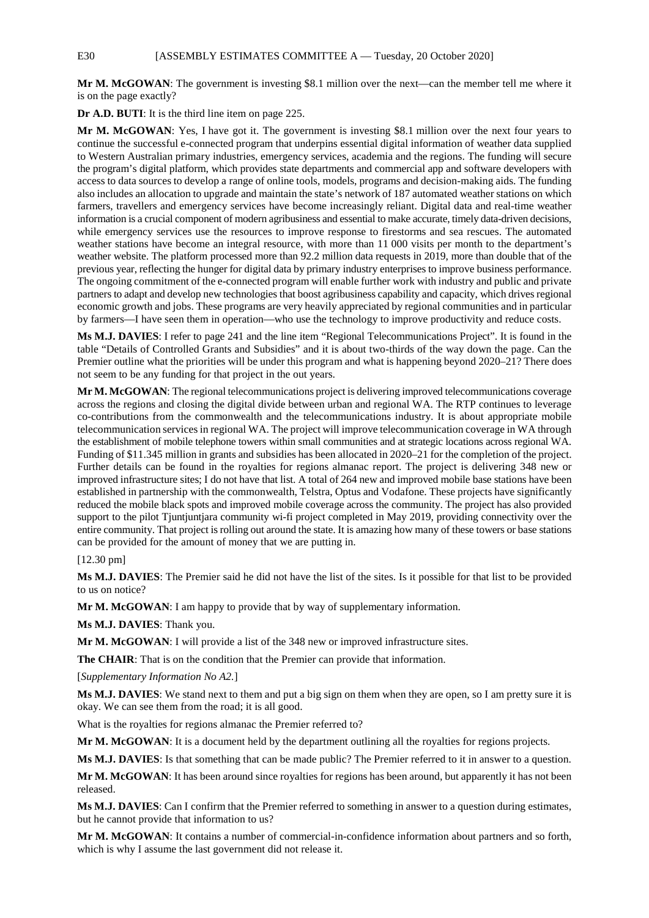**Mr M. McGOWAN**: The government is investing $8.1 million over the next—can the member tell me where it is on the page exactly?

**Dr A.D. BUTI**: It is the third line item on page 225.

**Mr M. McGOWAN**: Yes, I have got it. The government is investing $8.1 million over the next four years to continue the successful e-connected program that underpins essential digital information of weather data supplied to Western Australian primary industries, emergency services, academia and the regions. The funding will secure the program's digital platform, which provides state departments and commercial app and software developers with access to data sources to develop a range of online tools, models, programs and decision-making aids. The funding also includes an allocation to upgrade and maintain the state's network of 187 automated weather stations on which farmers, travellers and emergency services have become increasingly reliant. Digital data and real-time weather information is a crucial component of modern agribusiness and essential to make accurate, timely data-driven decisions, while emergency services use the resources to improve response to firestorms and sea rescues. The automated weather stations have become an integral resource, with more than 11 000 visits per month to the department's weather website. The platform processed more than 92.2 million data requests in 2019, more than double that of the previous year, reflecting the hunger for digital data by primary industry enterprises to improve business performance. The ongoing commitment of the e-connected program will enable further work with industry and public and private partners to adapt and develop new technologies that boost agribusiness capability and capacity, which drives regional economic growth and jobs. These programs are very heavily appreciated by regional communities and in particular by farmers—I have seen them in operation—who use the technology to improve productivity and reduce costs.

**Ms M.J. DAVIES**: I refer to page 241 and the line item "Regional Telecommunications Project". It is found in the table "Details of Controlled Grants and Subsidies" and it is about two-thirds of the way down the page. Can the Premier outline what the priorities will be under this program and what is happening beyond 2020–21? There does not seem to be any funding for that project in the out years.

**Mr M. McGOWAN**: The regional telecommunications project is delivering improved telecommunications coverage across the regions and closing the digital divide between urban and regional WA. The RTP continues to leverage co-contributions from the commonwealth and the telecommunications industry. It is about appropriate mobile telecommunication services in regional WA. The project will improve telecommunication coverage in WA through the establishment of mobile telephone towers within small communities and at strategic locations across regional WA. Funding of $11.345 million in grants and subsidies has been allocated in 2020–21 for the completion of the project. Further details can be found in the royalties for regions almanac report. The project is delivering 348 new or improved infrastructure sites; I do not have that list. A total of 264 new and improved mobile base stations have been established in partnership with the commonwealth, Telstra, Optus and Vodafone. These projects have significantly reduced the mobile black spots and improved mobile coverage across the community. The project has also provided support to the pilot Tjuntjuntjara community wi-fi project completed in May 2019, providing connectivity over the entire community. That project is rolling out around the state. It is amazing how many of these towers or base stations can be provided for the amount of money that we are putting in.

[12.30 pm]

**Ms M.J. DAVIES**: The Premier said he did not have the list of the sites. Is it possible for that list to be provided to us on notice?

**Mr M. McGOWAN**: I am happy to provide that by way of supplementary information.

**Ms M.J. DAVIES**: Thank you.

**Mr M. McGOWAN**: I will provide a list of the 348 new or improved infrastructure sites.

**The CHAIR**: That is on the condition that the Premier can provide that information.

[*Supplementary Information No A2.*]

**Ms M.J. DAVIES**: We stand next to them and put a big sign on them when they are open, so I am pretty sure it is okay. We can see them from the road; it is all good.

What is the royalties for regions almanac the Premier referred to?

**Mr M. McGOWAN**: It is a document held by the department outlining all the royalties for regions projects.

**Ms M.J. DAVIES**: Is that something that can be made public? The Premier referred to it in answer to a question.

**Mr M. McGOWAN**: It has been around since royalties for regions has been around, but apparently it has not been released.

**Ms M.J. DAVIES**: Can I confirm that the Premier referred to something in answer to a question during estimates, but he cannot provide that information to us?

**Mr M. McGOWAN**: It contains a number of commercial-in-confidence information about partners and so forth, which is why I assume the last government did not release it.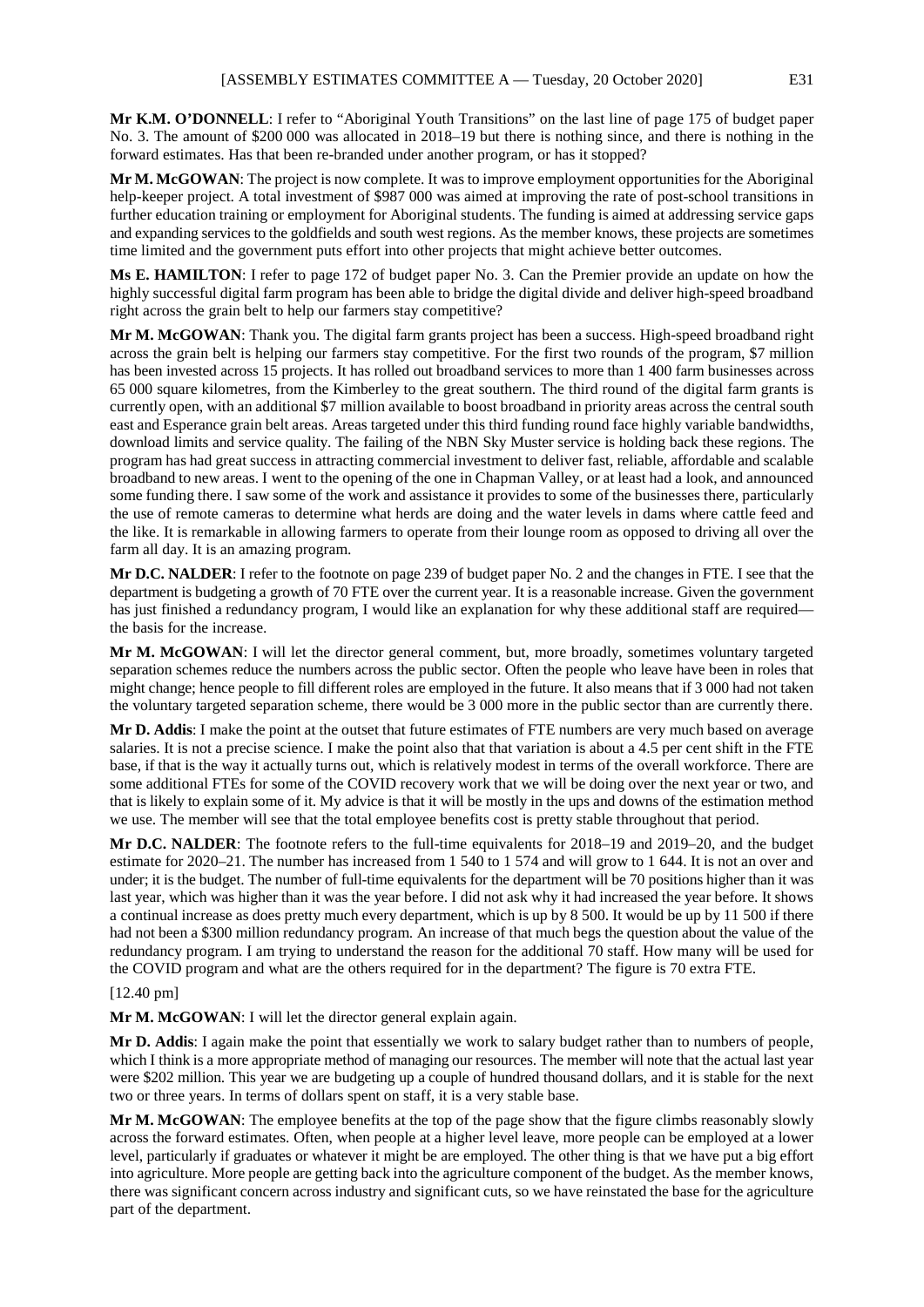**Mr K.M. O'DONNELL**: I refer to "Aboriginal Youth Transitions" on the last line of page 175 of budget paper No. 3. The amount of $200 000 was allocated in 2018–19 but there is nothing since, and there is nothing in the forward estimates. Has that been re-branded under another program, or has it stopped?

**Mr M. McGOWAN**: The project is now complete. It was to improve employment opportunities for the Aboriginal help-keeper project. A total investment of $987 000 was aimed at improving the rate of post-school transitions in further education training or employment for Aboriginal students. The funding is aimed at addressing service gaps and expanding services to the goldfields and south west regions. As the member knows, these projects are sometimes time limited and the government puts effort into other projects that might achieve better outcomes.

**Ms E. HAMILTON**: I refer to page 172 of budget paper No. 3. Can the Premier provide an update on how the highly successful digital farm program has been able to bridge the digital divide and deliver high-speed broadband right across the grain belt to help our farmers stay competitive?

**Mr M. McGOWAN**: Thank you. The digital farm grants project has been a success. High-speed broadband right across the grain belt is helping our farmers stay competitive. For the first two rounds of the program, $7 million has been invested across 15 projects. It has rolled out broadband services to more than 1 400 farm businesses across 65 000 square kilometres, from the Kimberley to the great southern. The third round of the digital farm grants is currently open, with an additional $7 million available to boost broadband in priority areas across the central south east and Esperance grain belt areas. Areas targeted under this third funding round face highly variable bandwidths, download limits and service quality. The failing of the NBN Sky Muster service is holding back these regions. The program has had great success in attracting commercial investment to deliver fast, reliable, affordable and scalable broadband to new areas. I went to the opening of the one in Chapman Valley, or at least had a look, and announced some funding there. I saw some of the work and assistance it provides to some of the businesses there, particularly the use of remote cameras to determine what herds are doing and the water levels in dams where cattle feed and the like. It is remarkable in allowing farmers to operate from their lounge room as opposed to driving all over the farm all day. It is an amazing program.

**Mr D.C. NALDER**: I refer to the footnote on page 239 of budget paper No. 2 and the changes in FTE. I see that the department is budgeting a growth of 70 FTE over the current year. It is a reasonable increase. Given the government has just finished a redundancy program, I would like an explanation for why these additional staff are required—the basis for the increase.

**Mr M. McGOWAN**: I will let the director general comment, but, more broadly, sometimes voluntary targeted separation schemes reduce the numbers across the public sector. Often the people who leave have been in roles that might change; hence people to fill different roles are employed in the future. It also means that if 3 000 had not taken the voluntary targeted separation scheme, there would be 3 000 more in the public sector than are currently there.

**Mr D. Addis**: I make the point at the outset that future estimates of FTE numbers are very much based on average salaries. It is not a precise science. I make the point also that that variation is about a 4.5 per cent shift in the FTE base, if that is the way it actually turns out, which is relatively modest in terms of the overall workforce. There are some additional FTEs for some of the COVID recovery work that we will be doing over the next year or two, and that is likely to explain some of it. My advice is that it will be mostly in the ups and downs of the estimation method we use. The member will see that the total employee benefits cost is pretty stable throughout that period.

**Mr D.C. NALDER**: The footnote refers to the full-time equivalents for 2018–19 and 2019–20, and the budget estimate for 2020–21. The number has increased from 1 540 to 1 574 and will grow to 1 644. It is not an over and under; it is the budget. The number of full-time equivalents for the department will be 70 positions higher than it was last year, which was higher than it was the year before. I did not ask why it had increased the year before. It shows a continual increase as does pretty much every department, which is up by 8 500. It would be up by 11 500 if there had not been a $300 million redundancy program. An increase of that much begs the question about the value of the redundancy program. I am trying to understand the reason for the additional 70 staff. How many will be used for the COVID program and what are the others required for in the department? The figure is 70 extra FTE.

[12.40 pm]

**Mr M. McGOWAN**: I will let the director general explain again.

**Mr D. Addis**: I again make the point that essentially we work to salary budget rather than to numbers of people, which I think is a more appropriate method of managing our resources. The member will note that the actual last year were $202 million. This year we are budgeting up a couple of hundred thousand dollars, and it is stable for the next two or three years. In terms of dollars spent on staff, it is a very stable base.

**Mr M. McGOWAN**: The employee benefits at the top of the page show that the figure climbs reasonably slowly across the forward estimates. Often, when people at a higher level leave, more people can be employed at a lower level, particularly if graduates or whatever it might be are employed. The other thing is that we have put a big effort into agriculture. More people are getting back into the agriculture component of the budget. As the member knows, there was significant concern across industry and significant cuts, so we have reinstated the base for the agriculture part of the department.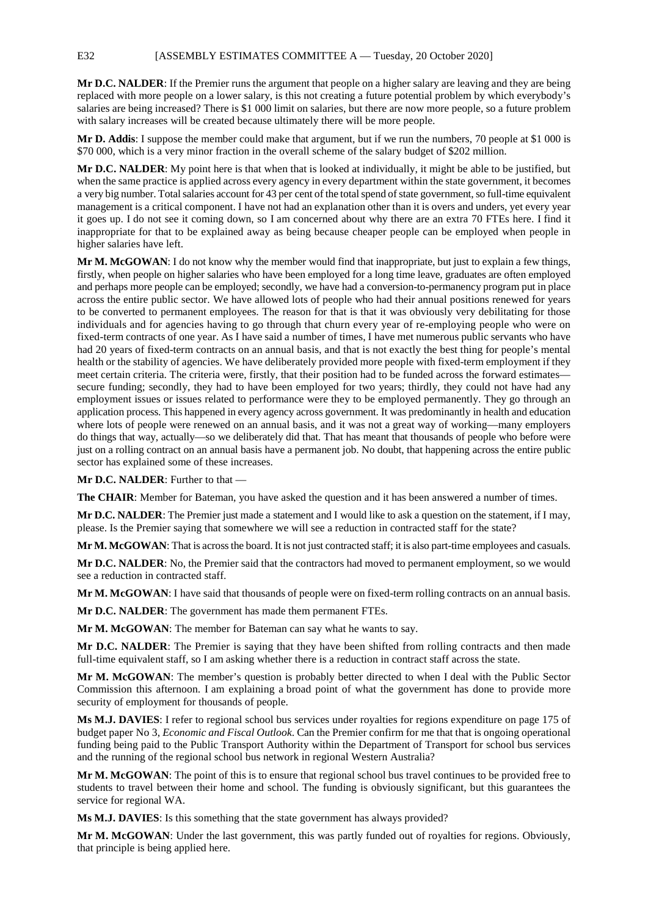**Mr D.C. NALDER**: If the Premier runs the argument that people on a higher salary are leaving and they are being replaced with more people on a lower salary, is this not creating a future potential problem by which everybody's salaries are being increased? There is $1 000 limit on salaries, but there are now more people, so a future problem with salary increases will be created because ultimately there will be more people.

**Mr D. Addis**: I suppose the member could make that argument, but if we run the numbers, 70 people at $1 000 is $70 000, which is a very minor fraction in the overall scheme of the salary budget of $202 million.

**Mr D.C. NALDER**: My point here is that when that is looked at individually, it might be able to be justified, but when the same practice is applied across every agency in every department within the state government, it becomes a very big number. Total salaries account for 43 per cent of the total spend of state government, so full-time equivalent management is a critical component. I have not had an explanation other than it is overs and unders, yet every year it goes up. I do not see it coming down, so I am concerned about why there are an extra 70 FTEs here. I find it inappropriate for that to be explained away as being because cheaper people can be employed when people in higher salaries have left.

**Mr M. McGOWAN**: I do not know why the member would find that inappropriate, but just to explain a few things, firstly, when people on higher salaries who have been employed for a long time leave, graduates are often employed and perhaps more people can be employed; secondly, we have had a conversion-to-permanency program put in place across the entire public sector. We have allowed lots of people who had their annual positions renewed for years to be converted to permanent employees. The reason for that is that it was obviously very debilitating for those individuals and for agencies having to go through that churn every year of re-employing people who were on fixed-term contracts of one year. As I have said a number of times, I have met numerous public servants who have had 20 years of fixed-term contracts on an annual basis, and that is not exactly the best thing for people's mental health or the stability of agencies. We have deliberately provided more people with fixed-term employment if they meet certain criteria. The criteria were, firstly, that their position had to be funded across the forward estimates—secure funding; secondly, they had to have been employed for two years; thirdly, they could not have had any employment issues or issues related to performance were they to be employed permanently. They go through an application process. This happened in every agency across government. It was predominantly in health and education where lots of people were renewed on an annual basis, and it was not a great way of working—many employers do things that way, actually—so we deliberately did that. That has meant that thousands of people who before were just on a rolling contract on an annual basis have a permanent job. No doubt, that happening across the entire public sector has explained some of these increases.

**Mr D.C. NALDER**: Further to that —

**The CHAIR**: Member for Bateman, you have asked the question and it has been answered a number of times.

**Mr D.C. NALDER**: The Premier just made a statement and I would like to ask a question on the statement, if I may, please. Is the Premier saying that somewhere we will see a reduction in contracted staff for the state?

**Mr M. McGOWAN**: That is across the board. It is not just contracted staff; it is also part-time employees and casuals.

**Mr D.C. NALDER**: No, the Premier said that the contractors had moved to permanent employment, so we would see a reduction in contracted staff.

**Mr M. McGOWAN**: I have said that thousands of people were on fixed-term rolling contracts on an annual basis.

**Mr D.C. NALDER**: The government has made them permanent FTEs.

**Mr M. McGOWAN**: The member for Bateman can say what he wants to say.

**Mr D.C. NALDER**: The Premier is saying that they have been shifted from rolling contracts and then made full-time equivalent staff, so I am asking whether there is a reduction in contract staff across the state.

**Mr M. McGOWAN**: The member's question is probably better directed to when I deal with the Public Sector Commission this afternoon. I am explaining a broad point of what the government has done to provide more security of employment for thousands of people.

**Ms M.J. DAVIES**: I refer to regional school bus services under royalties for regions expenditure on page 175 of budget paper No 3, *Economic and Fiscal Outlook*. Can the Premier confirm for me that that is ongoing operational funding being paid to the Public Transport Authority within the Department of Transport for school bus services and the running of the regional school bus network in regional Western Australia?

**Mr M. McGOWAN**: The point of this is to ensure that regional school bus travel continues to be provided free to students to travel between their home and school. The funding is obviously significant, but this guarantees the service for regional WA.

**Ms M.J. DAVIES**: Is this something that the state government has always provided?

**Mr M. McGOWAN**: Under the last government, this was partly funded out of royalties for regions. Obviously, that principle is being applied here.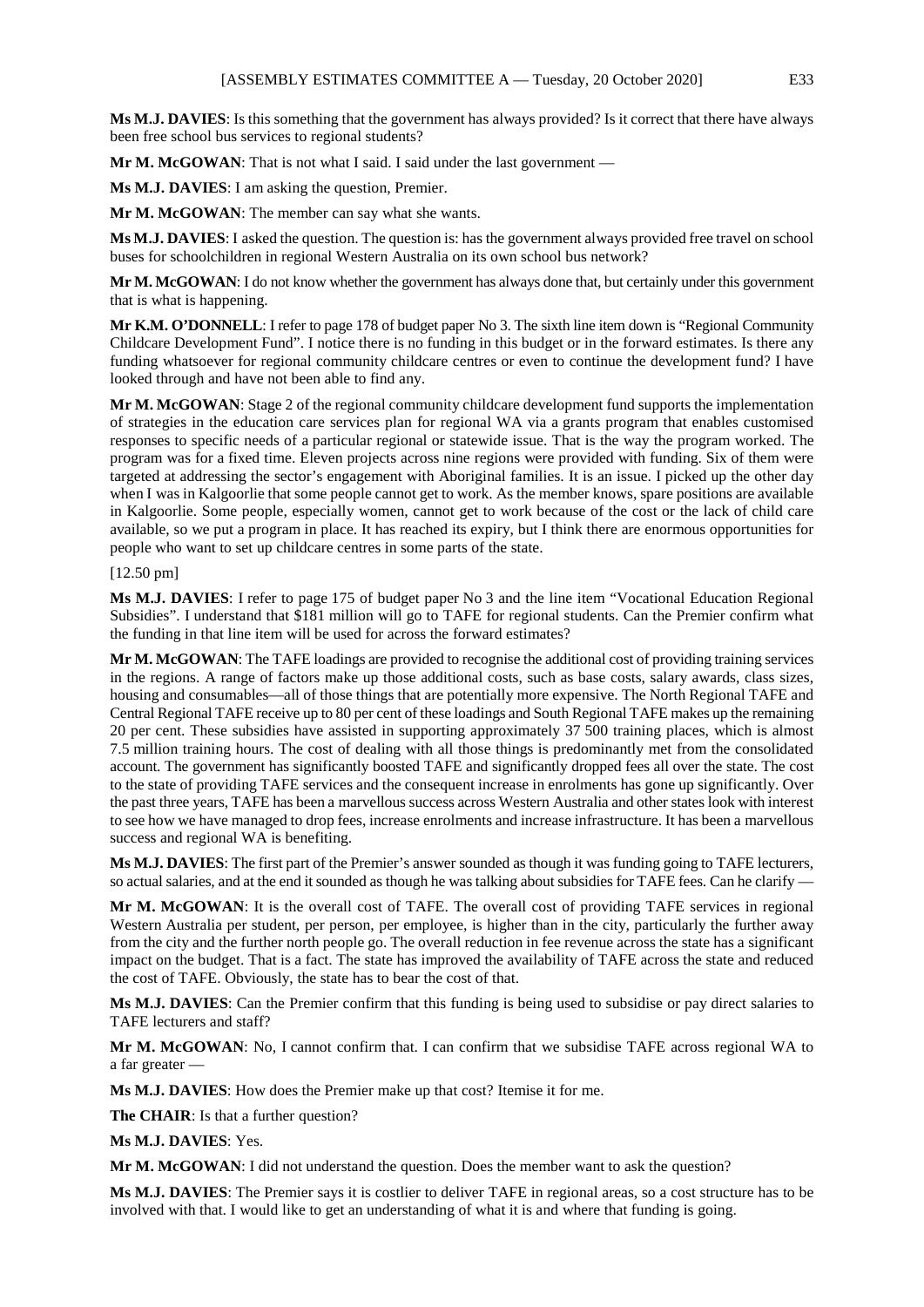**Ms M.J. DAVIES**: Is this something that the government has always provided? Is it correct that there have always been free school bus services to regional students?

**Mr M. McGOWAN**: That is not what I said. I said under the last government —

**Ms M.J. DAVIES**: I am asking the question, Premier.

**Mr M. McGOWAN**: The member can say what she wants.

**Ms M.J. DAVIES**: I asked the question. The question is: has the government always provided free travel on school buses for schoolchildren in regional Western Australia on its own school bus network?

**Mr M. McGOWAN**: I do not know whether the government has always done that, but certainly under this government that is what is happening.

**Mr K.M. O'DONNELL**: I refer to page 178 of budget paper No 3. The sixth line item down is "Regional Community Childcare Development Fund". I notice there is no funding in this budget or in the forward estimates. Is there any funding whatsoever for regional community childcare centres or even to continue the development fund? I have looked through and have not been able to find any.

**Mr M. McGOWAN**: Stage 2 of the regional community childcare development fund supports the implementation of strategies in the education care services plan for regional WA via a grants program that enables customised responses to specific needs of a particular regional or statewide issue. That is the way the program worked. The program was for a fixed time. Eleven projects across nine regions were provided with funding. Six of them were targeted at addressing the sector's engagement with Aboriginal families. It is an issue. I picked up the other day when I was in Kalgoorlie that some people cannot get to work. As the member knows, spare positions are available in Kalgoorlie. Some people, especially women, cannot get to work because of the cost or the lack of child care available, so we put a program in place. It has reached its expiry, but I think there are enormous opportunities for people who want to set up childcare centres in some parts of the state.

[12.50 pm]

**Ms M.J. DAVIES**: I refer to page 175 of budget paper No 3 and the line item "Vocational Education Regional Subsidies". I understand that $181 million will go to TAFE for regional students. Can the Premier confirm what the funding in that line item will be used for across the forward estimates?

**Mr M. McGOWAN**: The TAFE loadings are provided to recognise the additional cost of providing training services in the regions. A range of factors make up those additional costs, such as base costs, salary awards, class sizes, housing and consumables—all of those things that are potentially more expensive. The North Regional TAFE and Central Regional TAFE receive up to 80 per cent of these loadings and South Regional TAFE makes up the remaining 20 per cent. These subsidies have assisted in supporting approximately 37 500 training places, which is almost 7.5 million training hours. The cost of dealing with all those things is predominantly met from the consolidated account. The government has significantly boosted TAFE and significantly dropped fees all over the state. The cost to the state of providing TAFE services and the consequent increase in enrolments has gone up significantly. Over the past three years, TAFE has been a marvellous success across Western Australia and other states look with interest to see how we have managed to drop fees, increase enrolments and increase infrastructure. It has been a marvellous success and regional WA is benefiting.

**Ms M.J. DAVIES**: The first part of the Premier's answer sounded as though it was funding going to TAFE lecturers, so actual salaries, and at the end it sounded as though he was talking about subsidies for TAFE fees. Can he clarify —

**Mr M. McGOWAN**: It is the overall cost of TAFE. The overall cost of providing TAFE services in regional Western Australia per student, per person, per employee, is higher than in the city, particularly the further away from the city and the further north people go. The overall reduction in fee revenue across the state has a significant impact on the budget. That is a fact. The state has improved the availability of TAFE across the state and reduced the cost of TAFE. Obviously, the state has to bear the cost of that.

**Ms M.J. DAVIES**: Can the Premier confirm that this funding is being used to subsidise or pay direct salaries to TAFE lecturers and staff?

**Mr M. McGOWAN**: No, I cannot confirm that. I can confirm that we subsidise TAFE across regional WA to a far greater —

**Ms M.J. DAVIES**: How does the Premier make up that cost? Itemise it for me.

**The CHAIR**: Is that a further question?

**Ms M.J. DAVIES**: Yes.

**Mr M. McGOWAN**: I did not understand the question. Does the member want to ask the question?

**Ms M.J. DAVIES**: The Premier says it is costlier to deliver TAFE in regional areas, so a cost structure has to be involved with that. I would like to get an understanding of what it is and where that funding is going.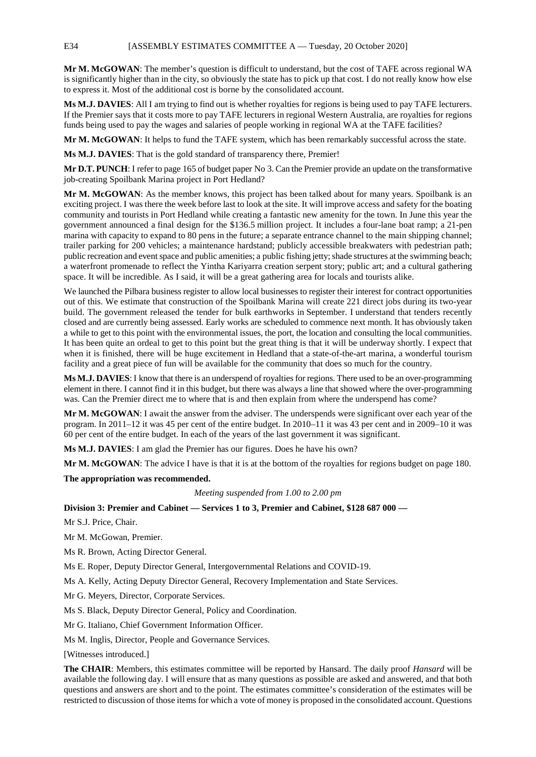**Mr M. McGOWAN**: The member's question is difficult to understand, but the cost of TAFE across regional WA is significantly higher than in the city, so obviously the state has to pick up that cost. I do not really know how else to express it. Most of the additional cost is borne by the consolidated account.

**Ms M.J. DAVIES**: All I am trying to find out is whether royalties for regions is being used to pay TAFE lecturers. If the Premier says that it costs more to pay TAFE lecturers in regional Western Australia, are royalties for regions funds being used to pay the wages and salaries of people working in regional WA at the TAFE facilities?

**Mr M. McGOWAN**: It helps to fund the TAFE system, which has been remarkably successful across the state.

**Ms M.J. DAVIES**: That is the gold standard of transparency there, Premier!

**Mr D.T. PUNCH**: I refer to page 165 of budget paper No 3. Can the Premier provide an update on the transformative job-creating Spoilbank Marina project in Port Hedland?

**Mr M. McGOWAN**: As the member knows, this project has been talked about for many years. Spoilbank is an exciting project. I was there the week before last to look at the site. It will improve access and safety for the boating community and tourists in Port Hedland while creating a fantastic new amenity for the town. In June this year the government announced a final design for the $136.5 million project. It includes a four-lane boat ramp; a 21-pen marina with capacity to expand to 80 pens in the future; a separate entrance channel to the main shipping channel; trailer parking for 200 vehicles; a maintenance hardstand; publicly accessible breakwaters with pedestrian path; public recreation and event space and public amenities; a public fishing jetty; shade structures at the swimming beach; a waterfront promenade to reflect the Yintha Kariyarra creation serpent story; public art; and a cultural gathering space. It will be incredible. As I said, it will be a great gathering area for locals and tourists alike.

We launched the Pilbara business register to allow local businesses to register their interest for contract opportunities out of this. We estimate that construction of the Spoilbank Marina will create 221 direct jobs during its two-year build. The government released the tender for bulk earthworks in September. I understand that tenders recently closed and are currently being assessed. Early works are scheduled to commence next month. It has obviously taken a while to get to this point with the environmental issues, the port, the location and consulting the local communities. It has been quite an ordeal to get to this point but the great thing is that it will be underway shortly. I expect that when it is finished, there will be huge excitement in Hedland that a state-of-the-art marina, a wonderful tourism facility and a great piece of fun will be available for the community that does so much for the country.

**Ms M.J. DAVIES**: I know that there is an underspend of royalties for regions. There used to be an over-programming element in there. I cannot find it in this budget, but there was always a line that showed where the over-programming was. Can the Premier direct me to where that is and then explain from where the underspend has come?

**Mr M. McGOWAN**: I await the answer from the adviser. The underspends were significant over each year of the program. In 2011–12 it was 45 per cent of the entire budget. In 2010–11 it was 43 per cent and in 2009–10 it was 60 per cent of the entire budget. In each of the years of the last government it was significant.

**Ms M.J. DAVIES**: I am glad the Premier has our figures. Does he have his own?

**Mr M. McGOWAN**: The advice I have is that it is at the bottom of the royalties for regions budget on page 180.

**The appropriation was recommended.**

*Meeting suspended from 1.00 to 2.00 pm*

**Division 3: Premier and Cabinet — Services 1 to 3, Premier and Cabinet, $128 687 000 —**

Mr S.J. Price, Chair.

Mr M. McGowan, Premier.

Ms R. Brown, Acting Director General.

Ms E. Roper, Deputy Director General, Intergovernmental Relations and COVID-19.

Ms A. Kelly, Acting Deputy Director General, Recovery Implementation and State Services.

Mr G. Meyers, Director, Corporate Services.

Ms S. Black, Deputy Director General, Policy and Coordination.

Mr G. Italiano, Chief Government Information Officer.

Ms M. Inglis, Director, People and Governance Services.

[Witnesses introduced.]

**The CHAIR**: Members, this estimates committee will be reported by Hansard. The daily proof *Hansard* will be available the following day. I will ensure that as many questions as possible are asked and answered, and that both questions and answers are short and to the point. The estimates committee's consideration of the estimates will be restricted to discussion of those items for which a vote of money is proposed in the consolidated account. Questions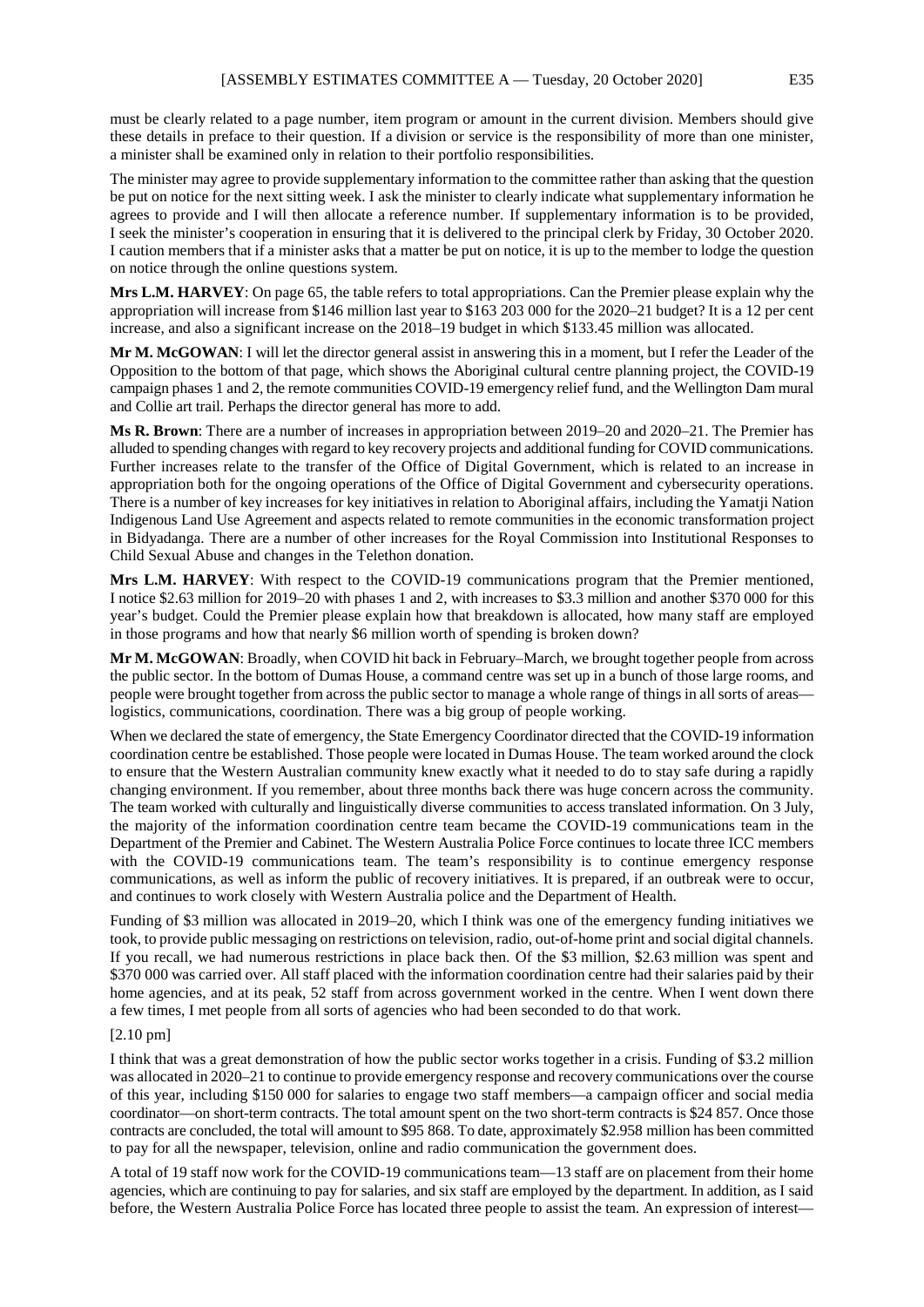must be clearly related to a page number, item program or amount in the current division. Members should give these details in preface to their question. If a division or service is the responsibility of more than one minister, a minister shall be examined only in relation to their portfolio responsibilities.

The minister may agree to provide supplementary information to the committee rather than asking that the question be put on notice for the next sitting week. I ask the minister to clearly indicate what supplementary information he agrees to provide and I will then allocate a reference number. If supplementary information is to be provided, I seek the minister's cooperation in ensuring that it is delivered to the principal clerk by Friday, 30 October 2020. I caution members that if a minister asks that a matter be put on notice, it is up to the member to lodge the question on notice through the online questions system.

**Mrs L.M. HARVEY**: On page 65, the table refers to total appropriations. Can the Premier please explain why the appropriation will increase from $146 million last year to $163 203 000 for the 2020–21 budget? It is a 12 per cent increase, and also a significant increase on the 2018–19 budget in which $133.45 million was allocated.

**Mr M. McGOWAN**: I will let the director general assist in answering this in a moment, but I refer the Leader of the Opposition to the bottom of that page, which shows the Aboriginal cultural centre planning project, the COVID-19 campaign phases 1 and 2, the remote communities COVID-19 emergency relief fund, and the Wellington Dam mural and Collie art trail. Perhaps the director general has more to add.

**Ms R. Brown**: There are a number of increases in appropriation between 2019–20 and 2020–21. The Premier has alluded to spending changes with regard to key recovery projects and additional funding for COVID communications. Further increases relate to the transfer of the Office of Digital Government, which is related to an increase in appropriation both for the ongoing operations of the Office of Digital Government and cybersecurity operations. There is a number of key increases for key initiatives in relation to Aboriginal affairs, including the Yamatji Nation Indigenous Land Use Agreement and aspects related to remote communities in the economic transformation project in Bidyadanga. There are a number of other increases for the Royal Commission into Institutional Responses to Child Sexual Abuse and changes in the Telethon donation.

**Mrs L.M. HARVEY**: With respect to the COVID-19 communications program that the Premier mentioned, I notice $2.63 million for 2019–20 with phases 1 and 2, with increases to $3.3 million and another $370 000 for this year's budget. Could the Premier please explain how that breakdown is allocated, how many staff are employed in those programs and how that nearly $6 million worth of spending is broken down?

**Mr M. McGOWAN**: Broadly, when COVID hit back in February–March, we brought together people from across the public sector. In the bottom of Dumas House, a command centre was set up in a bunch of those large rooms, and people were brought together from across the public sector to manage a whole range of things in all sorts of areas—logistics, communications, coordination. There was a big group of people working.

When we declared the state of emergency, the State Emergency Coordinator directed that the COVID-19 information coordination centre be established. Those people were located in Dumas House. The team worked around the clock to ensure that the Western Australian community knew exactly what it needed to do to stay safe during a rapidly changing environment. If you remember, about three months back there was huge concern across the community. The team worked with culturally and linguistically diverse communities to access translated information. On 3 July, the majority of the information coordination centre team became the COVID-19 communications team in the Department of the Premier and Cabinet. The Western Australia Police Force continues to locate three ICC members with the COVID-19 communications team. The team's responsibility is to continue emergency response communications, as well as inform the public of recovery initiatives. It is prepared, if an outbreak were to occur, and continues to work closely with Western Australia police and the Department of Health.

Funding of $3 million was allocated in 2019–20, which I think was one of the emergency funding initiatives we took, to provide public messaging on restrictions on television, radio, out-of-home print and social digital channels. If you recall, we had numerous restrictions in place back then. Of the $3 million, $2.63 million was spent and $370 000 was carried over. All staff placed with the information coordination centre had their salaries paid by their home agencies, and at its peak, 52 staff from across government worked in the centre. When I went down there a few times, I met people from all sorts of agencies who had been seconded to do that work.

[2.10 pm]

I think that was a great demonstration of how the public sector works together in a crisis. Funding of $3.2 million was allocated in 2020–21 to continue to provide emergency response and recovery communications over the course of this year, including $150 000 for salaries to engage two staff members—a campaign officer and social media coordinator—on short-term contracts. The total amount spent on the two short-term contracts is $24 857. Once those contracts are concluded, the total will amount to $95 868. To date, approximately $2.958 million has been committed to pay for all the newspaper, television, online and radio communication the government does.

A total of 19 staff now work for the COVID-19 communications team—13 staff are on placement from their home agencies, which are continuing to pay for salaries, and six staff are employed by the department. In addition, as I said before, the Western Australia Police Force has located three people to assist the team. An expression of interest—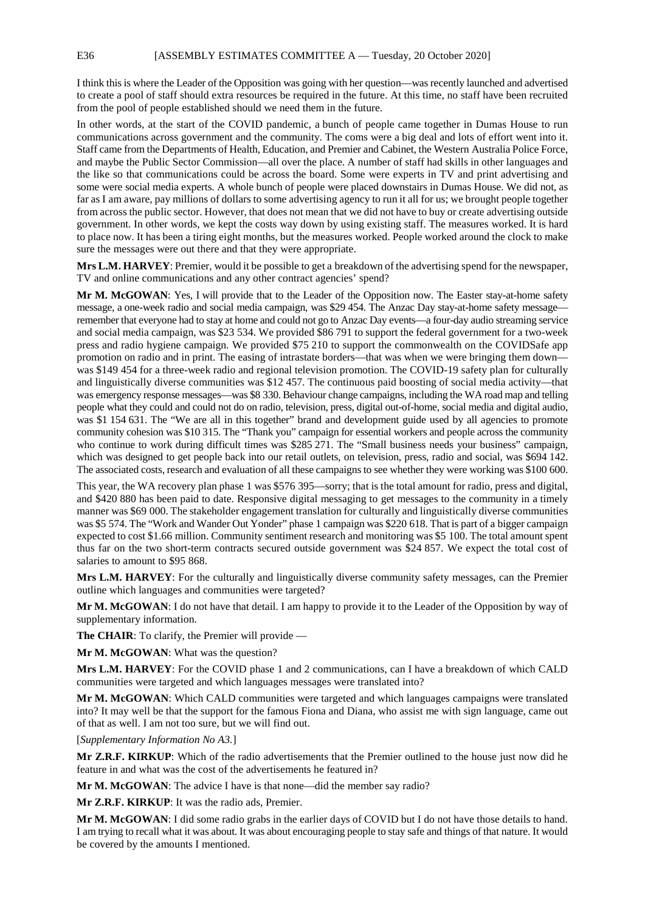I think this is where the Leader of the Opposition was going with her question—was recently launched and advertised to create a pool of staff should extra resources be required in the future. At this time, no staff have been recruited from the pool of people established should we need them in the future.

In other words, at the start of the COVID pandemic, a bunch of people came together in Dumas House to run communications across government and the community. The coms were a big deal and lots of effort went into it. Staff came from the Departments of Health, Education, and Premier and Cabinet, the Western Australia Police Force, and maybe the Public Sector Commission—all over the place. A number of staff had skills in other languages and the like so that communications could be across the board. Some were experts in TV and print advertising and some were social media experts. A whole bunch of people were placed downstairs in Dumas House. We did not, as far as I am aware, pay millions of dollars to some advertising agency to run it all for us; we brought people together from across the public sector. However, that does not mean that we did not have to buy or create advertising outside government. In other words, we kept the costs way down by using existing staff. The measures worked. It is hard to place now. It has been a tiring eight months, but the measures worked. People worked around the clock to make sure the messages were out there and that they were appropriate.

**Mrs L.M. HARVEY**: Premier, would it be possible to get a breakdown of the advertising spend for the newspaper, TV and online communications and any other contract agencies' spend?

**Mr M. McGOWAN**: Yes, I will provide that to the Leader of the Opposition now. The Easter stay-at-home safety message, a one-week radio and social media campaign, was $29 454. The Anzac Day stay-at-home safety message—remember that everyone had to stay at home and could not go to Anzac Day events—a four-day audio streaming service and social media campaign, was $23 534. We provided $86 791 to support the federal government for a two-week press and radio hygiene campaign. We provided $75 210 to support the commonwealth on the COVIDSafe app promotion on radio and in print. The easing of intrastate borders—that was when we were bringing them down—was $149 454 for a three-week radio and regional television promotion. The COVID-19 safety plan for culturally and linguistically diverse communities was $12 457. The continuous paid boosting of social media activity—that was emergency response messages—was $8 330. Behaviour change campaigns, including the WA road map and telling people what they could and could not do on radio, television, press, digital out-of-home, social media and digital audio, was $1 154 631. The "We are all in this together" brand and development guide used by all agencies to promote community cohesion was $10 315. The "Thank you" campaign for essential workers and people across the community who continue to work during difficult times was $285 271. The "Small business needs your business" campaign, which was designed to get people back into our retail outlets, on television, press, radio and social, was $694 142. The associated costs, research and evaluation of all these campaigns to see whether they were working was $100 600.

This year, the WA recovery plan phase 1 was $576 395—sorry; that is the total amount for radio, press and digital, and $420 880 has been paid to date. Responsive digital messaging to get messages to the community in a timely manner was $69 000. The stakeholder engagement translation for culturally and linguistically diverse communities was $5 574. The "Work and Wander Out Yonder" phase 1 campaign was $220 618. That is part of a bigger campaign expected to cost $1.66 million. Community sentiment research and monitoring was $5 100. The total amount spent thus far on the two short-term contracts secured outside government was $24 857. We expect the total cost of salaries to amount to $95 868.

**Mrs L.M. HARVEY**: For the culturally and linguistically diverse community safety messages, can the Premier outline which languages and communities were targeted?

**Mr M. McGOWAN**: I do not have that detail. I am happy to provide it to the Leader of the Opposition by way of supplementary information.

**The CHAIR**: To clarify, the Premier will provide —

**Mr M. McGOWAN**: What was the question?

**Mrs L.M. HARVEY**: For the COVID phase 1 and 2 communications, can I have a breakdown of which CALD communities were targeted and which languages messages were translated into?

**Mr M. McGOWAN**: Which CALD communities were targeted and which languages campaigns were translated into? It may well be that the support for the famous Fiona and Diana, who assist me with sign language, came out of that as well. I am not too sure, but we will find out.

[*Supplementary Information No A3.*]

**Mr Z.R.F. KIRKUP**: Which of the radio advertisements that the Premier outlined to the house just now did he feature in and what was the cost of the advertisements he featured in?

**Mr M. McGOWAN**: The advice I have is that none—did the member say radio?

**Mr Z.R.F. KIRKUP**: It was the radio ads, Premier.

**Mr M. McGOWAN**: I did some radio grabs in the earlier days of COVID but I do not have those details to hand. I am trying to recall what it was about. It was about encouraging people to stay safe and things of that nature. It would be covered by the amounts I mentioned.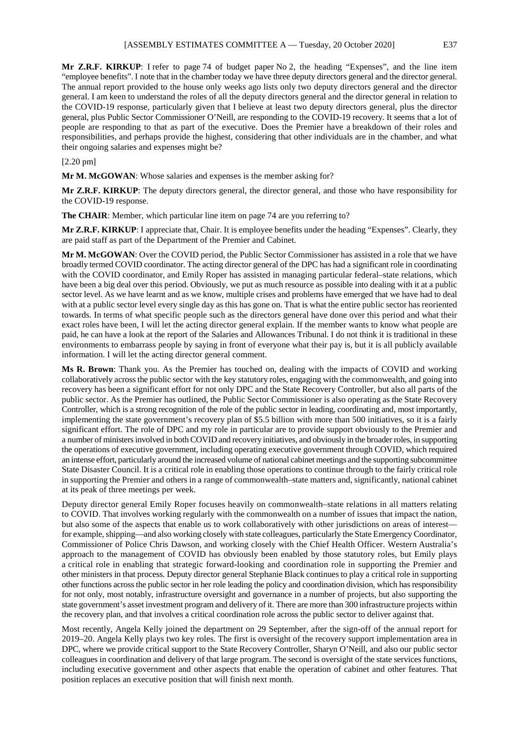**Mr Z.R.F. KIRKUP**: I refer to page 74 of budget paper No 2, the heading "Expenses", and the line item "employee benefits". I note that in the chamber today we have three deputy directors general and the director general. The annual report provided to the house only weeks ago lists only two deputy directors general and the director general. I am keen to understand the roles of all the deputy directors general and the director general in relation to the COVID-19 response, particularly given that I believe at least two deputy directors general, plus the director general, plus Public Sector Commissioner O'Neill, are responding to the COVID-19 recovery. It seems that a lot of people are responding to that as part of the executive. Does the Premier have a breakdown of their roles and responsibilities, and perhaps provide the highest, considering that other individuals are in the chamber, and what their ongoing salaries and expenses might be?

[2.20 pm]

**Mr M. McGOWAN**: Whose salaries and expenses is the member asking for?

**Mr Z.R.F. KIRKUP**: The deputy directors general, the director general, and those who have responsibility for the COVID-19 response.

**The CHAIR**: Member, which particular line item on page 74 are you referring to?

**Mr Z.R.F. KIRKUP**: I appreciate that, Chair. It is employee benefits under the heading "Expenses". Clearly, they are paid staff as part of the Department of the Premier and Cabinet.

**Mr M. McGOWAN**: Over the COVID period, the Public Sector Commissioner has assisted in a role that we have broadly termed COVID coordinator. The acting director general of the DPC has had a significant role in coordinating with the COVID coordinator, and Emily Roper has assisted in managing particular federal–state relations, which have been a big deal over this period. Obviously, we put as much resource as possible into dealing with it at a public sector level. As we have learnt and as we know, multiple crises and problems have emerged that we have had to deal with at a public sector level every single day as this has gone on. That is what the entire public sector has reoriented towards. In terms of what specific people such as the directors general have done over this period and what their exact roles have been, I will let the acting director general explain. If the member wants to know what people are paid, he can have a look at the report of the Salaries and Allowances Tribunal. I do not think it is traditional in these environments to embarrass people by saying in front of everyone what their pay is, but it is all publicly available information. I will let the acting director general comment.

**Ms R. Brown**: Thank you. As the Premier has touched on, dealing with the impacts of COVID and working collaboratively across the public sector with the key statutory roles, engaging with the commonwealth, and going into recovery has been a significant effort for not only DPC and the State Recovery Controller, but also all parts of the public sector. As the Premier has outlined, the Public Sector Commissioner is also operating as the State Recovery Controller, which is a strong recognition of the role of the public sector in leading, coordinating and, most importantly, implementing the state government's recovery plan of $5.5 billion with more than 500 initiatives, so it is a fairly significant effort. The role of DPC and my role in particular are to provide support obviously to the Premier and a number of ministers involved in both COVID and recovery initiatives, and obviously in the broader roles, in supporting the operations of executive government, including operating executive government through COVID, which required an intense effort, particularly around the increased volume of national cabinet meetings and the supporting subcommittee State Disaster Council. It is a critical role in enabling those operations to continue through to the fairly critical role in supporting the Premier and others in a range of commonwealth–state matters and, significantly, national cabinet at its peak of three meetings per week.

Deputy director general Emily Roper focuses heavily on commonwealth–state relations in all matters relating to COVID. That involves working regularly with the commonwealth on a number of issues that impact the nation, but also some of the aspects that enable us to work collaboratively with other jurisdictions on areas of interest—for example, shipping—and also working closely with state colleagues, particularly the State Emergency Coordinator, Commissioner of Police Chris Dawson, and working closely with the Chief Health Officer. Western Australia's approach to the management of COVID has obviously been enabled by those statutory roles, but Emily plays a critical role in enabling that strategic forward-looking and coordination role in supporting the Premier and other ministers in that process. Deputy director general Stephanie Black continues to play a critical role in supporting other functions across the public sector in her role leading the policy and coordination division, which has responsibility for not only, most notably, infrastructure oversight and governance in a number of projects, but also supporting the state government's asset investment program and delivery of it. There are more than 300 infrastructure projects within the recovery plan, and that involves a critical coordination role across the public sector to deliver against that.

Most recently, Angela Kelly joined the department on 29 September, after the sign-off of the annual report for 2019–20. Angela Kelly plays two key roles. The first is oversight of the recovery support implementation area in DPC, where we provide critical support to the State Recovery Controller, Sharyn O'Neill, and also our public sector colleagues in coordination and delivery of that large program. The second is oversight of the state services functions, including executive government and other aspects that enable the operation of cabinet and other features. That position replaces an executive position that will finish next month.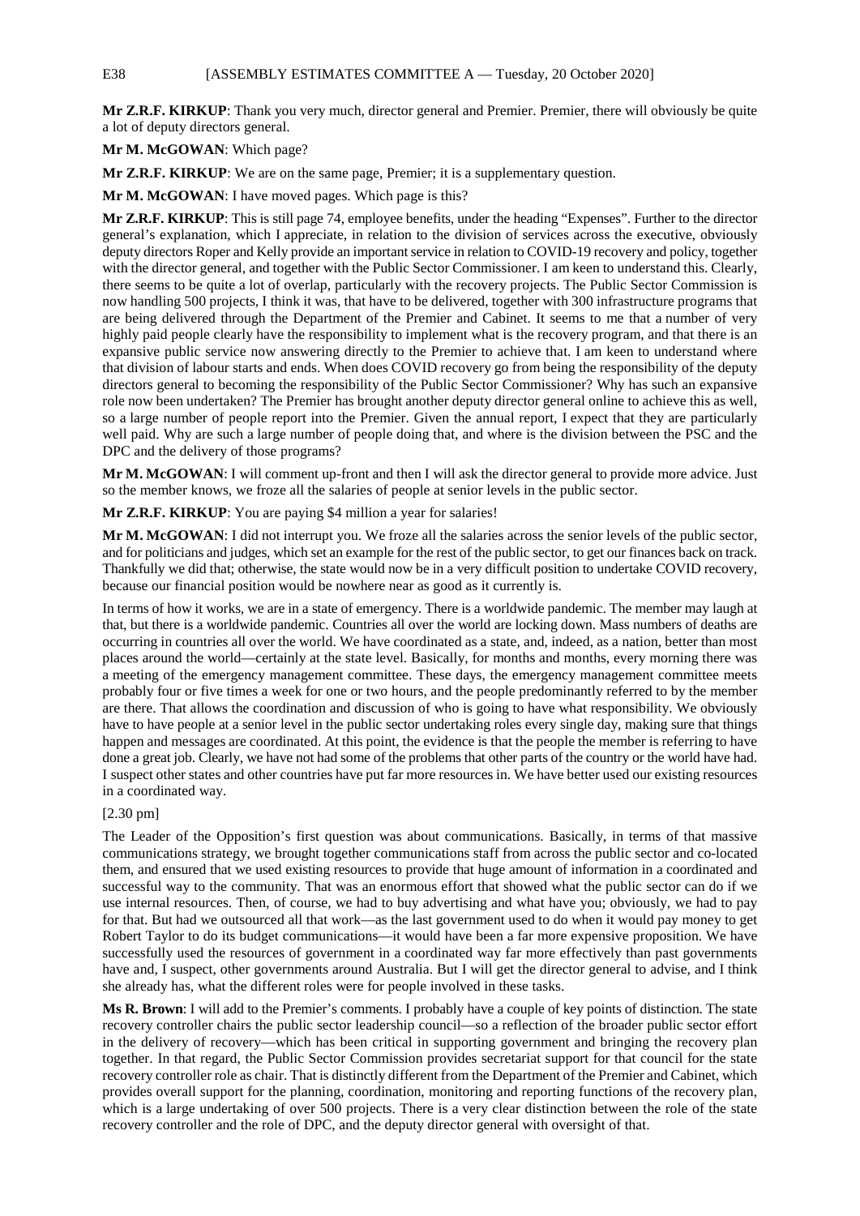**Mr Z.R.F. KIRKUP**: Thank you very much, director general and Premier. Premier, there will obviously be quite a lot of deputy directors general.

**Mr M. McGOWAN**: Which page?

**Mr Z.R.F. KIRKUP**: We are on the same page, Premier; it is a supplementary question.

**Mr M. McGOWAN**: I have moved pages. Which page is this?

**Mr Z.R.F. KIRKUP**: This is still page 74, employee benefits, under the heading "Expenses". Further to the director general's explanation, which I appreciate, in relation to the division of services across the executive, obviously deputy directors Roper and Kelly provide an important service in relation to COVID-19 recovery and policy, together with the director general, and together with the Public Sector Commissioner. I am keen to understand this. Clearly, there seems to be quite a lot of overlap, particularly with the recovery projects. The Public Sector Commission is now handling 500 projects, I think it was, that have to be delivered, together with 300 infrastructure programs that are being delivered through the Department of the Premier and Cabinet. It seems to me that a number of very highly paid people clearly have the responsibility to implement what is the recovery program, and that there is an expansive public service now answering directly to the Premier to achieve that. I am keen to understand where that division of labour starts and ends. When does COVID recovery go from being the responsibility of the deputy directors general to becoming the responsibility of the Public Sector Commissioner? Why has such an expansive role now been undertaken? The Premier has brought another deputy director general online to achieve this as well, so a large number of people report into the Premier. Given the annual report, I expect that they are particularly well paid. Why are such a large number of people doing that, and where is the division between the PSC and the DPC and the delivery of those programs?

**Mr M. McGOWAN**: I will comment up-front and then I will ask the director general to provide more advice. Just so the member knows, we froze all the salaries of people at senior levels in the public sector.

**Mr Z.R.F. KIRKUP**: You are paying $4 million a year for salaries!

**Mr M. McGOWAN**: I did not interrupt you. We froze all the salaries across the senior levels of the public sector, and for politicians and judges, which set an example for the rest of the public sector, to get our finances back on track. Thankfully we did that; otherwise, the state would now be in a very difficult position to undertake COVID recovery, because our financial position would be nowhere near as good as it currently is.

In terms of how it works, we are in a state of emergency. There is a worldwide pandemic. The member may laugh at that, but there is a worldwide pandemic. Countries all over the world are locking down. Mass numbers of deaths are occurring in countries all over the world. We have coordinated as a state, and, indeed, as a nation, better than most places around the world—certainly at the state level. Basically, for months and months, every morning there was a meeting of the emergency management committee. These days, the emergency management committee meets probably four or five times a week for one or two hours, and the people predominantly referred to by the member are there. That allows the coordination and discussion of who is going to have what responsibility. We obviously have to have people at a senior level in the public sector undertaking roles every single day, making sure that things happen and messages are coordinated. At this point, the evidence is that the people the member is referring to have done a great job. Clearly, we have not had some of the problems that other parts of the country or the world have had. I suspect other states and other countries have put far more resources in. We have better used our existing resources in a coordinated way.

[2.30 pm]

The Leader of the Opposition's first question was about communications. Basically, in terms of that massive communications strategy, we brought together communications staff from across the public sector and co-located them, and ensured that we used existing resources to provide that huge amount of information in a coordinated and successful way to the community. That was an enormous effort that showed what the public sector can do if we use internal resources. Then, of course, we had to buy advertising and what have you; obviously, we had to pay for that. But had we outsourced all that work—as the last government used to do when it would pay money to get Robert Taylor to do its budget communications—it would have been a far more expensive proposition. We have successfully used the resources of government in a coordinated way far more effectively than past governments have and, I suspect, other governments around Australia. But I will get the director general to advise, and I think she already has, what the different roles were for people involved in these tasks.

**Ms R. Brown**: I will add to the Premier's comments. I probably have a couple of key points of distinction. The state recovery controller chairs the public sector leadership council—so a reflection of the broader public sector effort in the delivery of recovery—which has been critical in supporting government and bringing the recovery plan together. In that regard, the Public Sector Commission provides secretariat support for that council for the state recovery controller role as chair. That is distinctly different from the Department of the Premier and Cabinet, which provides overall support for the planning, coordination, monitoring and reporting functions of the recovery plan, which is a large undertaking of over 500 projects. There is a very clear distinction between the role of the state recovery controller and the role of DPC, and the deputy director general with oversight of that.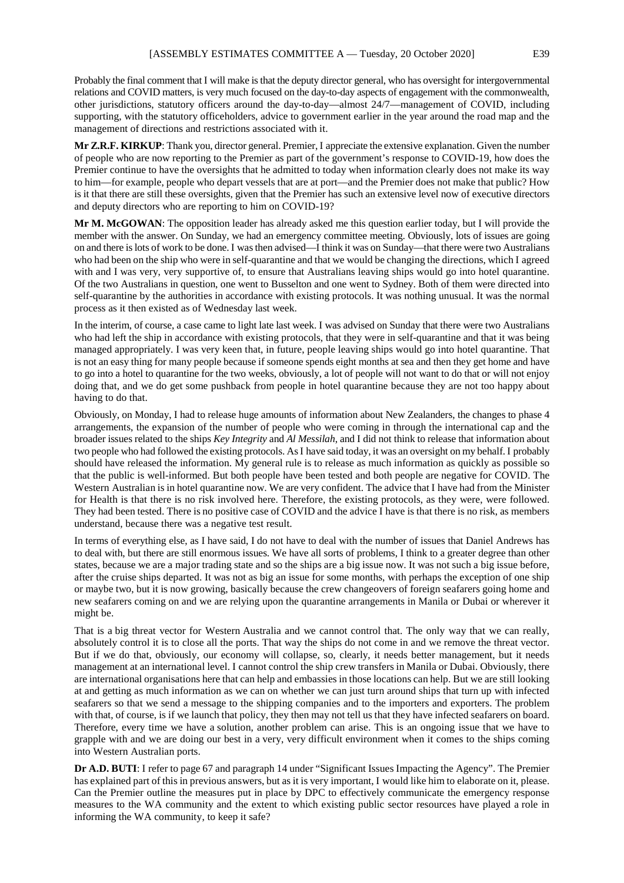Probably the final comment that I will make is that the deputy director general, who has oversight for intergovernmental relations and COVID matters, is very much focused on the day-to-day aspects of engagement with the commonwealth, other jurisdictions, statutory officers around the day-to-day—almost 24/7—management of COVID, including supporting, with the statutory officeholders, advice to government earlier in the year around the road map and the management of directions and restrictions associated with it.

**Mr Z.R.F. KIRKUP**: Thank you, director general. Premier, I appreciate the extensive explanation. Given the number of people who are now reporting to the Premier as part of the government's response to COVID-19, how does the Premier continue to have the oversights that he admitted to today when information clearly does not make its way to him—for example, people who depart vessels that are at port—and the Premier does not make that public? How is it that there are still these oversights, given that the Premier has such an extensive level now of executive directors and deputy directors who are reporting to him on COVID-19?

**Mr M. McGOWAN**: The opposition leader has already asked me this question earlier today, but I will provide the member with the answer. On Sunday, we had an emergency committee meeting. Obviously, lots of issues are going on and there is lots of work to be done. I was then advised—I think it was on Sunday—that there were two Australians who had been on the ship who were in self-quarantine and that we would be changing the directions, which I agreed with and I was very, very supportive of, to ensure that Australians leaving ships would go into hotel quarantine. Of the two Australians in question, one went to Busselton and one went to Sydney. Both of them were directed into self-quarantine by the authorities in accordance with existing protocols. It was nothing unusual. It was the normal process as it then existed as of Wednesday last week.

In the interim, of course, a case came to light late last week. I was advised on Sunday that there were two Australians who had left the ship in accordance with existing protocols, that they were in self-quarantine and that it was being managed appropriately. I was very keen that, in future, people leaving ships would go into hotel quarantine. That is not an easy thing for many people because if someone spends eight months at sea and then they get home and have to go into a hotel to quarantine for the two weeks, obviously, a lot of people will not want to do that or will not enjoy doing that, and we do get some pushback from people in hotel quarantine because they are not too happy about having to do that.

Obviously, on Monday, I had to release huge amounts of information about New Zealanders, the changes to phase 4 arrangements, the expansion of the number of people who were coming in through the international cap and the broader issues related to the ships *Key Integrity* and *Al Messilah*, and I did not think to release that information about two people who had followed the existing protocols. As I have said today, it was an oversight on my behalf. I probably should have released the information. My general rule is to release as much information as quickly as possible so that the public is well-informed. But both people have been tested and both people are negative for COVID. The Western Australian is in hotel quarantine now. We are very confident. The advice that I have had from the Minister for Health is that there is no risk involved here. Therefore, the existing protocols, as they were, were followed. They had been tested. There is no positive case of COVID and the advice I have is that there is no risk, as members understand, because there was a negative test result.

In terms of everything else, as I have said, I do not have to deal with the number of issues that Daniel Andrews has to deal with, but there are still enormous issues. We have all sorts of problems, I think to a greater degree than other states, because we are a major trading state and so the ships are a big issue now. It was not such a big issue before, after the cruise ships departed. It was not as big an issue for some months, with perhaps the exception of one ship or maybe two, but it is now growing, basically because the crew changeovers of foreign seafarers going home and new seafarers coming on and we are relying upon the quarantine arrangements in Manila or Dubai or wherever it might be.

That is a big threat vector for Western Australia and we cannot control that. The only way that we can really, absolutely control it is to close all the ports. That way the ships do not come in and we remove the threat vector. But if we do that, obviously, our economy will collapse, so, clearly, it needs better management, but it needs management at an international level. I cannot control the ship crew transfers in Manila or Dubai. Obviously, there are international organisations here that can help and embassies in those locations can help. But we are still looking at and getting as much information as we can on whether we can just turn around ships that turn up with infected seafarers so that we send a message to the shipping companies and to the importers and exporters. The problem with that, of course, is if we launch that policy, they then may not tell us that they have infected seafarers on board. Therefore, every time we have a solution, another problem can arise. This is an ongoing issue that we have to grapple with and we are doing our best in a very, very difficult environment when it comes to the ships coming into Western Australian ports.

**Dr A.D. BUTI**: I refer to page 67 and paragraph 14 under "Significant Issues Impacting the Agency". The Premier has explained part of this in previous answers, but as it is very important, I would like him to elaborate on it, please. Can the Premier outline the measures put in place by DPC to effectively communicate the emergency response measures to the WA community and the extent to which existing public sector resources have played a role in informing the WA community, to keep it safe?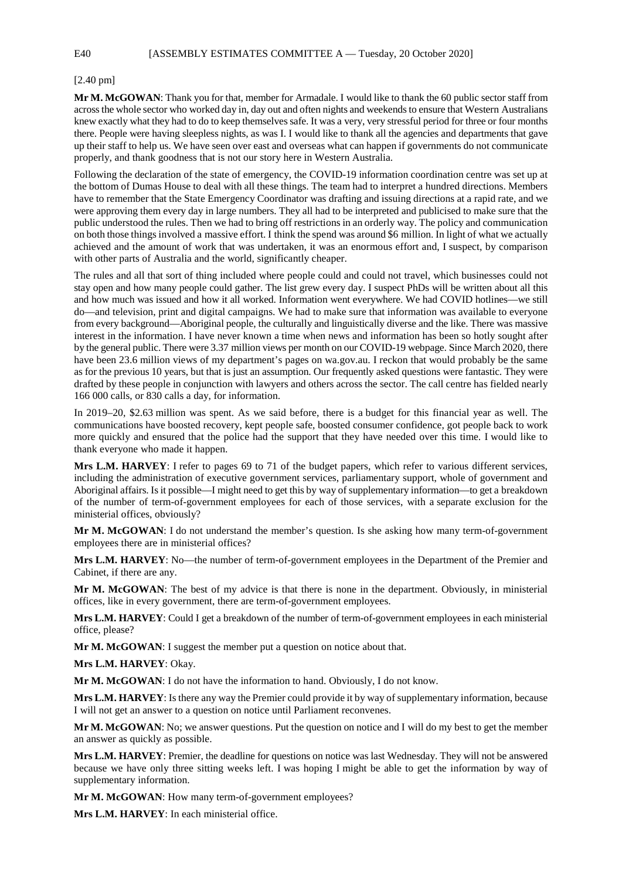[2.40 pm]

**Mr M. McGOWAN**: Thank you for that, member for Armadale. I would like to thank the 60 public sector staff from across the whole sector who worked day in, day out and often nights and weekends to ensure that Western Australians knew exactly what they had to do to keep themselves safe. It was a very, very stressful period for three or four months there. People were having sleepless nights, as was I. I would like to thank all the agencies and departments that gave up their staff to help us. We have seen over east and overseas what can happen if governments do not communicate properly, and thank goodness that is not our story here in Western Australia.

Following the declaration of the state of emergency, the COVID-19 information coordination centre was set up at the bottom of Dumas House to deal with all these things. The team had to interpret a hundred directions. Members have to remember that the State Emergency Coordinator was drafting and issuing directions at a rapid rate, and we were approving them every day in large numbers. They all had to be interpreted and publicised to make sure that the public understood the rules. Then we had to bring off restrictions in an orderly way. The policy and communication on both those things involved a massive effort. I think the spend was around $6 million. In light of what we actually achieved and the amount of work that was undertaken, it was an enormous effort and, I suspect, by comparison with other parts of Australia and the world, significantly cheaper.

The rules and all that sort of thing included where people could and could not travel, which businesses could not stay open and how many people could gather. The list grew every day. I suspect PhDs will be written about all this and how much was issued and how it all worked. Information went everywhere. We had COVID hotlines—we still do—and television, print and digital campaigns. We had to make sure that information was available to everyone from every background—Aboriginal people, the culturally and linguistically diverse and the like. There was massive interest in the information. I have never known a time when news and information has been so hotly sought after by the general public. There were 3.37 million views per month on our COVID-19 webpage. Since March 2020, there have been 23.6 million views of my department's pages on wa.gov.au. I reckon that would probably be the same as for the previous 10 years, but that is just an assumption. Our frequently asked questions were fantastic. They were drafted by these people in conjunction with lawyers and others across the sector. The call centre has fielded nearly 166 000 calls, or 830 calls a day, for information.

In 2019–20, $2.63 million was spent. As we said before, there is a budget for this financial year as well. The communications have boosted recovery, kept people safe, boosted consumer confidence, got people back to work more quickly and ensured that the police had the support that they have needed over this time. I would like to thank everyone who made it happen.

**Mrs L.M. HARVEY**: I refer to pages 69 to 71 of the budget papers, which refer to various different services, including the administration of executive government services, parliamentary support, whole of government and Aboriginal affairs. Is it possible—I might need to get this by way of supplementary information—to get a breakdown of the number of term-of-government employees for each of those services, with a separate exclusion for the ministerial offices, obviously?

**Mr M. McGOWAN**: I do not understand the member's question. Is she asking how many term-of-government employees there are in ministerial offices?

**Mrs L.M. HARVEY**: No—the number of term-of-government employees in the Department of the Premier and Cabinet, if there are any.

**Mr M. McGOWAN**: The best of my advice is that there is none in the department. Obviously, in ministerial offices, like in every government, there are term-of-government employees.

**Mrs L.M. HARVEY**: Could I get a breakdown of the number of term-of-government employees in each ministerial office, please?

**Mr M. McGOWAN**: I suggest the member put a question on notice about that.

**Mrs L.M. HARVEY**: Okay.

**Mr M. McGOWAN**: I do not have the information to hand. Obviously, I do not know.

**Mrs L.M. HARVEY**: Is there any way the Premier could provide it by way of supplementary information, because I will not get an answer to a question on notice until Parliament reconvenes.

**Mr M. McGOWAN**: No; we answer questions. Put the question on notice and I will do my best to get the member an answer as quickly as possible.

**Mrs L.M. HARVEY**: Premier, the deadline for questions on notice was last Wednesday. They will not be answered because we have only three sitting weeks left. I was hoping I might be able to get the information by way of supplementary information.

**Mr M. McGOWAN**: How many term-of-government employees?

**Mrs L.M. HARVEY**: In each ministerial office.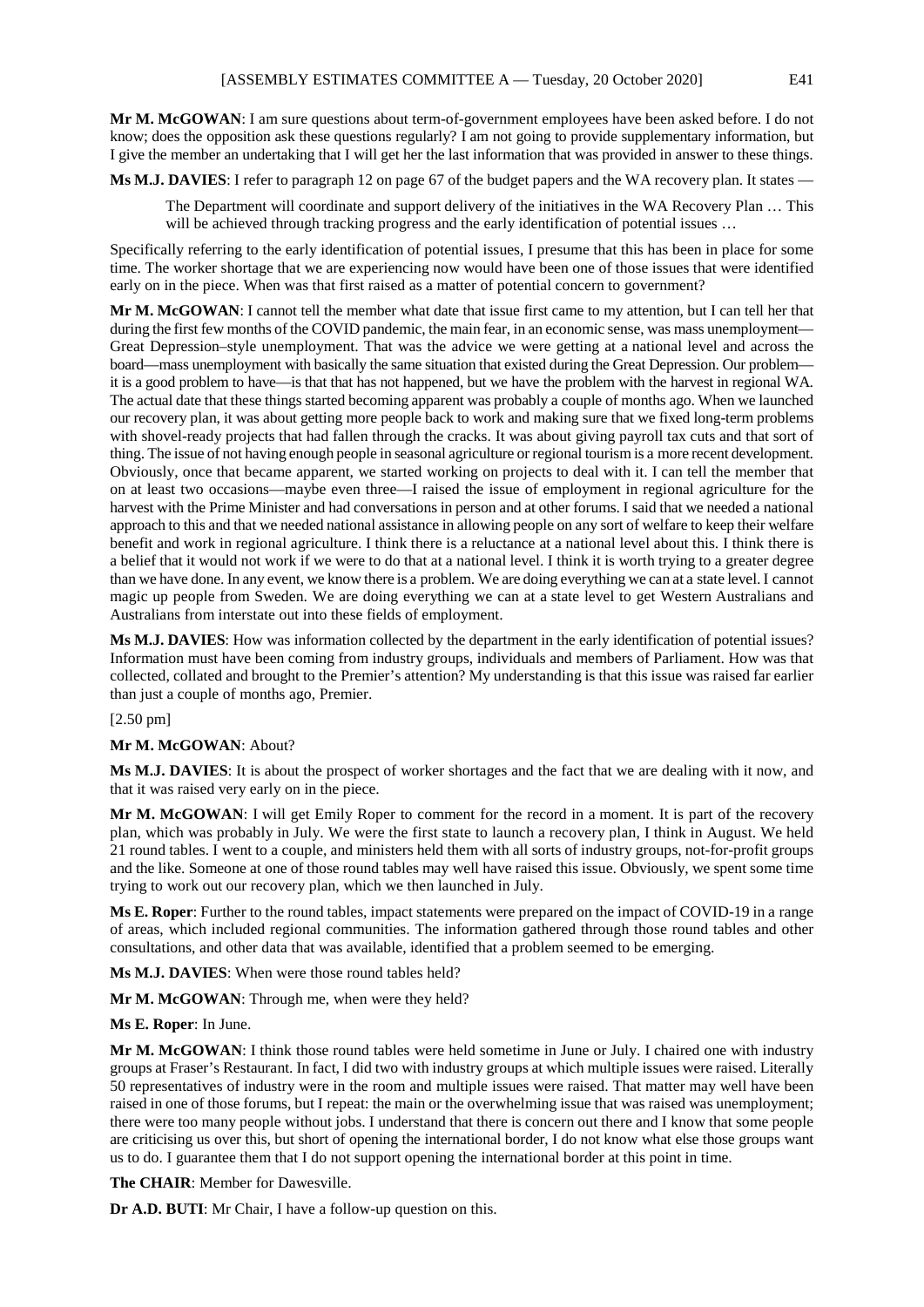**Mr M. McGOWAN**: I am sure questions about term-of-government employees have been asked before. I do not know; does the opposition ask these questions regularly? I am not going to provide supplementary information, but I give the member an undertaking that I will get her the last information that was provided in answer to these things.

**Ms M.J. DAVIES**: I refer to paragraph 12 on page 67 of the budget papers and the WA recovery plan. It states —

> The Department will coordinate and support delivery of the initiatives in the WA Recovery Plan … This will be achieved through tracking progress and the early identification of potential issues …

Specifically referring to the early identification of potential issues, I presume that this has been in place for some time. The worker shortage that we are experiencing now would have been one of those issues that were identified early on in the piece. When was that first raised as a matter of potential concern to government?

**Mr M. McGOWAN**: I cannot tell the member what date that issue first came to my attention, but I can tell her that during the first few months of the COVID pandemic, the main fear, in an economic sense, was mass unemployment—Great Depression–style unemployment. That was the advice we were getting at a national level and across the board—mass unemployment with basically the same situation that existed during the Great Depression. Our problem—it is a good problem to have—is that that has not happened, but we have the problem with the harvest in regional WA. The actual date that these things started becoming apparent was probably a couple of months ago. When we launched our recovery plan, it was about getting more people back to work and making sure that we fixed long-term problems with shovel-ready projects that had fallen through the cracks. It was about giving payroll tax cuts and that sort of thing. The issue of not having enough people in seasonal agriculture or regional tourism is a more recent development. Obviously, once that became apparent, we started working on projects to deal with it. I can tell the member that on at least two occasions—maybe even three—I raised the issue of employment in regional agriculture for the harvest with the Prime Minister and had conversations in person and at other forums. I said that we needed a national approach to this and that we needed national assistance in allowing people on any sort of welfare to keep their welfare benefit and work in regional agriculture. I think there is a reluctance at a national level about this. I think there is a belief that it would not work if we were to do that at a national level. I think it is worth trying to a greater degree than we have done. In any event, we know there is a problem. We are doing everything we can at a state level. I cannot magic up people from Sweden. We are doing everything we can at a state level to get Western Australians and Australians from interstate out into these fields of employment.

**Ms M.J. DAVIES**: How was information collected by the department in the early identification of potential issues? Information must have been coming from industry groups, individuals and members of Parliament. How was that collected, collated and brought to the Premier's attention? My understanding is that this issue was raised far earlier than just a couple of months ago, Premier.

[2.50 pm]

**Mr M. McGOWAN**: About?

**Ms M.J. DAVIES**: It is about the prospect of worker shortages and the fact that we are dealing with it now, and that it was raised very early on in the piece.

**Mr M. McGOWAN**: I will get Emily Roper to comment for the record in a moment. It is part of the recovery plan, which was probably in July. We were the first state to launch a recovery plan, I think in August. We held 21 round tables. I went to a couple, and ministers held them with all sorts of industry groups, not-for-profit groups and the like. Someone at one of those round tables may well have raised this issue. Obviously, we spent some time trying to work out our recovery plan, which we then launched in July.

**Ms E. Roper**: Further to the round tables, impact statements were prepared on the impact of COVID-19 in a range of areas, which included regional communities. The information gathered through those round tables and other consultations, and other data that was available, identified that a problem seemed to be emerging.

**Ms M.J. DAVIES**: When were those round tables held?

**Mr M. McGOWAN**: Through me, when were they held?

**Ms E. Roper**: In June.

**Mr M. McGOWAN**: I think those round tables were held sometime in June or July. I chaired one with industry groups at Fraser's Restaurant. In fact, I did two with industry groups at which multiple issues were raised. Literally 50 representatives of industry were in the room and multiple issues were raised. That matter may well have been raised in one of those forums, but I repeat: the main or the overwhelming issue that was raised was unemployment; there were too many people without jobs. I understand that there is concern out there and I know that some people are criticising us over this, but short of opening the international border, I do not know what else those groups want us to do. I guarantee them that I do not support opening the international border at this point in time.

**The CHAIR**: Member for Dawesville.

**Dr A.D. BUTI**: Mr Chair, I have a follow-up question on this.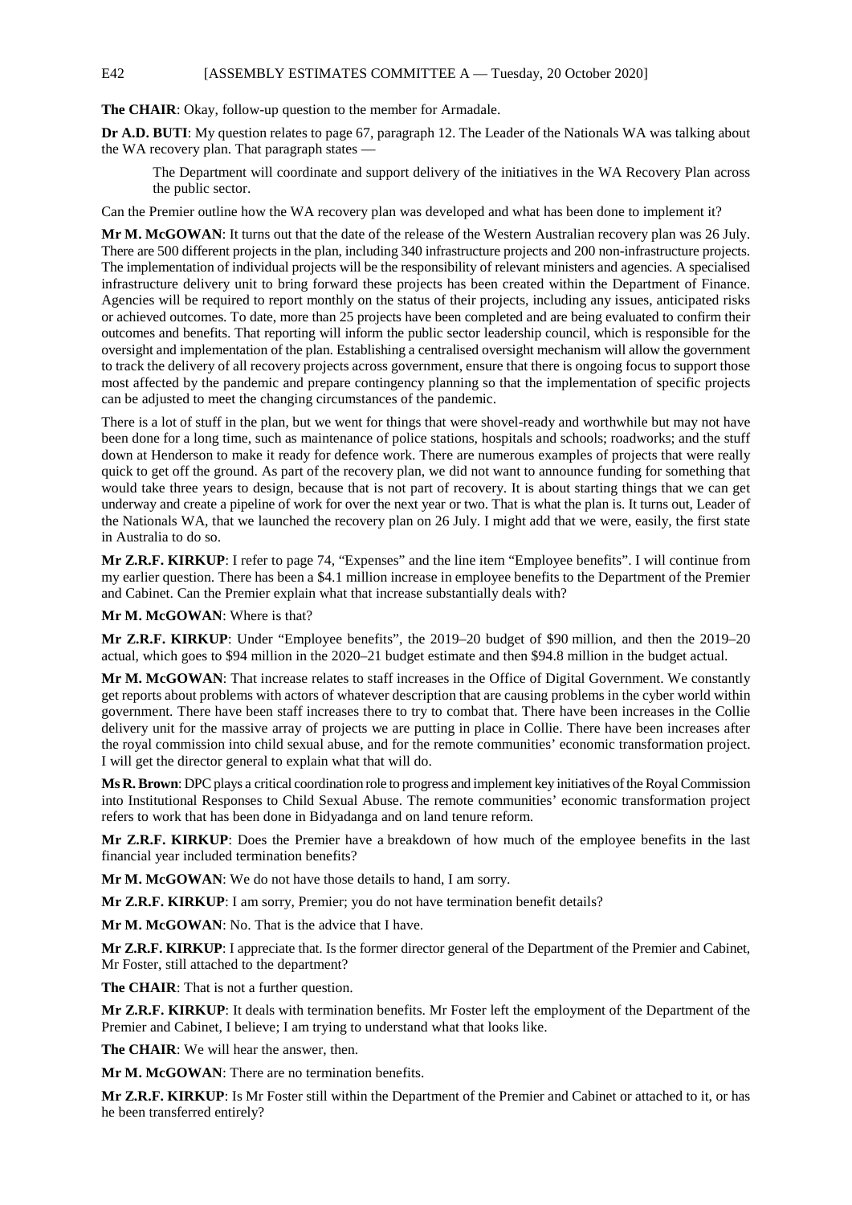**The CHAIR**: Okay, follow-up question to the member for Armadale.

**Dr A.D. BUTI**: My question relates to page 67, paragraph 12. The Leader of the Nationals WA was talking about the WA recovery plan. That paragraph states —

> The Department will coordinate and support delivery of the initiatives in the WA Recovery Plan across the public sector.

Can the Premier outline how the WA recovery plan was developed and what has been done to implement it?

**Mr M. McGOWAN**: It turns out that the date of the release of the Western Australian recovery plan was 26 July. There are 500 different projects in the plan, including 340 infrastructure projects and 200 non-infrastructure projects. The implementation of individual projects will be the responsibility of relevant ministers and agencies. A specialised infrastructure delivery unit to bring forward these projects has been created within the Department of Finance. Agencies will be required to report monthly on the status of their projects, including any issues, anticipated risks or achieved outcomes. To date, more than 25 projects have been completed and are being evaluated to confirm their outcomes and benefits. That reporting will inform the public sector leadership council, which is responsible for the oversight and implementation of the plan. Establishing a centralised oversight mechanism will allow the government to track the delivery of all recovery projects across government, ensure that there is ongoing focus to support those most affected by the pandemic and prepare contingency planning so that the implementation of specific projects can be adjusted to meet the changing circumstances of the pandemic.

There is a lot of stuff in the plan, but we went for things that were shovel-ready and worthwhile but may not have been done for a long time, such as maintenance of police stations, hospitals and schools; roadworks; and the stuff down at Henderson to make it ready for defence work. There are numerous examples of projects that were really quick to get off the ground. As part of the recovery plan, we did not want to announce funding for something that would take three years to design, because that is not part of recovery. It is about starting things that we can get underway and create a pipeline of work for over the next year or two. That is what the plan is. It turns out, Leader of the Nationals WA, that we launched the recovery plan on 26 July. I might add that we were, easily, the first state in Australia to do so.

**Mr Z.R.F. KIRKUP**: I refer to page 74, "Expenses" and the line item "Employee benefits". I will continue from my earlier question. There has been a $4.1 million increase in employee benefits to the Department of the Premier and Cabinet. Can the Premier explain what that increase substantially deals with?

**Mr M. McGOWAN**: Where is that?

**Mr Z.R.F. KIRKUP**: Under "Employee benefits", the 2019–20 budget of $90 million, and then the 2019–20 actual, which goes to $94 million in the 2020–21 budget estimate and then $94.8 million in the budget actual.

**Mr M. McGOWAN**: That increase relates to staff increases in the Office of Digital Government. We constantly get reports about problems with actors of whatever description that are causing problems in the cyber world within government. There have been staff increases there to try to combat that. There have been increases in the Collie delivery unit for the massive array of projects we are putting in place in Collie. There have been increases after the royal commission into child sexual abuse, and for the remote communities' economic transformation project. I will get the director general to explain what that will do.

**Ms R. Brown**: DPC plays a critical coordination role to progress and implement key initiatives of the Royal Commission into Institutional Responses to Child Sexual Abuse. The remote communities' economic transformation project refers to work that has been done in Bidyadanga and on land tenure reform.

**Mr Z.R.F. KIRKUP**: Does the Premier have a breakdown of how much of the employee benefits in the last financial year included termination benefits?

**Mr M. McGOWAN**: We do not have those details to hand, I am sorry.

**Mr Z.R.F. KIRKUP**: I am sorry, Premier; you do not have termination benefit details?

**Mr M. McGOWAN**: No. That is the advice that I have.

**Mr Z.R.F. KIRKUP**: I appreciate that. Is the former director general of the Department of the Premier and Cabinet, Mr Foster, still attached to the department?

**The CHAIR**: That is not a further question.

**Mr Z.R.F. KIRKUP**: It deals with termination benefits. Mr Foster left the employment of the Department of the Premier and Cabinet, I believe; I am trying to understand what that looks like.

**The CHAIR**: We will hear the answer, then.

**Mr M. McGOWAN**: There are no termination benefits.

**Mr Z.R.F. KIRKUP**: Is Mr Foster still within the Department of the Premier and Cabinet or attached to it, or has he been transferred entirely?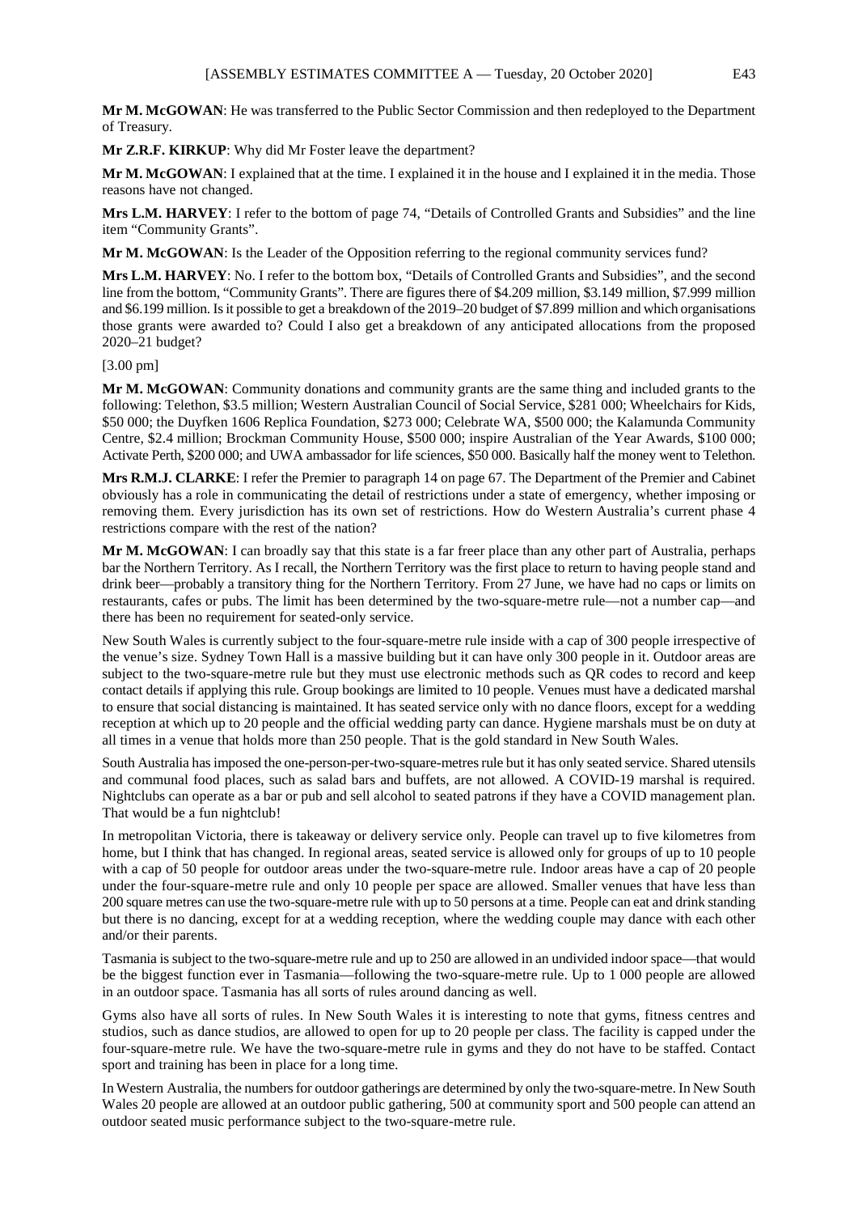**Mr M. McGOWAN**: He was transferred to the Public Sector Commission and then redeployed to the Department of Treasury.

**Mr Z.R.F. KIRKUP**: Why did Mr Foster leave the department?

**Mr M. McGOWAN**: I explained that at the time. I explained it in the house and I explained it in the media. Those reasons have not changed.

**Mrs L.M. HARVEY**: I refer to the bottom of page 74, "Details of Controlled Grants and Subsidies" and the line item "Community Grants".

**Mr M. McGOWAN**: Is the Leader of the Opposition referring to the regional community services fund?

**Mrs L.M. HARVEY**: No. I refer to the bottom box, "Details of Controlled Grants and Subsidies", and the second line from the bottom, "Community Grants". There are figures there of $4.209 million, $3.149 million, $7.999 million and $6.199 million. Is it possible to get a breakdown of the 2019–20 budget of $7.899 million and which organisations those grants were awarded to? Could I also get a breakdown of any anticipated allocations from the proposed 2020–21 budget?

[3.00 pm]

**Mr M. McGOWAN**: Community donations and community grants are the same thing and included grants to the following: Telethon, $3.5 million; Western Australian Council of Social Service, $281 000; Wheelchairs for Kids, $50 000; the Duyfken 1606 Replica Foundation, $273 000; Celebrate WA, $500 000; the Kalamunda Community Centre, $2.4 million; Brockman Community House, $500 000; inspire Australian of the Year Awards, $100 000; Activate Perth, $200 000; and UWA ambassador for life sciences, $50 000. Basically half the money went to Telethon.

**Mrs R.M.J. CLARKE**: I refer the Premier to paragraph 14 on page 67. The Department of the Premier and Cabinet obviously has a role in communicating the detail of restrictions under a state of emergency, whether imposing or removing them. Every jurisdiction has its own set of restrictions. How do Western Australia's current phase 4 restrictions compare with the rest of the nation?

**Mr M. McGOWAN**: I can broadly say that this state is a far freer place than any other part of Australia, perhaps bar the Northern Territory. As I recall, the Northern Territory was the first place to return to having people stand and drink beer—probably a transitory thing for the Northern Territory. From 27 June, we have had no caps or limits on restaurants, cafes or pubs. The limit has been determined by the two-square-metre rule—not a number cap—and there has been no requirement for seated-only service.

New South Wales is currently subject to the four-square-metre rule inside with a cap of 300 people irrespective of the venue's size. Sydney Town Hall is a massive building but it can have only 300 people in it. Outdoor areas are subject to the two-square-metre rule but they must use electronic methods such as QR codes to record and keep contact details if applying this rule. Group bookings are limited to 10 people. Venues must have a dedicated marshal to ensure that social distancing is maintained. It has seated service only with no dance floors, except for a wedding reception at which up to 20 people and the official wedding party can dance. Hygiene marshals must be on duty at all times in a venue that holds more than 250 people. That is the gold standard in New South Wales.

South Australia has imposed the one-person-per-two-square-metres rule but it has only seated service. Shared utensils and communal food places, such as salad bars and buffets, are not allowed. A COVID-19 marshal is required. Nightclubs can operate as a bar or pub and sell alcohol to seated patrons if they have a COVID management plan. That would be a fun nightclub!

In metropolitan Victoria, there is takeaway or delivery service only. People can travel up to five kilometres from home, but I think that has changed. In regional areas, seated service is allowed only for groups of up to 10 people with a cap of 50 people for outdoor areas under the two-square-metre rule. Indoor areas have a cap of 20 people under the four-square-metre rule and only 10 people per space are allowed. Smaller venues that have less than 200 square metres can use the two-square-metre rule with up to 50 persons at a time. People can eat and drink standing but there is no dancing, except for at a wedding reception, where the wedding couple may dance with each other and/or their parents.

Tasmania is subject to the two-square-metre rule and up to 250 are allowed in an undivided indoor space—that would be the biggest function ever in Tasmania—following the two-square-metre rule. Up to 1 000 people are allowed in an outdoor space. Tasmania has all sorts of rules around dancing as well.

Gyms also have all sorts of rules. In New South Wales it is interesting to note that gyms, fitness centres and studios, such as dance studios, are allowed to open for up to 20 people per class. The facility is capped under the four-square-metre rule. We have the two-square-metre rule in gyms and they do not have to be staffed. Contact sport and training has been in place for a long time.

In Western Australia, the numbers for outdoor gatherings are determined by only the two-square-metre. In New South Wales 20 people are allowed at an outdoor public gathering, 500 at community sport and 500 people can attend an outdoor seated music performance subject to the two-square-metre rule.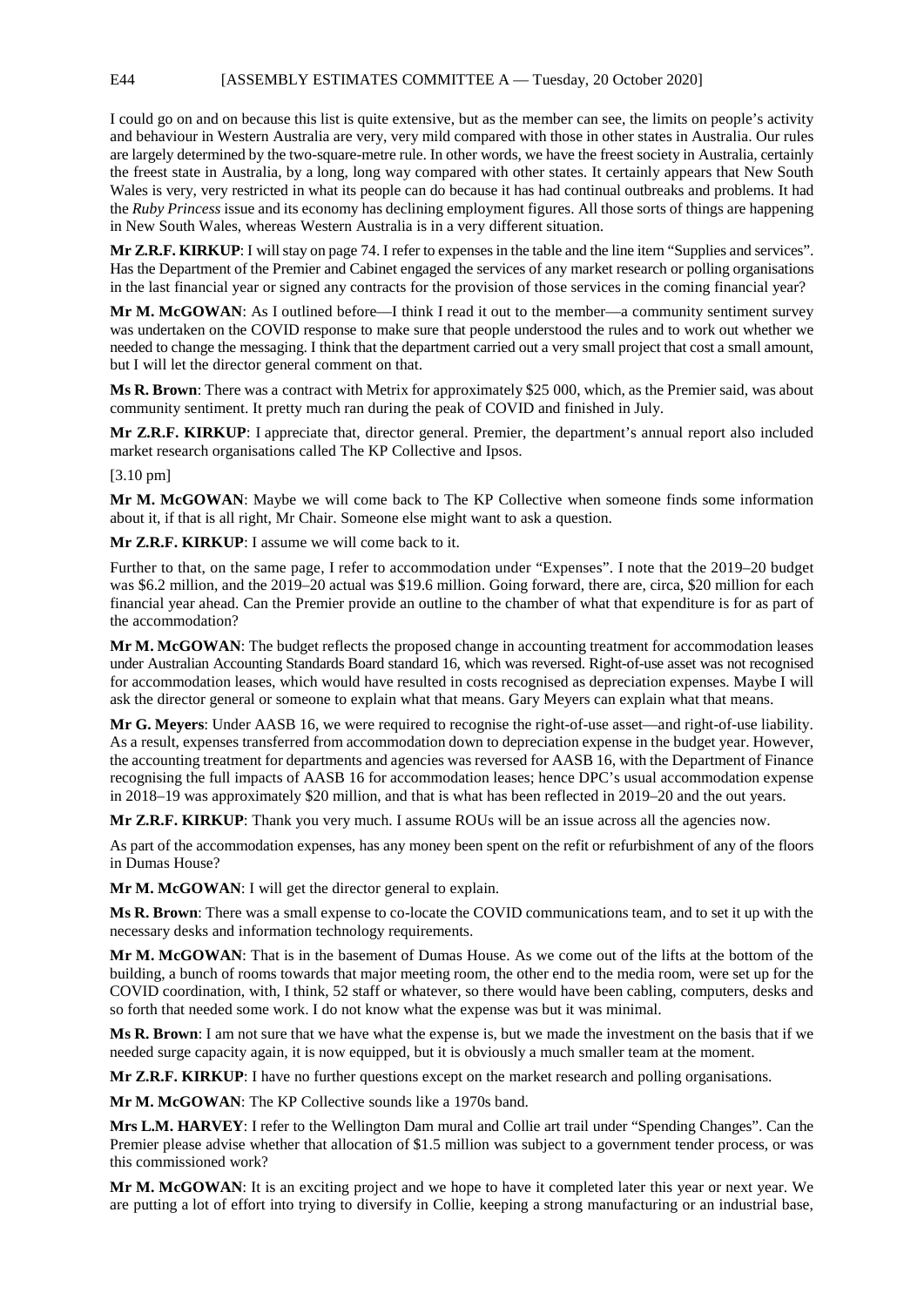I could go on and on because this list is quite extensive, but as the member can see, the limits on people's activity and behaviour in Western Australia are very, very mild compared with those in other states in Australia. Our rules are largely determined by the two-square-metre rule. In other words, we have the freest society in Australia, certainly the freest state in Australia, by a long, long way compared with other states. It certainly appears that New South Wales is very, very restricted in what its people can do because it has had continual outbreaks and problems. It had the *Ruby Princess* issue and its economy has declining employment figures. All those sorts of things are happening in New South Wales, whereas Western Australia is in a very different situation.

**Mr Z.R.F. KIRKUP**: I will stay on page 74. I refer to expenses in the table and the line item "Supplies and services". Has the Department of the Premier and Cabinet engaged the services of any market research or polling organisations in the last financial year or signed any contracts for the provision of those services in the coming financial year?

**Mr M. McGOWAN**: As I outlined before—I think I read it out to the member—a community sentiment survey was undertaken on the COVID response to make sure that people understood the rules and to work out whether we needed to change the messaging. I think that the department carried out a very small project that cost a small amount, but I will let the director general comment on that.

**Ms R. Brown**: There was a contract with Metrix for approximately $25 000, which, as the Premier said, was about community sentiment. It pretty much ran during the peak of COVID and finished in July.

**Mr Z.R.F. KIRKUP**: I appreciate that, director general. Premier, the department's annual report also included market research organisations called The KP Collective and Ipsos.

[3.10 pm]

**Mr M. McGOWAN**: Maybe we will come back to The KP Collective when someone finds some information about it, if that is all right, Mr Chair. Someone else might want to ask a question.

**Mr Z.R.F. KIRKUP**: I assume we will come back to it.

Further to that, on the same page, I refer to accommodation under "Expenses". I note that the 2019–20 budget was $6.2 million, and the 2019–20 actual was $19.6 million. Going forward, there are, circa, $20 million for each financial year ahead. Can the Premier provide an outline to the chamber of what that expenditure is for as part of the accommodation?

**Mr M. McGOWAN**: The budget reflects the proposed change in accounting treatment for accommodation leases under Australian Accounting Standards Board standard 16, which was reversed. Right-of-use asset was not recognised for accommodation leases, which would have resulted in costs recognised as depreciation expenses. Maybe I will ask the director general or someone to explain what that means. Gary Meyers can explain what that means.

**Mr G. Meyers**: Under AASB 16, we were required to recognise the right-of-use asset—and right-of-use liability. As a result, expenses transferred from accommodation down to depreciation expense in the budget year. However, the accounting treatment for departments and agencies was reversed for AASB 16, with the Department of Finance recognising the full impacts of AASB 16 for accommodation leases; hence DPC's usual accommodation expense in 2018–19 was approximately $20 million, and that is what has been reflected in 2019–20 and the out years.

**Mr Z.R.F. KIRKUP**: Thank you very much. I assume ROUs will be an issue across all the agencies now.

As part of the accommodation expenses, has any money been spent on the refit or refurbishment of any of the floors in Dumas House?

**Mr M. McGOWAN**: I will get the director general to explain.

**Ms R. Brown**: There was a small expense to co-locate the COVID communications team, and to set it up with the necessary desks and information technology requirements.

**Mr M. McGOWAN**: That is in the basement of Dumas House. As we come out of the lifts at the bottom of the building, a bunch of rooms towards that major meeting room, the other end to the media room, were set up for the COVID coordination, with, I think, 52 staff or whatever, so there would have been cabling, computers, desks and so forth that needed some work. I do not know what the expense was but it was minimal.

**Ms R. Brown**: I am not sure that we have what the expense is, but we made the investment on the basis that if we needed surge capacity again, it is now equipped, but it is obviously a much smaller team at the moment.

**Mr Z.R.F. KIRKUP**: I have no further questions except on the market research and polling organisations.

**Mr M. McGOWAN**: The KP Collective sounds like a 1970s band.

**Mrs L.M. HARVEY**: I refer to the Wellington Dam mural and Collie art trail under "Spending Changes". Can the Premier please advise whether that allocation of $1.5 million was subject to a government tender process, or was this commissioned work?

**Mr M. McGOWAN**: It is an exciting project and we hope to have it completed later this year or next year. We are putting a lot of effort into trying to diversify in Collie, keeping a strong manufacturing or an industrial base,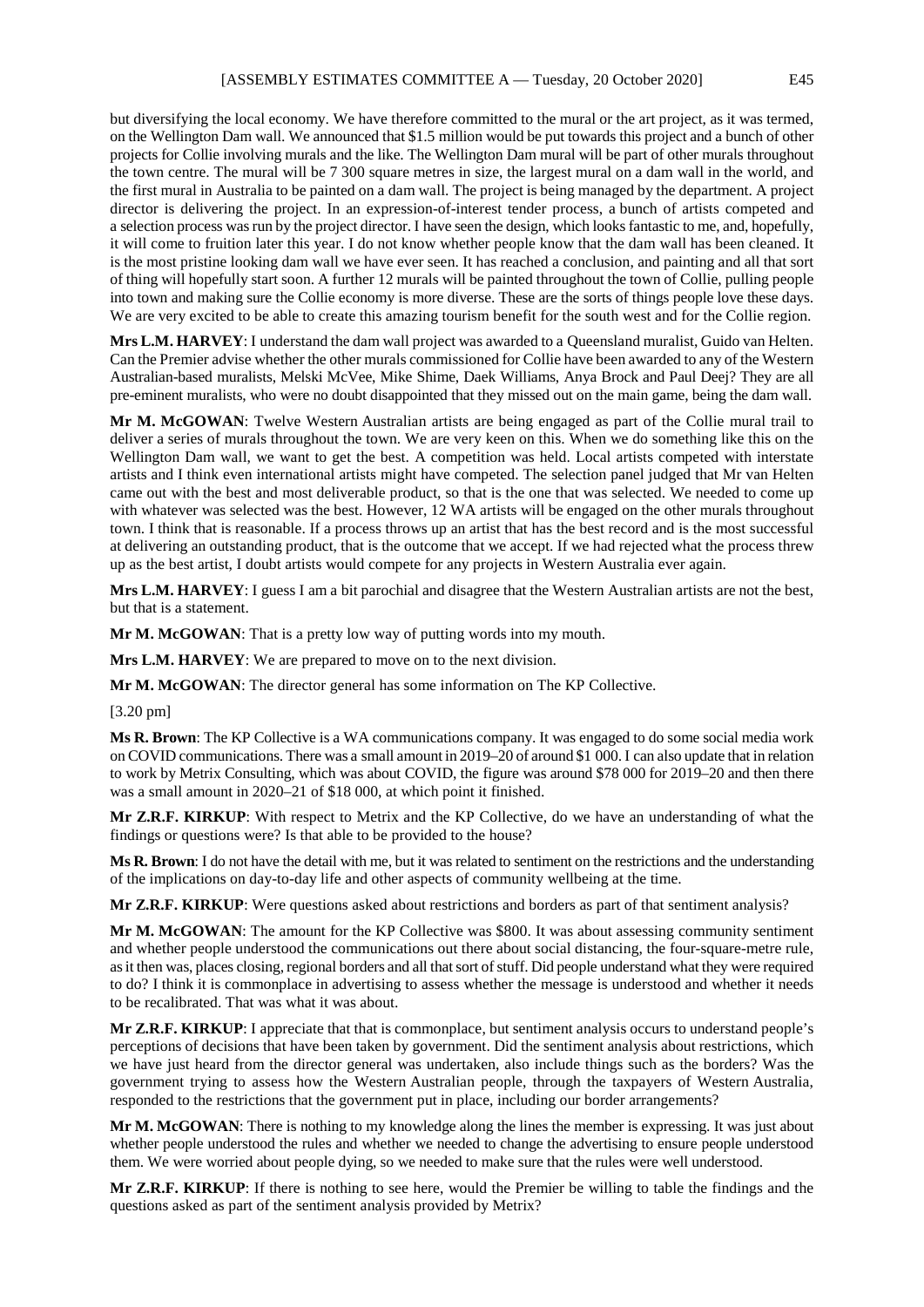but diversifying the local economy. We have therefore committed to the mural or the art project, as it was termed, on the Wellington Dam wall. We announced that $1.5 million would be put towards this project and a bunch of other projects for Collie involving murals and the like. The Wellington Dam mural will be part of other murals throughout the town centre. The mural will be 7 300 square metres in size, the largest mural on a dam wall in the world, and the first mural in Australia to be painted on a dam wall. The project is being managed by the department. A project director is delivering the project. In an expression-of-interest tender process, a bunch of artists competed and a selection process was run by the project director. I have seen the design, which looks fantastic to me, and, hopefully, it will come to fruition later this year. I do not know whether people know that the dam wall has been cleaned. It is the most pristine looking dam wall we have ever seen. It has reached a conclusion, and painting and all that sort of thing will hopefully start soon. A further 12 murals will be painted throughout the town of Collie, pulling people into town and making sure the Collie economy is more diverse. These are the sorts of things people love these days. We are very excited to be able to create this amazing tourism benefit for the south west and for the Collie region.

**Mrs L.M. HARVEY**: I understand the dam wall project was awarded to a Queensland muralist, Guido van Helten. Can the Premier advise whether the other murals commissioned for Collie have been awarded to any of the Western Australian-based muralists, Melski McVee, Mike Shime, Daek Williams, Anya Brock and Paul Deej? They are all pre-eminent muralists, who were no doubt disappointed that they missed out on the main game, being the dam wall.

**Mr M. McGOWAN**: Twelve Western Australian artists are being engaged as part of the Collie mural trail to deliver a series of murals throughout the town. We are very keen on this. When we do something like this on the Wellington Dam wall, we want to get the best. A competition was held. Local artists competed with interstate artists and I think even international artists might have competed. The selection panel judged that Mr van Helten came out with the best and most deliverable product, so that is the one that was selected. We needed to come up with whatever was selected was the best. However, 12 WA artists will be engaged on the other murals throughout town. I think that is reasonable. If a process throws up an artist that has the best record and is the most successful at delivering an outstanding product, that is the outcome that we accept. If we had rejected what the process threw up as the best artist, I doubt artists would compete for any projects in Western Australia ever again.

**Mrs L.M. HARVEY**: I guess I am a bit parochial and disagree that the Western Australian artists are not the best, but that is a statement.

**Mr M. McGOWAN**: That is a pretty low way of putting words into my mouth.

**Mrs L.M. HARVEY**: We are prepared to move on to the next division.

**Mr M. McGOWAN**: The director general has some information on The KP Collective.

[3.20 pm]

**Ms R. Brown**: The KP Collective is a WA communications company. It was engaged to do some social media work on COVID communications. There was a small amount in 2019–20 of around $1 000. I can also update that in relation to work by Metrix Consulting, which was about COVID, the figure was around $78 000 for 2019–20 and then there was a small amount in 2020–21 of $18 000, at which point it finished.

**Mr Z.R.F. KIRKUP**: With respect to Metrix and the KP Collective, do we have an understanding of what the findings or questions were? Is that able to be provided to the house?

**Ms R. Brown**: I do not have the detail with me, but it was related to sentiment on the restrictions and the understanding of the implications on day-to-day life and other aspects of community wellbeing at the time.

**Mr Z.R.F. KIRKUP**: Were questions asked about restrictions and borders as part of that sentiment analysis?

**Mr M. McGOWAN**: The amount for the KP Collective was $800. It was about assessing community sentiment and whether people understood the communications out there about social distancing, the four-square-metre rule, as it then was, places closing, regional borders and all that sort of stuff. Did people understand what they were required to do? I think it is commonplace in advertising to assess whether the message is understood and whether it needs to be recalibrated. That was what it was about.

**Mr Z.R.F. KIRKUP**: I appreciate that that is commonplace, but sentiment analysis occurs to understand people's perceptions of decisions that have been taken by government. Did the sentiment analysis about restrictions, which we have just heard from the director general was undertaken, also include things such as the borders? Was the government trying to assess how the Western Australian people, through the taxpayers of Western Australia, responded to the restrictions that the government put in place, including our border arrangements?

**Mr M. McGOWAN**: There is nothing to my knowledge along the lines the member is expressing. It was just about whether people understood the rules and whether we needed to change the advertising to ensure people understood them. We were worried about people dying, so we needed to make sure that the rules were well understood.

**Mr Z.R.F. KIRKUP**: If there is nothing to see here, would the Premier be willing to table the findings and the questions asked as part of the sentiment analysis provided by Metrix?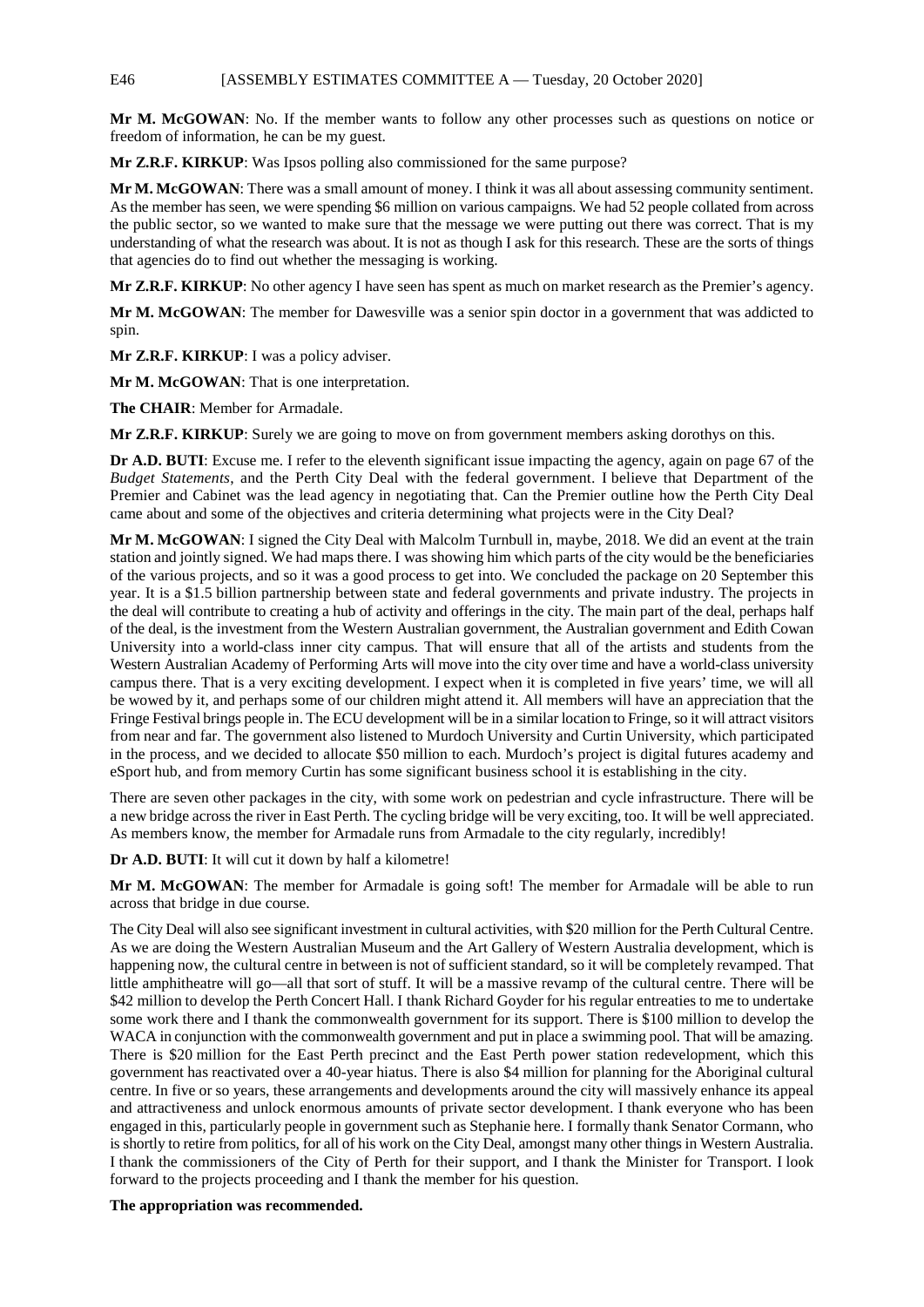**Mr M. McGOWAN**: No. If the member wants to follow any other processes such as questions on notice or freedom of information, he can be my guest.

**Mr Z.R.F. KIRKUP**: Was Ipsos polling also commissioned for the same purpose?

**Mr M. McGOWAN**: There was a small amount of money. I think it was all about assessing community sentiment. As the member has seen, we were spending $6 million on various campaigns. We had 52 people collated from across the public sector, so we wanted to make sure that the message we were putting out there was correct. That is my understanding of what the research was about. It is not as though I ask for this research. These are the sorts of things that agencies do to find out whether the messaging is working.

**Mr Z.R.F. KIRKUP**: No other agency I have seen has spent as much on market research as the Premier's agency.

**Mr M. McGOWAN**: The member for Dawesville was a senior spin doctor in a government that was addicted to spin.

**Mr Z.R.F. KIRKUP**: I was a policy adviser.

**Mr M. McGOWAN**: That is one interpretation.

**The CHAIR**: Member for Armadale.

**Mr Z.R.F. KIRKUP**: Surely we are going to move on from government members asking dorothys on this.

**Dr A.D. BUTI**: Excuse me. I refer to the eleventh significant issue impacting the agency, again on page 67 of the *Budget Statements*, and the Perth City Deal with the federal government. I believe that Department of the Premier and Cabinet was the lead agency in negotiating that. Can the Premier outline how the Perth City Deal came about and some of the objectives and criteria determining what projects were in the City Deal?

**Mr M. McGOWAN**: I signed the City Deal with Malcolm Turnbull in, maybe, 2018. We did an event at the train station and jointly signed. We had maps there. I was showing him which parts of the city would be the beneficiaries of the various projects, and so it was a good process to get into. We concluded the package on 20 September this year. It is a $1.5 billion partnership between state and federal governments and private industry. The projects in the deal will contribute to creating a hub of activity and offerings in the city. The main part of the deal, perhaps half of the deal, is the investment from the Western Australian government, the Australian government and Edith Cowan University into a world-class inner city campus. That will ensure that all of the artists and students from the Western Australian Academy of Performing Arts will move into the city over time and have a world-class university campus there. That is a very exciting development. I expect when it is completed in five years' time, we will all be wowed by it, and perhaps some of our children might attend it. All members will have an appreciation that the Fringe Festival brings people in. The ECU development will be in a similar location to Fringe, so it will attract visitors from near and far. The government also listened to Murdoch University and Curtin University, which participated in the process, and we decided to allocate $50 million to each. Murdoch's project is digital futures academy and eSport hub, and from memory Curtin has some significant business school it is establishing in the city.

There are seven other packages in the city, with some work on pedestrian and cycle infrastructure. There will be a new bridge across the river in East Perth. The cycling bridge will be very exciting, too. It will be well appreciated. As members know, the member for Armadale runs from Armadale to the city regularly, incredibly!

**Dr A.D. BUTI**: It will cut it down by half a kilometre!

**Mr M. McGOWAN**: The member for Armadale is going soft! The member for Armadale will be able to run across that bridge in due course.

The City Deal will also see significant investment in cultural activities, with $20 million for the Perth Cultural Centre. As we are doing the Western Australian Museum and the Art Gallery of Western Australia development, which is happening now, the cultural centre in between is not of sufficient standard, so it will be completely revamped. That little amphitheatre will go—all that sort of stuff. It will be a massive revamp of the cultural centre. There will be $42 million to develop the Perth Concert Hall. I thank Richard Goyder for his regular entreaties to me to undertake some work there and I thank the commonwealth government for its support. There is $100 million to develop the WACA in conjunction with the commonwealth government and put in place a swimming pool. That will be amazing. There is $20 million for the East Perth precinct and the East Perth power station redevelopment, which this government has reactivated over a 40-year hiatus. There is also $4 million for planning for the Aboriginal cultural centre. In five or so years, these arrangements and developments around the city will massively enhance its appeal and attractiveness and unlock enormous amounts of private sector development. I thank everyone who has been engaged in this, particularly people in government such as Stephanie here. I formally thank Senator Cormann, who is shortly to retire from politics, for all of his work on the City Deal, amongst many other things in Western Australia. I thank the commissioners of the City of Perth for their support, and I thank the Minister for Transport. I look forward to the projects proceeding and I thank the member for his question.

**The appropriation was recommended.**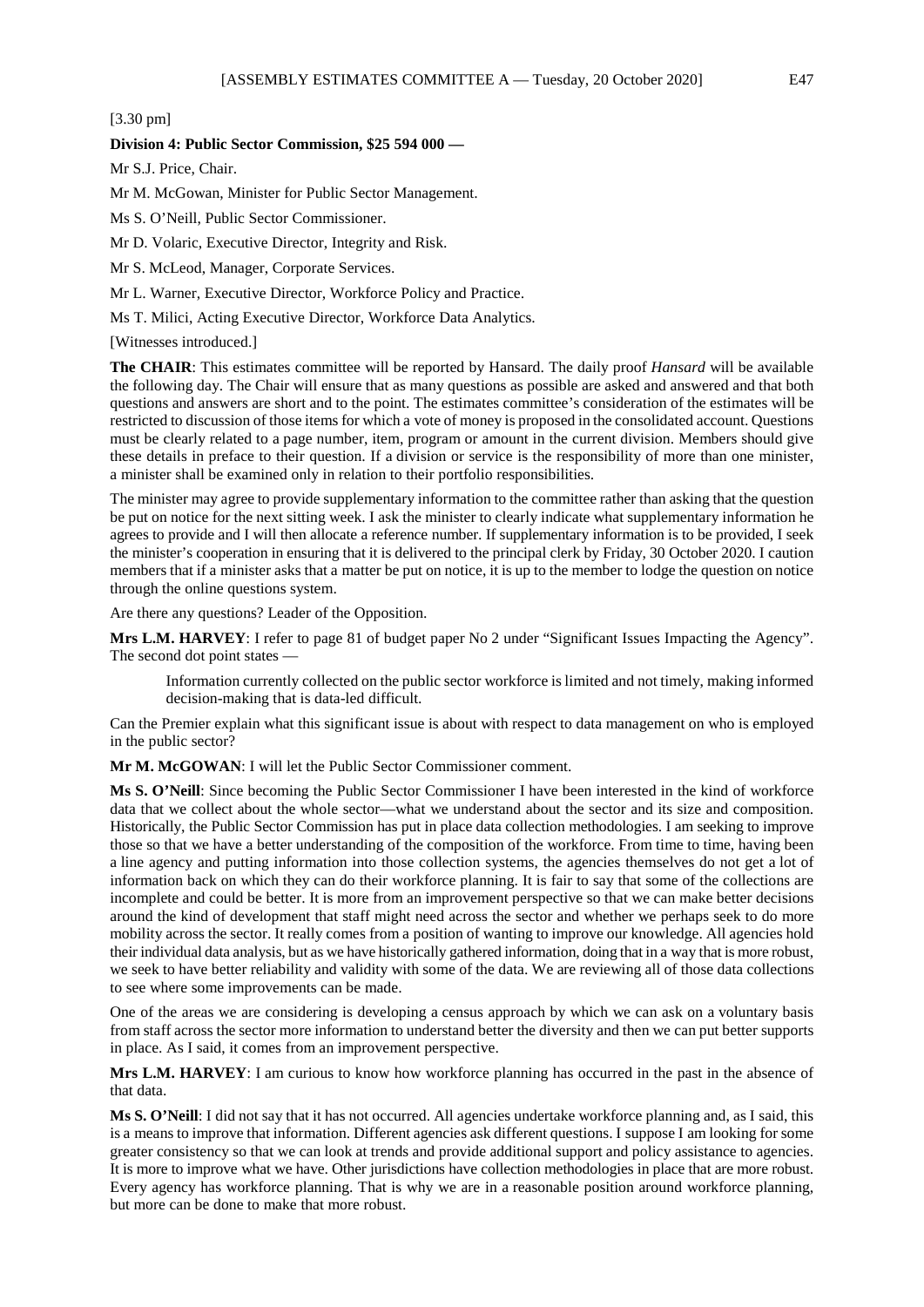[3.30 pm]

**Division 4: Public Sector Commission, $25 594 000 —**

Mr S.J. Price, Chair.

Mr M. McGowan, Minister for Public Sector Management.

Ms S. O'Neill, Public Sector Commissioner.

Mr D. Volaric, Executive Director, Integrity and Risk.

Mr S. McLeod, Manager, Corporate Services.

Mr L. Warner, Executive Director, Workforce Policy and Practice.

Ms T. Milici, Acting Executive Director, Workforce Data Analytics.

[Witnesses introduced.]

**The CHAIR**: This estimates committee will be reported by Hansard. The daily proof *Hansard* will be available the following day. The Chair will ensure that as many questions as possible are asked and answered and that both questions and answers are short and to the point. The estimates committee's consideration of the estimates will be restricted to discussion of those items for which a vote of money is proposed in the consolidated account. Questions must be clearly related to a page number, item, program or amount in the current division. Members should give these details in preface to their question. If a division or service is the responsibility of more than one minister, a minister shall be examined only in relation to their portfolio responsibilities.

The minister may agree to provide supplementary information to the committee rather than asking that the question be put on notice for the next sitting week. I ask the minister to clearly indicate what supplementary information he agrees to provide and I will then allocate a reference number. If supplementary information is to be provided, I seek the minister's cooperation in ensuring that it is delivered to the principal clerk by Friday, 30 October 2020. I caution members that if a minister asks that a matter be put on notice, it is up to the member to lodge the question on notice through the online questions system.

Are there any questions? Leader of the Opposition.

**Mrs L.M. HARVEY**: I refer to page 81 of budget paper No 2 under "Significant Issues Impacting the Agency". The second dot point states —

> Information currently collected on the public sector workforce is limited and not timely, making informed decision-making that is data-led difficult.

Can the Premier explain what this significant issue is about with respect to data management on who is employed in the public sector?

**Mr M. McGOWAN**: I will let the Public Sector Commissioner comment.

**Ms S. O'Neill**: Since becoming the Public Sector Commissioner I have been interested in the kind of workforce data that we collect about the whole sector—what we understand about the sector and its size and composition. Historically, the Public Sector Commission has put in place data collection methodologies. I am seeking to improve those so that we have a better understanding of the composition of the workforce. From time to time, having been a line agency and putting information into those collection systems, the agencies themselves do not get a lot of information back on which they can do their workforce planning. It is fair to say that some of the collections are incomplete and could be better. It is more from an improvement perspective so that we can make better decisions around the kind of development that staff might need across the sector and whether we perhaps seek to do more mobility across the sector. It really comes from a position of wanting to improve our knowledge. All agencies hold their individual data analysis, but as we have historically gathered information, doing that in a way that is more robust, we seek to have better reliability and validity with some of the data. We are reviewing all of those data collections to see where some improvements can be made.

One of the areas we are considering is developing a census approach by which we can ask on a voluntary basis from staff across the sector more information to understand better the diversity and then we can put better supports in place. As I said, it comes from an improvement perspective.

**Mrs L.M. HARVEY**: I am curious to know how workforce planning has occurred in the past in the absence of that data.

**Ms S. O'Neill**: I did not say that it has not occurred. All agencies undertake workforce planning and, as I said, this is a means to improve that information. Different agencies ask different questions. I suppose I am looking for some greater consistency so that we can look at trends and provide additional support and policy assistance to agencies. It is more to improve what we have. Other jurisdictions have collection methodologies in place that are more robust. Every agency has workforce planning. That is why we are in a reasonable position around workforce planning, but more can be done to make that more robust.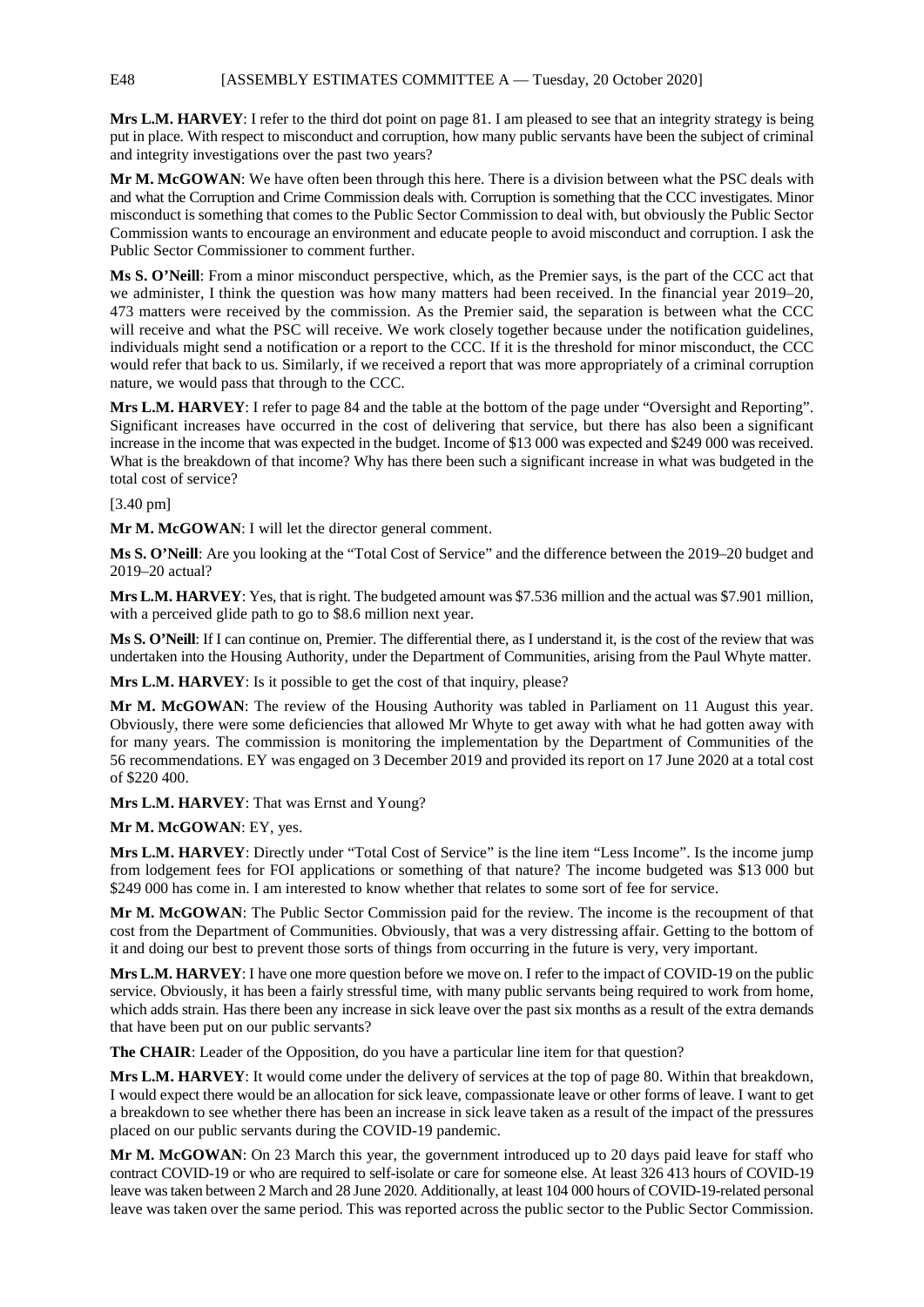**Mrs L.M. HARVEY**: I refer to the third dot point on page 81. I am pleased to see that an integrity strategy is being put in place. With respect to misconduct and corruption, how many public servants have been the subject of criminal and integrity investigations over the past two years?

**Mr M. McGOWAN**: We have often been through this here. There is a division between what the PSC deals with and what the Corruption and Crime Commission deals with. Corruption is something that the CCC investigates. Minor misconduct is something that comes to the Public Sector Commission to deal with, but obviously the Public Sector Commission wants to encourage an environment and educate people to avoid misconduct and corruption. I ask the Public Sector Commissioner to comment further.

**Ms S. O'Neill**: From a minor misconduct perspective, which, as the Premier says, is the part of the CCC act that we administer, I think the question was how many matters had been received. In the financial year 2019–20, 473 matters were received by the commission. As the Premier said, the separation is between what the CCC will receive and what the PSC will receive. We work closely together because under the notification guidelines, individuals might send a notification or a report to the CCC. If it is the threshold for minor misconduct, the CCC would refer that back to us. Similarly, if we received a report that was more appropriately of a criminal corruption nature, we would pass that through to the CCC.

**Mrs L.M. HARVEY**: I refer to page 84 and the table at the bottom of the page under "Oversight and Reporting". Significant increases have occurred in the cost of delivering that service, but there has also been a significant increase in the income that was expected in the budget. Income of $13 000 was expected and $249 000 was received. What is the breakdown of that income? Why has there been such a significant increase in what was budgeted in the total cost of service?

[3.40 pm]

**Mr M. McGOWAN**: I will let the director general comment.

**Ms S. O'Neill**: Are you looking at the "Total Cost of Service" and the difference between the 2019–20 budget and 2019–20 actual?

**Mrs L.M. HARVEY**: Yes, that is right. The budgeted amount was $7.536 million and the actual was $7.901 million, with a perceived glide path to go to $8.6 million next year.

**Ms S. O'Neill**: If I can continue on, Premier. The differential there, as I understand it, is the cost of the review that was undertaken into the Housing Authority, under the Department of Communities, arising from the Paul Whyte matter.

**Mrs L.M. HARVEY**: Is it possible to get the cost of that inquiry, please?

**Mr M. McGOWAN**: The review of the Housing Authority was tabled in Parliament on 11 August this year. Obviously, there were some deficiencies that allowed Mr Whyte to get away with what he had gotten away with for many years. The commission is monitoring the implementation by the Department of Communities of the 56 recommendations. EY was engaged on 3 December 2019 and provided its report on 17 June 2020 at a total cost of $220 400.

**Mrs L.M. HARVEY**: That was Ernst and Young?

**Mr M. McGOWAN**: EY, yes.

**Mrs L.M. HARVEY**: Directly under "Total Cost of Service" is the line item "Less Income". Is the income jump from lodgement fees for FOI applications or something of that nature? The income budgeted was $13 000 but $249 000 has come in. I am interested to know whether that relates to some sort of fee for service.

**Mr M. McGOWAN**: The Public Sector Commission paid for the review. The income is the recoupment of that cost from the Department of Communities. Obviously, that was a very distressing affair. Getting to the bottom of it and doing our best to prevent those sorts of things from occurring in the future is very, very important.

**Mrs L.M. HARVEY**: I have one more question before we move on. I refer to the impact of COVID-19 on the public service. Obviously, it has been a fairly stressful time, with many public servants being required to work from home, which adds strain. Has there been any increase in sick leave over the past six months as a result of the extra demands that have been put on our public servants?

**The CHAIR**: Leader of the Opposition, do you have a particular line item for that question?

**Mrs L.M. HARVEY**: It would come under the delivery of services at the top of page 80. Within that breakdown, I would expect there would be an allocation for sick leave, compassionate leave or other forms of leave. I want to get a breakdown to see whether there has been an increase in sick leave taken as a result of the impact of the pressures placed on our public servants during the COVID-19 pandemic.

**Mr M. McGOWAN**: On 23 March this year, the government introduced up to 20 days paid leave for staff who contract COVID-19 or who are required to self-isolate or care for someone else. At least 326 413 hours of COVID-19 leave was taken between 2 March and 28 June 2020. Additionally, at least 104 000 hours of COVID-19-related personal leave was taken over the same period. This was reported across the public sector to the Public Sector Commission.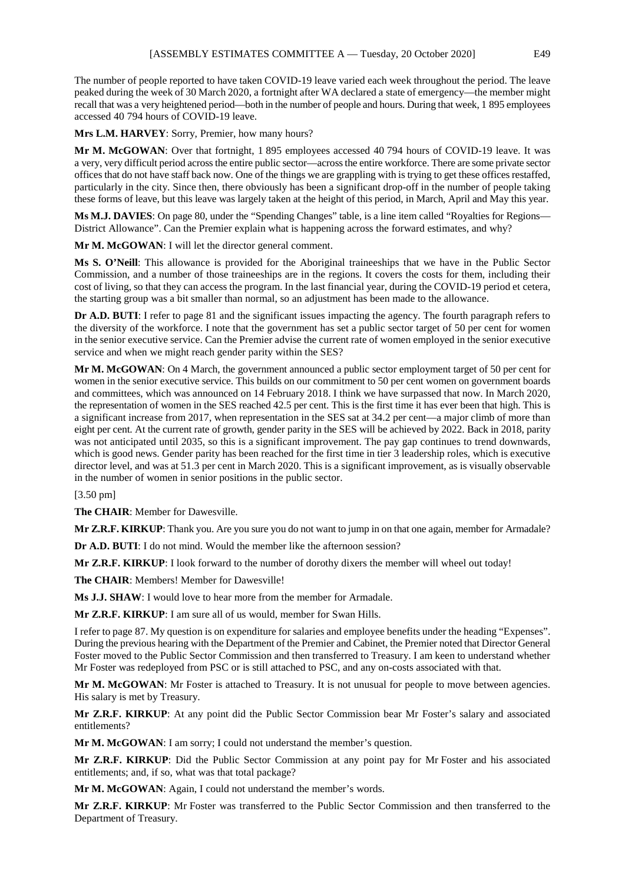The number of people reported to have taken COVID-19 leave varied each week throughout the period. The leave peaked during the week of 30 March 2020, a fortnight after WA declared a state of emergency—the member might recall that was a very heightened period—both in the number of people and hours. During that week, 1 895 employees accessed 40 794 hours of COVID-19 leave.

**Mrs L.M. HARVEY**: Sorry, Premier, how many hours?

**Mr M. McGOWAN**: Over that fortnight, 1 895 employees accessed 40 794 hours of COVID-19 leave. It was a very, very difficult period across the entire public sector—across the entire workforce. There are some private sector offices that do not have staff back now. One of the things we are grappling with is trying to get these offices restaffed, particularly in the city. Since then, there obviously has been a significant drop-off in the number of people taking these forms of leave, but this leave was largely taken at the height of this period, in March, April and May this year.

**Ms M.J. DAVIES**: On page 80, under the "Spending Changes" table, is a line item called "Royalties for Regions—District Allowance". Can the Premier explain what is happening across the forward estimates, and why?

**Mr M. McGOWAN**: I will let the director general comment.

**Ms S. O'Neill**: This allowance is provided for the Aboriginal traineeships that we have in the Public Sector Commission, and a number of those traineeships are in the regions. It covers the costs for them, including their cost of living, so that they can access the program. In the last financial year, during the COVID-19 period et cetera, the starting group was a bit smaller than normal, so an adjustment has been made to the allowance.

**Dr A.D. BUTI**: I refer to page 81 and the significant issues impacting the agency. The fourth paragraph refers to the diversity of the workforce. I note that the government has set a public sector target of 50 per cent for women in the senior executive service. Can the Premier advise the current rate of women employed in the senior executive service and when we might reach gender parity within the SES?

**Mr M. McGOWAN**: On 4 March, the government announced a public sector employment target of 50 per cent for women in the senior executive service. This builds on our commitment to 50 per cent women on government boards and committees, which was announced on 14 February 2018. I think we have surpassed that now. In March 2020, the representation of women in the SES reached 42.5 per cent. This is the first time it has ever been that high. This is a significant increase from 2017, when representation in the SES sat at 34.2 per cent—a major climb of more than eight per cent. At the current rate of growth, gender parity in the SES will be achieved by 2022. Back in 2018, parity was not anticipated until 2035, so this is a significant improvement. The pay gap continues to trend downwards, which is good news. Gender parity has been reached for the first time in tier 3 leadership roles, which is executive director level, and was at 51.3 per cent in March 2020. This is a significant improvement, as is visually observable in the number of women in senior positions in the public sector.

[3.50 pm]

**The CHAIR**: Member for Dawesville.

**Mr Z.R.F. KIRKUP**: Thank you. Are you sure you do not want to jump in on that one again, member for Armadale?

**Dr A.D. BUTI**: I do not mind. Would the member like the afternoon session?

**Mr Z.R.F. KIRKUP**: I look forward to the number of dorothy dixers the member will wheel out today!

**The CHAIR**: Members! Member for Dawesville!

**Ms J.J. SHAW**: I would love to hear more from the member for Armadale.

**Mr Z.R.F. KIRKUP**: I am sure all of us would, member for Swan Hills.

I refer to page 87. My question is on expenditure for salaries and employee benefits under the heading "Expenses". During the previous hearing with the Department of the Premier and Cabinet, the Premier noted that Director General Foster moved to the Public Sector Commission and then transferred to Treasury. I am keen to understand whether Mr Foster was redeployed from PSC or is still attached to PSC, and any on-costs associated with that.

**Mr M. McGOWAN**: Mr Foster is attached to Treasury. It is not unusual for people to move between agencies. His salary is met by Treasury.

**Mr Z.R.F. KIRKUP**: At any point did the Public Sector Commission bear Mr Foster's salary and associated entitlements?

**Mr M. McGOWAN**: I am sorry; I could not understand the member's question.

**Mr Z.R.F. KIRKUP**: Did the Public Sector Commission at any point pay for Mr Foster and his associated entitlements; and, if so, what was that total package?

**Mr M. McGOWAN**: Again, I could not understand the member's words.

**Mr Z.R.F. KIRKUP**: Mr Foster was transferred to the Public Sector Commission and then transferred to the Department of Treasury.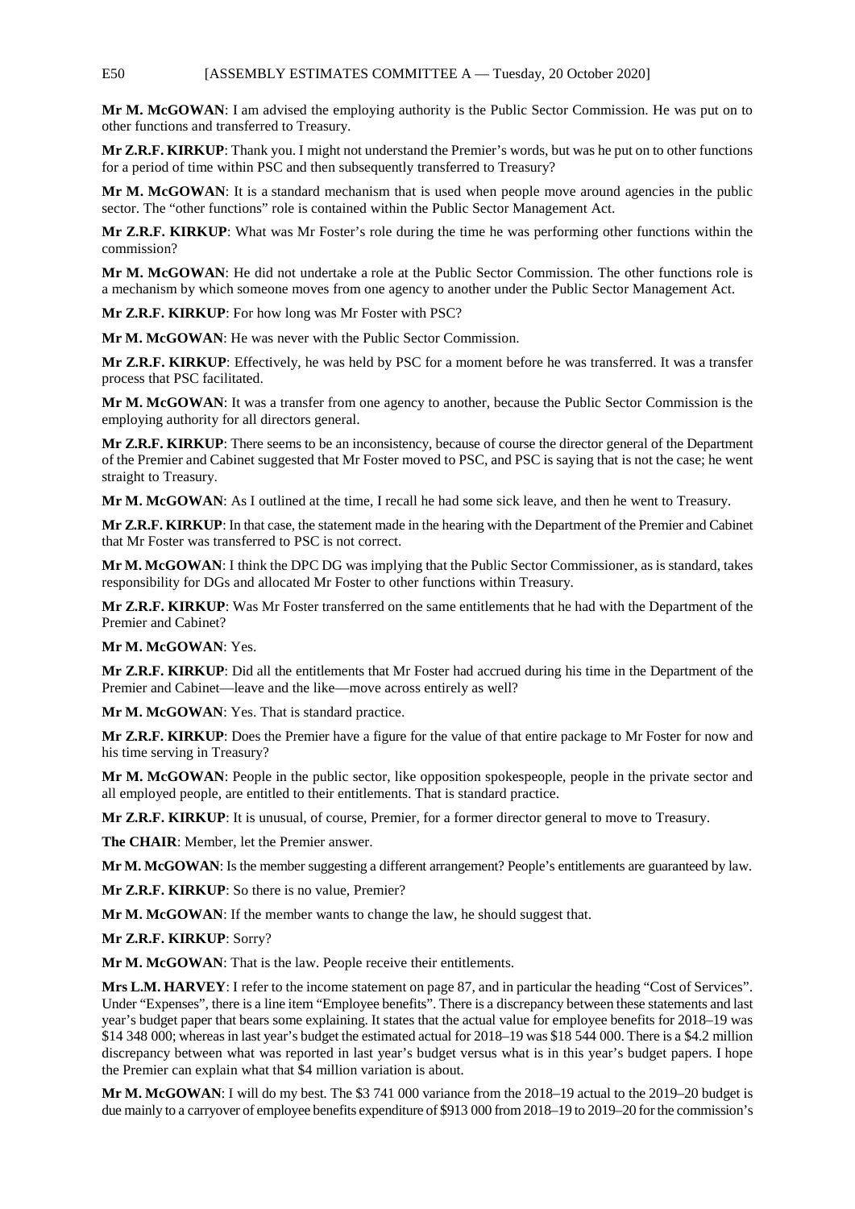**Mr M. McGOWAN**: I am advised the employing authority is the Public Sector Commission. He was put on to other functions and transferred to Treasury.

**Mr Z.R.F. KIRKUP**: Thank you. I might not understand the Premier's words, but was he put on to other functions for a period of time within PSC and then subsequently transferred to Treasury?

**Mr M. McGOWAN**: It is a standard mechanism that is used when people move around agencies in the public sector. The "other functions" role is contained within the Public Sector Management Act.

**Mr Z.R.F. KIRKUP**: What was Mr Foster's role during the time he was performing other functions within the commission?

**Mr M. McGOWAN**: He did not undertake a role at the Public Sector Commission. The other functions role is a mechanism by which someone moves from one agency to another under the Public Sector Management Act.

**Mr Z.R.F. KIRKUP**: For how long was Mr Foster with PSC?

**Mr M. McGOWAN**: He was never with the Public Sector Commission.

**Mr Z.R.F. KIRKUP**: Effectively, he was held by PSC for a moment before he was transferred. It was a transfer process that PSC facilitated.

**Mr M. McGOWAN**: It was a transfer from one agency to another, because the Public Sector Commission is the employing authority for all directors general.

**Mr Z.R.F. KIRKUP**: There seems to be an inconsistency, because of course the director general of the Department of the Premier and Cabinet suggested that Mr Foster moved to PSC, and PSC is saying that is not the case; he went straight to Treasury.

**Mr M. McGOWAN**: As I outlined at the time, I recall he had some sick leave, and then he went to Treasury.

**Mr Z.R.F. KIRKUP**: In that case, the statement made in the hearing with the Department of the Premier and Cabinet that Mr Foster was transferred to PSC is not correct.

**Mr M. McGOWAN**: I think the DPC DG was implying that the Public Sector Commissioner, as is standard, takes responsibility for DGs and allocated Mr Foster to other functions within Treasury.

**Mr Z.R.F. KIRKUP**: Was Mr Foster transferred on the same entitlements that he had with the Department of the Premier and Cabinet?

**Mr M. McGOWAN**: Yes.

**Mr Z.R.F. KIRKUP**: Did all the entitlements that Mr Foster had accrued during his time in the Department of the Premier and Cabinet—leave and the like—move across entirely as well?

**Mr M. McGOWAN**: Yes. That is standard practice.

**Mr Z.R.F. KIRKUP**: Does the Premier have a figure for the value of that entire package to Mr Foster for now and his time serving in Treasury?

**Mr M. McGOWAN**: People in the public sector, like opposition spokespeople, people in the private sector and all employed people, are entitled to their entitlements. That is standard practice.

**Mr Z.R.F. KIRKUP**: It is unusual, of course, Premier, for a former director general to move to Treasury.

**The CHAIR**: Member, let the Premier answer.

**Mr M. McGOWAN**: Is the member suggesting a different arrangement? People's entitlements are guaranteed by law.

**Mr Z.R.F. KIRKUP**: So there is no value, Premier?

**Mr M. McGOWAN**: If the member wants to change the law, he should suggest that.

**Mr Z.R.F. KIRKUP**: Sorry?

**Mr M. McGOWAN**: That is the law. People receive their entitlements.

**Mrs L.M. HARVEY**: I refer to the income statement on page 87, and in particular the heading "Cost of Services". Under "Expenses", there is a line item "Employee benefits". There is a discrepancy between these statements and last year's budget paper that bears some explaining. It states that the actual value for employee benefits for 2018–19 was $14 348 000; whereas in last year's budget the estimated actual for 2018–19 was $18 544 000. There is a $4.2 million discrepancy between what was reported in last year's budget versus what is in this year's budget papers. I hope the Premier can explain what that $4 million variation is about.

**Mr M. McGOWAN**: I will do my best. The $3 741 000 variance from the 2018–19 actual to the 2019–20 budget is due mainly to a carryover of employee benefits expenditure of $913 000 from 2018–19 to 2019–20 for the commission's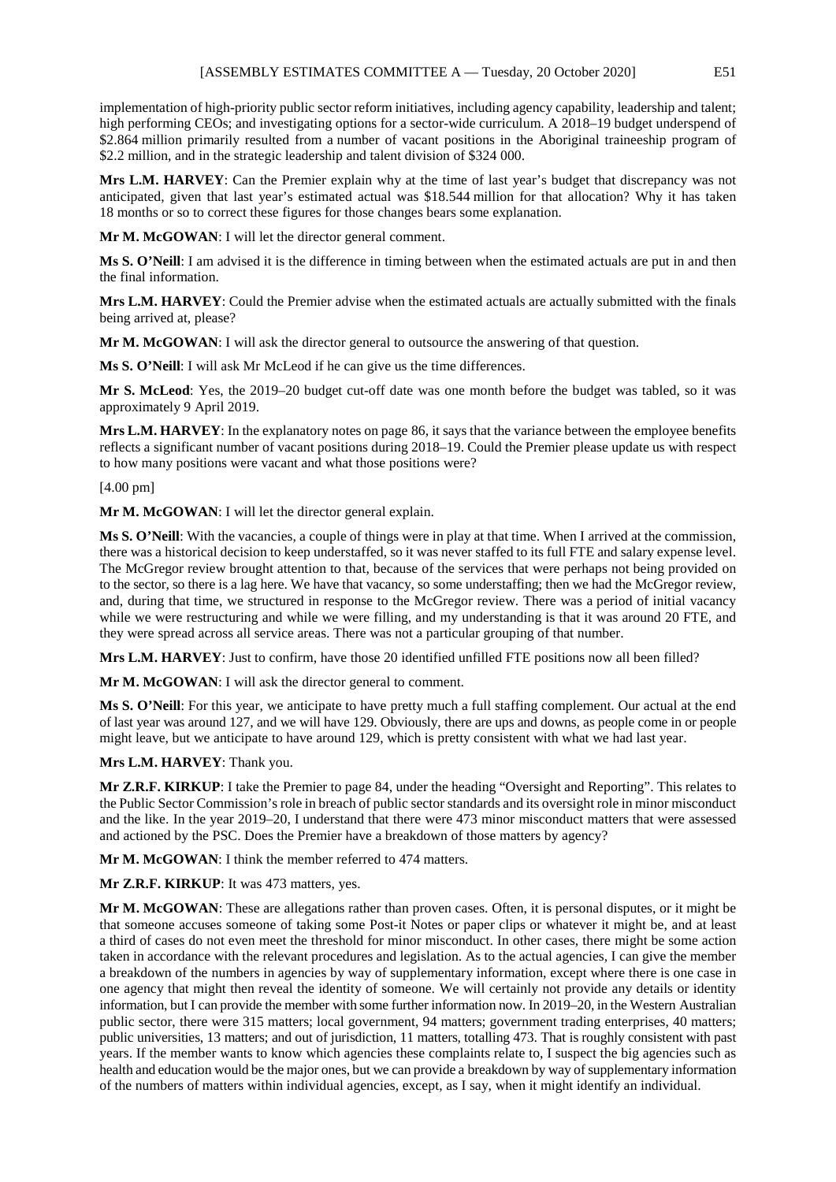implementation of high-priority public sector reform initiatives, including agency capability, leadership and talent; high performing CEOs; and investigating options for a sector-wide curriculum. A 2018–19 budget underspend of $2.864 million primarily resulted from a number of vacant positions in the Aboriginal traineeship program of $2.2 million, and in the strategic leadership and talent division of $324 000.

**Mrs L.M. HARVEY**: Can the Premier explain why at the time of last year's budget that discrepancy was not anticipated, given that last year's estimated actual was $18.544 million for that allocation? Why it has taken 18 months or so to correct these figures for those changes bears some explanation.

**Mr M. McGOWAN**: I will let the director general comment.

**Ms S. O'Neill**: I am advised it is the difference in timing between when the estimated actuals are put in and then the final information.

**Mrs L.M. HARVEY**: Could the Premier advise when the estimated actuals are actually submitted with the finals being arrived at, please?

**Mr M. McGOWAN**: I will ask the director general to outsource the answering of that question.

**Ms S. O'Neill**: I will ask Mr McLeod if he can give us the time differences.

**Mr S. McLeod**: Yes, the 2019–20 budget cut-off date was one month before the budget was tabled, so it was approximately 9 April 2019.

**Mrs L.M. HARVEY**: In the explanatory notes on page 86, it says that the variance between the employee benefits reflects a significant number of vacant positions during 2018–19. Could the Premier please update us with respect to how many positions were vacant and what those positions were?

[4.00 pm]

**Mr M. McGOWAN**: I will let the director general explain.

**Ms S. O'Neill**: With the vacancies, a couple of things were in play at that time. When I arrived at the commission, there was a historical decision to keep understaffed, so it was never staffed to its full FTE and salary expense level. The McGregor review brought attention to that, because of the services that were perhaps not being provided on to the sector, so there is a lag here. We have that vacancy, so some understaffing; then we had the McGregor review, and, during that time, we structured in response to the McGregor review. There was a period of initial vacancy while we were restructuring and while we were filling, and my understanding is that it was around 20 FTE, and they were spread across all service areas. There was not a particular grouping of that number.

**Mrs L.M. HARVEY**: Just to confirm, have those 20 identified unfilled FTE positions now all been filled?

**Mr M. McGOWAN**: I will ask the director general to comment.

**Ms S. O'Neill**: For this year, we anticipate to have pretty much a full staffing complement. Our actual at the end of last year was around 127, and we will have 129. Obviously, there are ups and downs, as people come in or people might leave, but we anticipate to have around 129, which is pretty consistent with what we had last year.

**Mrs L.M. HARVEY**: Thank you.

**Mr Z.R.F. KIRKUP**: I take the Premier to page 84, under the heading "Oversight and Reporting". This relates to the Public Sector Commission's role in breach of public sector standards and its oversight role in minor misconduct and the like. In the year 2019–20, I understand that there were 473 minor misconduct matters that were assessed and actioned by the PSC. Does the Premier have a breakdown of those matters by agency?

**Mr M. McGOWAN**: I think the member referred to 474 matters.

**Mr Z.R.F. KIRKUP**: It was 473 matters, yes.

**Mr M. McGOWAN**: These are allegations rather than proven cases. Often, it is personal disputes, or it might be that someone accuses someone of taking some Post-it Notes or paper clips or whatever it might be, and at least a third of cases do not even meet the threshold for minor misconduct. In other cases, there might be some action taken in accordance with the relevant procedures and legislation. As to the actual agencies, I can give the member a breakdown of the numbers in agencies by way of supplementary information, except where there is one case in one agency that might then reveal the identity of someone. We will certainly not provide any details or identity information, but I can provide the member with some further information now. In 2019–20, in the Western Australian public sector, there were 315 matters; local government, 94 matters; government trading enterprises, 40 matters; public universities, 13 matters; and out of jurisdiction, 11 matters, totalling 473. That is roughly consistent with past years. If the member wants to know which agencies these complaints relate to, I suspect the big agencies such as health and education would be the major ones, but we can provide a breakdown by way of supplementary information of the numbers of matters within individual agencies, except, as I say, when it might identify an individual.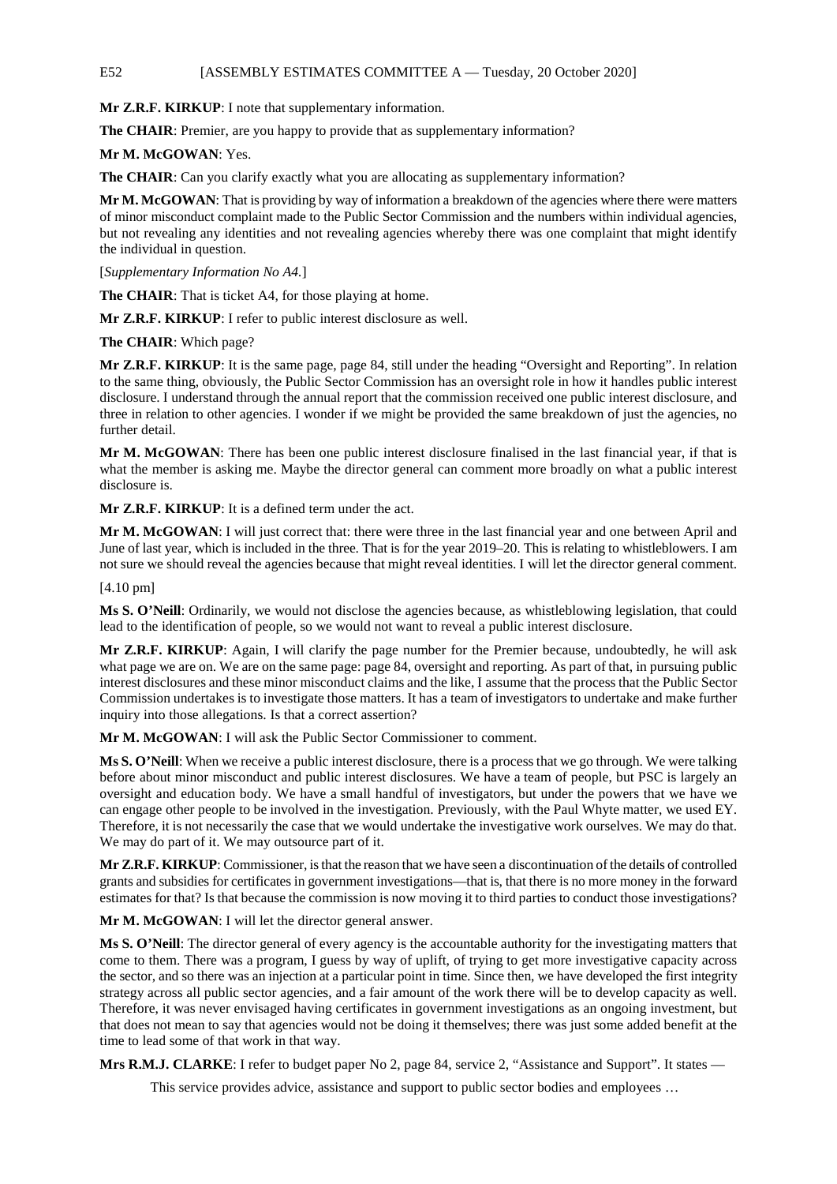**Mr Z.R.F. KIRKUP**: I note that supplementary information.

**The CHAIR**: Premier, are you happy to provide that as supplementary information?

**Mr M. McGOWAN**: Yes.

**The CHAIR**: Can you clarify exactly what you are allocating as supplementary information?

**Mr M. McGOWAN**: That is providing by way of information a breakdown of the agencies where there were matters of minor misconduct complaint made to the Public Sector Commission and the numbers within individual agencies, but not revealing any identities and not revealing agencies whereby there was one complaint that might identify the individual in question.

[*Supplementary Information No A4.*]

**The CHAIR**: That is ticket A4, for those playing at home.

**Mr Z.R.F. KIRKUP**: I refer to public interest disclosure as well.

**The CHAIR**: Which page?

**Mr Z.R.F. KIRKUP**: It is the same page, page 84, still under the heading "Oversight and Reporting". In relation to the same thing, obviously, the Public Sector Commission has an oversight role in how it handles public interest disclosure. I understand through the annual report that the commission received one public interest disclosure, and three in relation to other agencies. I wonder if we might be provided the same breakdown of just the agencies, no further detail.

**Mr M. McGOWAN**: There has been one public interest disclosure finalised in the last financial year, if that is what the member is asking me. Maybe the director general can comment more broadly on what a public interest disclosure is.

**Mr Z.R.F. KIRKUP**: It is a defined term under the act.

**Mr M. McGOWAN**: I will just correct that: there were three in the last financial year and one between April and June of last year, which is included in the three. That is for the year 2019–20. This is relating to whistleblowers. I am not sure we should reveal the agencies because that might reveal identities. I will let the director general comment.

[4.10 pm]

**Ms S. O'Neill**: Ordinarily, we would not disclose the agencies because, as whistleblowing legislation, that could lead to the identification of people, so we would not want to reveal a public interest disclosure.

**Mr Z.R.F. KIRKUP**: Again, I will clarify the page number for the Premier because, undoubtedly, he will ask what page we are on. We are on the same page: page 84, oversight and reporting. As part of that, in pursuing public interest disclosures and these minor misconduct claims and the like, I assume that the process that the Public Sector Commission undertakes is to investigate those matters. It has a team of investigators to undertake and make further inquiry into those allegations. Is that a correct assertion?

**Mr M. McGOWAN**: I will ask the Public Sector Commissioner to comment.

**Ms S. O'Neill**: When we receive a public interest disclosure, there is a process that we go through. We were talking before about minor misconduct and public interest disclosures. We have a team of people, but PSC is largely an oversight and education body. We have a small handful of investigators, but under the powers that we have we can engage other people to be involved in the investigation. Previously, with the Paul Whyte matter, we used EY. Therefore, it is not necessarily the case that we would undertake the investigative work ourselves. We may do that. We may do part of it. We may outsource part of it.

**Mr Z.R.F. KIRKUP**: Commissioner, is that the reason that we have seen a discontinuation of the details of controlled grants and subsidies for certificates in government investigations—that is, that there is no more money in the forward estimates for that? Is that because the commission is now moving it to third parties to conduct those investigations?

**Mr M. McGOWAN**: I will let the director general answer.

**Ms S. O'Neill**: The director general of every agency is the accountable authority for the investigating matters that come to them. There was a program, I guess by way of uplift, of trying to get more investigative capacity across the sector, and so there was an injection at a particular point in time. Since then, we have developed the first integrity strategy across all public sector agencies, and a fair amount of the work there will be to develop capacity as well. Therefore, it was never envisaged having certificates in government investigations as an ongoing investment, but that does not mean to say that agencies would not be doing it themselves; there was just some added benefit at the time to lead some of that work in that way.

**Mrs R.M.J. CLARKE**: I refer to budget paper No 2, page 84, service 2, "Assistance and Support". It states —

> This service provides advice, assistance and support to public sector bodies and employees …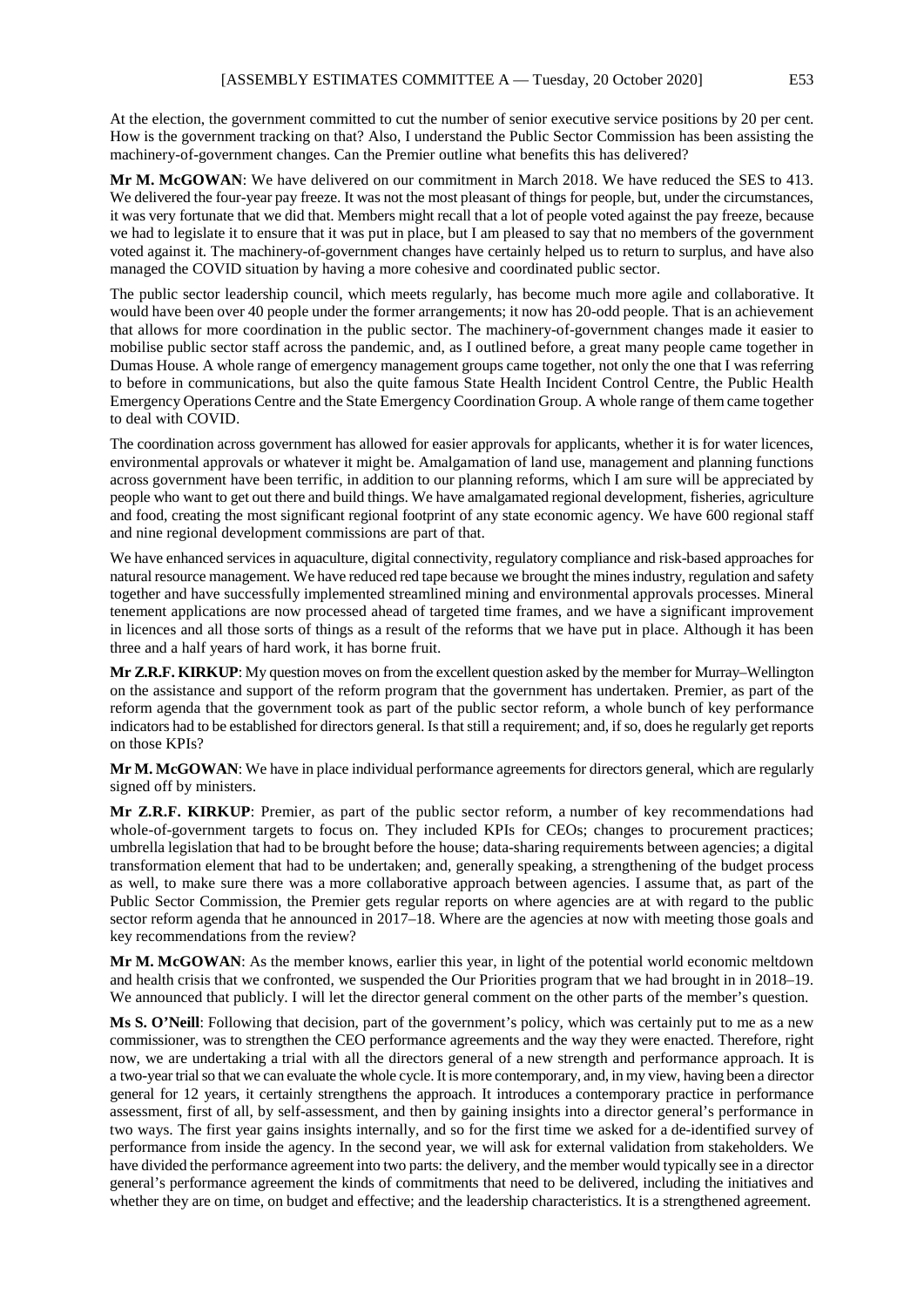At the election, the government committed to cut the number of senior executive service positions by 20 per cent. How is the government tracking on that? Also, I understand the Public Sector Commission has been assisting the machinery-of-government changes. Can the Premier outline what benefits this has delivered?

**Mr M. McGOWAN**: We have delivered on our commitment in March 2018. We have reduced the SES to 413. We delivered the four-year pay freeze. It was not the most pleasant of things for people, but, under the circumstances, it was very fortunate that we did that. Members might recall that a lot of people voted against the pay freeze, because we had to legislate it to ensure that it was put in place, but I am pleased to say that no members of the government voted against it. The machinery-of-government changes have certainly helped us to return to surplus, and have also managed the COVID situation by having a more cohesive and coordinated public sector.

The public sector leadership council, which meets regularly, has become much more agile and collaborative. It would have been over 40 people under the former arrangements; it now has 20-odd people. That is an achievement that allows for more coordination in the public sector. The machinery-of-government changes made it easier to mobilise public sector staff across the pandemic, and, as I outlined before, a great many people came together in Dumas House. A whole range of emergency management groups came together, not only the one that I was referring to before in communications, but also the quite famous State Health Incident Control Centre, the Public Health Emergency Operations Centre and the State Emergency Coordination Group. A whole range of them came together to deal with COVID.

The coordination across government has allowed for easier approvals for applicants, whether it is for water licences, environmental approvals or whatever it might be. Amalgamation of land use, management and planning functions across government have been terrific, in addition to our planning reforms, which I am sure will be appreciated by people who want to get out there and build things. We have amalgamated regional development, fisheries, agriculture and food, creating the most significant regional footprint of any state economic agency. We have 600 regional staff and nine regional development commissions are part of that.

We have enhanced services in aquaculture, digital connectivity, regulatory compliance and risk-based approaches for natural resource management. We have reduced red tape because we brought the mines industry, regulation and safety together and have successfully implemented streamlined mining and environmental approvals processes. Mineral tenement applications are now processed ahead of targeted time frames, and we have a significant improvement in licences and all those sorts of things as a result of the reforms that we have put in place. Although it has been three and a half years of hard work, it has borne fruit.

**Mr Z.R.F. KIRKUP**: My question moves on from the excellent question asked by the member for Murray–Wellington on the assistance and support of the reform program that the government has undertaken. Premier, as part of the reform agenda that the government took as part of the public sector reform, a whole bunch of key performance indicators had to be established for directors general. Is that still a requirement; and, if so, does he regularly get reports on those KPIs?

**Mr M. McGOWAN**: We have in place individual performance agreements for directors general, which are regularly signed off by ministers.

**Mr Z.R.F. KIRKUP**: Premier, as part of the public sector reform, a number of key recommendations had whole-of-government targets to focus on. They included KPIs for CEOs; changes to procurement practices; umbrella legislation that had to be brought before the house; data-sharing requirements between agencies; a digital transformation element that had to be undertaken; and, generally speaking, a strengthening of the budget process as well, to make sure there was a more collaborative approach between agencies. I assume that, as part of the Public Sector Commission, the Premier gets regular reports on where agencies are at with regard to the public sector reform agenda that he announced in 2017–18. Where are the agencies at now with meeting those goals and key recommendations from the review?

**Mr M. McGOWAN**: As the member knows, earlier this year, in light of the potential world economic meltdown and health crisis that we confronted, we suspended the Our Priorities program that we had brought in in 2018–19. We announced that publicly. I will let the director general comment on the other parts of the member's question.

**Ms S. O'Neill**: Following that decision, part of the government's policy, which was certainly put to me as a new commissioner, was to strengthen the CEO performance agreements and the way they were enacted. Therefore, right now, we are undertaking a trial with all the directors general of a new strength and performance approach. It is a two-year trial so that we can evaluate the whole cycle. It is more contemporary, and, in my view, having been a director general for 12 years, it certainly strengthens the approach. It introduces a contemporary practice in performance assessment, first of all, by self-assessment, and then by gaining insights into a director general's performance in two ways. The first year gains insights internally, and so for the first time we asked for a de-identified survey of performance from inside the agency. In the second year, we will ask for external validation from stakeholders. We have divided the performance agreement into two parts: the delivery, and the member would typically see in a director general's performance agreement the kinds of commitments that need to be delivered, including the initiatives and whether they are on time, on budget and effective; and the leadership characteristics. It is a strengthened agreement.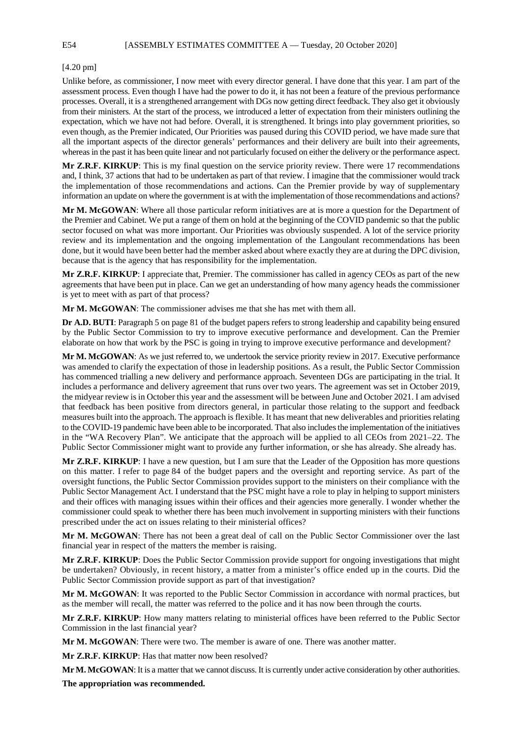[4.20 pm]

Unlike before, as commissioner, I now meet with every director general. I have done that this year. I am part of the assessment process. Even though I have had the power to do it, it has not been a feature of the previous performance processes. Overall, it is a strengthened arrangement with DGs now getting direct feedback. They also get it obviously from their ministers. At the start of the process, we introduced a letter of expectation from their ministers outlining the expectation, which we have not had before. Overall, it is strengthened. It brings into play government priorities, so even though, as the Premier indicated, Our Priorities was paused during this COVID period, we have made sure that all the important aspects of the director generals' performances and their delivery are built into their agreements, whereas in the past it has been quite linear and not particularly focused on either the delivery or the performance aspect.

**Mr Z.R.F. KIRKUP**: This is my final question on the service priority review. There were 17 recommendations and, I think, 37 actions that had to be undertaken as part of that review. I imagine that the commissioner would track the implementation of those recommendations and actions. Can the Premier provide by way of supplementary information an update on where the government is at with the implementation of those recommendations and actions?

**Mr M. McGOWAN**: Where all those particular reform initiatives are at is more a question for the Department of the Premier and Cabinet. We put a range of them on hold at the beginning of the COVID pandemic so that the public sector focused on what was more important. Our Priorities was obviously suspended. A lot of the service priority review and its implementation and the ongoing implementation of the Langoulant recommendations has been done, but it would have been better had the member asked about where exactly they are at during the DPC division, because that is the agency that has responsibility for the implementation.

**Mr Z.R.F. KIRKUP**: I appreciate that, Premier. The commissioner has called in agency CEOs as part of the new agreements that have been put in place. Can we get an understanding of how many agency heads the commissioner is yet to meet with as part of that process?

**Mr M. McGOWAN**: The commissioner advises me that she has met with them all.

**Dr A.D. BUTI**: Paragraph 5 on page 81 of the budget papers refers to strong leadership and capability being ensured by the Public Sector Commission to try to improve executive performance and development. Can the Premier elaborate on how that work by the PSC is going in trying to improve executive performance and development?

**Mr M. McGOWAN**: As we just referred to, we undertook the service priority review in 2017. Executive performance was amended to clarify the expectation of those in leadership positions. As a result, the Public Sector Commission has commenced trialling a new delivery and performance approach. Seventeen DGs are participating in the trial. It includes a performance and delivery agreement that runs over two years. The agreement was set in October 2019, the midyear review is in October this year and the assessment will be between June and October 2021. I am advised that feedback has been positive from directors general, in particular those relating to the support and feedback measures built into the approach. The approach is flexible. It has meant that new deliverables and priorities relating to the COVID-19 pandemic have been able to be incorporated. That also includes the implementation of the initiatives in the "WA Recovery Plan". We anticipate that the approach will be applied to all CEOs from 2021–22. The Public Sector Commissioner might want to provide any further information, or she has already. She already has.

**Mr Z.R.F. KIRKUP**: I have a new question, but I am sure that the Leader of the Opposition has more questions on this matter. I refer to page 84 of the budget papers and the oversight and reporting service. As part of the oversight functions, the Public Sector Commission provides support to the ministers on their compliance with the Public Sector Management Act. I understand that the PSC might have a role to play in helping to support ministers and their offices with managing issues within their offices and their agencies more generally. I wonder whether the commissioner could speak to whether there has been much involvement in supporting ministers with their functions prescribed under the act on issues relating to their ministerial offices?

**Mr M. McGOWAN**: There has not been a great deal of call on the Public Sector Commissioner over the last financial year in respect of the matters the member is raising.

**Mr Z.R.F. KIRKUP**: Does the Public Sector Commission provide support for ongoing investigations that might be undertaken? Obviously, in recent history, a matter from a minister's office ended up in the courts. Did the Public Sector Commission provide support as part of that investigation?

**Mr M. McGOWAN**: It was reported to the Public Sector Commission in accordance with normal practices, but as the member will recall, the matter was referred to the police and it has now been through the courts.

**Mr Z.R.F. KIRKUP**: How many matters relating to ministerial offices have been referred to the Public Sector Commission in the last financial year?

**Mr M. McGOWAN**: There were two. The member is aware of one. There was another matter.

**Mr Z.R.F. KIRKUP**: Has that matter now been resolved?

**Mr M. McGOWAN**: It is a matter that we cannot discuss. It is currently under active consideration by other authorities.

**The appropriation was recommended.**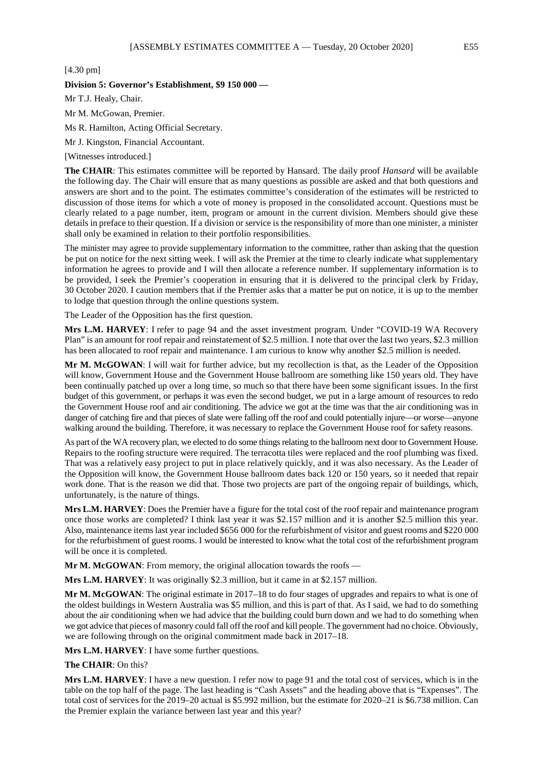[4.30 pm]

**Division 5: Governor's Establishment, $9 150 000 —**

Mr T.J. Healy, Chair.

Mr M. McGowan, Premier.

Ms R. Hamilton, Acting Official Secretary.

Mr J. Kingston, Financial Accountant.

[Witnesses introduced.]

**The CHAIR**: This estimates committee will be reported by Hansard. The daily proof *Hansard* will be available the following day. The Chair will ensure that as many questions as possible are asked and that both questions and answers are short and to the point. The estimates committee's consideration of the estimates will be restricted to discussion of those items for which a vote of money is proposed in the consolidated account. Questions must be clearly related to a page number, item, program or amount in the current division. Members should give these details in preface to their question. If a division or service is the responsibility of more than one minister, a minister shall only be examined in relation to their portfolio responsibilities.

The minister may agree to provide supplementary information to the committee, rather than asking that the question be put on notice for the next sitting week. I will ask the Premier at the time to clearly indicate what supplementary information he agrees to provide and I will then allocate a reference number. If supplementary information is to be provided, I seek the Premier's cooperation in ensuring that it is delivered to the principal clerk by Friday, 30 October 2020. I caution members that if the Premier asks that a matter be put on notice, it is up to the member to lodge that question through the online questions system.

The Leader of the Opposition has the first question.

**Mrs L.M. HARVEY**: I refer to page 94 and the asset investment program. Under "COVID-19 WA Recovery Plan" is an amount for roof repair and reinstatement of $2.5 million. I note that over the last two years, $2.3 million has been allocated to roof repair and maintenance. I am curious to know why another $2.5 million is needed.

**Mr M. McGOWAN**: I will wait for further advice, but my recollection is that, as the Leader of the Opposition will know, Government House and the Government House ballroom are something like 150 years old. They have been continually patched up over a long time, so much so that there have been some significant issues. In the first budget of this government, or perhaps it was even the second budget, we put in a large amount of resources to redo the Government House roof and air conditioning. The advice we got at the time was that the air conditioning was in danger of catching fire and that pieces of slate were falling off the roof and could potentially injure—or worse—anyone walking around the building. Therefore, it was necessary to replace the Government House roof for safety reasons.

As part of the WA recovery plan, we elected to do some things relating to the ballroom next door to Government House. Repairs to the roofing structure were required. The terracotta tiles were replaced and the roof plumbing was fixed. That was a relatively easy project to put in place relatively quickly, and it was also necessary. As the Leader of the Opposition will know, the Government House ballroom dates back 120 or 150 years, so it needed that repair work done. That is the reason we did that. Those two projects are part of the ongoing repair of buildings, which, unfortunately, is the nature of things.

**Mrs L.M. HARVEY**: Does the Premier have a figure for the total cost of the roof repair and maintenance program once those works are completed? I think last year it was $2.157 million and it is another $2.5 million this year. Also, maintenance items last year included $656 000 for the refurbishment of visitor and guest rooms and $220 000 for the refurbishment of guest rooms. I would be interested to know what the total cost of the refurbishment program will be once it is completed.

**Mr M. McGOWAN**: From memory, the original allocation towards the roofs —

**Mrs L.M. HARVEY**: It was originally $2.3 million, but it came in at $2.157 million.

**Mr M. McGOWAN**: The original estimate in 2017–18 to do four stages of upgrades and repairs to what is one of the oldest buildings in Western Australia was $5 million, and this is part of that. As I said, we had to do something about the air conditioning when we had advice that the building could burn down and we had to do something when we got advice that pieces of masonry could fall off the roof and kill people. The government had no choice. Obviously, we are following through on the original commitment made back in 2017–18.

**Mrs L.M. HARVEY**: I have some further questions.

**The CHAIR**: On this?

**Mrs L.M. HARVEY**: I have a new question. I refer now to page 91 and the total cost of services, which is in the table on the top half of the page. The last heading is "Cash Assets" and the heading above that is "Expenses". The total cost of services for the 2019–20 actual is $5.992 million, but the estimate for 2020–21 is $6.738 million. Can the Premier explain the variance between last year and this year?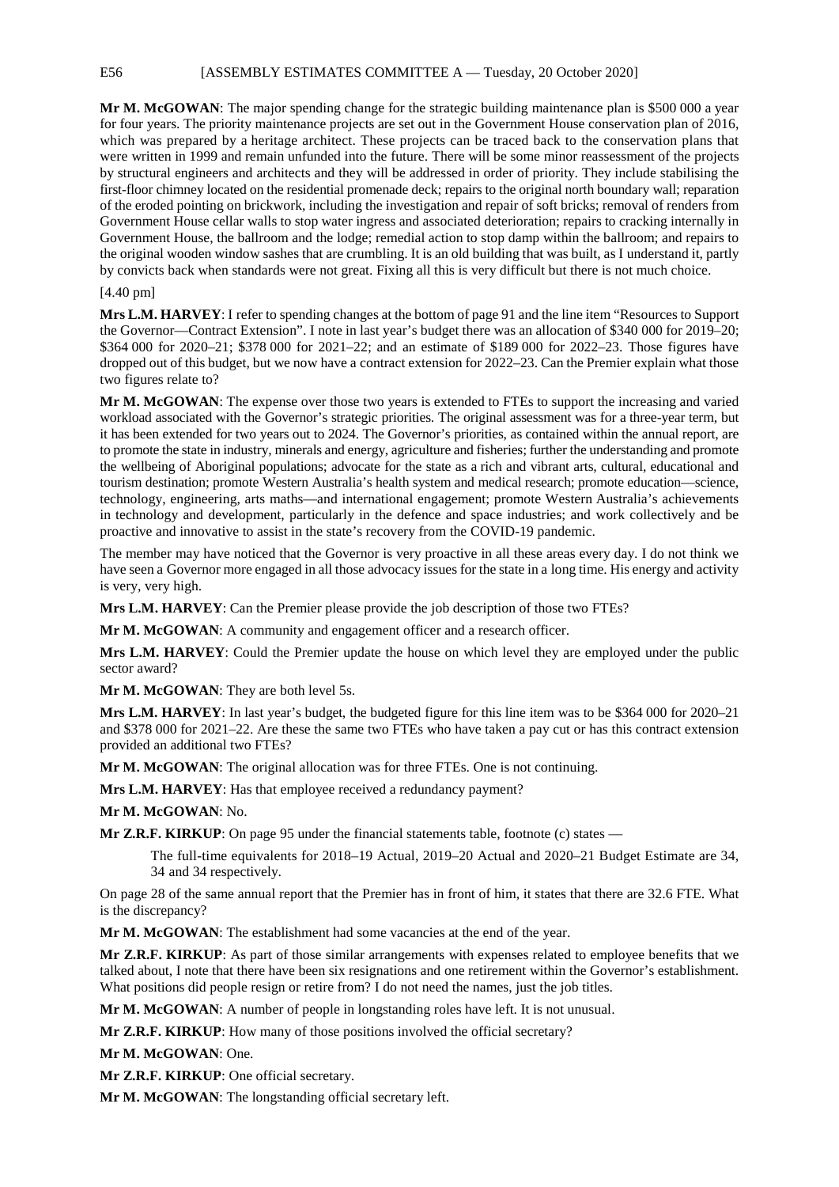**Mr M. McGOWAN**: The major spending change for the strategic building maintenance plan is \$500 000 a year for four years. The priority maintenance projects are set out in the Government House conservation plan of 2016, which was prepared by a heritage architect. These projects can be traced back to the conservation plans that were written in 1999 and remain unfunded into the future. There will be some minor reassessment of the projects by structural engineers and architects and they will be addressed in order of priority. They include stabilising the first-floor chimney located on the residential promenade deck; repairs to the original north boundary wall; reparation of the eroded pointing on brickwork, including the investigation and repair of soft bricks; removal of renders from Government House cellar walls to stop water ingress and associated deterioration; repairs to cracking internally in Government House, the ballroom and the lodge; remedial action to stop damp within the ballroom; and repairs to the original wooden window sashes that are crumbling. It is an old building that was built, as I understand it, partly by convicts back when standards were not great. Fixing all this is very difficult but there is not much choice.

[4.40 pm]

**Mrs L.M. HARVEY**: I refer to spending changes at the bottom of page 91 and the line item "Resources to Support the Governor—Contract Extension". I note in last year's budget there was an allocation of \$340 000 for 2019–20; \$364 000 for 2020–21; \$378 000 for 2021–22; and an estimate of \$189 000 for 2022–23. Those figures have dropped out of this budget, but we now have a contract extension for 2022–23. Can the Premier explain what those two figures relate to?

**Mr M. McGOWAN**: The expense over those two years is extended to FTEs to support the increasing and varied workload associated with the Governor's strategic priorities. The original assessment was for a three-year term, but it has been extended for two years out to 2024. The Governor's priorities, as contained within the annual report, are to promote the state in industry, minerals and energy, agriculture and fisheries; further the understanding and promote the wellbeing of Aboriginal populations; advocate for the state as a rich and vibrant arts, cultural, educational and tourism destination; promote Western Australia's health system and medical research; promote education—science, technology, engineering, arts maths—and international engagement; promote Western Australia's achievements in technology and development, particularly in the defence and space industries; and work collectively and be proactive and innovative to assist in the state's recovery from the COVID-19 pandemic.

The member may have noticed that the Governor is very proactive in all these areas every day. I do not think we have seen a Governor more engaged in all those advocacy issues for the state in a long time. His energy and activity is very, very high.

**Mrs L.M. HARVEY**: Can the Premier please provide the job description of those two FTEs?

**Mr M. McGOWAN**: A community and engagement officer and a research officer.

**Mrs L.M. HARVEY**: Could the Premier update the house on which level they are employed under the public sector award?

**Mr M. McGOWAN**: They are both level 5s.

**Mrs L.M. HARVEY**: In last year's budget, the budgeted figure for this line item was to be \$364 000 for 2020–21 and \$378 000 for 2021–22. Are these the same two FTEs who have taken a pay cut or has this contract extension provided an additional two FTEs?

**Mr M. McGOWAN**: The original allocation was for three FTEs. One is not continuing.

**Mrs L.M. HARVEY**: Has that employee received a redundancy payment?

**Mr M. McGOWAN**: No.

**Mr Z.R.F. KIRKUP**: On page 95 under the financial statements table, footnote (c) states —

> The full-time equivalents for 2018–19 Actual, 2019–20 Actual and 2020–21 Budget Estimate are 34, 34 and 34 respectively.

On page 28 of the same annual report that the Premier has in front of him, it states that there are 32.6 FTE. What is the discrepancy?

**Mr M. McGOWAN**: The establishment had some vacancies at the end of the year.

**Mr Z.R.F. KIRKUP**: As part of those similar arrangements with expenses related to employee benefits that we talked about, I note that there have been six resignations and one retirement within the Governor's establishment. What positions did people resign or retire from? I do not need the names, just the job titles.

**Mr M. McGOWAN**: A number of people in longstanding roles have left. It is not unusual.

**Mr Z.R.F. KIRKUP**: How many of those positions involved the official secretary?

**Mr M. McGOWAN**: One.

**Mr Z.R.F. KIRKUP**: One official secretary.

**Mr M. McGOWAN**: The longstanding official secretary left.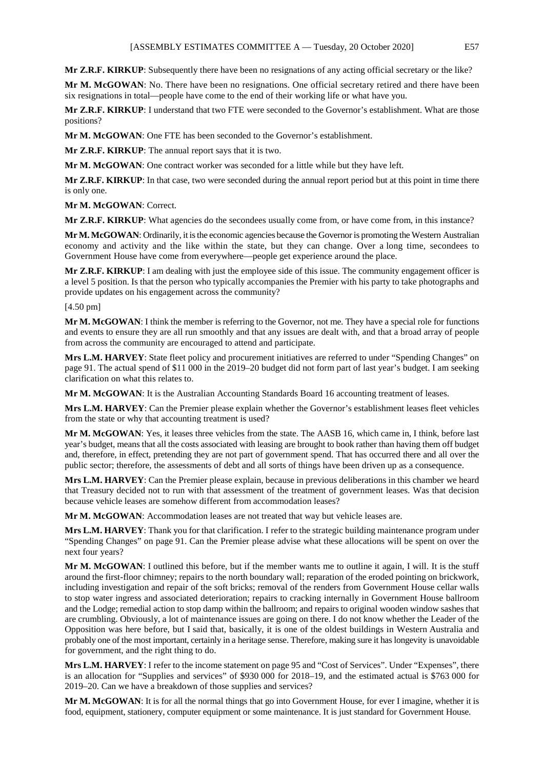**Mr Z.R.F. KIRKUP**: Subsequently there have been no resignations of any acting official secretary or the like?

**Mr M. McGOWAN**: No. There have been no resignations. One official secretary retired and there have been six resignations in total—people have come to the end of their working life or what have you.

**Mr Z.R.F. KIRKUP**: I understand that two FTE were seconded to the Governor's establishment. What are those positions?

**Mr M. McGOWAN**: One FTE has been seconded to the Governor's establishment.

**Mr Z.R.F. KIRKUP**: The annual report says that it is two.

**Mr M. McGOWAN**: One contract worker was seconded for a little while but they have left.

**Mr Z.R.F. KIRKUP**: In that case, two were seconded during the annual report period but at this point in time there is only one.

**Mr M. McGOWAN**: Correct.

**Mr Z.R.F. KIRKUP**: What agencies do the secondees usually come from, or have come from, in this instance?

**Mr M. McGOWAN**: Ordinarily, it is the economic agencies because the Governor is promoting the Western Australian economy and activity and the like within the state, but they can change. Over a long time, secondees to Government House have come from everywhere—people get experience around the place.

**Mr Z.R.F. KIRKUP**: I am dealing with just the employee side of this issue. The community engagement officer is a level 5 position. Is that the person who typically accompanies the Premier with his party to take photographs and provide updates on his engagement across the community?

[4.50 pm]

**Mr M. McGOWAN**: I think the member is referring to the Governor, not me. They have a special role for functions and events to ensure they are all run smoothly and that any issues are dealt with, and that a broad array of people from across the community are encouraged to attend and participate.

**Mrs L.M. HARVEY**: State fleet policy and procurement initiatives are referred to under "Spending Changes" on page 91. The actual spend of $11 000 in the 2019–20 budget did not form part of last year's budget. I am seeking clarification on what this relates to.

**Mr M. McGOWAN**: It is the Australian Accounting Standards Board 16 accounting treatment of leases.

**Mrs L.M. HARVEY**: Can the Premier please explain whether the Governor's establishment leases fleet vehicles from the state or why that accounting treatment is used?

**Mr M. McGOWAN**: Yes, it leases three vehicles from the state. The AASB 16, which came in, I think, before last year's budget, means that all the costs associated with leasing are brought to book rather than having them off budget and, therefore, in effect, pretending they are not part of government spend. That has occurred there and all over the public sector; therefore, the assessments of debt and all sorts of things have been driven up as a consequence.

**Mrs L.M. HARVEY**: Can the Premier please explain, because in previous deliberations in this chamber we heard that Treasury decided not to run with that assessment of the treatment of government leases. Was that decision because vehicle leases are somehow different from accommodation leases?

**Mr M. McGOWAN**: Accommodation leases are not treated that way but vehicle leases are.

**Mrs L.M. HARVEY**: Thank you for that clarification. I refer to the strategic building maintenance program under "Spending Changes" on page 91. Can the Premier please advise what these allocations will be spent on over the next four years?

**Mr M. McGOWAN**: I outlined this before, but if the member wants me to outline it again, I will. It is the stuff around the first-floor chimney; repairs to the north boundary wall; reparation of the eroded pointing on brickwork, including investigation and repair of the soft bricks; removal of the renders from Government House cellar walls to stop water ingress and associated deterioration; repairs to cracking internally in Government House ballroom and the Lodge; remedial action to stop damp within the ballroom; and repairs to original wooden window sashes that are crumbling. Obviously, a lot of maintenance issues are going on there. I do not know whether the Leader of the Opposition was here before, but I said that, basically, it is one of the oldest buildings in Western Australia and probably one of the most important, certainly in a heritage sense. Therefore, making sure it has longevity is unavoidable for government, and the right thing to do.

**Mrs L.M. HARVEY**: I refer to the income statement on page 95 and "Cost of Services". Under "Expenses", there is an allocation for "Supplies and services" of $930 000 for 2018–19, and the estimated actual is $763 000 for 2019–20. Can we have a breakdown of those supplies and services?

**Mr M. McGOWAN**: It is for all the normal things that go into Government House, for ever I imagine, whether it is food, equipment, stationery, computer equipment or some maintenance. It is just standard for Government House.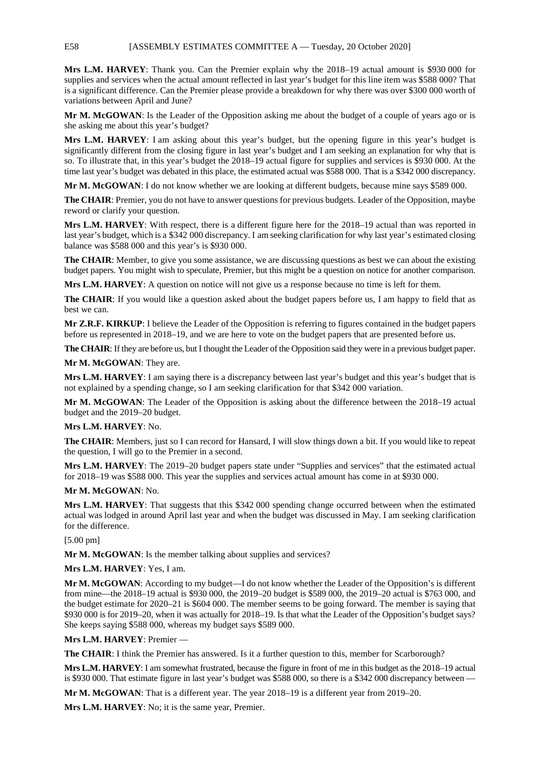**Mrs L.M. HARVEY**: Thank you. Can the Premier explain why the 2018–19 actual amount is $930 000 for supplies and services when the actual amount reflected in last year's budget for this line item was $588 000? That is a significant difference. Can the Premier please provide a breakdown for why there was over $300 000 worth of variations between April and June?

**Mr M. McGOWAN**: Is the Leader of the Opposition asking me about the budget of a couple of years ago or is she asking me about this year's budget?

**Mrs L.M. HARVEY**: I am asking about this year's budget, but the opening figure in this year's budget is significantly different from the closing figure in last year's budget and I am seeking an explanation for why that is so. To illustrate that, in this year's budget the 2018–19 actual figure for supplies and services is $930 000. At the time last year's budget was debated in this place, the estimated actual was $588 000. That is a $342 000 discrepancy.

**Mr M. McGOWAN**: I do not know whether we are looking at different budgets, because mine says $589 000.

**The CHAIR**: Premier, you do not have to answer questions for previous budgets. Leader of the Opposition, maybe reword or clarify your question.

**Mrs L.M. HARVEY**: With respect, there is a different figure here for the 2018–19 actual than was reported in last year's budget, which is a $342 000 discrepancy. I am seeking clarification for why last year's estimated closing balance was $588 000 and this year's is $930 000.

**The CHAIR**: Member, to give you some assistance, we are discussing questions as best we can about the existing budget papers. You might wish to speculate, Premier, but this might be a question on notice for another comparison.

**Mrs L.M. HARVEY**: A question on notice will not give us a response because no time is left for them.

**The CHAIR**: If you would like a question asked about the budget papers before us, I am happy to field that as best we can.

**Mr Z.R.F. KIRKUP**: I believe the Leader of the Opposition is referring to figures contained in the budget papers before us represented in 2018–19, and we are here to vote on the budget papers that are presented before us.

**The CHAIR**: If they are before us, but I thought the Leader of the Opposition said they were in a previous budget paper.

**Mr M. McGOWAN**: They are.

**Mrs L.M. HARVEY**: I am saying there is a discrepancy between last year's budget and this year's budget that is not explained by a spending change, so I am seeking clarification for that $342 000 variation.

**Mr M. McGOWAN**: The Leader of the Opposition is asking about the difference between the 2018–19 actual budget and the 2019–20 budget.

**Mrs L.M. HARVEY**: No.

**The CHAIR**: Members, just so I can record for Hansard, I will slow things down a bit. If you would like to repeat the question, I will go to the Premier in a second.

**Mrs L.M. HARVEY**: The 2019–20 budget papers state under "Supplies and services" that the estimated actual for 2018–19 was $588 000. This year the supplies and services actual amount has come in at $930 000.

**Mr M. McGOWAN**: No.

**Mrs L.M. HARVEY**: That suggests that this $342 000 spending change occurred between when the estimated actual was lodged in around April last year and when the budget was discussed in May. I am seeking clarification for the difference.

[5.00 pm]

**Mr M. McGOWAN**: Is the member talking about supplies and services?

**Mrs L.M. HARVEY**: Yes, I am.

**Mr M. McGOWAN**: According to my budget—I do not know whether the Leader of the Opposition's is different from mine—the 2018–19 actual is $930 000, the 2019–20 budget is $589 000, the 2019–20 actual is $763 000, and the budget estimate for 2020–21 is $604 000. The member seems to be going forward. The member is saying that $930 000 is for 2019–20, when it was actually for 2018–19. Is that what the Leader of the Opposition's budget says? She keeps saying $588 000, whereas my budget says $589 000.

**Mrs L.M. HARVEY**: Premier —

**The CHAIR**: I think the Premier has answered. Is it a further question to this, member for Scarborough?

**Mrs L.M. HARVEY**: I am somewhat frustrated, because the figure in front of me in this budget as the 2018–19 actual is $930 000. That estimate figure in last year's budget was $588 000, so there is a $342 000 discrepancy between —

**Mr M. McGOWAN**: That is a different year. The year 2018–19 is a different year from 2019–20.

**Mrs L.M. HARVEY**: No; it is the same year, Premier.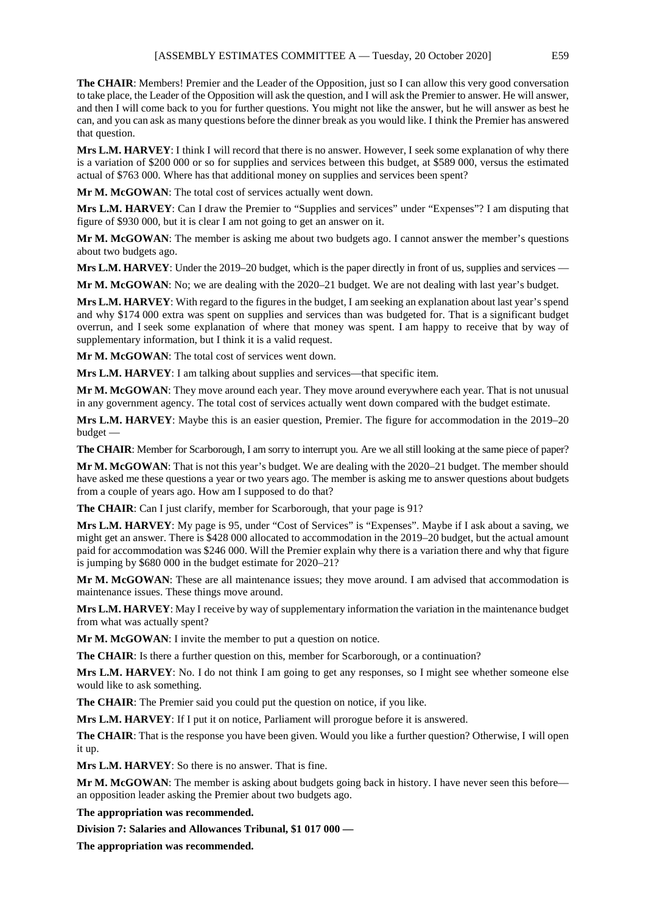**The CHAIR**: Members! Premier and the Leader of the Opposition, just so I can allow this very good conversation to take place, the Leader of the Opposition will ask the question, and I will ask the Premier to answer. He will answer, and then I will come back to you for further questions. You might not like the answer, but he will answer as best he can, and you can ask as many questions before the dinner break as you would like. I think the Premier has answered that question.

**Mrs L.M. HARVEY**: I think I will record that there is no answer. However, I seek some explanation of why there is a variation of $200 000 or so for supplies and services between this budget, at $589 000, versus the estimated actual of $763 000. Where has that additional money on supplies and services been spent?

**Mr M. McGOWAN**: The total cost of services actually went down.

**Mrs L.M. HARVEY**: Can I draw the Premier to "Supplies and services" under "Expenses"? I am disputing that figure of $930 000, but it is clear I am not going to get an answer on it.

**Mr M. McGOWAN**: The member is asking me about two budgets ago. I cannot answer the member's questions about two budgets ago.

**Mrs L.M. HARVEY**: Under the 2019–20 budget, which is the paper directly in front of us, supplies and services —

**Mr M. McGOWAN**: No; we are dealing with the 2020–21 budget. We are not dealing with last year's budget.

**Mrs L.M. HARVEY**: With regard to the figures in the budget, I am seeking an explanation about last year's spend and why $174 000 extra was spent on supplies and services than was budgeted for. That is a significant budget overrun, and I seek some explanation of where that money was spent. I am happy to receive that by way of supplementary information, but I think it is a valid request.

**Mr M. McGOWAN**: The total cost of services went down.

**Mrs L.M. HARVEY**: I am talking about supplies and services—that specific item.

**Mr M. McGOWAN**: They move around each year. They move around everywhere each year. That is not unusual in any government agency. The total cost of services actually went down compared with the budget estimate.

**Mrs L.M. HARVEY**: Maybe this is an easier question, Premier. The figure for accommodation in the 2019–20 budget —

**The CHAIR**: Member for Scarborough, I am sorry to interrupt you. Are we all still looking at the same piece of paper?

**Mr M. McGOWAN**: That is not this year's budget. We are dealing with the 2020–21 budget. The member should have asked me these questions a year or two years ago. The member is asking me to answer questions about budgets from a couple of years ago. How am I supposed to do that?

**The CHAIR**: Can I just clarify, member for Scarborough, that your page is 91?

**Mrs L.M. HARVEY**: My page is 95, under "Cost of Services" is "Expenses". Maybe if I ask about a saving, we might get an answer. There is $428 000 allocated to accommodation in the 2019–20 budget, but the actual amount paid for accommodation was $246 000. Will the Premier explain why there is a variation there and why that figure is jumping by $680 000 in the budget estimate for 2020–21?

**Mr M. McGOWAN**: These are all maintenance issues; they move around. I am advised that accommodation is maintenance issues. These things move around.

**Mrs L.M. HARVEY**: May I receive by way of supplementary information the variation in the maintenance budget from what was actually spent?

**Mr M. McGOWAN**: I invite the member to put a question on notice.

**The CHAIR**: Is there a further question on this, member for Scarborough, or a continuation?

**Mrs L.M. HARVEY**: No. I do not think I am going to get any responses, so I might see whether someone else would like to ask something.

**The CHAIR**: The Premier said you could put the question on notice, if you like.

**Mrs L.M. HARVEY**: If I put it on notice, Parliament will prorogue before it is answered.

**The CHAIR**: That is the response you have been given. Would you like a further question? Otherwise, I will open it up.

**Mrs L.M. HARVEY**: So there is no answer. That is fine.

**Mr M. McGOWAN**: The member is asking about budgets going back in history. I have never seen this before—an opposition leader asking the Premier about two budgets ago.

**The appropriation was recommended.**

**Division 7: Salaries and Allowances Tribunal, $1 017 000 —**

**The appropriation was recommended.**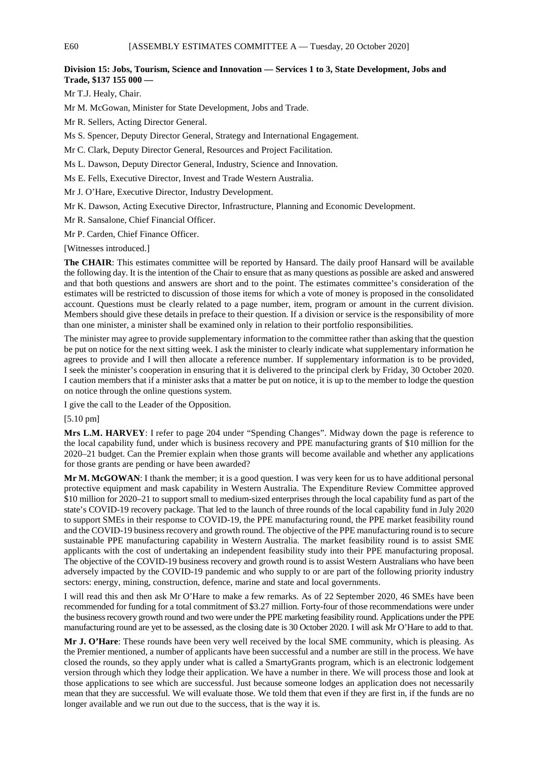**Division 15: Jobs, Tourism, Science and Innovation — Services 1 to 3, State Development, Jobs and Trade, $137 155 000 —**

Mr T.J. Healy, Chair.

Mr M. McGowan, Minister for State Development, Jobs and Trade.

Mr R. Sellers, Acting Director General.

Ms S. Spencer, Deputy Director General, Strategy and International Engagement.

Mr C. Clark, Deputy Director General, Resources and Project Facilitation.

Ms L. Dawson, Deputy Director General, Industry, Science and Innovation.

Ms E. Fells, Executive Director, Invest and Trade Western Australia.

Mr J. O'Hare, Executive Director, Industry Development.

Mr K. Dawson, Acting Executive Director, Infrastructure, Planning and Economic Development.

Mr R. Sansalone, Chief Financial Officer.

Mr P. Carden, Chief Finance Officer.

[Witnesses introduced.]

**The CHAIR**: This estimates committee will be reported by Hansard. The daily proof Hansard will be available the following day. It is the intention of the Chair to ensure that as many questions as possible are asked and answered and that both questions and answers are short and to the point. The estimates committee's consideration of the estimates will be restricted to discussion of those items for which a vote of money is proposed in the consolidated account. Questions must be clearly related to a page number, item, program or amount in the current division. Members should give these details in preface to their question. If a division or service is the responsibility of more than one minister, a minister shall be examined only in relation to their portfolio responsibilities.

The minister may agree to provide supplementary information to the committee rather than asking that the question be put on notice for the next sitting week. I ask the minister to clearly indicate what supplementary information he agrees to provide and I will then allocate a reference number. If supplementary information is to be provided, I seek the minister's cooperation in ensuring that it is delivered to the principal clerk by Friday, 30 October 2020. I caution members that if a minister asks that a matter be put on notice, it is up to the member to lodge the question on notice through the online questions system.

I give the call to the Leader of the Opposition.

[5.10 pm]

**Mrs L.M. HARVEY**: I refer to page 204 under "Spending Changes". Midway down the page is reference to the local capability fund, under which is business recovery and PPE manufacturing grants of $10 million for the 2020–21 budget. Can the Premier explain when those grants will become available and whether any applications for those grants are pending or have been awarded?

**Mr M. McGOWAN**: I thank the member; it is a good question. I was very keen for us to have additional personal protective equipment and mask capability in Western Australia. The Expenditure Review Committee approved $10 million for 2020–21 to support small to medium-sized enterprises through the local capability fund as part of the state's COVID-19 recovery package. That led to the launch of three rounds of the local capability fund in July 2020 to support SMEs in their response to COVID-19, the PPE manufacturing round, the PPE market feasibility round and the COVID-19 business recovery and growth round. The objective of the PPE manufacturing round is to secure sustainable PPE manufacturing capability in Western Australia. The market feasibility round is to assist SME applicants with the cost of undertaking an independent feasibility study into their PPE manufacturing proposal. The objective of the COVID-19 business recovery and growth round is to assist Western Australians who have been adversely impacted by the COVID-19 pandemic and who supply to or are part of the following priority industry sectors: energy, mining, construction, defence, marine and state and local governments.

I will read this and then ask Mr O'Hare to make a few remarks. As of 22 September 2020, 46 SMEs have been recommended for funding for a total commitment of $3.27 million. Forty-four of those recommendations were under the business recovery growth round and two were under the PPE marketing feasibility round. Applications under the PPE manufacturing round are yet to be assessed, as the closing date is 30 October 2020. I will ask Mr O'Hare to add to that.

**Mr J. O'Hare**: These rounds have been very well received by the local SME community, which is pleasing. As the Premier mentioned, a number of applicants have been successful and a number are still in the process. We have closed the rounds, so they apply under what is called a SmartyGrants program, which is an electronic lodgement version through which they lodge their application. We have a number in there. We will process those and look at those applications to see which are successful. Just because someone lodges an application does not necessarily mean that they are successful. We will evaluate those. We told them that even if they are first in, if the funds are no longer available and we run out due to the success, that is the way it is.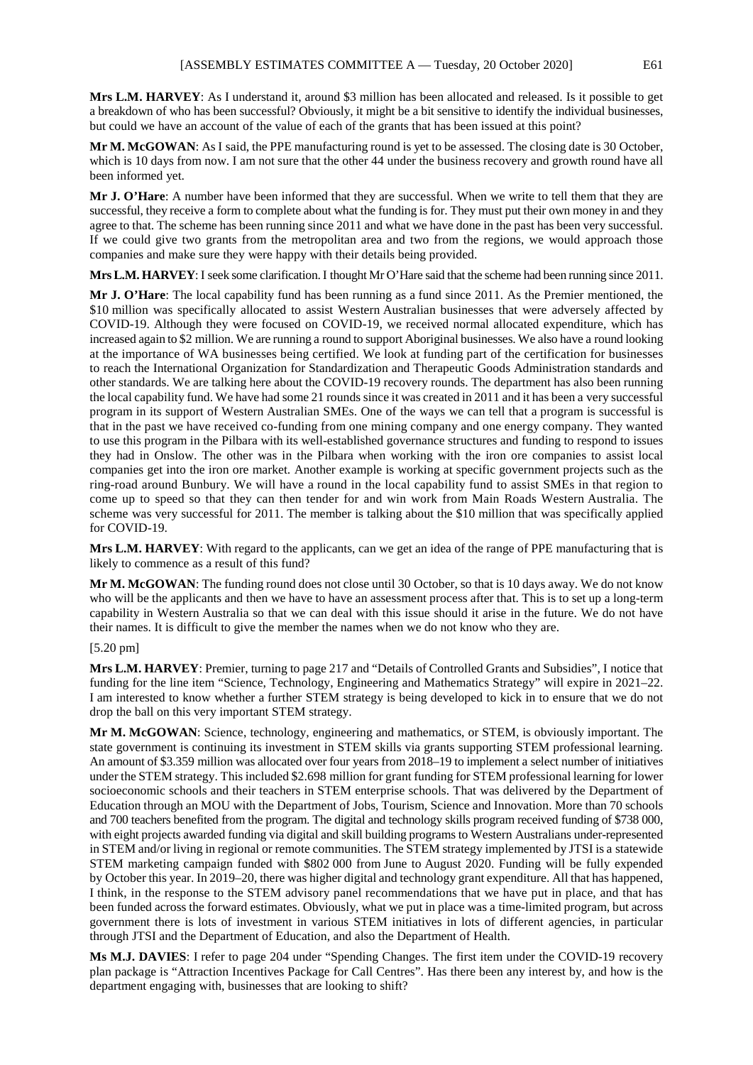**Mrs L.M. HARVEY**: As I understand it, around $3 million has been allocated and released. Is it possible to get a breakdown of who has been successful? Obviously, it might be a bit sensitive to identify the individual businesses, but could we have an account of the value of each of the grants that has been issued at this point?

**Mr M. McGOWAN**: As I said, the PPE manufacturing round is yet to be assessed. The closing date is 30 October, which is 10 days from now. I am not sure that the other 44 under the business recovery and growth round have all been informed yet.

**Mr J. O'Hare**: A number have been informed that they are successful. When we write to tell them that they are successful, they receive a form to complete about what the funding is for. They must put their own money in and they agree to that. The scheme has been running since 2011 and what we have done in the past has been very successful. If we could give two grants from the metropolitan area and two from the regions, we would approach those companies and make sure they were happy with their details being provided.

**Mrs L.M. HARVEY**: I seek some clarification. I thought Mr O'Hare said that the scheme had been running since 2011.

**Mr J. O'Hare**: The local capability fund has been running as a fund since 2011. As the Premier mentioned, the $10 million was specifically allocated to assist Western Australian businesses that were adversely affected by COVID-19. Although they were focused on COVID-19, we received normal allocated expenditure, which has increased again to $2 million. We are running a round to support Aboriginal businesses. We also have a round looking at the importance of WA businesses being certified. We look at funding part of the certification for businesses to reach the International Organization for Standardization and Therapeutic Goods Administration standards and other standards. We are talking here about the COVID-19 recovery rounds. The department has also been running the local capability fund. We have had some 21 rounds since it was created in 2011 and it has been a very successful program in its support of Western Australian SMEs. One of the ways we can tell that a program is successful is that in the past we have received co-funding from one mining company and one energy company. They wanted to use this program in the Pilbara with its well-established governance structures and funding to respond to issues they had in Onslow. The other was in the Pilbara when working with the iron ore companies to assist local companies get into the iron ore market. Another example is working at specific government projects such as the ring-road around Bunbury. We will have a round in the local capability fund to assist SMEs in that region to come up to speed so that they can then tender for and win work from Main Roads Western Australia. The scheme was very successful for 2011. The member is talking about the $10 million that was specifically applied for COVID-19.

**Mrs L.M. HARVEY**: With regard to the applicants, can we get an idea of the range of PPE manufacturing that is likely to commence as a result of this fund?

**Mr M. McGOWAN**: The funding round does not close until 30 October, so that is 10 days away. We do not know who will be the applicants and then we have to have an assessment process after that. This is to set up a long-term capability in Western Australia so that we can deal with this issue should it arise in the future. We do not have their names. It is difficult to give the member the names when we do not know who they are.

[5.20 pm]

**Mrs L.M. HARVEY**: Premier, turning to page 217 and "Details of Controlled Grants and Subsidies", I notice that funding for the line item "Science, Technology, Engineering and Mathematics Strategy" will expire in 2021–22. I am interested to know whether a further STEM strategy is being developed to kick in to ensure that we do not drop the ball on this very important STEM strategy.

**Mr M. McGOWAN**: Science, technology, engineering and mathematics, or STEM, is obviously important. The state government is continuing its investment in STEM skills via grants supporting STEM professional learning. An amount of $3.359 million was allocated over four years from 2018–19 to implement a select number of initiatives under the STEM strategy. This included $2.698 million for grant funding for STEM professional learning for lower socioeconomic schools and their teachers in STEM enterprise schools. That was delivered by the Department of Education through an MOU with the Department of Jobs, Tourism, Science and Innovation. More than 70 schools and 700 teachers benefited from the program. The digital and technology skills program received funding of $738 000, with eight projects awarded funding via digital and skill building programs to Western Australians under-represented in STEM and/or living in regional or remote communities. The STEM strategy implemented by JTSI is a statewide STEM marketing campaign funded with $802 000 from June to August 2020. Funding will be fully expended by October this year. In 2019–20, there was higher digital and technology grant expenditure. All that has happened, I think, in the response to the STEM advisory panel recommendations that we have put in place, and that has been funded across the forward estimates. Obviously, what we put in place was a time-limited program, but across government there is lots of investment in various STEM initiatives in lots of different agencies, in particular through JTSI and the Department of Education, and also the Department of Health.

**Ms M.J. DAVIES**: I refer to page 204 under "Spending Changes. The first item under the COVID-19 recovery plan package is "Attraction Incentives Package for Call Centres". Has there been any interest by, and how is the department engaging with, businesses that are looking to shift?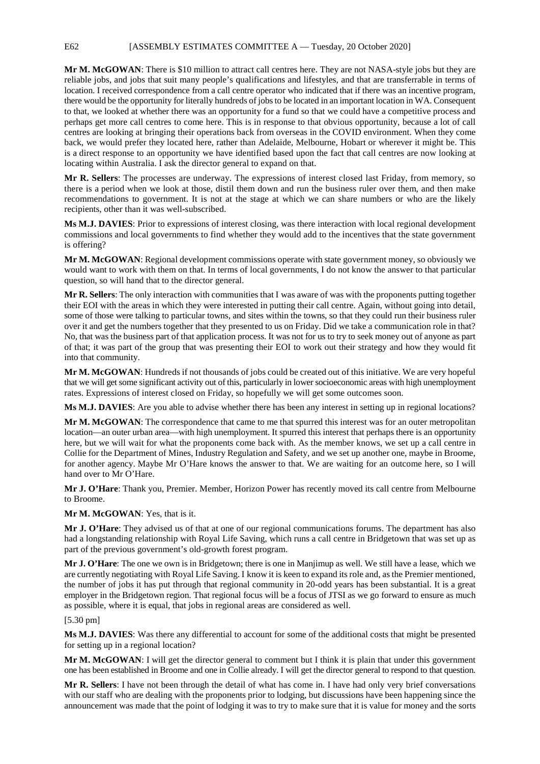**Mr M. McGOWAN**: There is $10 million to attract call centres here. They are not NASA-style jobs but they are reliable jobs, and jobs that suit many people's qualifications and lifestyles, and that are transferrable in terms of location. I received correspondence from a call centre operator who indicated that if there was an incentive program, there would be the opportunity for literally hundreds of jobs to be located in an important location in WA. Consequent to that, we looked at whether there was an opportunity for a fund so that we could have a competitive process and perhaps get more call centres to come here. This is in response to that obvious opportunity, because a lot of call centres are looking at bringing their operations back from overseas in the COVID environment. When they come back, we would prefer they located here, rather than Adelaide, Melbourne, Hobart or wherever it might be. This is a direct response to an opportunity we have identified based upon the fact that call centres are now looking at locating within Australia. I ask the director general to expand on that.

**Mr R. Sellers**: The processes are underway. The expressions of interest closed last Friday, from memory, so there is a period when we look at those, distil them down and run the business ruler over them, and then make recommendations to government. It is not at the stage at which we can share numbers or who are the likely recipients, other than it was well-subscribed.

**Ms M.J. DAVIES**: Prior to expressions of interest closing, was there interaction with local regional development commissions and local governments to find whether they would add to the incentives that the state government is offering?

**Mr M. McGOWAN**: Regional development commissions operate with state government money, so obviously we would want to work with them on that. In terms of local governments, I do not know the answer to that particular question, so will hand that to the director general.

**Mr R. Sellers**: The only interaction with communities that I was aware of was with the proponents putting together their EOI with the areas in which they were interested in putting their call centre. Again, without going into detail, some of those were talking to particular towns, and sites within the towns, so that they could run their business ruler over it and get the numbers together that they presented to us on Friday. Did we take a communication role in that? No, that was the business part of that application process. It was not for us to try to seek money out of anyone as part of that; it was part of the group that was presenting their EOI to work out their strategy and how they would fit into that community.

**Mr M. McGOWAN**: Hundreds if not thousands of jobs could be created out of this initiative. We are very hopeful that we will get some significant activity out of this, particularly in lower socioeconomic areas with high unemployment rates. Expressions of interest closed on Friday, so hopefully we will get some outcomes soon.

**Ms M.J. DAVIES**: Are you able to advise whether there has been any interest in setting up in regional locations?

**Mr M. McGOWAN**: The correspondence that came to me that spurred this interest was for an outer metropolitan location—an outer urban area—with high unemployment. It spurred this interest that perhaps there is an opportunity here, but we will wait for what the proponents come back with. As the member knows, we set up a call centre in Collie for the Department of Mines, Industry Regulation and Safety, and we set up another one, maybe in Broome, for another agency. Maybe Mr O'Hare knows the answer to that. We are waiting for an outcome here, so I will hand over to Mr O'Hare.

**Mr J. O'Hare**: Thank you, Premier. Member, Horizon Power has recently moved its call centre from Melbourne to Broome.

**Mr M. McGOWAN**: Yes, that is it.

**Mr J. O'Hare**: They advised us of that at one of our regional communications forums. The department has also had a longstanding relationship with Royal Life Saving, which runs a call centre in Bridgetown that was set up as part of the previous government's old-growth forest program.

**Mr J. O'Hare**: The one we own is in Bridgetown; there is one in Manjimup as well. We still have a lease, which we are currently negotiating with Royal Life Saving. I know it is keen to expand its role and, as the Premier mentioned, the number of jobs it has put through that regional community in 20-odd years has been substantial. It is a great employer in the Bridgetown region. That regional focus will be a focus of JTSI as we go forward to ensure as much as possible, where it is equal, that jobs in regional areas are considered as well.

[5.30 pm]

**Ms M.J. DAVIES**: Was there any differential to account for some of the additional costs that might be presented for setting up in a regional location?

**Mr M. McGOWAN**: I will get the director general to comment but I think it is plain that under this government one has been established in Broome and one in Collie already. I will get the director general to respond to that question.

**Mr R. Sellers**: I have not been through the detail of what has come in. I have had only very brief conversations with our staff who are dealing with the proponents prior to lodging, but discussions have been happening since the announcement was made that the point of lodging it was to try to make sure that it is value for money and the sorts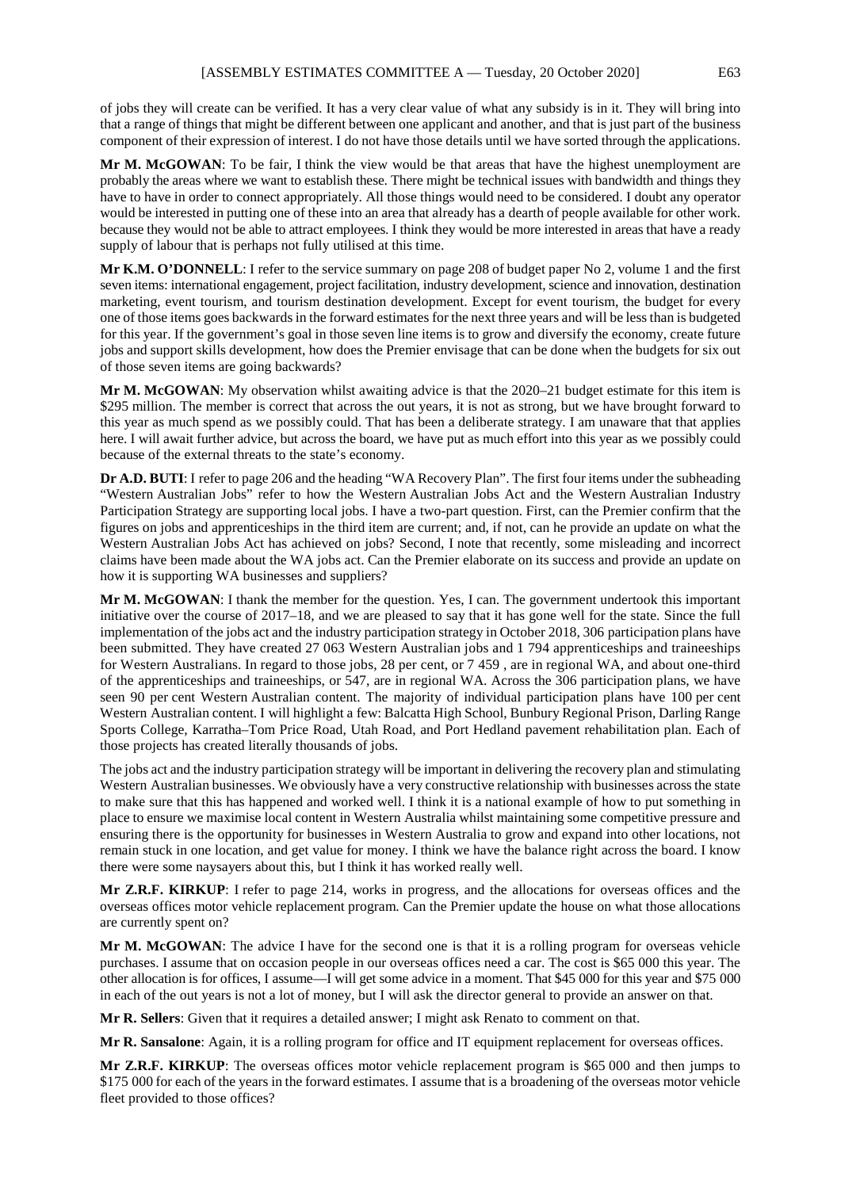of jobs they will create can be verified. It has a very clear value of what any subsidy is in it. They will bring into that a range of things that might be different between one applicant and another, and that is just part of the business component of their expression of interest. I do not have those details until we have sorted through the applications.

**Mr M. McGOWAN**: To be fair, I think the view would be that areas that have the highest unemployment are probably the areas where we want to establish these. There might be technical issues with bandwidth and things they have to have in order to connect appropriately. All those things would need to be considered. I doubt any operator would be interested in putting one of these into an area that already has a dearth of people available for other work. because they would not be able to attract employees. I think they would be more interested in areas that have a ready supply of labour that is perhaps not fully utilised at this time.

**Mr K.M. O'DONNELL**: I refer to the service summary on page 208 of budget paper No 2, volume 1 and the first seven items: international engagement, project facilitation, industry development, science and innovation, destination marketing, event tourism, and tourism destination development. Except for event tourism, the budget for every one of those items goes backwards in the forward estimates for the next three years and will be less than is budgeted for this year. If the government's goal in those seven line items is to grow and diversify the economy, create future jobs and support skills development, how does the Premier envisage that can be done when the budgets for six out of those seven items are going backwards?

**Mr M. McGOWAN**: My observation whilst awaiting advice is that the 2020–21 budget estimate for this item is $295 million. The member is correct that across the out years, it is not as strong, but we have brought forward to this year as much spend as we possibly could. That has been a deliberate strategy. I am unaware that that applies here. I will await further advice, but across the board, we have put as much effort into this year as we possibly could because of the external threats to the state's economy.

**Dr A.D. BUTI**: I refer to page 206 and the heading "WA Recovery Plan". The first four items under the subheading "Western Australian Jobs" refer to how the Western Australian Jobs Act and the Western Australian Industry Participation Strategy are supporting local jobs. I have a two-part question. First, can the Premier confirm that the figures on jobs and apprenticeships in the third item are current; and, if not, can he provide an update on what the Western Australian Jobs Act has achieved on jobs? Second, I note that recently, some misleading and incorrect claims have been made about the WA jobs act. Can the Premier elaborate on its success and provide an update on how it is supporting WA businesses and suppliers?

**Mr M. McGOWAN**: I thank the member for the question. Yes, I can. The government undertook this important initiative over the course of 2017–18, and we are pleased to say that it has gone well for the state. Since the full implementation of the jobs act and the industry participation strategy in October 2018, 306 participation plans have been submitted. They have created 27 063 Western Australian jobs and 1 794 apprenticeships and traineeships for Western Australians. In regard to those jobs, 28 per cent, or 7 459 , are in regional WA, and about one-third of the apprenticeships and traineeships, or 547, are in regional WA. Across the 306 participation plans, we have seen 90 per cent Western Australian content. The majority of individual participation plans have 100 per cent Western Australian content. I will highlight a few: Balcatta High School, Bunbury Regional Prison, Darling Range Sports College, Karratha–Tom Price Road, Utah Road, and Port Hedland pavement rehabilitation plan. Each of those projects has created literally thousands of jobs.

The jobs act and the industry participation strategy will be important in delivering the recovery plan and stimulating Western Australian businesses. We obviously have a very constructive relationship with businesses across the state to make sure that this has happened and worked well. I think it is a national example of how to put something in place to ensure we maximise local content in Western Australia whilst maintaining some competitive pressure and ensuring there is the opportunity for businesses in Western Australia to grow and expand into other locations, not remain stuck in one location, and get value for money. I think we have the balance right across the board. I know there were some naysayers about this, but I think it has worked really well.

**Mr Z.R.F. KIRKUP**: I refer to page 214, works in progress, and the allocations for overseas offices and the overseas offices motor vehicle replacement program. Can the Premier update the house on what those allocations are currently spent on?

**Mr M. McGOWAN**: The advice I have for the second one is that it is a rolling program for overseas vehicle purchases. I assume that on occasion people in our overseas offices need a car. The cost is $65 000 this year. The other allocation is for offices, I assume—I will get some advice in a moment. That $45 000 for this year and $75 000 in each of the out years is not a lot of money, but I will ask the director general to provide an answer on that.

**Mr R. Sellers**: Given that it requires a detailed answer; I might ask Renato to comment on that.

**Mr R. Sansalone**: Again, it is a rolling program for office and IT equipment replacement for overseas offices.

**Mr Z.R.F. KIRKUP**: The overseas offices motor vehicle replacement program is $65 000 and then jumps to $175 000 for each of the years in the forward estimates. I assume that is a broadening of the overseas motor vehicle fleet provided to those offices?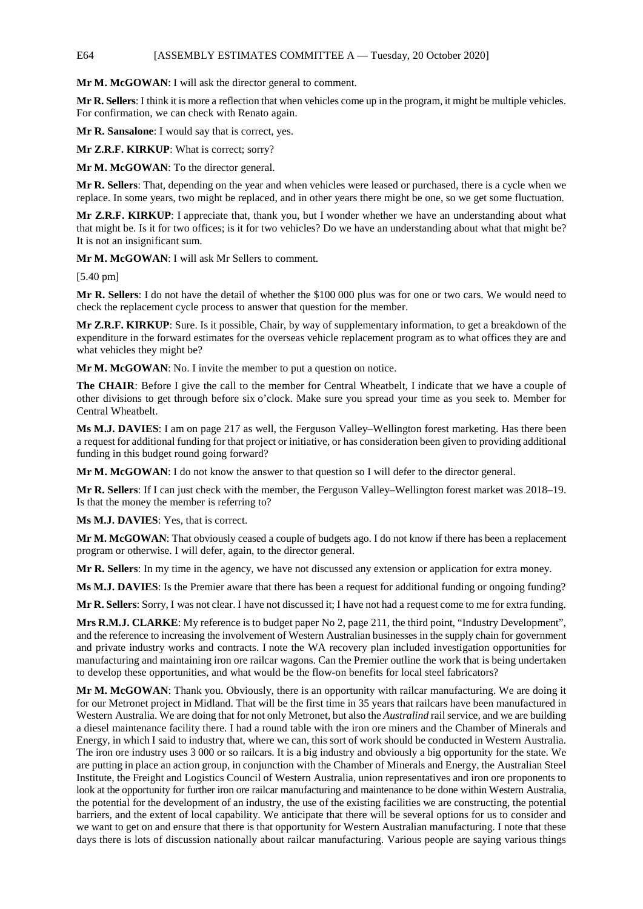**Mr M. McGOWAN**: I will ask the director general to comment.

**Mr R. Sellers**: I think it is more a reflection that when vehicles come up in the program, it might be multiple vehicles. For confirmation, we can check with Renato again.

**Mr R. Sansalone**: I would say that is correct, yes.

**Mr Z.R.F. KIRKUP**: What is correct; sorry?

**Mr M. McGOWAN**: To the director general.

**Mr R. Sellers**: That, depending on the year and when vehicles were leased or purchased, there is a cycle when we replace. In some years, two might be replaced, and in other years there might be one, so we get some fluctuation.

**Mr Z.R.F. KIRKUP**: I appreciate that, thank you, but I wonder whether we have an understanding about what that might be. Is it for two offices; is it for two vehicles? Do we have an understanding about what that might be? It is not an insignificant sum.

**Mr M. McGOWAN**: I will ask Mr Sellers to comment.

[5.40 pm]

**Mr R. Sellers**: I do not have the detail of whether the $100 000 plus was for one or two cars. We would need to check the replacement cycle process to answer that question for the member.

**Mr Z.R.F. KIRKUP**: Sure. Is it possible, Chair, by way of supplementary information, to get a breakdown of the expenditure in the forward estimates for the overseas vehicle replacement program as to what offices they are and what vehicles they might be?

**Mr M. McGOWAN**: No. I invite the member to put a question on notice.

**The CHAIR**: Before I give the call to the member for Central Wheatbelt, I indicate that we have a couple of other divisions to get through before six o'clock. Make sure you spread your time as you seek to. Member for Central Wheatbelt.

**Ms M.J. DAVIES**: I am on page 217 as well, the Ferguson Valley–Wellington forest marketing. Has there been a request for additional funding for that project or initiative, or has consideration been given to providing additional funding in this budget round going forward?

**Mr M. McGOWAN**: I do not know the answer to that question so I will defer to the director general.

**Mr R. Sellers**: If I can just check with the member, the Ferguson Valley–Wellington forest market was 2018–19. Is that the money the member is referring to?

**Ms M.J. DAVIES**: Yes, that is correct.

**Mr M. McGOWAN**: That obviously ceased a couple of budgets ago. I do not know if there has been a replacement program or otherwise. I will defer, again, to the director general.

**Mr R. Sellers**: In my time in the agency, we have not discussed any extension or application for extra money.

**Ms M.J. DAVIES**: Is the Premier aware that there has been a request for additional funding or ongoing funding?

**Mr R. Sellers**: Sorry, I was not clear. I have not discussed it; I have not had a request come to me for extra funding.

**Mrs R.M.J. CLARKE**: My reference is to budget paper No 2, page 211, the third point, "Industry Development", and the reference to increasing the involvement of Western Australian businesses in the supply chain for government and private industry works and contracts. I note the WA recovery plan included investigation opportunities for manufacturing and maintaining iron ore railcar wagons. Can the Premier outline the work that is being undertaken to develop these opportunities, and what would be the flow-on benefits for local steel fabricators?

**Mr M. McGOWAN**: Thank you. Obviously, there is an opportunity with railcar manufacturing. We are doing it for our Metronet project in Midland. That will be the first time in 35 years that railcars have been manufactured in Western Australia. We are doing that for not only Metronet, but also the *Australind* rail service, and we are building a diesel maintenance facility there. I had a round table with the iron ore miners and the Chamber of Minerals and Energy, in which I said to industry that, where we can, this sort of work should be conducted in Western Australia. The iron ore industry uses 3 000 or so railcars. It is a big industry and obviously a big opportunity for the state. We are putting in place an action group, in conjunction with the Chamber of Minerals and Energy, the Australian Steel Institute, the Freight and Logistics Council of Western Australia, union representatives and iron ore proponents to look at the opportunity for further iron ore railcar manufacturing and maintenance to be done within Western Australia, the potential for the development of an industry, the use of the existing facilities we are constructing, the potential barriers, and the extent of local capability. We anticipate that there will be several options for us to consider and we want to get on and ensure that there is that opportunity for Western Australian manufacturing. I note that these days there is lots of discussion nationally about railcar manufacturing. Various people are saying various things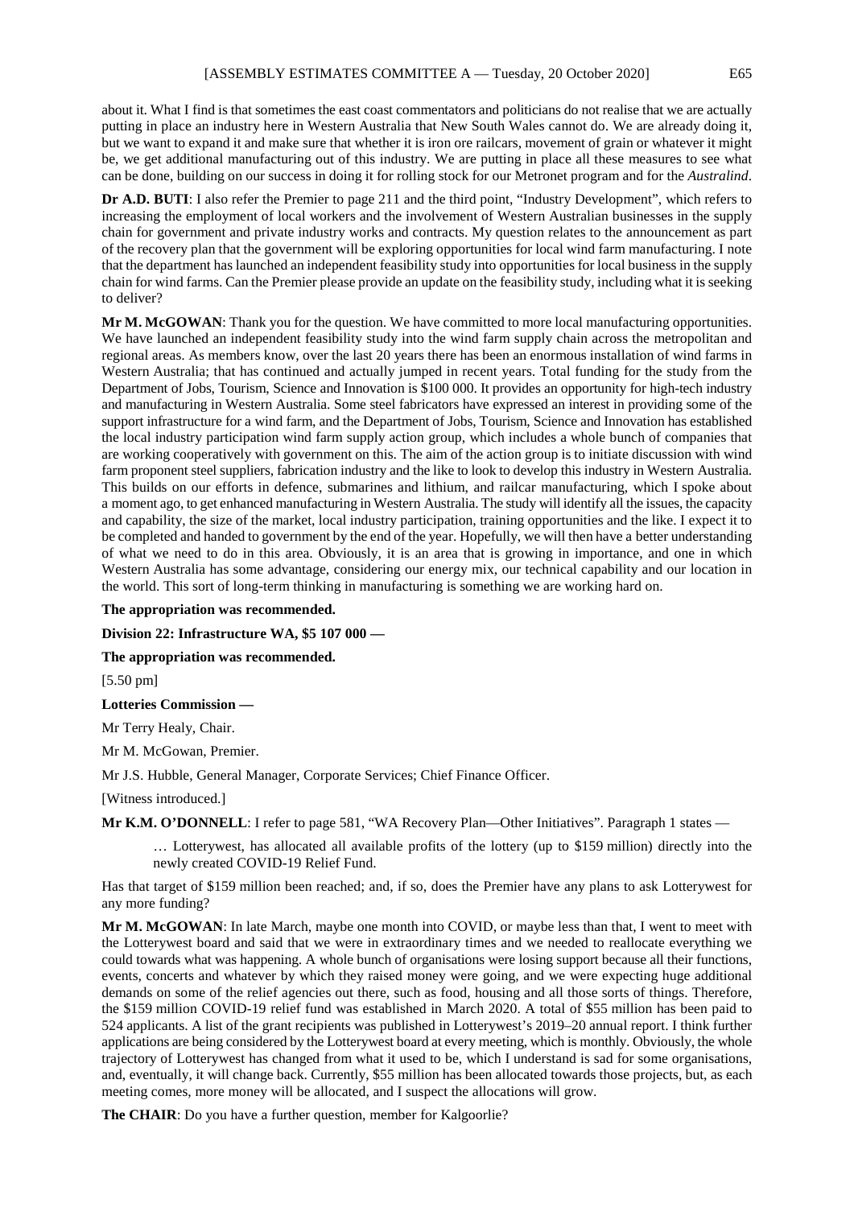about it. What I find is that sometimes the east coast commentators and politicians do not realise that we are actually putting in place an industry here in Western Australia that New South Wales cannot do. We are already doing it, but we want to expand it and make sure that whether it is iron ore railcars, movement of grain or whatever it might be, we get additional manufacturing out of this industry. We are putting in place all these measures to see what can be done, building on our success in doing it for rolling stock for our Metronet program and for the *Australind*.

**Dr A.D. BUTI**: I also refer the Premier to page 211 and the third point, "Industry Development", which refers to increasing the employment of local workers and the involvement of Western Australian businesses in the supply chain for government and private industry works and contracts. My question relates to the announcement as part of the recovery plan that the government will be exploring opportunities for local wind farm manufacturing. I note that the department has launched an independent feasibility study into opportunities for local business in the supply chain for wind farms. Can the Premier please provide an update on the feasibility study, including what it is seeking to deliver?

**Mr M. McGOWAN**: Thank you for the question. We have committed to more local manufacturing opportunities. We have launched an independent feasibility study into the wind farm supply chain across the metropolitan and regional areas. As members know, over the last 20 years there has been an enormous installation of wind farms in Western Australia; that has continued and actually jumped in recent years. Total funding for the study from the Department of Jobs, Tourism, Science and Innovation is $100 000. It provides an opportunity for high-tech industry and manufacturing in Western Australia. Some steel fabricators have expressed an interest in providing some of the support infrastructure for a wind farm, and the Department of Jobs, Tourism, Science and Innovation has established the local industry participation wind farm supply action group, which includes a whole bunch of companies that are working cooperatively with government on this. The aim of the action group is to initiate discussion with wind farm proponent steel suppliers, fabrication industry and the like to look to develop this industry in Western Australia. This builds on our efforts in defence, submarines and lithium, and railcar manufacturing, which I spoke about a moment ago, to get enhanced manufacturing in Western Australia. The study will identify all the issues, the capacity and capability, the size of the market, local industry participation, training opportunities and the like. I expect it to be completed and handed to government by the end of the year. Hopefully, we will then have a better understanding of what we need to do in this area. Obviously, it is an area that is growing in importance, and one in which Western Australia has some advantage, considering our energy mix, our technical capability and our location in the world. This sort of long-term thinking in manufacturing is something we are working hard on.

**The appropriation was recommended.**

**Division 22: Infrastructure WA, $5 107 000 —**

**The appropriation was recommended.**

[5.50 pm]

**Lotteries Commission —**

Mr Terry Healy, Chair.

Mr M. McGowan, Premier.

Mr J.S. Hubble, General Manager, Corporate Services; Chief Finance Officer.

[Witness introduced.]

**Mr K.M. O'DONNELL**: I refer to page 581, "WA Recovery Plan—Other Initiatives". Paragraph 1 states —

> … Lotterywest, has allocated all available profits of the lottery (up to $159 million) directly into the newly created COVID-19 Relief Fund.

Has that target of $159 million been reached; and, if so, does the Premier have any plans to ask Lotterywest for any more funding?

**Mr M. McGOWAN**: In late March, maybe one month into COVID, or maybe less than that, I went to meet with the Lotterywest board and said that we were in extraordinary times and we needed to reallocate everything we could towards what was happening. A whole bunch of organisations were losing support because all their functions, events, concerts and whatever by which they raised money were going, and we were expecting huge additional demands on some of the relief agencies out there, such as food, housing and all those sorts of things. Therefore, the $159 million COVID-19 relief fund was established in March 2020. A total of $55 million has been paid to 524 applicants. A list of the grant recipients was published in Lotterywest's 2019–20 annual report. I think further applications are being considered by the Lotterywest board at every meeting, which is monthly. Obviously, the whole trajectory of Lotterywest has changed from what it used to be, which I understand is sad for some organisations, and, eventually, it will change back. Currently, $55 million has been allocated towards those projects, but, as each meeting comes, more money will be allocated, and I suspect the allocations will grow.

**The CHAIR**: Do you have a further question, member for Kalgoorlie?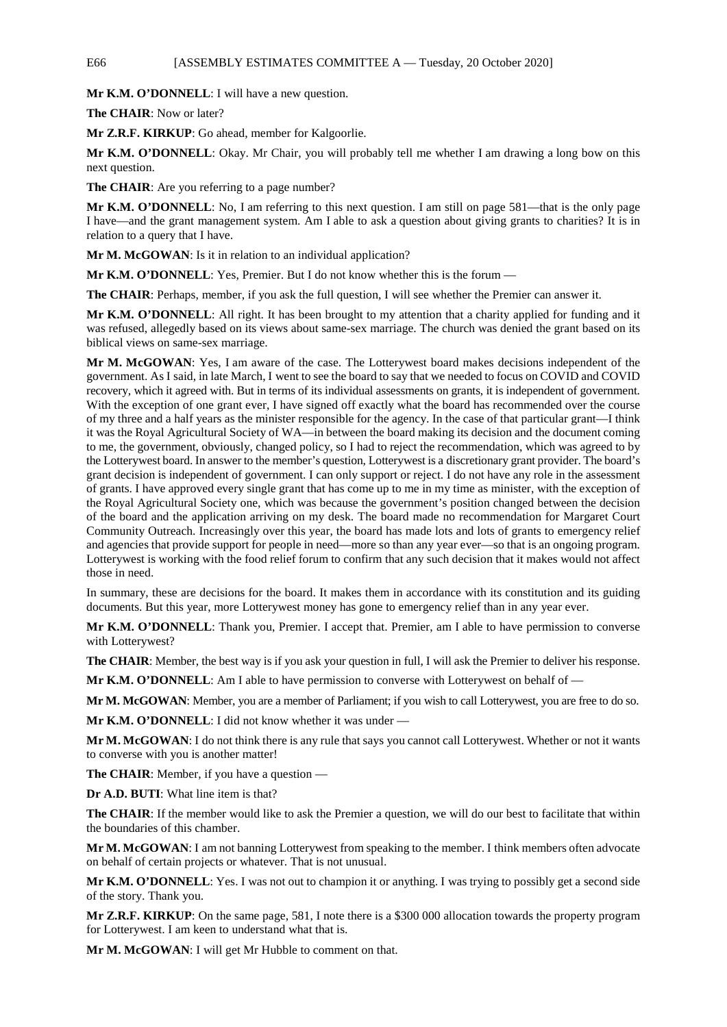**Mr K.M. O'DONNELL**: I will have a new question.

**The CHAIR**: Now or later?

**Mr Z.R.F. KIRKUP**: Go ahead, member for Kalgoorlie.

**Mr K.M. O'DONNELL**: Okay. Mr Chair, you will probably tell me whether I am drawing a long bow on this next question.

**The CHAIR**: Are you referring to a page number?

**Mr K.M. O'DONNELL**: No, I am referring to this next question. I am still on page 581—that is the only page I have—and the grant management system. Am I able to ask a question about giving grants to charities? It is in relation to a query that I have.

**Mr M. McGOWAN**: Is it in relation to an individual application?

**Mr K.M. O'DONNELL**: Yes, Premier. But I do not know whether this is the forum —

**The CHAIR**: Perhaps, member, if you ask the full question, I will see whether the Premier can answer it.

**Mr K.M. O'DONNELL**: All right. It has been brought to my attention that a charity applied for funding and it was refused, allegedly based on its views about same-sex marriage. The church was denied the grant based on its biblical views on same-sex marriage.

**Mr M. McGOWAN**: Yes, I am aware of the case. The Lotterywest board makes decisions independent of the government. As I said, in late March, I went to see the board to say that we needed to focus on COVID and COVID recovery, which it agreed with. But in terms of its individual assessments on grants, it is independent of government. With the exception of one grant ever, I have signed off exactly what the board has recommended over the course of my three and a half years as the minister responsible for the agency. In the case of that particular grant—I think it was the Royal Agricultural Society of WA—in between the board making its decision and the document coming to me, the government, obviously, changed policy, so I had to reject the recommendation, which was agreed to by the Lotterywest board. In answer to the member's question, Lotterywest is a discretionary grant provider. The board's grant decision is independent of government. I can only support or reject. I do not have any role in the assessment of grants. I have approved every single grant that has come up to me in my time as minister, with the exception of the Royal Agricultural Society one, which was because the government's position changed between the decision of the board and the application arriving on my desk. The board made no recommendation for Margaret Court Community Outreach. Increasingly over this year, the board has made lots and lots of grants to emergency relief and agencies that provide support for people in need—more so than any year ever—so that is an ongoing program. Lotterywest is working with the food relief forum to confirm that any such decision that it makes would not affect those in need.

In summary, these are decisions for the board. It makes them in accordance with its constitution and its guiding documents. But this year, more Lotterywest money has gone to emergency relief than in any year ever.

**Mr K.M. O'DONNELL**: Thank you, Premier. I accept that. Premier, am I able to have permission to converse with Lotterywest?

**The CHAIR**: Member, the best way is if you ask your question in full, I will ask the Premier to deliver his response.

**Mr K.M. O'DONNELL**: Am I able to have permission to converse with Lotterywest on behalf of —

**Mr M. McGOWAN**: Member, you are a member of Parliament; if you wish to call Lotterywest, you are free to do so.

**Mr K.M. O'DONNELL**: I did not know whether it was under —

**Mr M. McGOWAN**: I do not think there is any rule that says you cannot call Lotterywest. Whether or not it wants to converse with you is another matter!

**The CHAIR**: Member, if you have a question —

**Dr A.D. BUTI**: What line item is that?

**The CHAIR**: If the member would like to ask the Premier a question, we will do our best to facilitate that within the boundaries of this chamber.

**Mr M. McGOWAN**: I am not banning Lotterywest from speaking to the member. I think members often advocate on behalf of certain projects or whatever. That is not unusual.

**Mr K.M. O'DONNELL**: Yes. I was not out to champion it or anything. I was trying to possibly get a second side of the story. Thank you.

**Mr Z.R.F. KIRKUP**: On the same page, 581, I note there is a $300 000 allocation towards the property program for Lotterywest. I am keen to understand what that is.

**Mr M. McGOWAN**: I will get Mr Hubble to comment on that.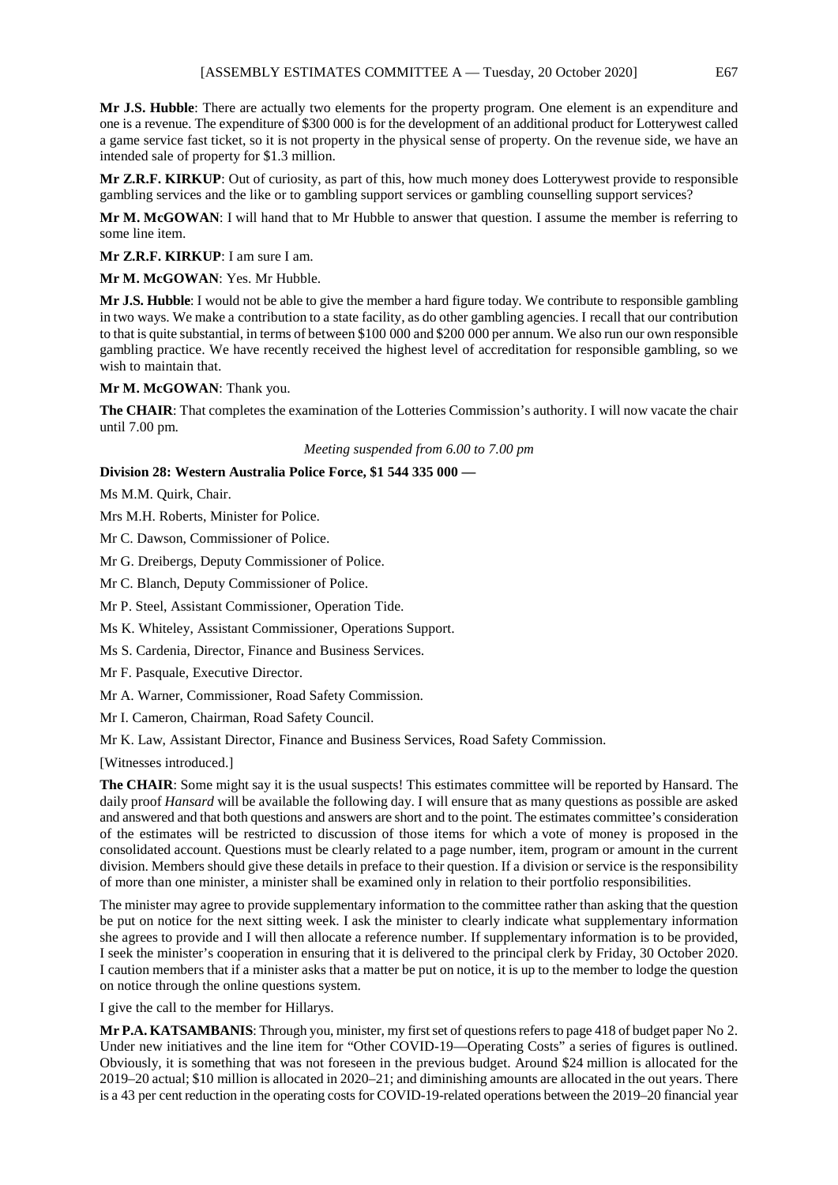**Mr J.S. Hubble**: There are actually two elements for the property program. One element is an expenditure and one is a revenue. The expenditure of $300 000 is for the development of an additional product for Lotterywest called a game service fast ticket, so it is not property in the physical sense of property. On the revenue side, we have an intended sale of property for $1.3 million.

**Mr Z.R.F. KIRKUP**: Out of curiosity, as part of this, how much money does Lotterywest provide to responsible gambling services and the like or to gambling support services or gambling counselling support services?

**Mr M. McGOWAN**: I will hand that to Mr Hubble to answer that question. I assume the member is referring to some line item.

**Mr Z.R.F. KIRKUP**: I am sure I am.

**Mr M. McGOWAN**: Yes. Mr Hubble.

**Mr J.S. Hubble**: I would not be able to give the member a hard figure today. We contribute to responsible gambling in two ways. We make a contribution to a state facility, as do other gambling agencies. I recall that our contribution to that is quite substantial, in terms of between $100 000 and $200 000 per annum. We also run our own responsible gambling practice. We have recently received the highest level of accreditation for responsible gambling, so we wish to maintain that.

**Mr M. McGOWAN**: Thank you.

**The CHAIR**: That completes the examination of the Lotteries Commission's authority. I will now vacate the chair until 7.00 pm.

*Meeting suspended from 6.00 to 7.00 pm*

**Division 28: Western Australia Police Force, $1 544 335 000 —**

Ms M.M. Quirk, Chair.

Mrs M.H. Roberts, Minister for Police.

Mr C. Dawson, Commissioner of Police.

Mr G. Dreibergs, Deputy Commissioner of Police.

Mr C. Blanch, Deputy Commissioner of Police.

Mr P. Steel, Assistant Commissioner, Operation Tide.

Ms K. Whiteley, Assistant Commissioner, Operations Support.

Ms S. Cardenia, Director, Finance and Business Services.

Mr F. Pasquale, Executive Director.

Mr A. Warner, Commissioner, Road Safety Commission.

Mr I. Cameron, Chairman, Road Safety Council.

Mr K. Law, Assistant Director, Finance and Business Services, Road Safety Commission.

[Witnesses introduced.]

**The CHAIR**: Some might say it is the usual suspects! This estimates committee will be reported by Hansard. The daily proof *Hansard* will be available the following day. I will ensure that as many questions as possible are asked and answered and that both questions and answers are short and to the point. The estimates committee's consideration of the estimates will be restricted to discussion of those items for which a vote of money is proposed in the consolidated account. Questions must be clearly related to a page number, item, program or amount in the current division. Members should give these details in preface to their question. If a division or service is the responsibility of more than one minister, a minister shall be examined only in relation to their portfolio responsibilities.

The minister may agree to provide supplementary information to the committee rather than asking that the question be put on notice for the next sitting week. I ask the minister to clearly indicate what supplementary information she agrees to provide and I will then allocate a reference number. If supplementary information is to be provided, I seek the minister's cooperation in ensuring that it is delivered to the principal clerk by Friday, 30 October 2020. I caution members that if a minister asks that a matter be put on notice, it is up to the member to lodge the question on notice through the online questions system.

I give the call to the member for Hillarys.

**Mr P.A. KATSAMBANIS**: Through you, minister, my first set of questions refers to page 418 of budget paper No 2. Under new initiatives and the line item for "Other COVID-19—Operating Costs" a series of figures is outlined. Obviously, it is something that was not foreseen in the previous budget. Around $24 million is allocated for the 2019–20 actual; $10 million is allocated in 2020–21; and diminishing amounts are allocated in the out years. There is a 43 per cent reduction in the operating costs for COVID-19-related operations between the 2019–20 financial year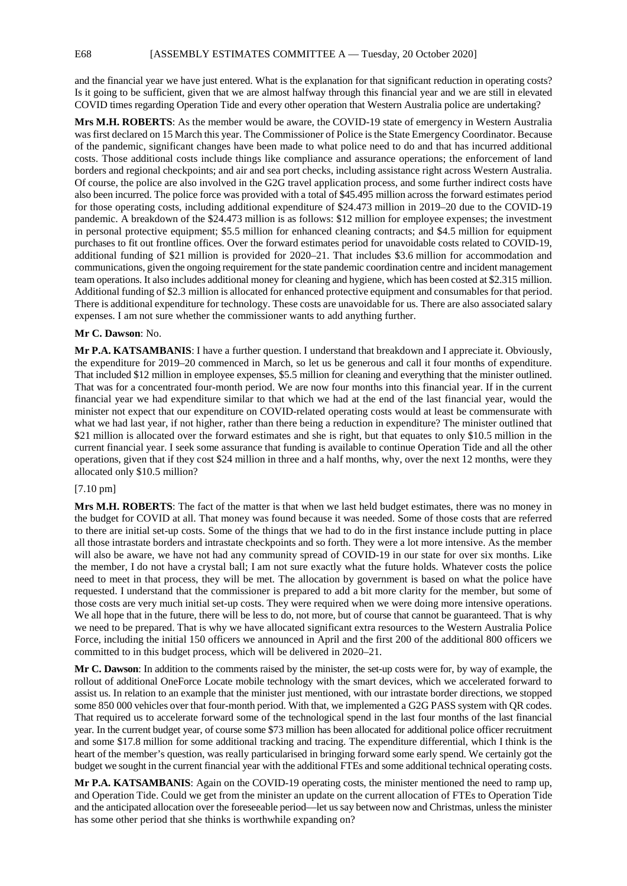and the financial year we have just entered. What is the explanation for that significant reduction in operating costs? Is it going to be sufficient, given that we are almost halfway through this financial year and we are still in elevated COVID times regarding Operation Tide and every other operation that Western Australia police are undertaking?

**Mrs M.H. ROBERTS**: As the member would be aware, the COVID-19 state of emergency in Western Australia was first declared on 15 March this year. The Commissioner of Police is the State Emergency Coordinator. Because of the pandemic, significant changes have been made to what police need to do and that has incurred additional costs. Those additional costs include things like compliance and assurance operations; the enforcement of land borders and regional checkpoints; and air and sea port checks, including assistance right across Western Australia. Of course, the police are also involved in the G2G travel application process, and some further indirect costs have also been incurred. The police force was provided with a total of $45.495 million across the forward estimates period for those operating costs, including additional expenditure of $24.473 million in 2019–20 due to the COVID-19 pandemic. A breakdown of the $24.473 million is as follows: $12 million for employee expenses; the investment in personal protective equipment; $5.5 million for enhanced cleaning contracts; and $4.5 million for equipment purchases to fit out frontline offices. Over the forward estimates period for unavoidable costs related to COVID-19, additional funding of $21 million is provided for 2020–21. That includes $3.6 million for accommodation and communications, given the ongoing requirement for the state pandemic coordination centre and incident management team operations. It also includes additional money for cleaning and hygiene, which has been costed at $2.315 million. Additional funding of $2.3 million is allocated for enhanced protective equipment and consumables for that period. There is additional expenditure for technology. These costs are unavoidable for us. There are also associated salary expenses. I am not sure whether the commissioner wants to add anything further.

**Mr C. Dawson**: No.

**Mr P.A. KATSAMBANIS**: I have a further question. I understand that breakdown and I appreciate it. Obviously, the expenditure for 2019–20 commenced in March, so let us be generous and call it four months of expenditure. That included $12 million in employee expenses, $5.5 million for cleaning and everything that the minister outlined. That was for a concentrated four-month period. We are now four months into this financial year. If in the current financial year we had expenditure similar to that which we had at the end of the last financial year, would the minister not expect that our expenditure on COVID-related operating costs would at least be commensurate with what we had last year, if not higher, rather than there being a reduction in expenditure? The minister outlined that $21 million is allocated over the forward estimates and she is right, but that equates to only $10.5 million in the current financial year. I seek some assurance that funding is available to continue Operation Tide and all the other operations, given that if they cost $24 million in three and a half months, why, over the next 12 months, were they allocated only $10.5 million?

[7.10 pm]

**Mrs M.H. ROBERTS**: The fact of the matter is that when we last held budget estimates, there was no money in the budget for COVID at all. That money was found because it was needed. Some of those costs that are referred to there are initial set-up costs. Some of the things that we had to do in the first instance include putting in place all those intrastate borders and intrastate checkpoints and so forth. They were a lot more intensive. As the member will also be aware, we have not had any community spread of COVID-19 in our state for over six months. Like the member, I do not have a crystal ball; I am not sure exactly what the future holds. Whatever costs the police need to meet in that process, they will be met. The allocation by government is based on what the police have requested. I understand that the commissioner is prepared to add a bit more clarity for the member, but some of those costs are very much initial set-up costs. They were required when we were doing more intensive operations. We all hope that in the future, there will be less to do, not more, but of course that cannot be guaranteed. That is why we need to be prepared. That is why we have allocated significant extra resources to the Western Australia Police Force, including the initial 150 officers we announced in April and the first 200 of the additional 800 officers we committed to in this budget process, which will be delivered in 2020–21.

**Mr C. Dawson**: In addition to the comments raised by the minister, the set-up costs were for, by way of example, the rollout of additional OneForce Locate mobile technology with the smart devices, which we accelerated forward to assist us. In relation to an example that the minister just mentioned, with our intrastate border directions, we stopped some 850 000 vehicles over that four-month period. With that, we implemented a G2G PASS system with QR codes. That required us to accelerate forward some of the technological spend in the last four months of the last financial year. In the current budget year, of course some $73 million has been allocated for additional police officer recruitment and some $17.8 million for some additional tracking and tracing. The expenditure differential, which I think is the heart of the member's question, was really particularised in bringing forward some early spend. We certainly got the budget we sought in the current financial year with the additional FTEs and some additional technical operating costs.

**Mr P.A. KATSAMBANIS**: Again on the COVID-19 operating costs, the minister mentioned the need to ramp up, and Operation Tide. Could we get from the minister an update on the current allocation of FTEs to Operation Tide and the anticipated allocation over the foreseeable period—let us say between now and Christmas, unless the minister has some other period that she thinks is worthwhile expanding on?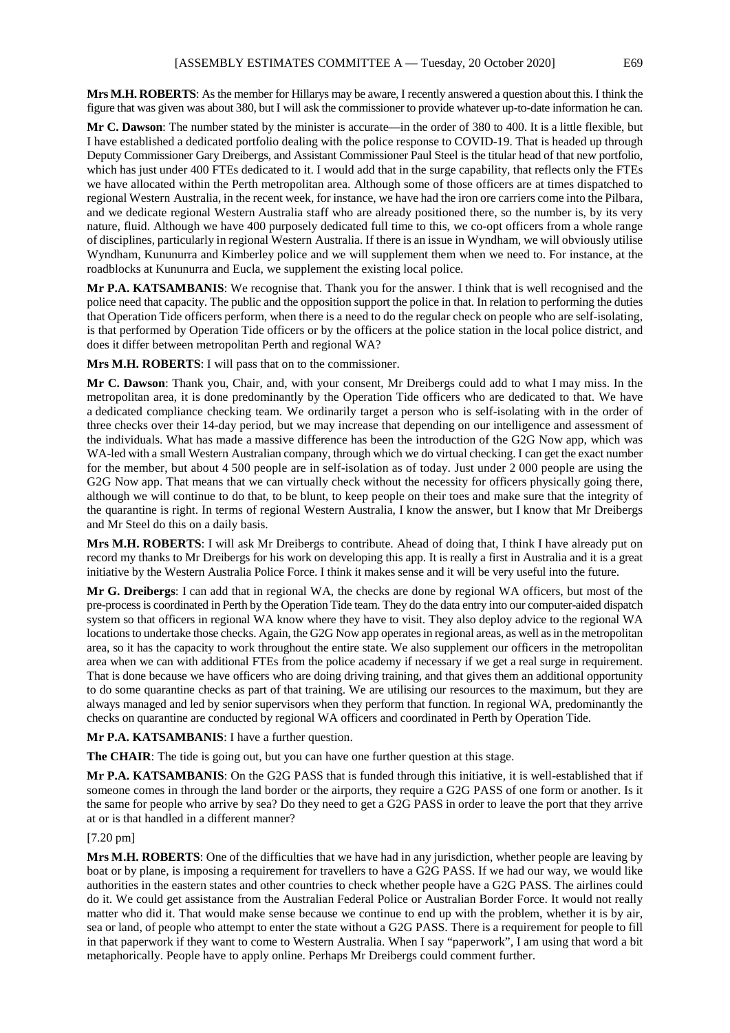**Mrs M.H. ROBERTS**: As the member for Hillarys may be aware, I recently answered a question about this. I think the figure that was given was about 380, but I will ask the commissioner to provide whatever up-to-date information he can.

**Mr C. Dawson**: The number stated by the minister is accurate—in the order of 380 to 400. It is a little flexible, but I have established a dedicated portfolio dealing with the police response to COVID-19. That is headed up through Deputy Commissioner Gary Dreibergs, and Assistant Commissioner Paul Steel is the titular head of that new portfolio, which has just under 400 FTEs dedicated to it. I would add that in the surge capability, that reflects only the FTEs we have allocated within the Perth metropolitan area. Although some of those officers are at times dispatched to regional Western Australia, in the recent week, for instance, we have had the iron ore carriers come into the Pilbara, and we dedicate regional Western Australia staff who are already positioned there, so the number is, by its very nature, fluid. Although we have 400 purposely dedicated full time to this, we co-opt officers from a whole range of disciplines, particularly in regional Western Australia. If there is an issue in Wyndham, we will obviously utilise Wyndham, Kununurra and Kimberley police and we will supplement them when we need to. For instance, at the roadblocks at Kununurra and Eucla, we supplement the existing local police.

**Mr P.A. KATSAMBANIS**: We recognise that. Thank you for the answer. I think that is well recognised and the police need that capacity. The public and the opposition support the police in that. In relation to performing the duties that Operation Tide officers perform, when there is a need to do the regular check on people who are self-isolating, is that performed by Operation Tide officers or by the officers at the police station in the local police district, and does it differ between metropolitan Perth and regional WA?

**Mrs M.H. ROBERTS**: I will pass that on to the commissioner.

**Mr C. Dawson**: Thank you, Chair, and, with your consent, Mr Dreibergs could add to what I may miss. In the metropolitan area, it is done predominantly by the Operation Tide officers who are dedicated to that. We have a dedicated compliance checking team. We ordinarily target a person who is self-isolating with in the order of three checks over their 14-day period, but we may increase that depending on our intelligence and assessment of the individuals. What has made a massive difference has been the introduction of the G2G Now app, which was WA-led with a small Western Australian company, through which we do virtual checking. I can get the exact number for the member, but about 4 500 people are in self-isolation as of today. Just under 2 000 people are using the G2G Now app. That means that we can virtually check without the necessity for officers physically going there, although we will continue to do that, to be blunt, to keep people on their toes and make sure that the integrity of the quarantine is right. In terms of regional Western Australia, I know the answer, but I know that Mr Dreibergs and Mr Steel do this on a daily basis.

**Mrs M.H. ROBERTS**: I will ask Mr Dreibergs to contribute. Ahead of doing that, I think I have already put on record my thanks to Mr Dreibergs for his work on developing this app. It is really a first in Australia and it is a great initiative by the Western Australia Police Force. I think it makes sense and it will be very useful into the future.

**Mr G. Dreibergs**: I can add that in regional WA, the checks are done by regional WA officers, but most of the pre-process is coordinated in Perth by the Operation Tide team. They do the data entry into our computer-aided dispatch system so that officers in regional WA know where they have to visit. They also deploy advice to the regional WA locations to undertake those checks. Again, the G2G Now app operates in regional areas, as well as in the metropolitan area, so it has the capacity to work throughout the entire state. We also supplement our officers in the metropolitan area when we can with additional FTEs from the police academy if necessary if we get a real surge in requirement. That is done because we have officers who are doing driving training, and that gives them an additional opportunity to do some quarantine checks as part of that training. We are utilising our resources to the maximum, but they are always managed and led by senior supervisors when they perform that function. In regional WA, predominantly the checks on quarantine are conducted by regional WA officers and coordinated in Perth by Operation Tide.

**Mr P.A. KATSAMBANIS**: I have a further question.

**The CHAIR**: The tide is going out, but you can have one further question at this stage.

**Mr P.A. KATSAMBANIS**: On the G2G PASS that is funded through this initiative, it is well-established that if someone comes in through the land border or the airports, they require a G2G PASS of one form or another. Is it the same for people who arrive by sea? Do they need to get a G2G PASS in order to leave the port that they arrive at or is that handled in a different manner?

[7.20 pm]

**Mrs M.H. ROBERTS**: One of the difficulties that we have had in any jurisdiction, whether people are leaving by boat or by plane, is imposing a requirement for travellers to have a G2G PASS. If we had our way, we would like authorities in the eastern states and other countries to check whether people have a G2G PASS. The airlines could do it. We could get assistance from the Australian Federal Police or Australian Border Force. It would not really matter who did it. That would make sense because we continue to end up with the problem, whether it is by air, sea or land, of people who attempt to enter the state without a G2G PASS. There is a requirement for people to fill in that paperwork if they want to come to Western Australia. When I say "paperwork", I am using that word a bit metaphorically. People have to apply online. Perhaps Mr Dreibergs could comment further.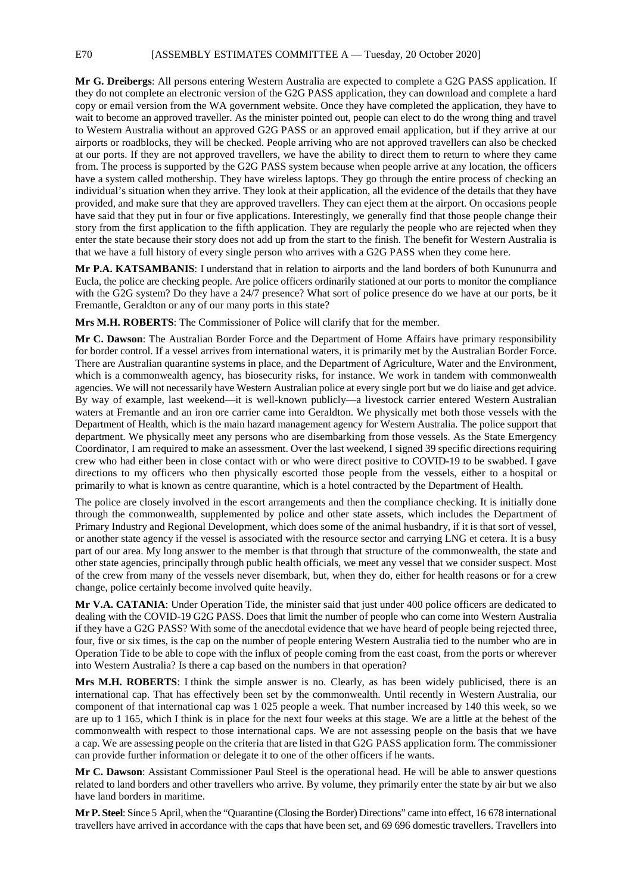**Mr G. Dreibergs**: All persons entering Western Australia are expected to complete a G2G PASS application. If they do not complete an electronic version of the G2G PASS application, they can download and complete a hard copy or email version from the WA government website. Once they have completed the application, they have to wait to become an approved traveller. As the minister pointed out, people can elect to do the wrong thing and travel to Western Australia without an approved G2G PASS or an approved email application, but if they arrive at our airports or roadblocks, they will be checked. People arriving who are not approved travellers can also be checked at our ports. If they are not approved travellers, we have the ability to direct them to return to where they came from. The process is supported by the G2G PASS system because when people arrive at any location, the officers have a system called mothership. They have wireless laptops. They go through the entire process of checking an individual's situation when they arrive. They look at their application, all the evidence of the details that they have provided, and make sure that they are approved travellers. They can eject them at the airport. On occasions people have said that they put in four or five applications. Interestingly, we generally find that those people change their story from the first application to the fifth application. They are regularly the people who are rejected when they enter the state because their story does not add up from the start to the finish. The benefit for Western Australia is that we have a full history of every single person who arrives with a G2G PASS when they come here.

**Mr P.A. KATSAMBANIS**: I understand that in relation to airports and the land borders of both Kununurra and Eucla, the police are checking people. Are police officers ordinarily stationed at our ports to monitor the compliance with the G2G system? Do they have a 24/7 presence? What sort of police presence do we have at our ports, be it Fremantle, Geraldton or any of our many ports in this state?

**Mrs M.H. ROBERTS**: The Commissioner of Police will clarify that for the member.

**Mr C. Dawson**: The Australian Border Force and the Department of Home Affairs have primary responsibility for border control. If a vessel arrives from international waters, it is primarily met by the Australian Border Force. There are Australian quarantine systems in place, and the Department of Agriculture, Water and the Environment, which is a commonwealth agency, has biosecurity risks, for instance. We work in tandem with commonwealth agencies. We will not necessarily have Western Australian police at every single port but we do liaise and get advice. By way of example, last weekend—it is well-known publicly—a livestock carrier entered Western Australian waters at Fremantle and an iron ore carrier came into Geraldton. We physically met both those vessels with the Department of Health, which is the main hazard management agency for Western Australia. The police support that department. We physically meet any persons who are disembarking from those vessels. As the State Emergency Coordinator, I am required to make an assessment. Over the last weekend, I signed 39 specific directions requiring crew who had either been in close contact with or who were direct positive to COVID-19 to be swabbed. I gave directions to my officers who then physically escorted those people from the vessels, either to a hospital or primarily to what is known as centre quarantine, which is a hotel contracted by the Department of Health.

The police are closely involved in the escort arrangements and then the compliance checking. It is initially done through the commonwealth, supplemented by police and other state assets, which includes the Department of Primary Industry and Regional Development, which does some of the animal husbandry, if it is that sort of vessel, or another state agency if the vessel is associated with the resource sector and carrying LNG et cetera. It is a busy part of our area. My long answer to the member is that through that structure of the commonwealth, the state and other state agencies, principally through public health officials, we meet any vessel that we consider suspect. Most of the crew from many of the vessels never disembark, but, when they do, either for health reasons or for a crew change, police certainly become involved quite heavily.

**Mr V.A. CATANIA**: Under Operation Tide, the minister said that just under 400 police officers are dedicated to dealing with the COVID-19 G2G PASS. Does that limit the number of people who can come into Western Australia if they have a G2G PASS? With some of the anecdotal evidence that we have heard of people being rejected three, four, five or six times, is the cap on the number of people entering Western Australia tied to the number who are in Operation Tide to be able to cope with the influx of people coming from the east coast, from the ports or wherever into Western Australia? Is there a cap based on the numbers in that operation?

**Mrs M.H. ROBERTS**: I think the simple answer is no. Clearly, as has been widely publicised, there is an international cap. That has effectively been set by the commonwealth. Until recently in Western Australia, our component of that international cap was 1 025 people a week. That number increased by 140 this week, so we are up to 1 165, which I think is in place for the next four weeks at this stage. We are a little at the behest of the commonwealth with respect to those international caps. We are not assessing people on the basis that we have a cap. We are assessing people on the criteria that are listed in that G2G PASS application form. The commissioner can provide further information or delegate it to one of the other officers if he wants.

**Mr C. Dawson**: Assistant Commissioner Paul Steel is the operational head. He will be able to answer questions related to land borders and other travellers who arrive. By volume, they primarily enter the state by air but we also have land borders in maritime.

**Mr P. Steel**: Since 5 April, when the "Quarantine (Closing the Border) Directions" came into effect, 16 678 international travellers have arrived in accordance with the caps that have been set, and 69 696 domestic travellers. Travellers into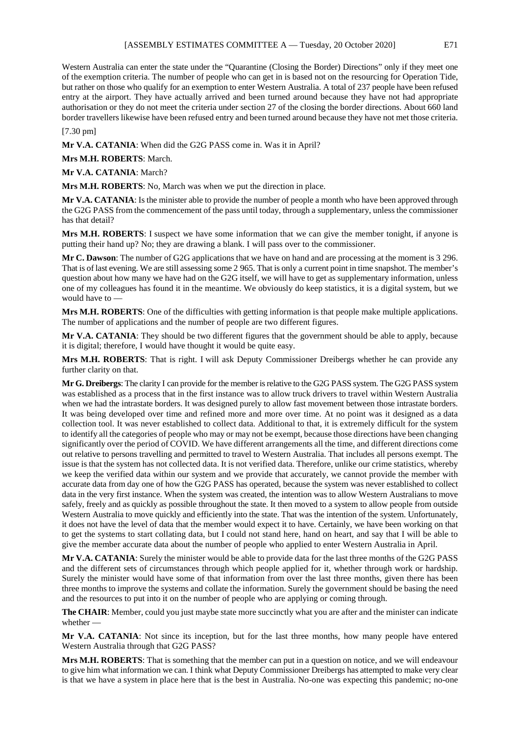Western Australia can enter the state under the "Quarantine (Closing the Border) Directions" only if they meet one of the exemption criteria. The number of people who can get in is based not on the resourcing for Operation Tide, but rather on those who qualify for an exemption to enter Western Australia. A total of 237 people have been refused entry at the airport. They have actually arrived and been turned around because they have not had appropriate authorisation or they do not meet the criteria under section 27 of the closing the border directions. About 660 land border travellers likewise have been refused entry and been turned around because they have not met those criteria.

[7.30 pm]

**Mr V.A. CATANIA**: When did the G2G PASS come in. Was it in April?

**Mrs M.H. ROBERTS**: March.

**Mr V.A. CATANIA**: March?

**Mrs M.H. ROBERTS**: No, March was when we put the direction in place.

**Mr V.A. CATANIA**: Is the minister able to provide the number of people a month who have been approved through the G2G PASS from the commencement of the pass until today, through a supplementary, unless the commissioner has that detail?

**Mrs M.H. ROBERTS**: I suspect we have some information that we can give the member tonight, if anyone is putting their hand up? No; they are drawing a blank. I will pass over to the commissioner.

**Mr C. Dawson**: The number of G2G applications that we have on hand and are processing at the moment is 3 296. That is of last evening. We are still assessing some 2 965. That is only a current point in time snapshot. The member's question about how many we have had on the G2G itself, we will have to get as supplementary information, unless one of my colleagues has found it in the meantime. We obviously do keep statistics, it is a digital system, but we would have to —

**Mrs M.H. ROBERTS**: One of the difficulties with getting information is that people make multiple applications. The number of applications and the number of people are two different figures.

**Mr V.A. CATANIA**: They should be two different figures that the government should be able to apply, because it is digital; therefore, I would have thought it would be quite easy.

**Mrs M.H. ROBERTS**: That is right. I will ask Deputy Commissioner Dreibergs whether he can provide any further clarity on that.

**Mr G. Dreibergs**: The clarity I can provide for the member is relative to the G2G PASS system. The G2G PASS system was established as a process that in the first instance was to allow truck drivers to travel within Western Australia when we had the intrastate borders. It was designed purely to allow fast movement between those intrastate borders. It was being developed over time and refined more and more over time. At no point was it designed as a data collection tool. It was never established to collect data. Additional to that, it is extremely difficult for the system to identify all the categories of people who may or may not be exempt, because those directions have been changing significantly over the period of COVID. We have different arrangements all the time, and different directions come out relative to persons travelling and permitted to travel to Western Australia. That includes all persons exempt. The issue is that the system has not collected data. It is not verified data. Therefore, unlike our crime statistics, whereby we keep the verified data within our system and we provide that accurately, we cannot provide the member with accurate data from day one of how the G2G PASS has operated, because the system was never established to collect data in the very first instance. When the system was created, the intention was to allow Western Australians to move safely, freely and as quickly as possible throughout the state. It then moved to a system to allow people from outside Western Australia to move quickly and efficiently into the state. That was the intention of the system. Unfortunately, it does not have the level of data that the member would expect it to have. Certainly, we have been working on that to get the systems to start collating data, but I could not stand here, hand on heart, and say that I will be able to give the member accurate data about the number of people who applied to enter Western Australia in April.

**Mr V.A. CATANIA**: Surely the minister would be able to provide data for the last three months of the G2G PASS and the different sets of circumstances through which people applied for it, whether through work or hardship. Surely the minister would have some of that information from over the last three months, given there has been three months to improve the systems and collate the information. Surely the government should be basing the need and the resources to put into it on the number of people who are applying or coming through.

**The CHAIR**: Member, could you just maybe state more succinctly what you are after and the minister can indicate whether —

**Mr V.A. CATANIA**: Not since its inception, but for the last three months, how many people have entered Western Australia through that G2G PASS?

**Mrs M.H. ROBERTS**: That is something that the member can put in a question on notice, and we will endeavour to give him what information we can. I think what Deputy Commissioner Dreibergs has attempted to make very clear is that we have a system in place here that is the best in Australia. No-one was expecting this pandemic; no-one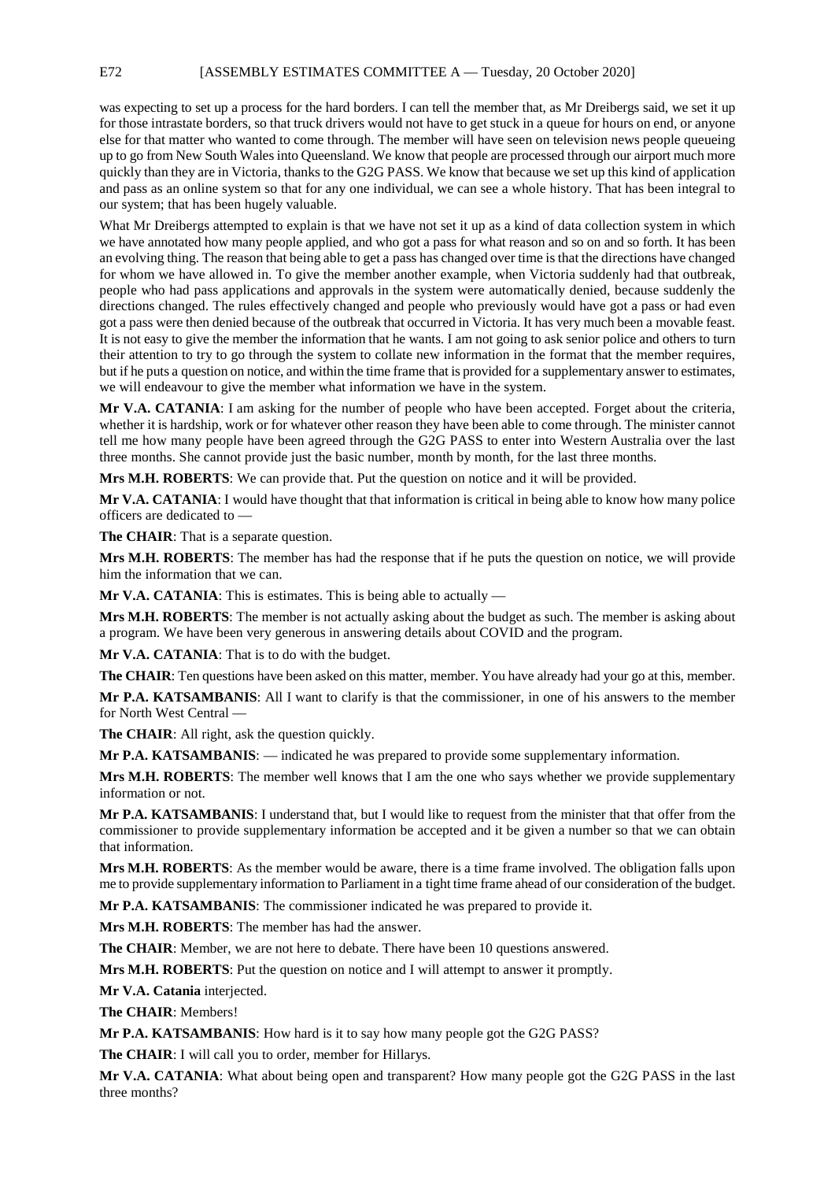was expecting to set up a process for the hard borders. I can tell the member that, as Mr Dreibergs said, we set it up for those intrastate borders, so that truck drivers would not have to get stuck in a queue for hours on end, or anyone else for that matter who wanted to come through. The member will have seen on television news people queueing up to go from New South Wales into Queensland. We know that people are processed through our airport much more quickly than they are in Victoria, thanks to the G2G PASS. We know that because we set up this kind of application and pass as an online system so that for any one individual, we can see a whole history. That has been integral to our system; that has been hugely valuable.

What Mr Dreibergs attempted to explain is that we have not set it up as a kind of data collection system in which we have annotated how many people applied, and who got a pass for what reason and so on and so forth. It has been an evolving thing. The reason that being able to get a pass has changed over time is that the directions have changed for whom we have allowed in. To give the member another example, when Victoria suddenly had that outbreak, people who had pass applications and approvals in the system were automatically denied, because suddenly the directions changed. The rules effectively changed and people who previously would have got a pass or had even got a pass were then denied because of the outbreak that occurred in Victoria. It has very much been a movable feast. It is not easy to give the member the information that he wants. I am not going to ask senior police and others to turn their attention to try to go through the system to collate new information in the format that the member requires, but if he puts a question on notice, and within the time frame that is provided for a supplementary answer to estimates, we will endeavour to give the member what information we have in the system.

**Mr V.A. CATANIA**: I am asking for the number of people who have been accepted. Forget about the criteria, whether it is hardship, work or for whatever other reason they have been able to come through. The minister cannot tell me how many people have been agreed through the G2G PASS to enter into Western Australia over the last three months. She cannot provide just the basic number, month by month, for the last three months.

**Mrs M.H. ROBERTS**: We can provide that. Put the question on notice and it will be provided.

**Mr V.A. CATANIA**: I would have thought that that information is critical in being able to know how many police officers are dedicated to —

**The CHAIR**: That is a separate question.

**Mrs M.H. ROBERTS**: The member has had the response that if he puts the question on notice, we will provide him the information that we can.

**Mr V.A. CATANIA**: This is estimates. This is being able to actually —

**Mrs M.H. ROBERTS**: The member is not actually asking about the budget as such. The member is asking about a program. We have been very generous in answering details about COVID and the program.

**Mr V.A. CATANIA**: That is to do with the budget.

**The CHAIR**: Ten questions have been asked on this matter, member. You have already had your go at this, member.

**Mr P.A. KATSAMBANIS**: All I want to clarify is that the commissioner, in one of his answers to the member for North West Central —

**The CHAIR**: All right, ask the question quickly.

**Mr P.A. KATSAMBANIS**: — indicated he was prepared to provide some supplementary information.

**Mrs M.H. ROBERTS**: The member well knows that I am the one who says whether we provide supplementary information or not.

**Mr P.A. KATSAMBANIS**: I understand that, but I would like to request from the minister that that offer from the commissioner to provide supplementary information be accepted and it be given a number so that we can obtain that information.

**Mrs M.H. ROBERTS**: As the member would be aware, there is a time frame involved. The obligation falls upon me to provide supplementary information to Parliament in a tight time frame ahead of our consideration of the budget.

**Mr P.A. KATSAMBANIS**: The commissioner indicated he was prepared to provide it.

**Mrs M.H. ROBERTS**: The member has had the answer.

**The CHAIR**: Member, we are not here to debate. There have been 10 questions answered.

**Mrs M.H. ROBERTS**: Put the question on notice and I will attempt to answer it promptly.

**Mr V.A. Catania** interjected.

**The CHAIR**: Members!

**Mr P.A. KATSAMBANIS**: How hard is it to say how many people got the G2G PASS?

**The CHAIR**: I will call you to order, member for Hillarys.

**Mr V.A. CATANIA**: What about being open and transparent? How many people got the G2G PASS in the last three months?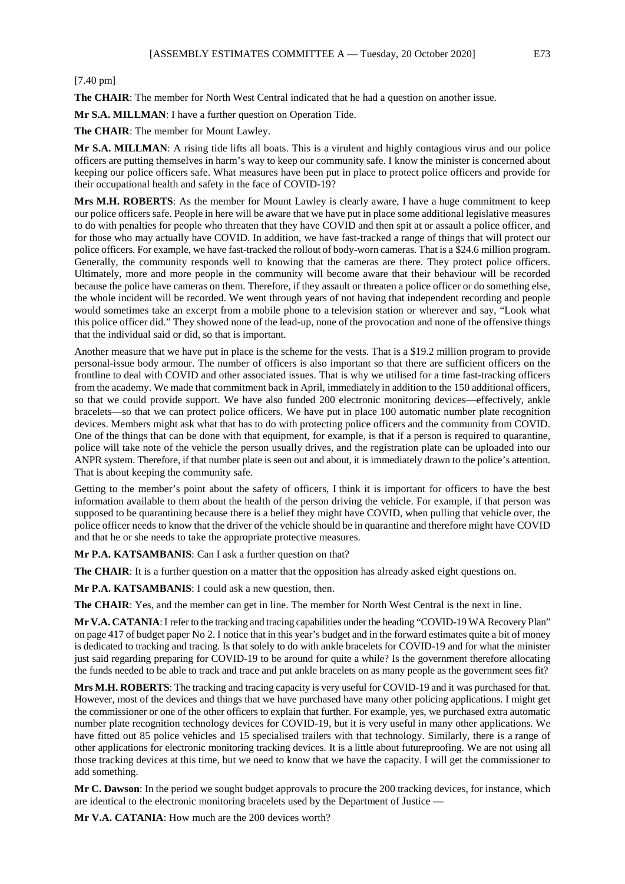[7.40 pm]

**The CHAIR**: The member for North West Central indicated that he had a question on another issue.

**Mr S.A. MILLMAN**: I have a further question on Operation Tide.

**The CHAIR**: The member for Mount Lawley.

**Mr S.A. MILLMAN**: A rising tide lifts all boats. This is a virulent and highly contagious virus and our police officers are putting themselves in harm's way to keep our community safe. I know the minister is concerned about keeping our police officers safe. What measures have been put in place to protect police officers and provide for their occupational health and safety in the face of COVID-19?

**Mrs M.H. ROBERTS**: As the member for Mount Lawley is clearly aware, I have a huge commitment to keep our police officers safe. People in here will be aware that we have put in place some additional legislative measures to do with penalties for people who threaten that they have COVID and then spit at or assault a police officer, and for those who may actually have COVID. In addition, we have fast-tracked a range of things that will protect our police officers. For example, we have fast-tracked the rollout of body-worn cameras. That is a $24.6 million program. Generally, the community responds well to knowing that the cameras are there. They protect police officers. Ultimately, more and more people in the community will become aware that their behaviour will be recorded because the police have cameras on them. Therefore, if they assault or threaten a police officer or do something else, the whole incident will be recorded. We went through years of not having that independent recording and people would sometimes take an excerpt from a mobile phone to a television station or wherever and say, "Look what this police officer did." They showed none of the lead-up, none of the provocation and none of the offensive things that the individual said or did, so that is important.

Another measure that we have put in place is the scheme for the vests. That is a $19.2 million program to provide personal-issue body armour. The number of officers is also important so that there are sufficient officers on the frontline to deal with COVID and other associated issues. That is why we utilised for a time fast-tracking officers from the academy. We made that commitment back in April, immediately in addition to the 150 additional officers, so that we could provide support. We have also funded 200 electronic monitoring devices—effectively, ankle bracelets—so that we can protect police officers. We have put in place 100 automatic number plate recognition devices. Members might ask what that has to do with protecting police officers and the community from COVID. One of the things that can be done with that equipment, for example, is that if a person is required to quarantine, police will take note of the vehicle the person usually drives, and the registration plate can be uploaded into our ANPR system. Therefore, if that number plate is seen out and about, it is immediately drawn to the police's attention. That is about keeping the community safe.

Getting to the member's point about the safety of officers, I think it is important for officers to have the best information available to them about the health of the person driving the vehicle. For example, if that person was supposed to be quarantining because there is a belief they might have COVID, when pulling that vehicle over, the police officer needs to know that the driver of the vehicle should be in quarantine and therefore might have COVID and that he or she needs to take the appropriate protective measures.

**Mr P.A. KATSAMBANIS**: Can I ask a further question on that?

**The CHAIR**: It is a further question on a matter that the opposition has already asked eight questions on.

**Mr P.A. KATSAMBANIS**: I could ask a new question, then.

**The CHAIR**: Yes, and the member can get in line. The member for North West Central is the next in line.

**Mr V.A. CATANIA**: I refer to the tracking and tracing capabilities under the heading "COVID-19 WA Recovery Plan" on page 417 of budget paper No 2. I notice that in this year's budget and in the forward estimates quite a bit of money is dedicated to tracking and tracing. Is that solely to do with ankle bracelets for COVID-19 and for what the minister just said regarding preparing for COVID-19 to be around for quite a while? Is the government therefore allocating the funds needed to be able to track and trace and put ankle bracelets on as many people as the government sees fit?

**Mrs M.H. ROBERTS**: The tracking and tracing capacity is very useful for COVID-19 and it was purchased for that. However, most of the devices and things that we have purchased have many other policing applications. I might get the commissioner or one of the other officers to explain that further. For example, yes, we purchased extra automatic number plate recognition technology devices for COVID-19, but it is very useful in many other applications. We have fitted out 85 police vehicles and 15 specialised trailers with that technology. Similarly, there is a range of other applications for electronic monitoring tracking devices. It is a little about futureproofing. We are not using all those tracking devices at this time, but we need to know that we have the capacity. I will get the commissioner to add something.

**Mr C. Dawson**: In the period we sought budget approvals to procure the 200 tracking devices, for instance, which are identical to the electronic monitoring bracelets used by the Department of Justice —

**Mr V.A. CATANIA**: How much are the 200 devices worth?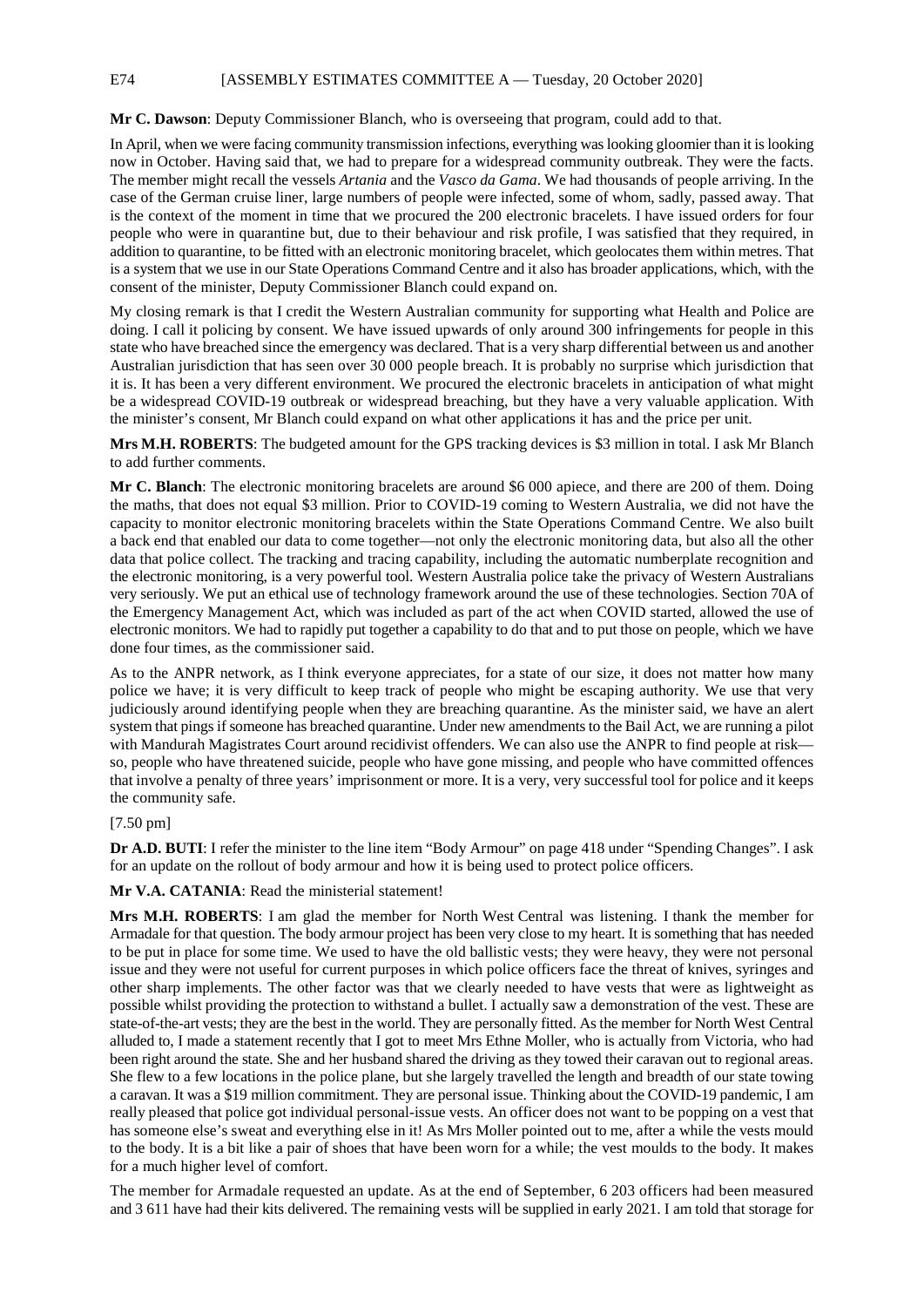**Mr C. Dawson**: Deputy Commissioner Blanch, who is overseeing that program, could add to that.

In April, when we were facing community transmission infections, everything was looking gloomier than it is looking now in October. Having said that, we had to prepare for a widespread community outbreak. They were the facts. The member might recall the vessels *Artania* and the *Vasco da Gama*. We had thousands of people arriving. In the case of the German cruise liner, large numbers of people were infected, some of whom, sadly, passed away. That is the context of the moment in time that we procured the 200 electronic bracelets. I have issued orders for four people who were in quarantine but, due to their behaviour and risk profile, I was satisfied that they required, in addition to quarantine, to be fitted with an electronic monitoring bracelet, which geolocates them within metres. That is a system that we use in our State Operations Command Centre and it also has broader applications, which, with the consent of the minister, Deputy Commissioner Blanch could expand on.

My closing remark is that I credit the Western Australian community for supporting what Health and Police are doing. I call it policing by consent. We have issued upwards of only around 300 infringements for people in this state who have breached since the emergency was declared. That is a very sharp differential between us and another Australian jurisdiction that has seen over 30 000 people breach. It is probably no surprise which jurisdiction that it is. It has been a very different environment. We procured the electronic bracelets in anticipation of what might be a widespread COVID-19 outbreak or widespread breaching, but they have a very valuable application. With the minister's consent, Mr Blanch could expand on what other applications it has and the price per unit.

**Mrs M.H. ROBERTS**: The budgeted amount for the GPS tracking devices is $3 million in total. I ask Mr Blanch to add further comments.

**Mr C. Blanch**: The electronic monitoring bracelets are around $6 000 apiece, and there are 200 of them. Doing the maths, that does not equal $3 million. Prior to COVID-19 coming to Western Australia, we did not have the capacity to monitor electronic monitoring bracelets within the State Operations Command Centre. We also built a back end that enabled our data to come together—not only the electronic monitoring data, but also all the other data that police collect. The tracking and tracing capability, including the automatic numberplate recognition and the electronic monitoring, is a very powerful tool. Western Australia police take the privacy of Western Australians very seriously. We put an ethical use of technology framework around the use of these technologies. Section 70A of the Emergency Management Act, which was included as part of the act when COVID started, allowed the use of electronic monitors. We had to rapidly put together a capability to do that and to put those on people, which we have done four times, as the commissioner said.

As to the ANPR network, as I think everyone appreciates, for a state of our size, it does not matter how many police we have; it is very difficult to keep track of people who might be escaping authority. We use that very judiciously around identifying people when they are breaching quarantine. As the minister said, we have an alert system that pings if someone has breached quarantine. Under new amendments to the Bail Act, we are running a pilot with Mandurah Magistrates Court around recidivist offenders. We can also use the ANPR to find people at risk—so, people who have threatened suicide, people who have gone missing, and people who have committed offences that involve a penalty of three years' imprisonment or more. It is a very, very successful tool for police and it keeps the community safe.

[7.50 pm]

**Dr A.D. BUTI**: I refer the minister to the line item "Body Armour" on page 418 under "Spending Changes". I ask for an update on the rollout of body armour and how it is being used to protect police officers.

**Mr V.A. CATANIA**: Read the ministerial statement!

**Mrs M.H. ROBERTS**: I am glad the member for North West Central was listening. I thank the member for Armadale for that question. The body armour project has been very close to my heart. It is something that has needed to be put in place for some time. We used to have the old ballistic vests; they were heavy, they were not personal issue and they were not useful for current purposes in which police officers face the threat of knives, syringes and other sharp implements. The other factor was that we clearly needed to have vests that were as lightweight as possible whilst providing the protection to withstand a bullet. I actually saw a demonstration of the vest. These are state-of-the-art vests; they are the best in the world. They are personally fitted. As the member for North West Central alluded to, I made a statement recently that I got to meet Mrs Ethne Moller, who is actually from Victoria, who had been right around the state. She and her husband shared the driving as they towed their caravan out to regional areas. She flew to a few locations in the police plane, but she largely travelled the length and breadth of our state towing a caravan. It was a $19 million commitment. They are personal issue. Thinking about the COVID-19 pandemic, I am really pleased that police got individual personal-issue vests. An officer does not want to be popping on a vest that has someone else's sweat and everything else in it! As Mrs Moller pointed out to me, after a while the vests mould to the body. It is a bit like a pair of shoes that have been worn for a while; the vest moulds to the body. It makes for a much higher level of comfort.

The member for Armadale requested an update. As at the end of September, 6 203 officers had been measured and 3 611 have had their kits delivered. The remaining vests will be supplied in early 2021. I am told that storage for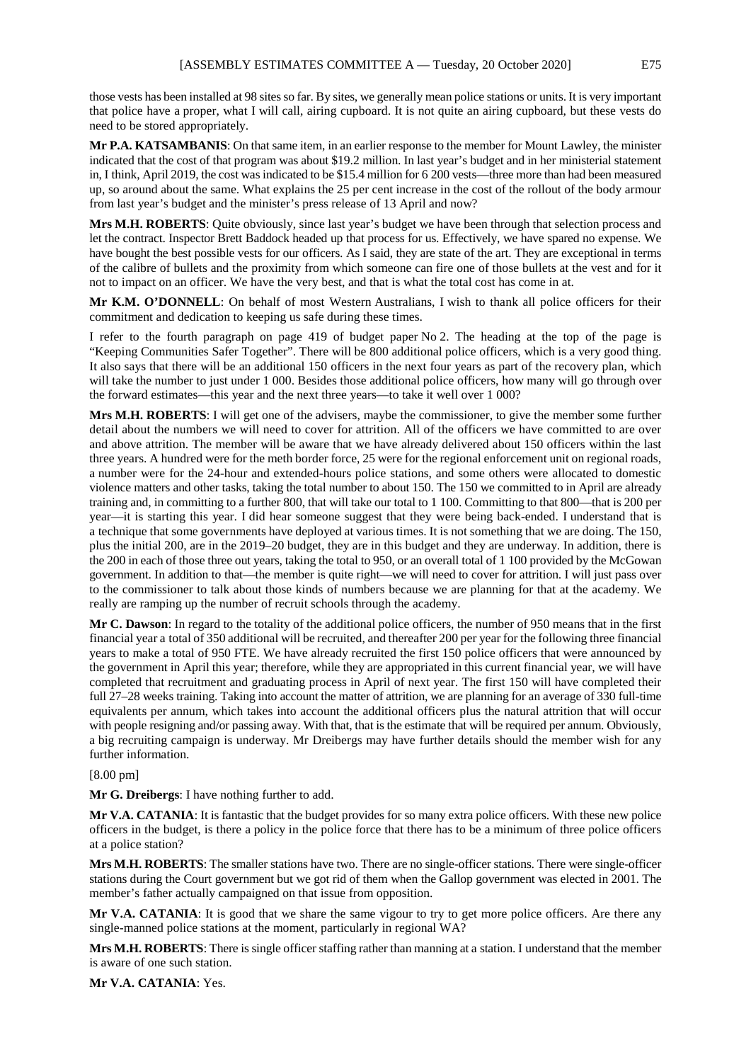those vests has been installed at 98 sites so far. By sites, we generally mean police stations or units. It is very important that police have a proper, what I will call, airing cupboard. It is not quite an airing cupboard, but these vests do need to be stored appropriately.

**Mr P.A. KATSAMBANIS**: On that same item, in an earlier response to the member for Mount Lawley, the minister indicated that the cost of that program was about $19.2 million. In last year's budget and in her ministerial statement in, I think, April 2019, the cost was indicated to be $15.4 million for 6 200 vests—three more than had been measured up, so around about the same. What explains the 25 per cent increase in the cost of the rollout of the body armour from last year's budget and the minister's press release of 13 April and now?

**Mrs M.H. ROBERTS**: Quite obviously, since last year's budget we have been through that selection process and let the contract. Inspector Brett Baddock headed up that process for us. Effectively, we have spared no expense. We have bought the best possible vests for our officers. As I said, they are state of the art. They are exceptional in terms of the calibre of bullets and the proximity from which someone can fire one of those bullets at the vest and for it not to impact on an officer. We have the very best, and that is what the total cost has come in at.

**Mr K.M. O'DONNELL**: On behalf of most Western Australians, I wish to thank all police officers for their commitment and dedication to keeping us safe during these times.

I refer to the fourth paragraph on page 419 of budget paper No 2. The heading at the top of the page is "Keeping Communities Safer Together". There will be 800 additional police officers, which is a very good thing. It also says that there will be an additional 150 officers in the next four years as part of the recovery plan, which will take the number to just under 1 000. Besides those additional police officers, how many will go through over the forward estimates—this year and the next three years—to take it well over 1 000?

**Mrs M.H. ROBERTS**: I will get one of the advisers, maybe the commissioner, to give the member some further detail about the numbers we will need to cover for attrition. All of the officers we have committed to are over and above attrition. The member will be aware that we have already delivered about 150 officers within the last three years. A hundred were for the meth border force, 25 were for the regional enforcement unit on regional roads, a number were for the 24-hour and extended-hours police stations, and some others were allocated to domestic violence matters and other tasks, taking the total number to about 150. The 150 we committed to in April are already training and, in committing to a further 800, that will take our total to 1 100. Committing to that 800—that is 200 per year—it is starting this year. I did hear someone suggest that they were being back-ended. I understand that is a technique that some governments have deployed at various times. It is not something that we are doing. The 150, plus the initial 200, are in the 2019–20 budget, they are in this budget and they are underway. In addition, there is the 200 in each of those three out years, taking the total to 950, or an overall total of 1 100 provided by the McGowan government. In addition to that—the member is quite right—we will need to cover for attrition. I will just pass over to the commissioner to talk about those kinds of numbers because we are planning for that at the academy. We really are ramping up the number of recruit schools through the academy.

**Mr C. Dawson**: In regard to the totality of the additional police officers, the number of 950 means that in the first financial year a total of 350 additional will be recruited, and thereafter 200 per year for the following three financial years to make a total of 950 FTE. We have already recruited the first 150 police officers that were announced by the government in April this year; therefore, while they are appropriated in this current financial year, we will have completed that recruitment and graduating process in April of next year. The first 150 will have completed their full 27–28 weeks training. Taking into account the matter of attrition, we are planning for an average of 330 full-time equivalents per annum, which takes into account the additional officers plus the natural attrition that will occur with people resigning and/or passing away. With that, that is the estimate that will be required per annum. Obviously, a big recruiting campaign is underway. Mr Dreibergs may have further details should the member wish for any further information.

[8.00 pm]

**Mr G. Dreibergs**: I have nothing further to add.

**Mr V.A. CATANIA**: It is fantastic that the budget provides for so many extra police officers. With these new police officers in the budget, is there a policy in the police force that there has to be a minimum of three police officers at a police station?

**Mrs M.H. ROBERTS**: The smaller stations have two. There are no single-officer stations. There were single-officer stations during the Court government but we got rid of them when the Gallop government was elected in 2001. The member's father actually campaigned on that issue from opposition.

**Mr V.A. CATANIA**: It is good that we share the same vigour to try to get more police officers. Are there any single-manned police stations at the moment, particularly in regional WA?

**Mrs M.H. ROBERTS**: There is single officer staffing rather than manning at a station. I understand that the member is aware of one such station.

**Mr V.A. CATANIA**: Yes.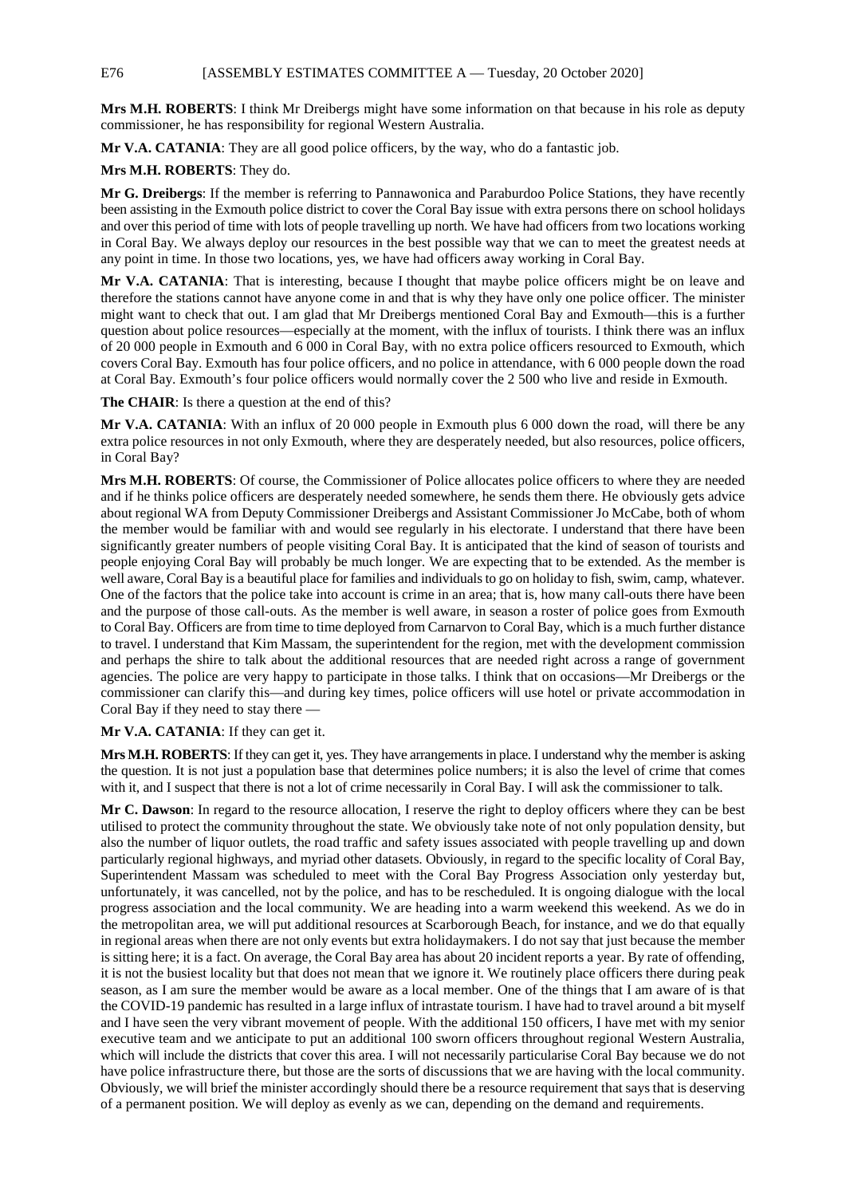**Mrs M.H. ROBERTS**: I think Mr Dreibergs might have some information on that because in his role as deputy commissioner, he has responsibility for regional Western Australia.

**Mr V.A. CATANIA**: They are all good police officers, by the way, who do a fantastic job.

**Mrs M.H. ROBERTS**: They do.

**Mr G. Dreibergs**: If the member is referring to Pannawonica and Paraburdoo Police Stations, they have recently been assisting in the Exmouth police district to cover the Coral Bay issue with extra persons there on school holidays and over this period of time with lots of people travelling up north. We have had officers from two locations working in Coral Bay. We always deploy our resources in the best possible way that we can to meet the greatest needs at any point in time. In those two locations, yes, we have had officers away working in Coral Bay.

**Mr V.A. CATANIA**: That is interesting, because I thought that maybe police officers might be on leave and therefore the stations cannot have anyone come in and that is why they have only one police officer. The minister might want to check that out. I am glad that Mr Dreibergs mentioned Coral Bay and Exmouth—this is a further question about police resources—especially at the moment, with the influx of tourists. I think there was an influx of 20 000 people in Exmouth and 6 000 in Coral Bay, with no extra police officers resourced to Exmouth, which covers Coral Bay. Exmouth has four police officers, and no police in attendance, with 6 000 people down the road at Coral Bay. Exmouth's four police officers would normally cover the 2 500 who live and reside in Exmouth.

**The CHAIR**: Is there a question at the end of this?

**Mr V.A. CATANIA**: With an influx of 20 000 people in Exmouth plus 6 000 down the road, will there be any extra police resources in not only Exmouth, where they are desperately needed, but also resources, police officers, in Coral Bay?

**Mrs M.H. ROBERTS**: Of course, the Commissioner of Police allocates police officers to where they are needed and if he thinks police officers are desperately needed somewhere, he sends them there. He obviously gets advice about regional WA from Deputy Commissioner Dreibergs and Assistant Commissioner Jo McCabe, both of whom the member would be familiar with and would see regularly in his electorate. I understand that there have been significantly greater numbers of people visiting Coral Bay. It is anticipated that the kind of season of tourists and people enjoying Coral Bay will probably be much longer. We are expecting that to be extended. As the member is well aware, Coral Bay is a beautiful place for families and individuals to go on holiday to fish, swim, camp, whatever. One of the factors that the police take into account is crime in an area; that is, how many call-outs there have been and the purpose of those call-outs. As the member is well aware, in season a roster of police goes from Exmouth to Coral Bay. Officers are from time to time deployed from Carnarvon to Coral Bay, which is a much further distance to travel. I understand that Kim Massam, the superintendent for the region, met with the development commission and perhaps the shire to talk about the additional resources that are needed right across a range of government agencies. The police are very happy to participate in those talks. I think that on occasions—Mr Dreibergs or the commissioner can clarify this—and during key times, police officers will use hotel or private accommodation in Coral Bay if they need to stay there —

**Mr V.A. CATANIA**: If they can get it.

**Mrs M.H. ROBERTS**: If they can get it, yes. They have arrangements in place. I understand why the member is asking the question. It is not just a population base that determines police numbers; it is also the level of crime that comes with it, and I suspect that there is not a lot of crime necessarily in Coral Bay. I will ask the commissioner to talk.

**Mr C. Dawson**: In regard to the resource allocation, I reserve the right to deploy officers where they can be best utilised to protect the community throughout the state. We obviously take note of not only population density, but also the number of liquor outlets, the road traffic and safety issues associated with people travelling up and down particularly regional highways, and myriad other datasets. Obviously, in regard to the specific locality of Coral Bay, Superintendent Massam was scheduled to meet with the Coral Bay Progress Association only yesterday but, unfortunately, it was cancelled, not by the police, and has to be rescheduled. It is ongoing dialogue with the local progress association and the local community. We are heading into a warm weekend this weekend. As we do in the metropolitan area, we will put additional resources at Scarborough Beach, for instance, and we do that equally in regional areas when there are not only events but extra holidaymakers. I do not say that just because the member is sitting here; it is a fact. On average, the Coral Bay area has about 20 incident reports a year. By rate of offending, it is not the busiest locality but that does not mean that we ignore it. We routinely place officers there during peak season, as I am sure the member would be aware as a local member. One of the things that I am aware of is that the COVID-19 pandemic has resulted in a large influx of intrastate tourism. I have had to travel around a bit myself and I have seen the very vibrant movement of people. With the additional 150 officers, I have met with my senior executive team and we anticipate to put an additional 100 sworn officers throughout regional Western Australia, which will include the districts that cover this area. I will not necessarily particularise Coral Bay because we do not have police infrastructure there, but those are the sorts of discussions that we are having with the local community. Obviously, we will brief the minister accordingly should there be a resource requirement that says that is deserving of a permanent position. We will deploy as evenly as we can, depending on the demand and requirements.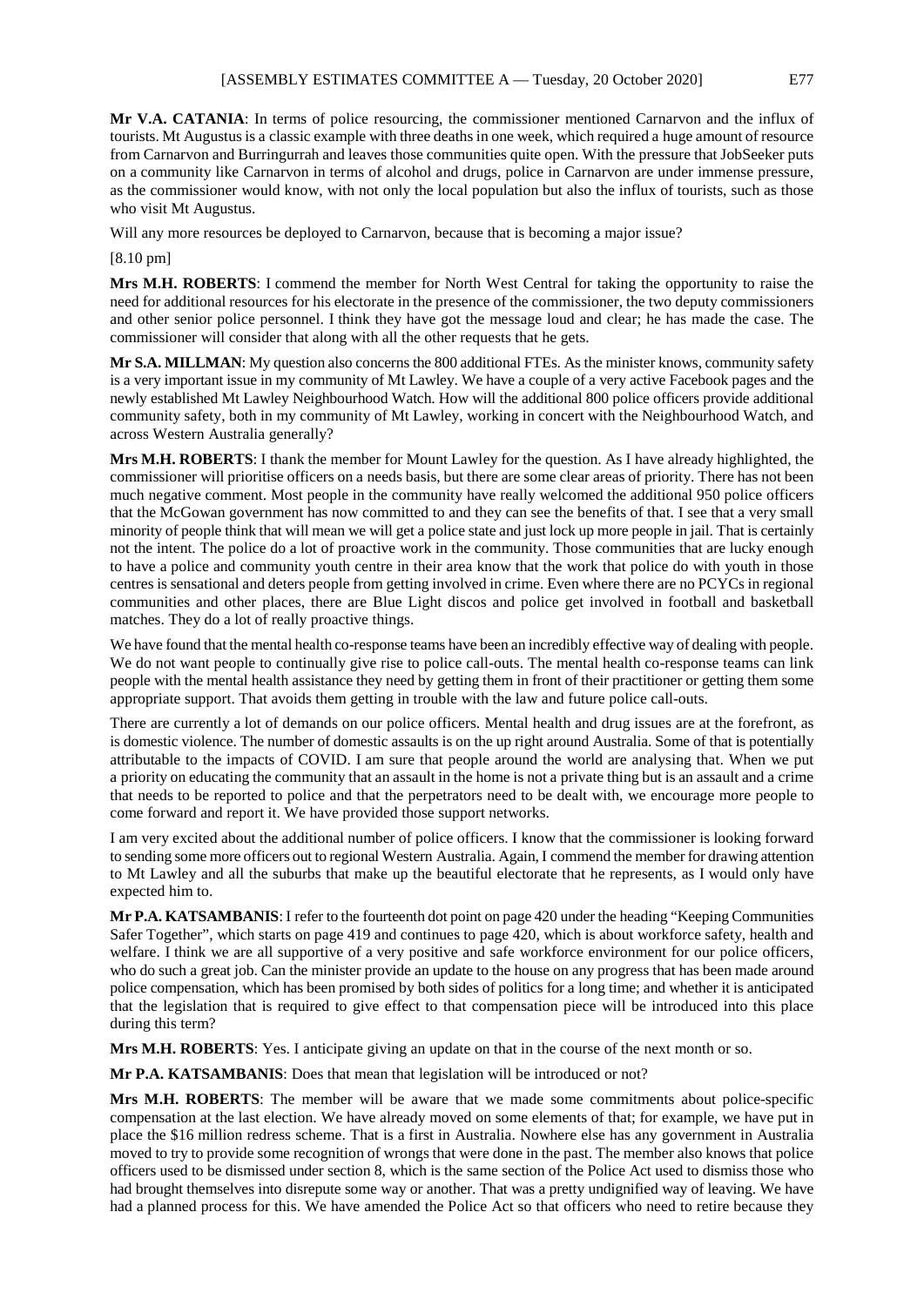**Mr V.A. CATANIA**: In terms of police resourcing, the commissioner mentioned Carnarvon and the influx of tourists. Mt Augustus is a classic example with three deaths in one week, which required a huge amount of resource from Carnarvon and Burringurrah and leaves those communities quite open. With the pressure that JobSeeker puts on a community like Carnarvon in terms of alcohol and drugs, police in Carnarvon are under immense pressure, as the commissioner would know, with not only the local population but also the influx of tourists, such as those who visit Mt Augustus.

Will any more resources be deployed to Carnarvon, because that is becoming a major issue?

[8.10 pm]

**Mrs M.H. ROBERTS**: I commend the member for North West Central for taking the opportunity to raise the need for additional resources for his electorate in the presence of the commissioner, the two deputy commissioners and other senior police personnel. I think they have got the message loud and clear; he has made the case. The commissioner will consider that along with all the other requests that he gets.

**Mr S.A. MILLMAN**: My question also concerns the 800 additional FTEs. As the minister knows, community safety is a very important issue in my community of Mt Lawley. We have a couple of a very active Facebook pages and the newly established Mt Lawley Neighbourhood Watch. How will the additional 800 police officers provide additional community safety, both in my community of Mt Lawley, working in concert with the Neighbourhood Watch, and across Western Australia generally?

**Mrs M.H. ROBERTS**: I thank the member for Mount Lawley for the question. As I have already highlighted, the commissioner will prioritise officers on a needs basis, but there are some clear areas of priority. There has not been much negative comment. Most people in the community have really welcomed the additional 950 police officers that the McGowan government has now committed to and they can see the benefits of that. I see that a very small minority of people think that will mean we will get a police state and just lock up more people in jail. That is certainly not the intent. The police do a lot of proactive work in the community. Those communities that are lucky enough to have a police and community youth centre in their area know that the work that police do with youth in those centres is sensational and deters people from getting involved in crime. Even where there are no PCYCs in regional communities and other places, there are Blue Light discos and police get involved in football and basketball matches. They do a lot of really proactive things.

We have found that the mental health co-response teams have been an incredibly effective way of dealing with people. We do not want people to continually give rise to police call-outs. The mental health co-response teams can link people with the mental health assistance they need by getting them in front of their practitioner or getting them some appropriate support. That avoids them getting in trouble with the law and future police call-outs.

There are currently a lot of demands on our police officers. Mental health and drug issues are at the forefront, as is domestic violence. The number of domestic assaults is on the up right around Australia. Some of that is potentially attributable to the impacts of COVID. I am sure that people around the world are analysing that. When we put a priority on educating the community that an assault in the home is not a private thing but is an assault and a crime that needs to be reported to police and that the perpetrators need to be dealt with, we encourage more people to come forward and report it. We have provided those support networks.

I am very excited about the additional number of police officers. I know that the commissioner is looking forward to sending some more officers out to regional Western Australia. Again, I commend the member for drawing attention to Mt Lawley and all the suburbs that make up the beautiful electorate that he represents, as I would only have expected him to.

**Mr P.A. KATSAMBANIS**: I refer to the fourteenth dot point on page 420 under the heading "Keeping Communities Safer Together", which starts on page 419 and continues to page 420, which is about workforce safety, health and welfare. I think we are all supportive of a very positive and safe workforce environment for our police officers, who do such a great job. Can the minister provide an update to the house on any progress that has been made around police compensation, which has been promised by both sides of politics for a long time; and whether it is anticipated that the legislation that is required to give effect to that compensation piece will be introduced into this place during this term?

**Mrs M.H. ROBERTS**: Yes. I anticipate giving an update on that in the course of the next month or so.

**Mr P.A. KATSAMBANIS**: Does that mean that legislation will be introduced or not?

**Mrs M.H. ROBERTS**: The member will be aware that we made some commitments about police-specific compensation at the last election. We have already moved on some elements of that; for example, we have put in place the $16 million redress scheme. That is a first in Australia. Nowhere else has any government in Australia moved to try to provide some recognition of wrongs that were done in the past. The member also knows that police officers used to be dismissed under section 8, which is the same section of the Police Act used to dismiss those who had brought themselves into disrepute some way or another. That was a pretty undignified way of leaving. We have had a planned process for this. We have amended the Police Act so that officers who need to retire because they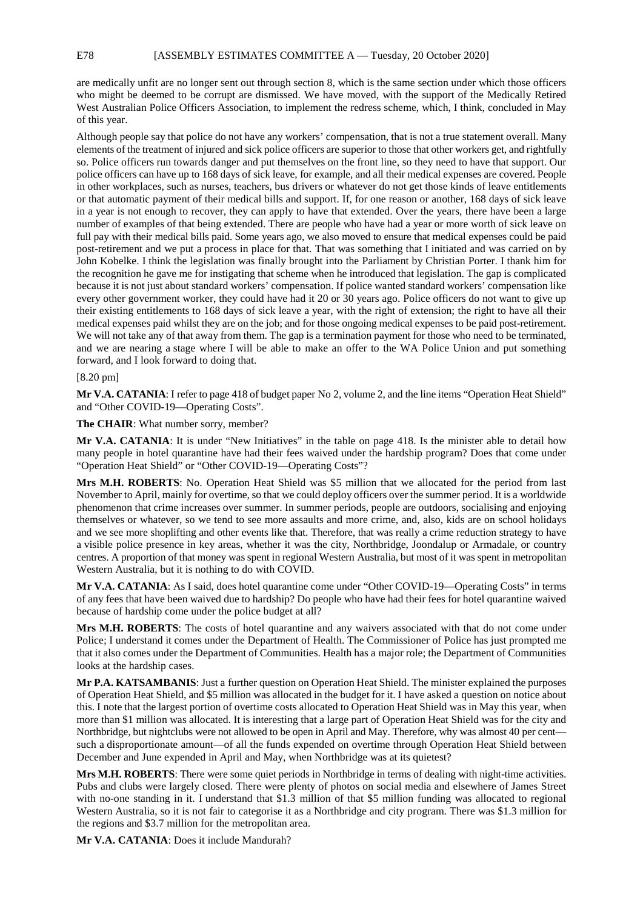are medically unfit are no longer sent out through section 8, which is the same section under which those officers who might be deemed to be corrupt are dismissed. We have moved, with the support of the Medically Retired West Australian Police Officers Association, to implement the redress scheme, which, I think, concluded in May of this year.

Although people say that police do not have any workers' compensation, that is not a true statement overall. Many elements of the treatment of injured and sick police officers are superior to those that other workers get, and rightfully so. Police officers run towards danger and put themselves on the front line, so they need to have that support. Our police officers can have up to 168 days of sick leave, for example, and all their medical expenses are covered. People in other workplaces, such as nurses, teachers, bus drivers or whatever do not get those kinds of leave entitlements or that automatic payment of their medical bills and support. If, for one reason or another, 168 days of sick leave in a year is not enough to recover, they can apply to have that extended. Over the years, there have been a large number of examples of that being extended. There are people who have had a year or more worth of sick leave on full pay with their medical bills paid. Some years ago, we also moved to ensure that medical expenses could be paid post-retirement and we put a process in place for that. That was something that I initiated and was carried on by John Kobelke. I think the legislation was finally brought into the Parliament by Christian Porter. I thank him for the recognition he gave me for instigating that scheme when he introduced that legislation. The gap is complicated because it is not just about standard workers' compensation. If police wanted standard workers' compensation like every other government worker, they could have had it 20 or 30 years ago. Police officers do not want to give up their existing entitlements to 168 days of sick leave a year, with the right of extension; the right to have all their medical expenses paid whilst they are on the job; and for those ongoing medical expenses to be paid post-retirement. We will not take any of that away from them. The gap is a termination payment for those who need to be terminated, and we are nearing a stage where I will be able to make an offer to the WA Police Union and put something forward, and I look forward to doing that.

[8.20 pm]

**Mr V.A. CATANIA**: I refer to page 418 of budget paper No 2, volume 2, and the line items "Operation Heat Shield" and "Other COVID-19—Operating Costs".

**The CHAIR**: What number sorry, member?

**Mr V.A. CATANIA**: It is under "New Initiatives" in the table on page 418. Is the minister able to detail how many people in hotel quarantine have had their fees waived under the hardship program? Does that come under "Operation Heat Shield" or "Other COVID-19—Operating Costs"?

**Mrs M.H. ROBERTS**: No. Operation Heat Shield was $5 million that we allocated for the period from last November to April, mainly for overtime, so that we could deploy officers over the summer period. It is a worldwide phenomenon that crime increases over summer. In summer periods, people are outdoors, socialising and enjoying themselves or whatever, so we tend to see more assaults and more crime, and, also, kids are on school holidays and we see more shoplifting and other events like that. Therefore, that was really a crime reduction strategy to have a visible police presence in key areas, whether it was the city, Northbridge, Joondalup or Armadale, or country centres. A proportion of that money was spent in regional Western Australia, but most of it was spent in metropolitan Western Australia, but it is nothing to do with COVID.

**Mr V.A. CATANIA**: As I said, does hotel quarantine come under "Other COVID-19—Operating Costs" in terms of any fees that have been waived due to hardship? Do people who have had their fees for hotel quarantine waived because of hardship come under the police budget at all?

**Mrs M.H. ROBERTS**: The costs of hotel quarantine and any waivers associated with that do not come under Police; I understand it comes under the Department of Health. The Commissioner of Police has just prompted me that it also comes under the Department of Communities. Health has a major role; the Department of Communities looks at the hardship cases.

**Mr P.A. KATSAMBANIS**: Just a further question on Operation Heat Shield. The minister explained the purposes of Operation Heat Shield, and $5 million was allocated in the budget for it. I have asked a question on notice about this. I note that the largest portion of overtime costs allocated to Operation Heat Shield was in May this year, when more than $1 million was allocated. It is interesting that a large part of Operation Heat Shield was for the city and Northbridge, but nightclubs were not allowed to be open in April and May. Therefore, why was almost 40 per cent—such a disproportionate amount—of all the funds expended on overtime through Operation Heat Shield between December and June expended in April and May, when Northbridge was at its quietest?

**Mrs M.H. ROBERTS**: There were some quiet periods in Northbridge in terms of dealing with night-time activities. Pubs and clubs were largely closed. There were plenty of photos on social media and elsewhere of James Street with no-one standing in it. I understand that $1.3 million of that $5 million funding was allocated to regional Western Australia, so it is not fair to categorise it as a Northbridge and city program. There was $1.3 million for the regions and $3.7 million for the metropolitan area.

**Mr V.A. CATANIA**: Does it include Mandurah?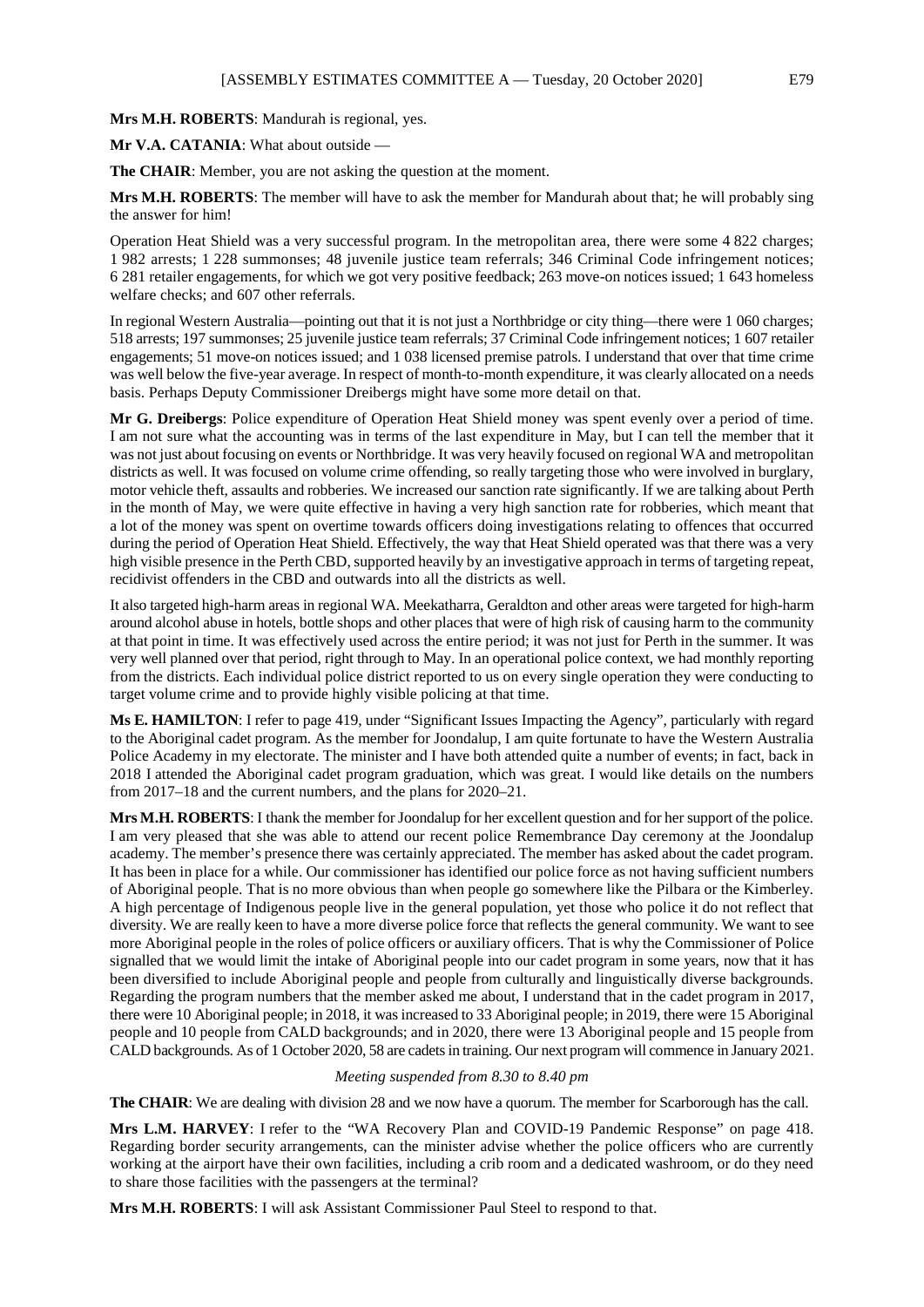**Mrs M.H. ROBERTS**: Mandurah is regional, yes.

**Mr V.A. CATANIA**: What about outside —

**The CHAIR**: Member, you are not asking the question at the moment.

**Mrs M.H. ROBERTS**: The member will have to ask the member for Mandurah about that; he will probably sing the answer for him!

Operation Heat Shield was a very successful program. In the metropolitan area, there were some 4 822 charges; 1 982 arrests; 1 228 summonses; 48 juvenile justice team referrals; 346 Criminal Code infringement notices; 6 281 retailer engagements, for which we got very positive feedback; 263 move-on notices issued; 1 643 homeless welfare checks; and 607 other referrals.

In regional Western Australia—pointing out that it is not just a Northbridge or city thing—there were 1 060 charges; 518 arrests; 197 summonses; 25 juvenile justice team referrals; 37 Criminal Code infringement notices; 1 607 retailer engagements; 51 move-on notices issued; and 1 038 licensed premise patrols. I understand that over that time crime was well below the five-year average. In respect of month-to-month expenditure, it was clearly allocated on a needs basis. Perhaps Deputy Commissioner Dreibergs might have some more detail on that.

**Mr G. Dreibergs**: Police expenditure of Operation Heat Shield money was spent evenly over a period of time. I am not sure what the accounting was in terms of the last expenditure in May, but I can tell the member that it was not just about focusing on events or Northbridge. It was very heavily focused on regional WA and metropolitan districts as well. It was focused on volume crime offending, so really targeting those who were involved in burglary, motor vehicle theft, assaults and robberies. We increased our sanction rate significantly. If we are talking about Perth in the month of May, we were quite effective in having a very high sanction rate for robberies, which meant that a lot of the money was spent on overtime towards officers doing investigations relating to offences that occurred during the period of Operation Heat Shield. Effectively, the way that Heat Shield operated was that there was a very high visible presence in the Perth CBD, supported heavily by an investigative approach in terms of targeting repeat, recidivist offenders in the CBD and outwards into all the districts as well.

It also targeted high-harm areas in regional WA. Meekatharra, Geraldton and other areas were targeted for high-harm around alcohol abuse in hotels, bottle shops and other places that were of high risk of causing harm to the community at that point in time. It was effectively used across the entire period; it was not just for Perth in the summer. It was very well planned over that period, right through to May. In an operational police context, we had monthly reporting from the districts. Each individual police district reported to us on every single operation they were conducting to target volume crime and to provide highly visible policing at that time.

**Ms E. HAMILTON**: I refer to page 419, under "Significant Issues Impacting the Agency", particularly with regard to the Aboriginal cadet program. As the member for Joondalup, I am quite fortunate to have the Western Australia Police Academy in my electorate. The minister and I have both attended quite a number of events; in fact, back in 2018 I attended the Aboriginal cadet program graduation, which was great. I would like details on the numbers from 2017–18 and the current numbers, and the plans for 2020–21.

**Mrs M.H. ROBERTS**: I thank the member for Joondalup for her excellent question and for her support of the police. I am very pleased that she was able to attend our recent police Remembrance Day ceremony at the Joondalup academy. The member's presence there was certainly appreciated. The member has asked about the cadet program. It has been in place for a while. Our commissioner has identified our police force as not having sufficient numbers of Aboriginal people. That is no more obvious than when people go somewhere like the Pilbara or the Kimberley. A high percentage of Indigenous people live in the general population, yet those who police it do not reflect that diversity. We are really keen to have a more diverse police force that reflects the general community. We want to see more Aboriginal people in the roles of police officers or auxiliary officers. That is why the Commissioner of Police signalled that we would limit the intake of Aboriginal people into our cadet program in some years, now that it has been diversified to include Aboriginal people and people from culturally and linguistically diverse backgrounds. Regarding the program numbers that the member asked me about, I understand that in the cadet program in 2017, there were 10 Aboriginal people; in 2018, it was increased to 33 Aboriginal people; in 2019, there were 15 Aboriginal people and 10 people from CALD backgrounds; and in 2020, there were 13 Aboriginal people and 15 people from CALD backgrounds. As of 1 October 2020, 58 are cadets in training. Our next program will commence in January 2021.

*Meeting suspended from 8.30 to 8.40 pm*

**The CHAIR**: We are dealing with division 28 and we now have a quorum. The member for Scarborough has the call.

**Mrs L.M. HARVEY**: I refer to the "WA Recovery Plan and COVID-19 Pandemic Response" on page 418. Regarding border security arrangements, can the minister advise whether the police officers who are currently working at the airport have their own facilities, including a crib room and a dedicated washroom, or do they need to share those facilities with the passengers at the terminal?

**Mrs M.H. ROBERTS**: I will ask Assistant Commissioner Paul Steel to respond to that.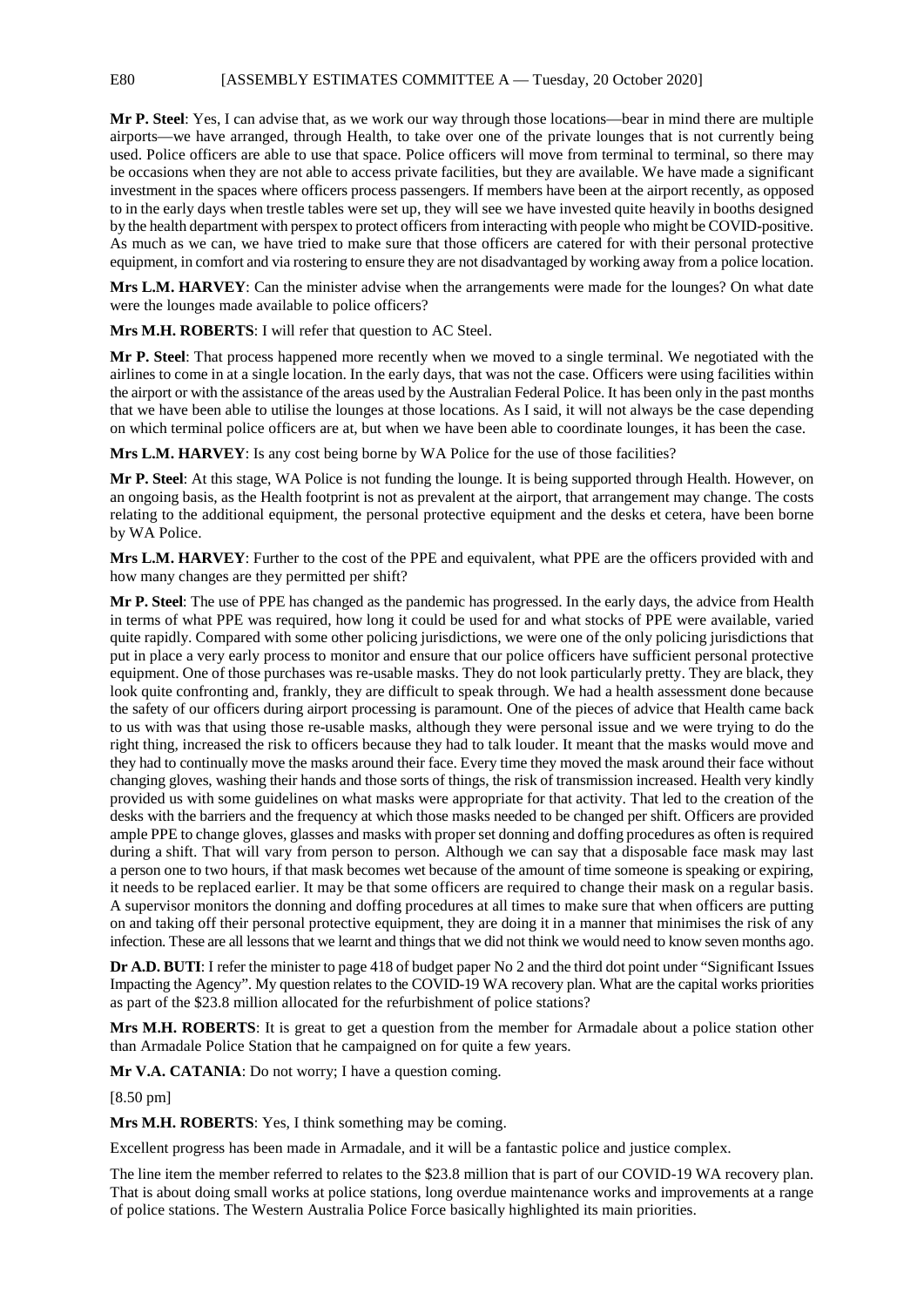**Mr P. Steel**: Yes, I can advise that, as we work our way through those locations—bear in mind there are multiple airports—we have arranged, through Health, to take over one of the private lounges that is not currently being used. Police officers are able to use that space. Police officers will move from terminal to terminal, so there may be occasions when they are not able to access private facilities, but they are available. We have made a significant investment in the spaces where officers process passengers. If members have been at the airport recently, as opposed to in the early days when trestle tables were set up, they will see we have invested quite heavily in booths designed by the health department with perspex to protect officers from interacting with people who might be COVID-positive. As much as we can, we have tried to make sure that those officers are catered for with their personal protective equipment, in comfort and via rostering to ensure they are not disadvantaged by working away from a police location.

**Mrs L.M. HARVEY**: Can the minister advise when the arrangements were made for the lounges? On what date were the lounges made available to police officers?

**Mrs M.H. ROBERTS**: I will refer that question to AC Steel.

**Mr P. Steel**: That process happened more recently when we moved to a single terminal. We negotiated with the airlines to come in at a single location. In the early days, that was not the case. Officers were using facilities within the airport or with the assistance of the areas used by the Australian Federal Police. It has been only in the past months that we have been able to utilise the lounges at those locations. As I said, it will not always be the case depending on which terminal police officers are at, but when we have been able to coordinate lounges, it has been the case.

**Mrs L.M. HARVEY**: Is any cost being borne by WA Police for the use of those facilities?

**Mr P. Steel**: At this stage, WA Police is not funding the lounge. It is being supported through Health. However, on an ongoing basis, as the Health footprint is not as prevalent at the airport, that arrangement may change. The costs relating to the additional equipment, the personal protective equipment and the desks et cetera, have been borne by WA Police.

**Mrs L.M. HARVEY**: Further to the cost of the PPE and equivalent, what PPE are the officers provided with and how many changes are they permitted per shift?

**Mr P. Steel**: The use of PPE has changed as the pandemic has progressed. In the early days, the advice from Health in terms of what PPE was required, how long it could be used for and what stocks of PPE were available, varied quite rapidly. Compared with some other policing jurisdictions, we were one of the only policing jurisdictions that put in place a very early process to monitor and ensure that our police officers have sufficient personal protective equipment. One of those purchases was re-usable masks. They do not look particularly pretty. They are black, they look quite confronting and, frankly, they are difficult to speak through. We had a health assessment done because the safety of our officers during airport processing is paramount. One of the pieces of advice that Health came back to us with was that using those re-usable masks, although they were personal issue and we were trying to do the right thing, increased the risk to officers because they had to talk louder. It meant that the masks would move and they had to continually move the masks around their face. Every time they moved the mask around their face without changing gloves, washing their hands and those sorts of things, the risk of transmission increased. Health very kindly provided us with some guidelines on what masks were appropriate for that activity. That led to the creation of the desks with the barriers and the frequency at which those masks needed to be changed per shift. Officers are provided ample PPE to change gloves, glasses and masks with proper set donning and doffing procedures as often is required during a shift. That will vary from person to person. Although we can say that a disposable face mask may last a person one to two hours, if that mask becomes wet because of the amount of time someone is speaking or expiring, it needs to be replaced earlier. It may be that some officers are required to change their mask on a regular basis. A supervisor monitors the donning and doffing procedures at all times to make sure that when officers are putting on and taking off their personal protective equipment, they are doing it in a manner that minimises the risk of any infection. These are all lessons that we learnt and things that we did not think we would need to know seven months ago.

**Dr A.D. BUTI**: I refer the minister to page 418 of budget paper No 2 and the third dot point under "Significant Issues Impacting the Agency". My question relates to the COVID-19 WA recovery plan. What are the capital works priorities as part of the $23.8 million allocated for the refurbishment of police stations?

**Mrs M.H. ROBERTS**: It is great to get a question from the member for Armadale about a police station other than Armadale Police Station that he campaigned on for quite a few years.

**Mr V.A. CATANIA**: Do not worry; I have a question coming.

[8.50 pm]

**Mrs M.H. ROBERTS**: Yes, I think something may be coming.

Excellent progress has been made in Armadale, and it will be a fantastic police and justice complex.

The line item the member referred to relates to the $23.8 million that is part of our COVID-19 WA recovery plan. That is about doing small works at police stations, long overdue maintenance works and improvements at a range of police stations. The Western Australia Police Force basically highlighted its main priorities.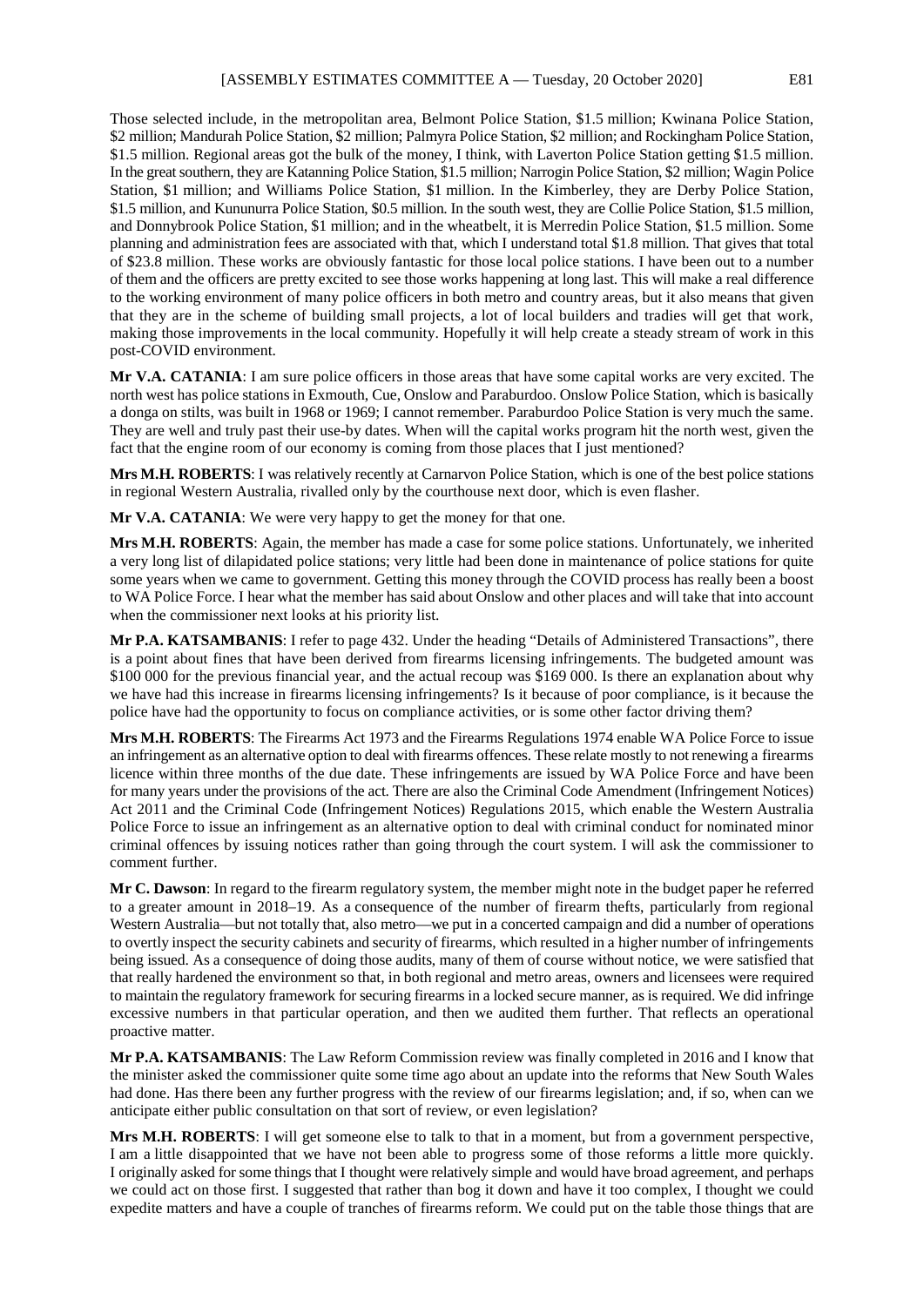Those selected include, in the metropolitan area, Belmont Police Station, $1.5 million; Kwinana Police Station, $2 million; Mandurah Police Station, $2 million; Palmyra Police Station, $2 million; and Rockingham Police Station, $1.5 million. Regional areas got the bulk of the money, I think, with Laverton Police Station getting $1.5 million. In the great southern, they are Katanning Police Station, $1.5 million; Narrogin Police Station, $2 million; Wagin Police Station, $1 million; and Williams Police Station, $1 million. In the Kimberley, they are Derby Police Station, $1.5 million, and Kununurra Police Station, $0.5 million. In the south west, they are Collie Police Station, $1.5 million, and Donnybrook Police Station, $1 million; and in the wheatbelt, it is Merredin Police Station, $1.5 million. Some planning and administration fees are associated with that, which I understand total $1.8 million. That gives that total of $23.8 million. These works are obviously fantastic for those local police stations. I have been out to a number of them and the officers are pretty excited to see those works happening at long last. This will make a real difference to the working environment of many police officers in both metro and country areas, but it also means that given that they are in the scheme of building small projects, a lot of local builders and tradies will get that work, making those improvements in the local community. Hopefully it will help create a steady stream of work in this post-COVID environment.

**Mr V.A. CATANIA**: I am sure police officers in those areas that have some capital works are very excited. The north west has police stations in Exmouth, Cue, Onslow and Paraburdoo. Onslow Police Station, which is basically a donga on stilts, was built in 1968 or 1969; I cannot remember. Paraburdoo Police Station is very much the same. They are well and truly past their use-by dates. When will the capital works program hit the north west, given the fact that the engine room of our economy is coming from those places that I just mentioned?

**Mrs M.H. ROBERTS**: I was relatively recently at Carnarvon Police Station, which is one of the best police stations in regional Western Australia, rivalled only by the courthouse next door, which is even flasher.

**Mr V.A. CATANIA**: We were very happy to get the money for that one.

**Mrs M.H. ROBERTS**: Again, the member has made a case for some police stations. Unfortunately, we inherited a very long list of dilapidated police stations; very little had been done in maintenance of police stations for quite some years when we came to government. Getting this money through the COVID process has really been a boost to WA Police Force. I hear what the member has said about Onslow and other places and will take that into account when the commissioner next looks at his priority list.

**Mr P.A. KATSAMBANIS**: I refer to page 432. Under the heading "Details of Administered Transactions", there is a point about fines that have been derived from firearms licensing infringements. The budgeted amount was $100 000 for the previous financial year, and the actual recoup was $169 000. Is there an explanation about why we have had this increase in firearms licensing infringements? Is it because of poor compliance, is it because the police have had the opportunity to focus on compliance activities, or is some other factor driving them?

**Mrs M.H. ROBERTS**: The Firearms Act 1973 and the Firearms Regulations 1974 enable WA Police Force to issue an infringement as an alternative option to deal with firearms offences. These relate mostly to not renewing a firearms licence within three months of the due date. These infringements are issued by WA Police Force and have been for many years under the provisions of the act. There are also the Criminal Code Amendment (Infringement Notices) Act 2011 and the Criminal Code (Infringement Notices) Regulations 2015, which enable the Western Australia Police Force to issue an infringement as an alternative option to deal with criminal conduct for nominated minor criminal offences by issuing notices rather than going through the court system. I will ask the commissioner to comment further.

**Mr C. Dawson**: In regard to the firearm regulatory system, the member might note in the budget paper he referred to a greater amount in 2018–19. As a consequence of the number of firearm thefts, particularly from regional Western Australia—but not totally that, also metro—we put in a concerted campaign and did a number of operations to overtly inspect the security cabinets and security of firearms, which resulted in a higher number of infringements being issued. As a consequence of doing those audits, many of them of course without notice, we were satisfied that that really hardened the environment so that, in both regional and metro areas, owners and licensees were required to maintain the regulatory framework for securing firearms in a locked secure manner, as is required. We did infringe excessive numbers in that particular operation, and then we audited them further. That reflects an operational proactive matter.

**Mr P.A. KATSAMBANIS**: The Law Reform Commission review was finally completed in 2016 and I know that the minister asked the commissioner quite some time ago about an update into the reforms that New South Wales had done. Has there been any further progress with the review of our firearms legislation; and, if so, when can we anticipate either public consultation on that sort of review, or even legislation?

**Mrs M.H. ROBERTS**: I will get someone else to talk to that in a moment, but from a government perspective, I am a little disappointed that we have not been able to progress some of those reforms a little more quickly. I originally asked for some things that I thought were relatively simple and would have broad agreement, and perhaps we could act on those first. I suggested that rather than bog it down and have it too complex, I thought we could expedite matters and have a couple of tranches of firearms reform. We could put on the table those things that are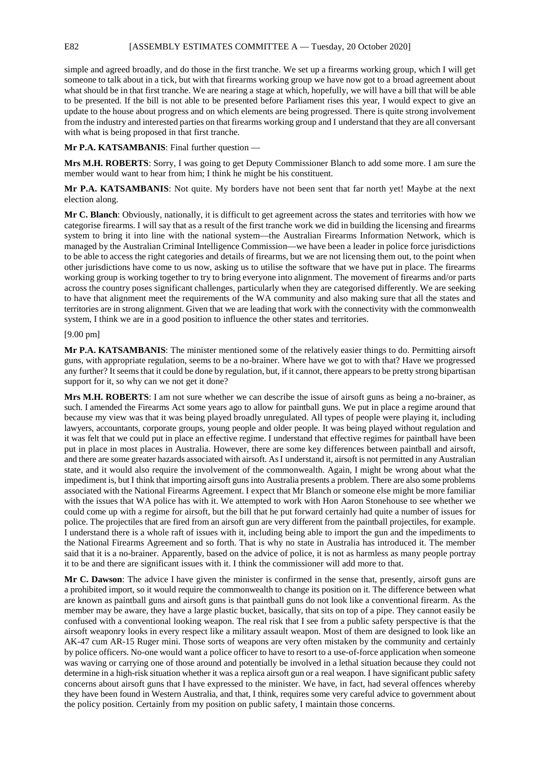simple and agreed broadly, and do those in the first tranche. We set up a firearms working group, which I will get someone to talk about in a tick, but with that firearms working group we have now got to a broad agreement about what should be in that first tranche. We are nearing a stage at which, hopefully, we will have a bill that will be able to be presented. If the bill is not able to be presented before Parliament rises this year, I would expect to give an update to the house about progress and on which elements are being progressed. There is quite strong involvement from the industry and interested parties on that firearms working group and I understand that they are all conversant with what is being proposed in that first tranche.

**Mr P.A. KATSAMBANIS**: Final further question —

**Mrs M.H. ROBERTS**: Sorry, I was going to get Deputy Commissioner Blanch to add some more. I am sure the member would want to hear from him; I think he might be his constituent.

**Mr P.A. KATSAMBANIS**: Not quite. My borders have not been sent that far north yet! Maybe at the next election along.

**Mr C. Blanch**: Obviously, nationally, it is difficult to get agreement across the states and territories with how we categorise firearms. I will say that as a result of the first tranche work we did in building the licensing and firearms system to bring it into line with the national system—the Australian Firearms Information Network, which is managed by the Australian Criminal Intelligence Commission—we have been a leader in police force jurisdictions to be able to access the right categories and details of firearms, but we are not licensing them out, to the point when other jurisdictions have come to us now, asking us to utilise the software that we have put in place. The firearms working group is working together to try to bring everyone into alignment. The movement of firearms and/or parts across the country poses significant challenges, particularly when they are categorised differently. We are seeking to have that alignment meet the requirements of the WA community and also making sure that all the states and territories are in strong alignment. Given that we are leading that work with the connectivity with the commonwealth system, I think we are in a good position to influence the other states and territories.

[9.00 pm]

**Mr P.A. KATSAMBANIS**: The minister mentioned some of the relatively easier things to do. Permitting airsoft guns, with appropriate regulation, seems to be a no-brainer. Where have we got to with that? Have we progressed any further? It seems that it could be done by regulation, but, if it cannot, there appears to be pretty strong bipartisan support for it, so why can we not get it done?

**Mrs M.H. ROBERTS**: I am not sure whether we can describe the issue of airsoft guns as being a no-brainer, as such. I amended the Firearms Act some years ago to allow for paintball guns. We put in place a regime around that because my view was that it was being played broadly unregulated. All types of people were playing it, including lawyers, accountants, corporate groups, young people and older people. It was being played without regulation and it was felt that we could put in place an effective regime. I understand that effective regimes for paintball have been put in place in most places in Australia. However, there are some key differences between paintball and airsoft, and there are some greater hazards associated with airsoft. As I understand it, airsoft is not permitted in any Australian state, and it would also require the involvement of the commonwealth. Again, I might be wrong about what the impediment is, but I think that importing airsoft guns into Australia presents a problem. There are also some problems associated with the National Firearms Agreement. I expect that Mr Blanch or someone else might be more familiar with the issues that WA police has with it. We attempted to work with Hon Aaron Stonehouse to see whether we could come up with a regime for airsoft, but the bill that he put forward certainly had quite a number of issues for police. The projectiles that are fired from an airsoft gun are very different from the paintball projectiles, for example. I understand there is a whole raft of issues with it, including being able to import the gun and the impediments to the National Firearms Agreement and so forth. That is why no state in Australia has introduced it. The member said that it is a no-brainer. Apparently, based on the advice of police, it is not as harmless as many people portray it to be and there are significant issues with it. I think the commissioner will add more to that.

**Mr C. Dawson**: The advice I have given the minister is confirmed in the sense that, presently, airsoft guns are a prohibited import, so it would require the commonwealth to change its position on it. The difference between what are known as paintball guns and airsoft guns is that paintball guns do not look like a conventional firearm. As the member may be aware, they have a large plastic bucket, basically, that sits on top of a pipe. They cannot easily be confused with a conventional looking weapon. The real risk that I see from a public safety perspective is that the airsoft weaponry looks in every respect like a military assault weapon. Most of them are designed to look like an AK-47 cum AR-15 Ruger mini. Those sorts of weapons are very often mistaken by the community and certainly by police officers. No-one would want a police officer to have to resort to a use-of-force application when someone was waving or carrying one of those around and potentially be involved in a lethal situation because they could not determine in a high-risk situation whether it was a replica airsoft gun or a real weapon. I have significant public safety concerns about airsoft guns that I have expressed to the minister. We have, in fact, had several offences whereby they have been found in Western Australia, and that, I think, requires some very careful advice to government about the policy position. Certainly from my position on public safety, I maintain those concerns.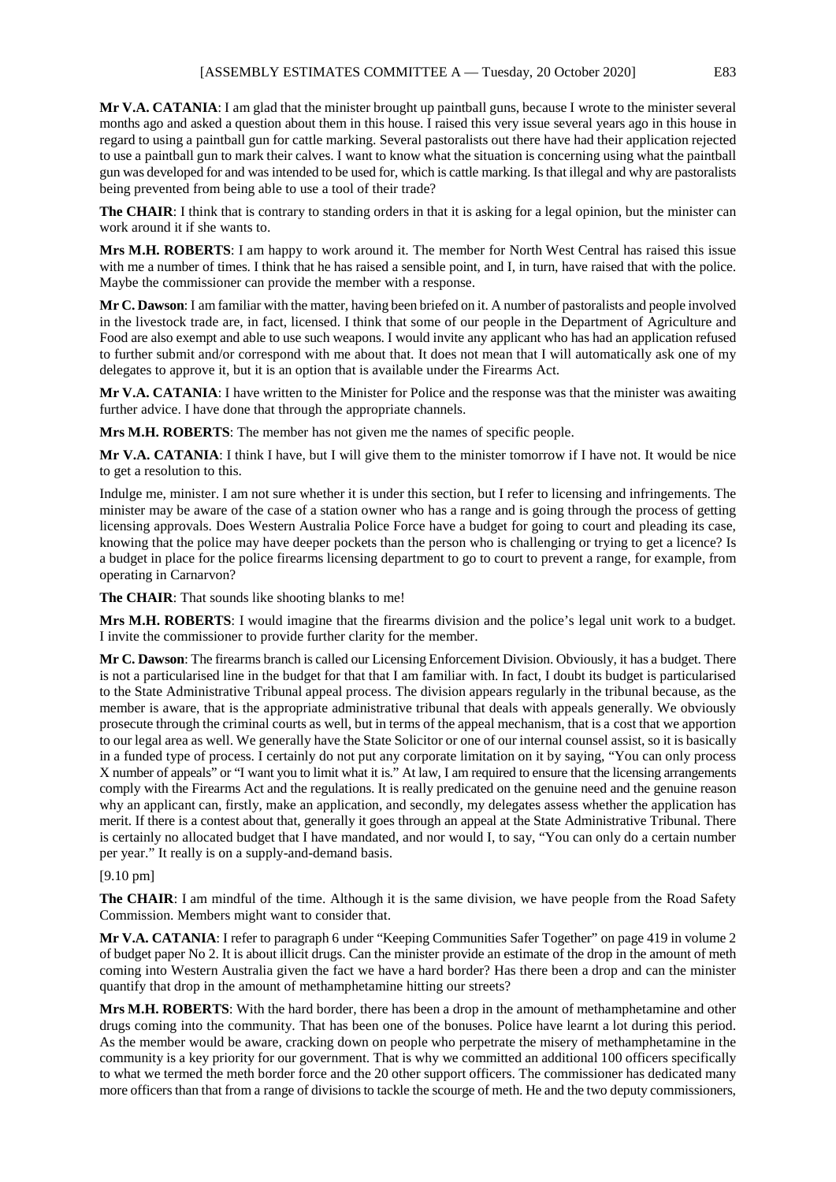**Mr V.A. CATANIA**: I am glad that the minister brought up paintball guns, because I wrote to the minister several months ago and asked a question about them in this house. I raised this very issue several years ago in this house in regard to using a paintball gun for cattle marking. Several pastoralists out there have had their application rejected to use a paintball gun to mark their calves. I want to know what the situation is concerning using what the paintball gun was developed for and was intended to be used for, which is cattle marking. Is that illegal and why are pastoralists being prevented from being able to use a tool of their trade?

**The CHAIR**: I think that is contrary to standing orders in that it is asking for a legal opinion, but the minister can work around it if she wants to.

**Mrs M.H. ROBERTS**: I am happy to work around it. The member for North West Central has raised this issue with me a number of times. I think that he has raised a sensible point, and I, in turn, have raised that with the police. Maybe the commissioner can provide the member with a response.

**Mr C. Dawson**: I am familiar with the matter, having been briefed on it. A number of pastoralists and people involved in the livestock trade are, in fact, licensed. I think that some of our people in the Department of Agriculture and Food are also exempt and able to use such weapons. I would invite any applicant who has had an application refused to further submit and/or correspond with me about that. It does not mean that I will automatically ask one of my delegates to approve it, but it is an option that is available under the Firearms Act.

**Mr V.A. CATANIA**: I have written to the Minister for Police and the response was that the minister was awaiting further advice. I have done that through the appropriate channels.

**Mrs M.H. ROBERTS**: The member has not given me the names of specific people.

**Mr V.A. CATANIA**: I think I have, but I will give them to the minister tomorrow if I have not. It would be nice to get a resolution to this.

Indulge me, minister. I am not sure whether it is under this section, but I refer to licensing and infringements. The minister may be aware of the case of a station owner who has a range and is going through the process of getting licensing approvals. Does Western Australia Police Force have a budget for going to court and pleading its case, knowing that the police may have deeper pockets than the person who is challenging or trying to get a licence? Is a budget in place for the police firearms licensing department to go to court to prevent a range, for example, from operating in Carnarvon?

**The CHAIR**: That sounds like shooting blanks to me!

**Mrs M.H. ROBERTS**: I would imagine that the firearms division and the police's legal unit work to a budget. I invite the commissioner to provide further clarity for the member.

**Mr C. Dawson**: The firearms branch is called our Licensing Enforcement Division. Obviously, it has a budget. There is not a particularised line in the budget for that that I am familiar with. In fact, I doubt its budget is particularised to the State Administrative Tribunal appeal process. The division appears regularly in the tribunal because, as the member is aware, that is the appropriate administrative tribunal that deals with appeals generally. We obviously prosecute through the criminal courts as well, but in terms of the appeal mechanism, that is a cost that we apportion to our legal area as well. We generally have the State Solicitor or one of our internal counsel assist, so it is basically in a funded type of process. I certainly do not put any corporate limitation on it by saying, "You can only process X number of appeals" or "I want you to limit what it is." At law, I am required to ensure that the licensing arrangements comply with the Firearms Act and the regulations. It is really predicated on the genuine need and the genuine reason why an applicant can, firstly, make an application, and secondly, my delegates assess whether the application has merit. If there is a contest about that, generally it goes through an appeal at the State Administrative Tribunal. There is certainly no allocated budget that I have mandated, and nor would I, to say, "You can only do a certain number per year." It really is on a supply-and-demand basis.

[9.10 pm]

**The CHAIR**: I am mindful of the time. Although it is the same division, we have people from the Road Safety Commission. Members might want to consider that.

**Mr V.A. CATANIA**: I refer to paragraph 6 under "Keeping Communities Safer Together" on page 419 in volume 2 of budget paper No 2. It is about illicit drugs. Can the minister provide an estimate of the drop in the amount of meth coming into Western Australia given the fact we have a hard border? Has there been a drop and can the minister quantify that drop in the amount of methamphetamine hitting our streets?

**Mrs M.H. ROBERTS**: With the hard border, there has been a drop in the amount of methamphetamine and other drugs coming into the community. That has been one of the bonuses. Police have learnt a lot during this period. As the member would be aware, cracking down on people who perpetrate the misery of methamphetamine in the community is a key priority for our government. That is why we committed an additional 100 officers specifically to what we termed the meth border force and the 20 other support officers. The commissioner has dedicated many more officers than that from a range of divisions to tackle the scourge of meth. He and the two deputy commissioners,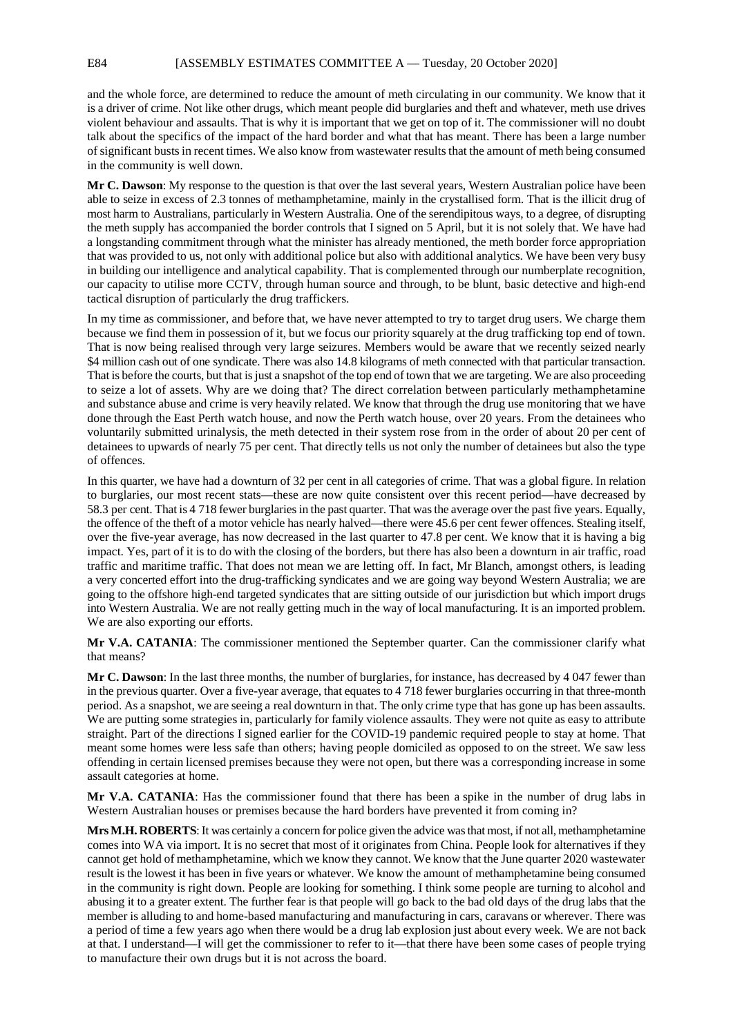and the whole force, are determined to reduce the amount of meth circulating in our community. We know that it is a driver of crime. Not like other drugs, which meant people did burglaries and theft and whatever, meth use drives violent behaviour and assaults. That is why it is important that we get on top of it. The commissioner will no doubt talk about the specifics of the impact of the hard border and what that has meant. There has been a large number of significant busts in recent times. We also know from wastewater results that the amount of meth being consumed in the community is well down.

**Mr C. Dawson**: My response to the question is that over the last several years, Western Australian police have been able to seize in excess of 2.3 tonnes of methamphetamine, mainly in the crystallised form. That is the illicit drug of most harm to Australians, particularly in Western Australia. One of the serendipitous ways, to a degree, of disrupting the meth supply has accompanied the border controls that I signed on 5 April, but it is not solely that. We have had a longstanding commitment through what the minister has already mentioned, the meth border force appropriation that was provided to us, not only with additional police but also with additional analytics. We have been very busy in building our intelligence and analytical capability. That is complemented through our numberplate recognition, our capacity to utilise more CCTV, through human source and through, to be blunt, basic detective and high-end tactical disruption of particularly the drug traffickers.

In my time as commissioner, and before that, we have never attempted to try to target drug users. We charge them because we find them in possession of it, but we focus our priority squarely at the drug trafficking top end of town. That is now being realised through very large seizures. Members would be aware that we recently seized nearly $4 million cash out of one syndicate. There was also 14.8 kilograms of meth connected with that particular transaction. That is before the courts, but that is just a snapshot of the top end of town that we are targeting. We are also proceeding to seize a lot of assets. Why are we doing that? The direct correlation between particularly methamphetamine and substance abuse and crime is very heavily related. We know that through the drug use monitoring that we have done through the East Perth watch house, and now the Perth watch house, over 20 years. From the detainees who voluntarily submitted urinalysis, the meth detected in their system rose from in the order of about 20 per cent of detainees to upwards of nearly 75 per cent. That directly tells us not only the number of detainees but also the type of offences.

In this quarter, we have had a downturn of 32 per cent in all categories of crime. That was a global figure. In relation to burglaries, our most recent stats—these are now quite consistent over this recent period—have decreased by 58.3 per cent. That is 4 718 fewer burglaries in the past quarter. That was the average over the past five years. Equally, the offence of the theft of a motor vehicle has nearly halved—there were 45.6 per cent fewer offences. Stealing itself, over the five-year average, has now decreased in the last quarter to 47.8 per cent. We know that it is having a big impact. Yes, part of it is to do with the closing of the borders, but there has also been a downturn in air traffic, road traffic and maritime traffic. That does not mean we are letting off. In fact, Mr Blanch, amongst others, is leading a very concerted effort into the drug-trafficking syndicates and we are going way beyond Western Australia; we are going to the offshore high-end targeted syndicates that are sitting outside of our jurisdiction but which import drugs into Western Australia. We are not really getting much in the way of local manufacturing. It is an imported problem. We are also exporting our efforts.

**Mr V.A. CATANIA**: The commissioner mentioned the September quarter. Can the commissioner clarify what that means?

**Mr C. Dawson**: In the last three months, the number of burglaries, for instance, has decreased by 4 047 fewer than in the previous quarter. Over a five-year average, that equates to 4 718 fewer burglaries occurring in that three-month period. As a snapshot, we are seeing a real downturn in that. The only crime type that has gone up has been assaults. We are putting some strategies in, particularly for family violence assaults. They were not quite as easy to attribute straight. Part of the directions I signed earlier for the COVID-19 pandemic required people to stay at home. That meant some homes were less safe than others; having people domiciled as opposed to on the street. We saw less offending in certain licensed premises because they were not open, but there was a corresponding increase in some assault categories at home.

**Mr V.A. CATANIA**: Has the commissioner found that there has been a spike in the number of drug labs in Western Australian houses or premises because the hard borders have prevented it from coming in?

**Mrs M.H. ROBERTS**: It was certainly a concern for police given the advice was that most, if not all, methamphetamine comes into WA via import. It is no secret that most of it originates from China. People look for alternatives if they cannot get hold of methamphetamine, which we know they cannot. We know that the June quarter 2020 wastewater result is the lowest it has been in five years or whatever. We know the amount of methamphetamine being consumed in the community is right down. People are looking for something. I think some people are turning to alcohol and abusing it to a greater extent. The further fear is that people will go back to the bad old days of the drug labs that the member is alluding to and home-based manufacturing and manufacturing in cars, caravans or wherever. There was a period of time a few years ago when there would be a drug lab explosion just about every week. We are not back at that. I understand—I will get the commissioner to refer to it—that there have been some cases of people trying to manufacture their own drugs but it is not across the board.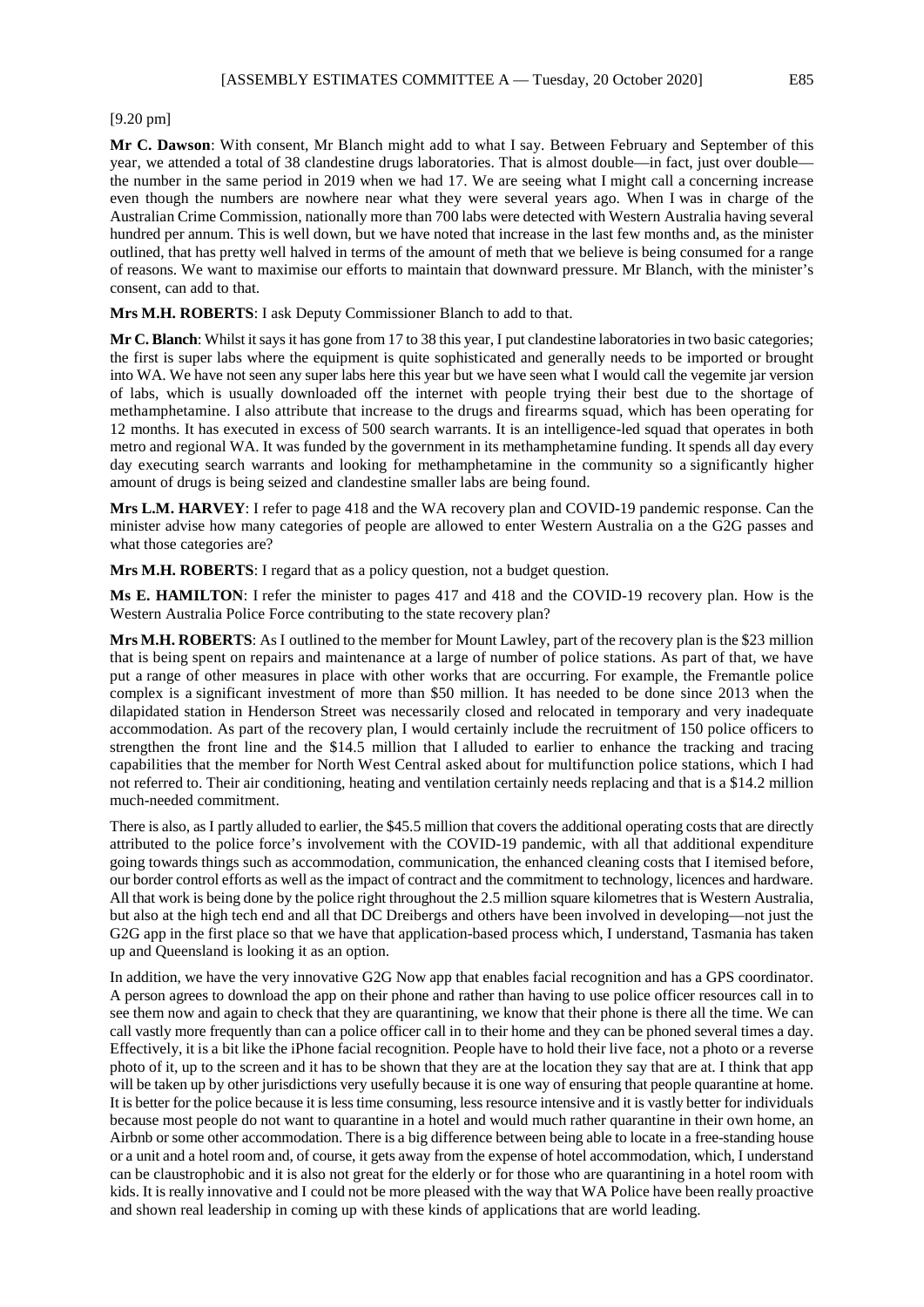[9.20 pm]

**Mr C. Dawson**: With consent, Mr Blanch might add to what I say. Between February and September of this year, we attended a total of 38 clandestine drugs laboratories. That is almost double—in fact, just over double—the number in the same period in 2019 when we had 17. We are seeing what I might call a concerning increase even though the numbers are nowhere near what they were several years ago. When I was in charge of the Australian Crime Commission, nationally more than 700 labs were detected with Western Australia having several hundred per annum. This is well down, but we have noted that increase in the last few months and, as the minister outlined, that has pretty well halved in terms of the amount of meth that we believe is being consumed for a range of reasons. We want to maximise our efforts to maintain that downward pressure. Mr Blanch, with the minister's consent, can add to that.

**Mrs M.H. ROBERTS**: I ask Deputy Commissioner Blanch to add to that.

**Mr C. Blanch**: Whilst it says it has gone from 17 to 38 this year, I put clandestine laboratories in two basic categories; the first is super labs where the equipment is quite sophisticated and generally needs to be imported or brought into WA. We have not seen any super labs here this year but we have seen what I would call the vegemite jar version of labs, which is usually downloaded off the internet with people trying their best due to the shortage of methamphetamine. I also attribute that increase to the drugs and firearms squad, which has been operating for 12 months. It has executed in excess of 500 search warrants. It is an intelligence-led squad that operates in both metro and regional WA. It was funded by the government in its methamphetamine funding. It spends all day every day executing search warrants and looking for methamphetamine in the community so a significantly higher amount of drugs is being seized and clandestine smaller labs are being found.

**Mrs L.M. HARVEY**: I refer to page 418 and the WA recovery plan and COVID-19 pandemic response. Can the minister advise how many categories of people are allowed to enter Western Australia on a the G2G passes and what those categories are?

**Mrs M.H. ROBERTS**: I regard that as a policy question, not a budget question.

**Ms E. HAMILTON**: I refer the minister to pages 417 and 418 and the COVID-19 recovery plan. How is the Western Australia Police Force contributing to the state recovery plan?

**Mrs M.H. ROBERTS**: As I outlined to the member for Mount Lawley, part of the recovery plan is the $23 million that is being spent on repairs and maintenance at a large of number of police stations. As part of that, we have put a range of other measures in place with other works that are occurring. For example, the Fremantle police complex is a significant investment of more than $50 million. It has needed to be done since 2013 when the dilapidated station in Henderson Street was necessarily closed and relocated in temporary and very inadequate accommodation. As part of the recovery plan, I would certainly include the recruitment of 150 police officers to strengthen the front line and the $14.5 million that I alluded to earlier to enhance the tracking and tracing capabilities that the member for North West Central asked about for multifunction police stations, which I had not referred to. Their air conditioning, heating and ventilation certainly needs replacing and that is a $14.2 million much-needed commitment.

There is also, as I partly alluded to earlier, the $45.5 million that covers the additional operating costs that are directly attributed to the police force's involvement with the COVID-19 pandemic, with all that additional expenditure going towards things such as accommodation, communication, the enhanced cleaning costs that I itemised before, our border control efforts as well as the impact of contract and the commitment to technology, licences and hardware. All that work is being done by the police right throughout the 2.5 million square kilometres that is Western Australia, but also at the high tech end and all that DC Dreibergs and others have been involved in developing—not just the G2G app in the first place so that we have that application-based process which, I understand, Tasmania has taken up and Queensland is looking it as an option.

In addition, we have the very innovative G2G Now app that enables facial recognition and has a GPS coordinator. A person agrees to download the app on their phone and rather than having to use police officer resources call in to see them now and again to check that they are quarantining, we know that their phone is there all the time. We can call vastly more frequently than can a police officer call in to their home and they can be phoned several times a day. Effectively, it is a bit like the iPhone facial recognition. People have to hold their live face, not a photo or a reverse photo of it, up to the screen and it has to be shown that they are at the location they say that are at. I think that app will be taken up by other jurisdictions very usefully because it is one way of ensuring that people quarantine at home. It is better for the police because it is less time consuming, less resource intensive and it is vastly better for individuals because most people do not want to quarantine in a hotel and would much rather quarantine in their own home, an Airbnb or some other accommodation. There is a big difference between being able to locate in a free-standing house or a unit and a hotel room and, of course, it gets away from the expense of hotel accommodation, which, I understand can be claustrophobic and it is also not great for the elderly or for those who are quarantining in a hotel room with kids. It is really innovative and I could not be more pleased with the way that WA Police have been really proactive and shown real leadership in coming up with these kinds of applications that are world leading.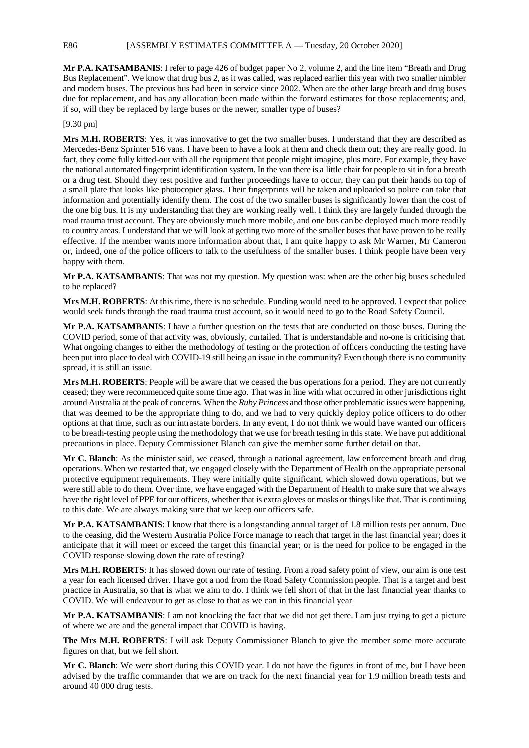**Mr P.A. KATSAMBANIS**: I refer to page 426 of budget paper No 2, volume 2, and the line item "Breath and Drug Bus Replacement". We know that drug bus 2, as it was called, was replaced earlier this year with two smaller nimbler and modern buses. The previous bus had been in service since 2002. When are the other large breath and drug buses due for replacement, and has any allocation been made within the forward estimates for those replacements; and, if so, will they be replaced by large buses or the newer, smaller type of buses?

[9.30 pm]

**Mrs M.H. ROBERTS**: Yes, it was innovative to get the two smaller buses. I understand that they are described as Mercedes-Benz Sprinter 516 vans. I have been to have a look at them and check them out; they are really good. In fact, they come fully kitted-out with all the equipment that people might imagine, plus more. For example, they have the national automated fingerprint identification system. In the van there is a little chair for people to sit in for a breath or a drug test. Should they test positive and further proceedings have to occur, they can put their hands on top of a small plate that looks like photocopier glass. Their fingerprints will be taken and uploaded so police can take that information and potentially identify them. The cost of the two smaller buses is significantly lower than the cost of the one big bus. It is my understanding that they are working really well. I think they are largely funded through the road trauma trust account. They are obviously much more mobile, and one bus can be deployed much more readily to country areas. I understand that we will look at getting two more of the smaller buses that have proven to be really effective. If the member wants more information about that, I am quite happy to ask Mr Warner, Mr Cameron or, indeed, one of the police officers to talk to the usefulness of the smaller buses. I think people have been very happy with them.

**Mr P.A. KATSAMBANIS**: That was not my question. My question was: when are the other big buses scheduled to be replaced?

**Mrs M.H. ROBERTS**: At this time, there is no schedule. Funding would need to be approved. I expect that police would seek funds through the road trauma trust account, so it would need to go to the Road Safety Council.

**Mr P.A. KATSAMBANIS**: I have a further question on the tests that are conducted on those buses. During the COVID period, some of that activity was, obviously, curtailed. That is understandable and no-one is criticising that. What ongoing changes to either the methodology of testing or the protection of officers conducting the testing have been put into place to deal with COVID-19 still being an issue in the community? Even though there is no community spread, it is still an issue.

**Mrs M.H. ROBERTS**: People will be aware that we ceased the bus operations for a period. They are not currently ceased; they were recommenced quite some time ago. That was in line with what occurred in other jurisdictions right around Australia at the peak of concerns. When the *Ruby Princess* and those other problematic issues were happening, that was deemed to be the appropriate thing to do, and we had to very quickly deploy police officers to do other options at that time, such as our intrastate borders. In any event, I do not think we would have wanted our officers to be breath-testing people using the methodology that we use for breath testing in this state. We have put additional precautions in place. Deputy Commissioner Blanch can give the member some further detail on that.

**Mr C. Blanch**: As the minister said, we ceased, through a national agreement, law enforcement breath and drug operations. When we restarted that, we engaged closely with the Department of Health on the appropriate personal protective equipment requirements. They were initially quite significant, which slowed down operations, but we were still able to do them. Over time, we have engaged with the Department of Health to make sure that we always have the right level of PPE for our officers, whether that is extra gloves or masks or things like that. That is continuing to this date. We are always making sure that we keep our officers safe.

**Mr P.A. KATSAMBANIS**: I know that there is a longstanding annual target of 1.8 million tests per annum. Due to the ceasing, did the Western Australia Police Force manage to reach that target in the last financial year; does it anticipate that it will meet or exceed the target this financial year; or is the need for police to be engaged in the COVID response slowing down the rate of testing?

**Mrs M.H. ROBERTS**: It has slowed down our rate of testing. From a road safety point of view, our aim is one test a year for each licensed driver. I have got a nod from the Road Safety Commission people. That is a target and best practice in Australia, so that is what we aim to do. I think we fell short of that in the last financial year thanks to COVID. We will endeavour to get as close to that as we can in this financial year.

**Mr P.A. KATSAMBANIS**: I am not knocking the fact that we did not get there. I am just trying to get a picture of where we are and the general impact that COVID is having.

**The Mrs M.H. ROBERTS**: I will ask Deputy Commissioner Blanch to give the member some more accurate figures on that, but we fell short.

**Mr C. Blanch**: We were short during this COVID year. I do not have the figures in front of me, but I have been advised by the traffic commander that we are on track for the next financial year for 1.9 million breath tests and around 40 000 drug tests.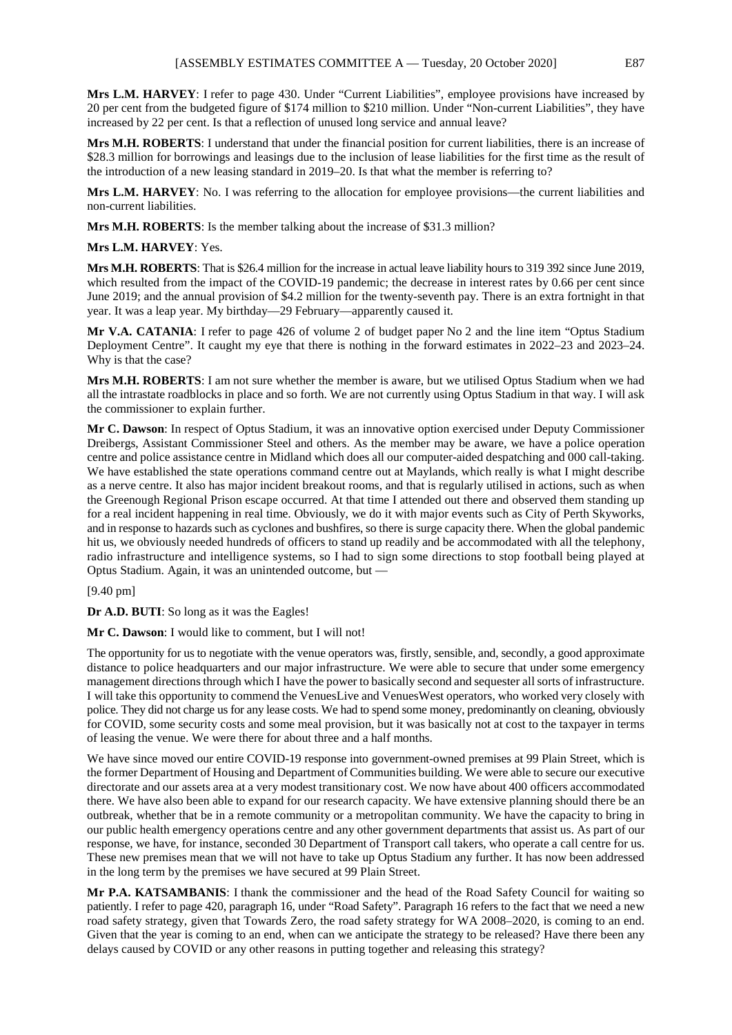**Mrs L.M. HARVEY**: I refer to page 430. Under "Current Liabilities", employee provisions have increased by 20 per cent from the budgeted figure of $174 million to $210 million. Under "Non-current Liabilities", they have increased by 22 per cent. Is that a reflection of unused long service and annual leave?

**Mrs M.H. ROBERTS**: I understand that under the financial position for current liabilities, there is an increase of $28.3 million for borrowings and leasings due to the inclusion of lease liabilities for the first time as the result of the introduction of a new leasing standard in 2019–20. Is that what the member is referring to?

**Mrs L.M. HARVEY**: No. I was referring to the allocation for employee provisions—the current liabilities and non-current liabilities.

**Mrs M.H. ROBERTS**: Is the member talking about the increase of $31.3 million?

**Mrs L.M. HARVEY**: Yes.

**Mrs M.H. ROBERTS**: That is $26.4 million for the increase in actual leave liability hours to 319 392 since June 2019, which resulted from the impact of the COVID-19 pandemic; the decrease in interest rates by 0.66 per cent since June 2019; and the annual provision of $4.2 million for the twenty-seventh pay. There is an extra fortnight in that year. It was a leap year. My birthday—29 February—apparently caused it.

**Mr V.A. CATANIA**: I refer to page 426 of volume 2 of budget paper No 2 and the line item "Optus Stadium Deployment Centre". It caught my eye that there is nothing in the forward estimates in 2022–23 and 2023–24. Why is that the case?

**Mrs M.H. ROBERTS**: I am not sure whether the member is aware, but we utilised Optus Stadium when we had all the intrastate roadblocks in place and so forth. We are not currently using Optus Stadium in that way. I will ask the commissioner to explain further.

**Mr C. Dawson**: In respect of Optus Stadium, it was an innovative option exercised under Deputy Commissioner Dreibergs, Assistant Commissioner Steel and others. As the member may be aware, we have a police operation centre and police assistance centre in Midland which does all our computer-aided despatching and 000 call-taking. We have established the state operations command centre out at Maylands, which really is what I might describe as a nerve centre. It also has major incident breakout rooms, and that is regularly utilised in actions, such as when the Greenough Regional Prison escape occurred. At that time I attended out there and observed them standing up for a real incident happening in real time. Obviously, we do it with major events such as City of Perth Skyworks, and in response to hazards such as cyclones and bushfires, so there is surge capacity there. When the global pandemic hit us, we obviously needed hundreds of officers to stand up readily and be accommodated with all the telephony, radio infrastructure and intelligence systems, so I had to sign some directions to stop football being played at Optus Stadium. Again, it was an unintended outcome, but —

[9.40 pm]

**Dr A.D. BUTI**: So long as it was the Eagles!

**Mr C. Dawson**: I would like to comment, but I will not!

The opportunity for us to negotiate with the venue operators was, firstly, sensible, and, secondly, a good approximate distance to police headquarters and our major infrastructure. We were able to secure that under some emergency management directions through which I have the power to basically second and sequester all sorts of infrastructure. I will take this opportunity to commend the VenuesLive and VenuesWest operators, who worked very closely with police. They did not charge us for any lease costs. We had to spend some money, predominantly on cleaning, obviously for COVID, some security costs and some meal provision, but it was basically not at cost to the taxpayer in terms of leasing the venue. We were there for about three and a half months.

We have since moved our entire COVID-19 response into government-owned premises at 99 Plain Street, which is the former Department of Housing and Department of Communities building. We were able to secure our executive directorate and our assets area at a very modest transitionary cost. We now have about 400 officers accommodated there. We have also been able to expand for our research capacity. We have extensive planning should there be an outbreak, whether that be in a remote community or a metropolitan community. We have the capacity to bring in our public health emergency operations centre and any other government departments that assist us. As part of our response, we have, for instance, seconded 30 Department of Transport call takers, who operate a call centre for us. These new premises mean that we will not have to take up Optus Stadium any further. It has now been addressed in the long term by the premises we have secured at 99 Plain Street.

**Mr P.A. KATSAMBANIS**: I thank the commissioner and the head of the Road Safety Council for waiting so patiently. I refer to page 420, paragraph 16, under "Road Safety". Paragraph 16 refers to the fact that we need a new road safety strategy, given that Towards Zero, the road safety strategy for WA 2008–2020, is coming to an end. Given that the year is coming to an end, when can we anticipate the strategy to be released? Have there been any delays caused by COVID or any other reasons in putting together and releasing this strategy?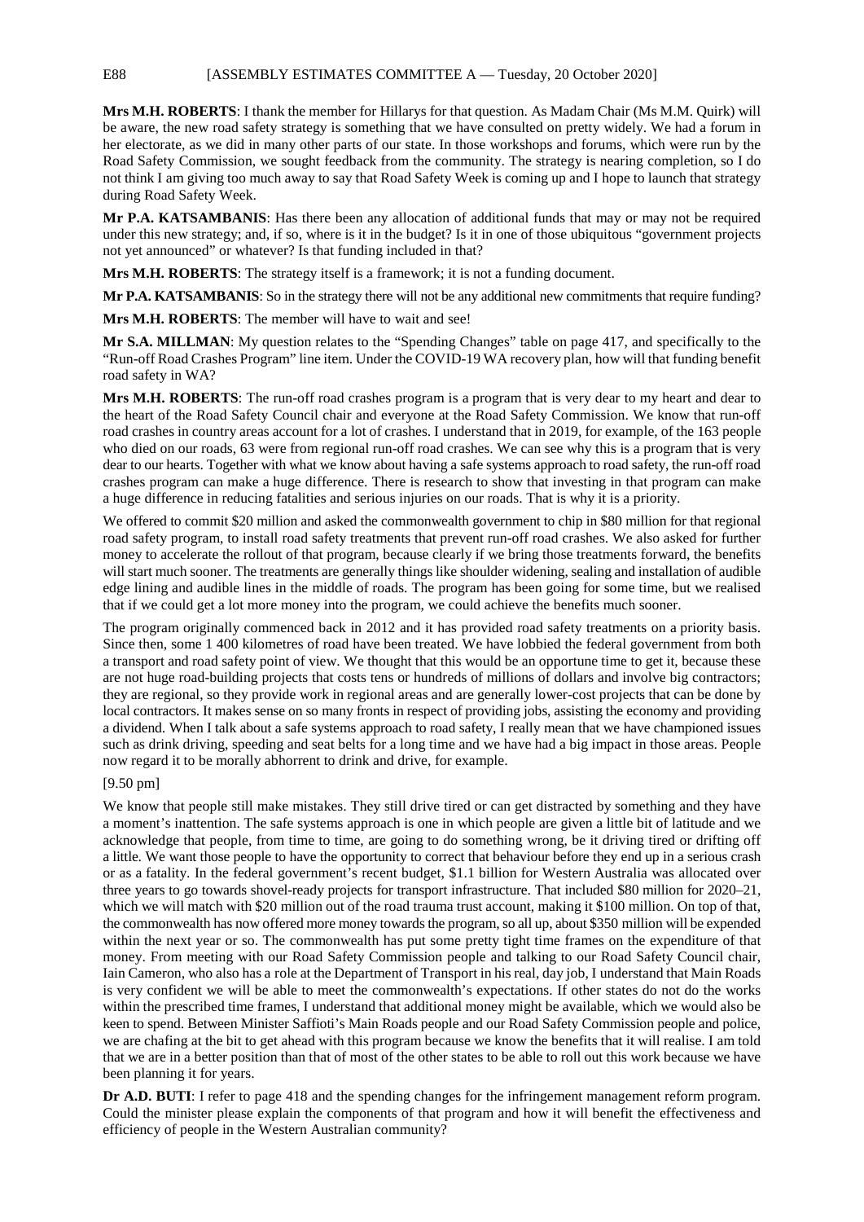**Mrs M.H. ROBERTS**: I thank the member for Hillarys for that question. As Madam Chair (Ms M.M. Quirk) will be aware, the new road safety strategy is something that we have consulted on pretty widely. We had a forum in her electorate, as we did in many other parts of our state. In those workshops and forums, which were run by the Road Safety Commission, we sought feedback from the community. The strategy is nearing completion, so I do not think I am giving too much away to say that Road Safety Week is coming up and I hope to launch that strategy during Road Safety Week.

**Mr P.A. KATSAMBANIS**: Has there been any allocation of additional funds that may or may not be required under this new strategy; and, if so, where is it in the budget? Is it in one of those ubiquitous "government projects not yet announced" or whatever? Is that funding included in that?

**Mrs M.H. ROBERTS**: The strategy itself is a framework; it is not a funding document.

**Mr P.A. KATSAMBANIS**: So in the strategy there will not be any additional new commitments that require funding?

**Mrs M.H. ROBERTS**: The member will have to wait and see!

**Mr S.A. MILLMAN**: My question relates to the "Spending Changes" table on page 417, and specifically to the "Run-off Road Crashes Program" line item. Under the COVID-19 WA recovery plan, how will that funding benefit road safety in WA?

**Mrs M.H. ROBERTS**: The run-off road crashes program is a program that is very dear to my heart and dear to the heart of the Road Safety Council chair and everyone at the Road Safety Commission. We know that run-off road crashes in country areas account for a lot of crashes. I understand that in 2019, for example, of the 163 people who died on our roads, 63 were from regional run-off road crashes. We can see why this is a program that is very dear to our hearts. Together with what we know about having a safe systems approach to road safety, the run-off road crashes program can make a huge difference. There is research to show that investing in that program can make a huge difference in reducing fatalities and serious injuries on our roads. That is why it is a priority.

We offered to commit $20 million and asked the commonwealth government to chip in $80 million for that regional road safety program, to install road safety treatments that prevent run-off road crashes. We also asked for further money to accelerate the rollout of that program, because clearly if we bring those treatments forward, the benefits will start much sooner. The treatments are generally things like shoulder widening, sealing and installation of audible edge lining and audible lines in the middle of roads. The program has been going for some time, but we realised that if we could get a lot more money into the program, we could achieve the benefits much sooner.

The program originally commenced back in 2012 and it has provided road safety treatments on a priority basis. Since then, some 1 400 kilometres of road have been treated. We have lobbied the federal government from both a transport and road safety point of view. We thought that this would be an opportune time to get it, because these are not huge road-building projects that costs tens or hundreds of millions of dollars and involve big contractors; they are regional, so they provide work in regional areas and are generally lower-cost projects that can be done by local contractors. It makes sense on so many fronts in respect of providing jobs, assisting the economy and providing a dividend. When I talk about a safe systems approach to road safety, I really mean that we have championed issues such as drink driving, speeding and seat belts for a long time and we have had a big impact in those areas. People now regard it to be morally abhorrent to drink and drive, for example.

[9.50 pm]

We know that people still make mistakes. They still drive tired or can get distracted by something and they have a moment's inattention. The safe systems approach is one in which people are given a little bit of latitude and we acknowledge that people, from time to time, are going to do something wrong, be it driving tired or drifting off a little. We want those people to have the opportunity to correct that behaviour before they end up in a serious crash or as a fatality. In the federal government's recent budget, $1.1 billion for Western Australia was allocated over three years to go towards shovel-ready projects for transport infrastructure. That included $80 million for 2020–21, which we will match with $20 million out of the road trauma trust account, making it $100 million. On top of that, the commonwealth has now offered more money towards the program, so all up, about $350 million will be expended within the next year or so. The commonwealth has put some pretty tight time frames on the expenditure of that money. From meeting with our Road Safety Commission people and talking to our Road Safety Council chair, Iain Cameron, who also has a role at the Department of Transport in his real, day job, I understand that Main Roads is very confident we will be able to meet the commonwealth's expectations. If other states do not do the works within the prescribed time frames, I understand that additional money might be available, which we would also be keen to spend. Between Minister Saffioti's Main Roads people and our Road Safety Commission people and police, we are chafing at the bit to get ahead with this program because we know the benefits that it will realise. I am told that we are in a better position than that of most of the other states to be able to roll out this work because we have been planning it for years.

**Dr A.D. BUTI**: I refer to page 418 and the spending changes for the infringement management reform program. Could the minister please explain the components of that program and how it will benefit the effectiveness and efficiency of people in the Western Australian community?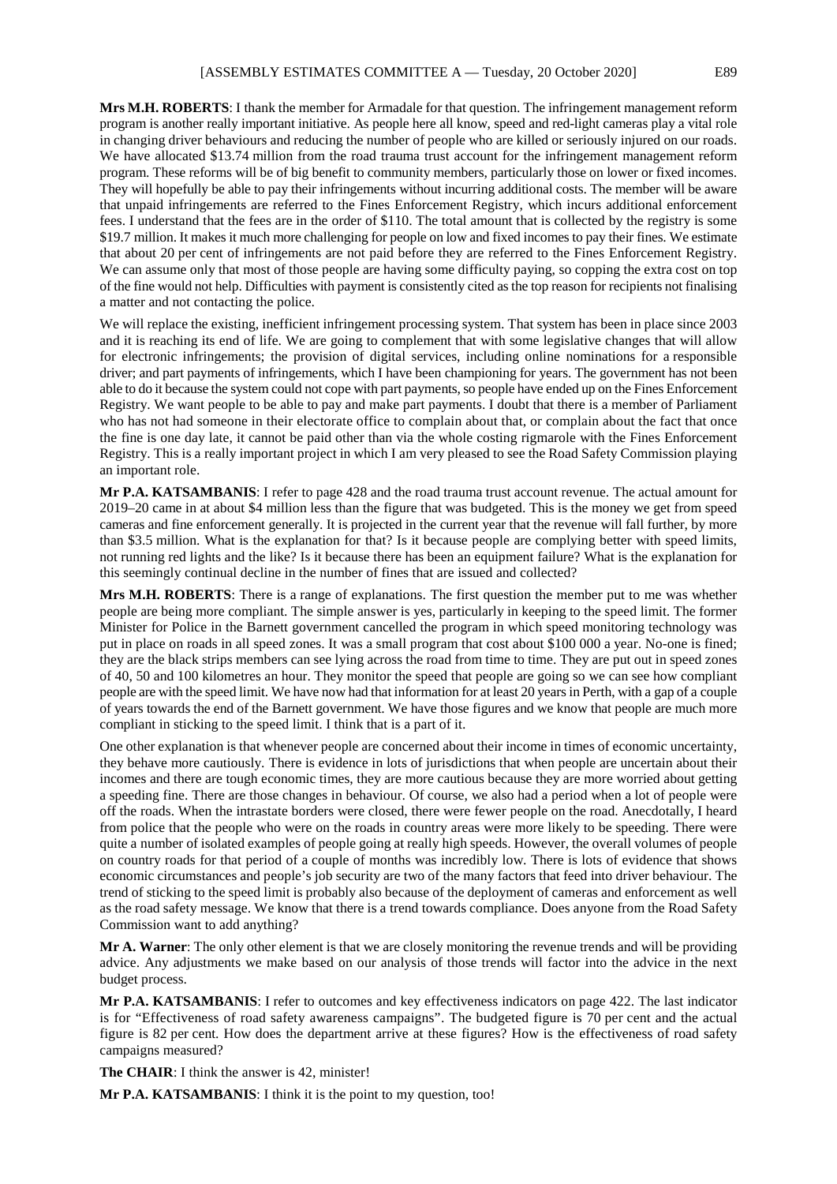**Mrs M.H. ROBERTS**: I thank the member for Armadale for that question. The infringement management reform program is another really important initiative. As people here all know, speed and red-light cameras play a vital role in changing driver behaviours and reducing the number of people who are killed or seriously injured on our roads. We have allocated $13.74 million from the road trauma trust account for the infringement management reform program. These reforms will be of big benefit to community members, particularly those on lower or fixed incomes. They will hopefully be able to pay their infringements without incurring additional costs. The member will be aware that unpaid infringements are referred to the Fines Enforcement Registry, which incurs additional enforcement fees. I understand that the fees are in the order of $110. The total amount that is collected by the registry is some $19.7 million. It makes it much more challenging for people on low and fixed incomes to pay their fines. We estimate that about 20 per cent of infringements are not paid before they are referred to the Fines Enforcement Registry. We can assume only that most of those people are having some difficulty paying, so copping the extra cost on top of the fine would not help. Difficulties with payment is consistently cited as the top reason for recipients not finalising a matter and not contacting the police.

We will replace the existing, inefficient infringement processing system. That system has been in place since 2003 and it is reaching its end of life. We are going to complement that with some legislative changes that will allow for electronic infringements; the provision of digital services, including online nominations for a responsible driver; and part payments of infringements, which I have been championing for years. The government has not been able to do it because the system could not cope with part payments, so people have ended up on the Fines Enforcement Registry. We want people to be able to pay and make part payments. I doubt that there is a member of Parliament who has not had someone in their electorate office to complain about that, or complain about the fact that once the fine is one day late, it cannot be paid other than via the whole costing rigmarole with the Fines Enforcement Registry. This is a really important project in which I am very pleased to see the Road Safety Commission playing an important role.

**Mr P.A. KATSAMBANIS**: I refer to page 428 and the road trauma trust account revenue. The actual amount for 2019–20 came in at about $4 million less than the figure that was budgeted. This is the money we get from speed cameras and fine enforcement generally. It is projected in the current year that the revenue will fall further, by more than $3.5 million. What is the explanation for that? Is it because people are complying better with speed limits, not running red lights and the like? Is it because there has been an equipment failure? What is the explanation for this seemingly continual decline in the number of fines that are issued and collected?

**Mrs M.H. ROBERTS**: There is a range of explanations. The first question the member put to me was whether people are being more compliant. The simple answer is yes, particularly in keeping to the speed limit. The former Minister for Police in the Barnett government cancelled the program in which speed monitoring technology was put in place on roads in all speed zones. It was a small program that cost about $100 000 a year. No-one is fined; they are the black strips members can see lying across the road from time to time. They are put out in speed zones of 40, 50 and 100 kilometres an hour. They monitor the speed that people are going so we can see how compliant people are with the speed limit. We have now had that information for at least 20 years in Perth, with a gap of a couple of years towards the end of the Barnett government. We have those figures and we know that people are much more compliant in sticking to the speed limit. I think that is a part of it.

One other explanation is that whenever people are concerned about their income in times of economic uncertainty, they behave more cautiously. There is evidence in lots of jurisdictions that when people are uncertain about their incomes and there are tough economic times, they are more cautious because they are more worried about getting a speeding fine. There are those changes in behaviour. Of course, we also had a period when a lot of people were off the roads. When the intrastate borders were closed, there were fewer people on the road. Anecdotally, I heard from police that the people who were on the roads in country areas were more likely to be speeding. There were quite a number of isolated examples of people going at really high speeds. However, the overall volumes of people on country roads for that period of a couple of months was incredibly low. There is lots of evidence that shows economic circumstances and people's job security are two of the many factors that feed into driver behaviour. The trend of sticking to the speed limit is probably also because of the deployment of cameras and enforcement as well as the road safety message. We know that there is a trend towards compliance. Does anyone from the Road Safety Commission want to add anything?

**Mr A. Warner**: The only other element is that we are closely monitoring the revenue trends and will be providing advice. Any adjustments we make based on our analysis of those trends will factor into the advice in the next budget process.

**Mr P.A. KATSAMBANIS**: I refer to outcomes and key effectiveness indicators on page 422. The last indicator is for "Effectiveness of road safety awareness campaigns". The budgeted figure is 70 per cent and the actual figure is 82 per cent. How does the department arrive at these figures? How is the effectiveness of road safety campaigns measured?

**The CHAIR**: I think the answer is 42, minister!

**Mr P.A. KATSAMBANIS**: I think it is the point to my question, too!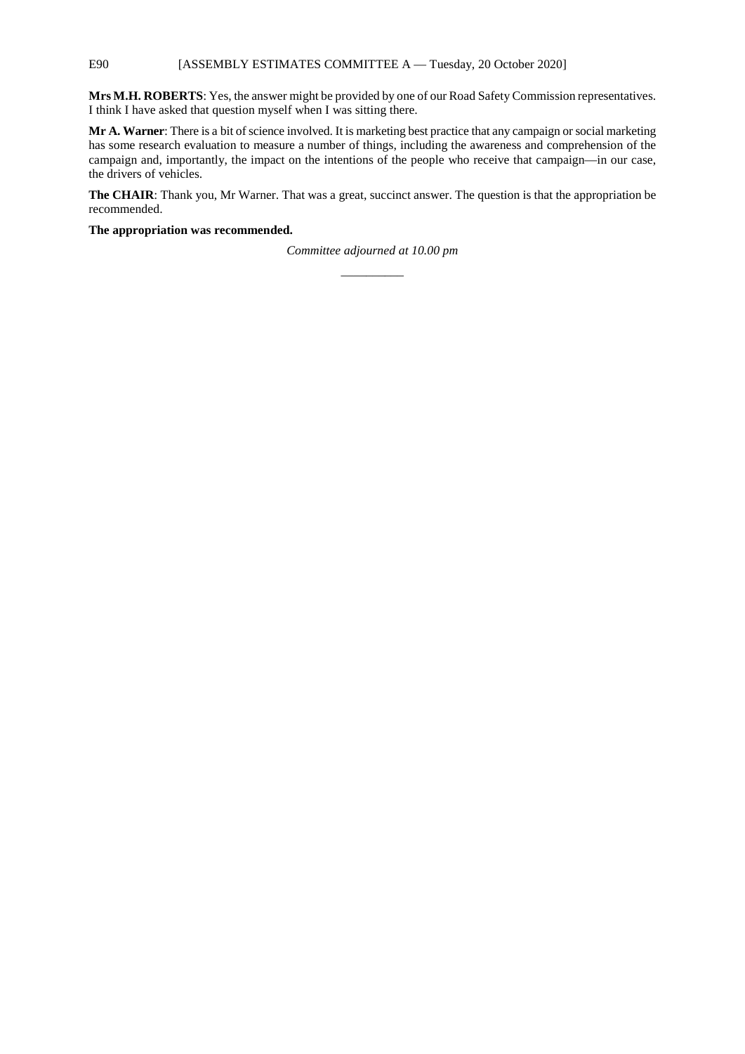**Mrs M.H. ROBERTS**: Yes, the answer might be provided by one of our Road Safety Commission representatives. I think I have asked that question myself when I was sitting there.

**Mr A. Warner**: There is a bit of science involved. It is marketing best practice that any campaign or social marketing has some research evaluation to measure a number of things, including the awareness and comprehension of the campaign and, importantly, the impact on the intentions of the people who receive that campaign—in our case, the drivers of vehicles.

**The CHAIR**: Thank you, Mr Warner. That was a great, succinct answer. The question is that the appropriation be recommended.

**The appropriation was recommended.**

*Committee adjourned at 10.00 pm*

\_\_\_\_\_\_\_\_\_\_